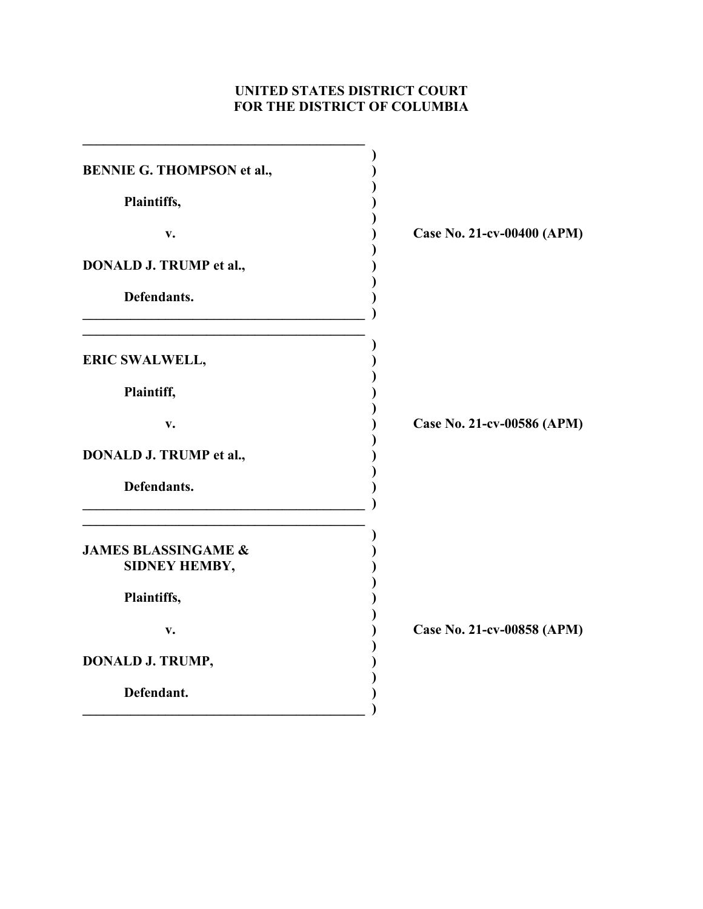**UNITED STATES DISTRICT COURT**
**FOR THE DISTRICT OF COLUMBIA**

| | | |
|---|---|---|
| **BENNIE G. THOMPSON et al.,**<br><br>**Plaintiffs,**<br><br>**v.**<br><br>**DONALD J. TRUMP et al.,**<br><br>**Defendants.** | ) | **Case No. 21-cv-00400 (APM)** |
| **ERIC SWALWELL,**<br><br>**Plaintiff,**<br><br>**v.**<br><br>**DONALD J. TRUMP et al.,**<br><br>**Defendants.** | ) | **Case No. 21-cv-00586 (APM)** |
| **JAMES BLASSINGAME & SIDNEY HEMBY,**<br><br>**Plaintiffs,**<br><br>**v.**<br><br>**DONALD J. TRUMP,**<br><br>**Defendant.** | ) | **Case No. 21-cv-00858 (APM)** |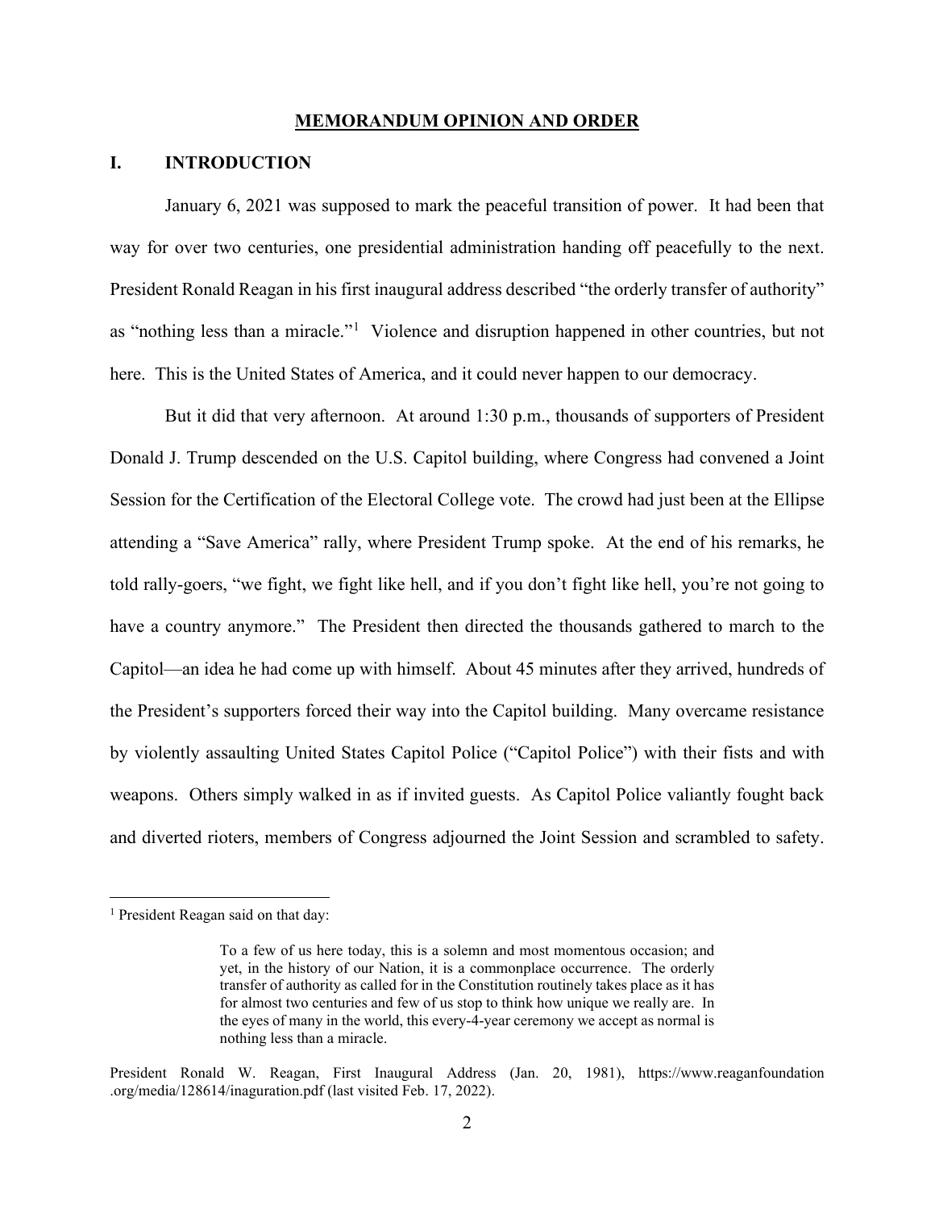## MEMORANDUM OPINION AND ORDER

### I. INTRODUCTION

January 6, 2021 was supposed to mark the peaceful transition of power. It had been that way for over two centuries, one presidential administration handing off peacefully to the next. President Ronald Reagan in his first inaugural address described "the orderly transfer of authority" as "nothing less than a miracle."[1] Violence and disruption happened in other countries, but not here. This is the United States of America, and it could never happen to our democracy.

But it did that very afternoon. At around 1:30 p.m., thousands of supporters of President Donald J. Trump descended on the U.S. Capitol building, where Congress had convened a Joint Session for the Certification of the Electoral College vote. The crowd had just been at the Ellipse attending a "Save America" rally, where President Trump spoke. At the end of his remarks, he told rally-goers, "we fight, we fight like hell, and if you don't fight like hell, you're not going to have a country anymore." The President then directed the thousands gathered to march to the Capitol—an idea he had come up with himself. About 45 minutes after they arrived, hundreds of the President's supporters forced their way into the Capitol building. Many overcame resistance by violently assaulting United States Capitol Police ("Capitol Police") with their fists and with weapons. Others simply walked in as if invited guests. As Capitol Police valiantly fought back and diverted rioters, members of Congress adjourned the Joint Session and scrambled to safety.

---

[1] President Reagan said on that day:

> To a few of us here today, this is a solemn and most momentous occasion; and yet, in the history of our Nation, it is a commonplace occurrence. The orderly transfer of authority as called for in the Constitution routinely takes place as it has for almost two centuries and few of us stop to think how unique we really are. In the eyes of many in the world, this every-4-year ceremony we accept as normal is nothing less than a miracle.

President Ronald W. Reagan, First Inaugural Address (Jan. 20, 1981), https://www.reaganfoundation.org/media/128614/inaguration.pdf (last visited Feb. 17, 2022).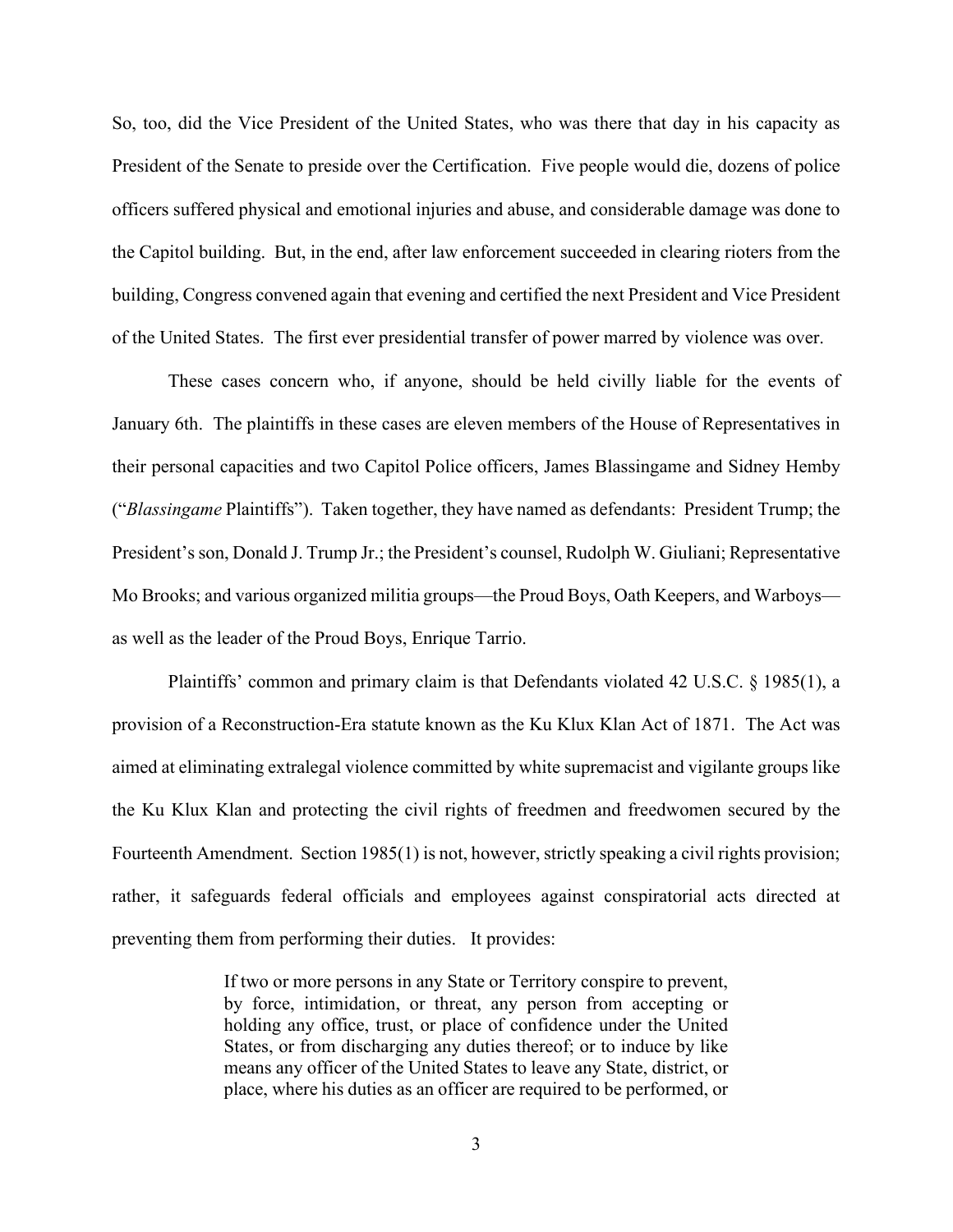So, too, did the Vice President of the United States, who was there that day in his capacity as President of the Senate to preside over the Certification. Five people would die, dozens of police officers suffered physical and emotional injuries and abuse, and considerable damage was done to the Capitol building. But, in the end, after law enforcement succeeded in clearing rioters from the building, Congress convened again that evening and certified the next President and Vice President of the United States. The first ever presidential transfer of power marred by violence was over.

These cases concern who, if anyone, should be held civilly liable for the events of January 6th. The plaintiffs in these cases are eleven members of the House of Representatives in their personal capacities and two Capitol Police officers, James Blassingame and Sidney Hemby ("*Blassingame* Plaintiffs"). Taken together, they have named as defendants: President Trump; the President's son, Donald J. Trump Jr.; the President's counsel, Rudolph W. Giuliani; Representative Mo Brooks; and various organized militia groups—the Proud Boys, Oath Keepers, and Warboys—as well as the leader of the Proud Boys, Enrique Tarrio.

Plaintiffs' common and primary claim is that Defendants violated 42 U.S.C. § 1985(1), a provision of a Reconstruction-Era statute known as the Ku Klux Klan Act of 1871. The Act was aimed at eliminating extralegal violence committed by white supremacist and vigilante groups like the Ku Klux Klan and protecting the civil rights of freedmen and freedwomen secured by the Fourteenth Amendment. Section 1985(1) is not, however, strictly speaking a civil rights provision; rather, it safeguards federal officials and employees against conspiratorial acts directed at preventing them from performing their duties. It provides:

> If two or more persons in any State or Territory conspire to prevent, by force, intimidation, or threat, any person from accepting or holding any office, trust, or place of confidence under the United States, or from discharging any duties thereof; or to induce by like means any officer of the United States to leave any State, district, or place, where his duties as an officer are required to be performed, or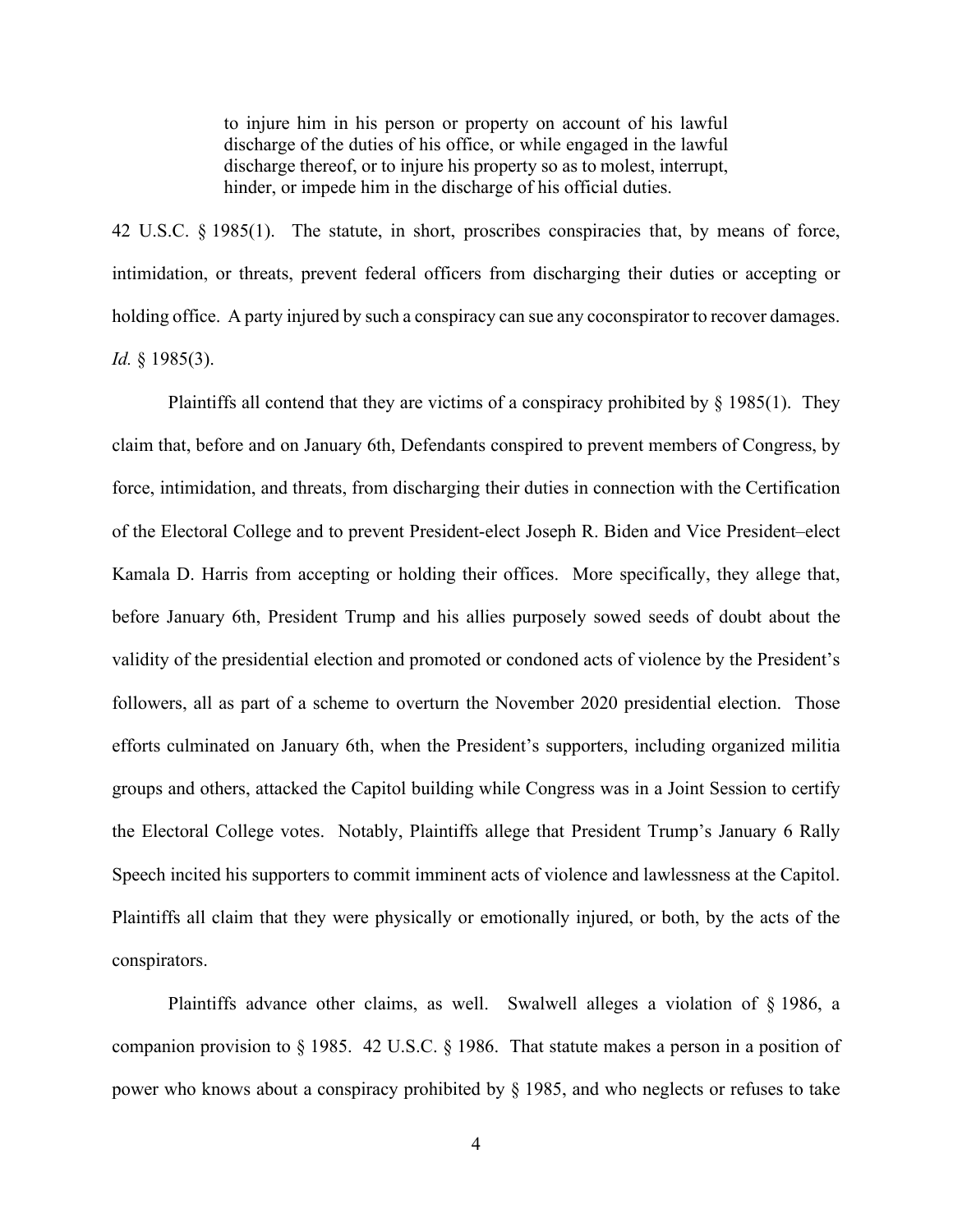> to injure him in his person or property on account of his lawful discharge of the duties of his office, or while engaged in the lawful discharge thereof, or to injure his property so as to molest, interrupt, hinder, or impede him in the discharge of his official duties.

42 U.S.C. § 1985(1). The statute, in short, proscribes conspiracies that, by means of force, intimidation, or threats, prevent federal officers from discharging their duties or accepting or holding office. A party injured by such a conspiracy can sue any coconspirator to recover damages. *Id.* § 1985(3).

Plaintiffs all contend that they are victims of a conspiracy prohibited by § 1985(1). They claim that, before and on January 6th, Defendants conspired to prevent members of Congress, by force, intimidation, and threats, from discharging their duties in connection with the Certification of the Electoral College and to prevent President-elect Joseph R. Biden and Vice President–elect Kamala D. Harris from accepting or holding their offices. More specifically, they allege that, before January 6th, President Trump and his allies purposely sowed seeds of doubt about the validity of the presidential election and promoted or condoned acts of violence by the President's followers, all as part of a scheme to overturn the November 2020 presidential election. Those efforts culminated on January 6th, when the President's supporters, including organized militia groups and others, attacked the Capitol building while Congress was in a Joint Session to certify the Electoral College votes. Notably, Plaintiffs allege that President Trump's January 6 Rally Speech incited his supporters to commit imminent acts of violence and lawlessness at the Capitol. Plaintiffs all claim that they were physically or emotionally injured, or both, by the acts of the conspirators.

Plaintiffs advance other claims, as well. Swalwell alleges a violation of § 1986, a companion provision to § 1985. 42 U.S.C. § 1986. That statute makes a person in a position of power who knows about a conspiracy prohibited by § 1985, and who neglects or refuses to take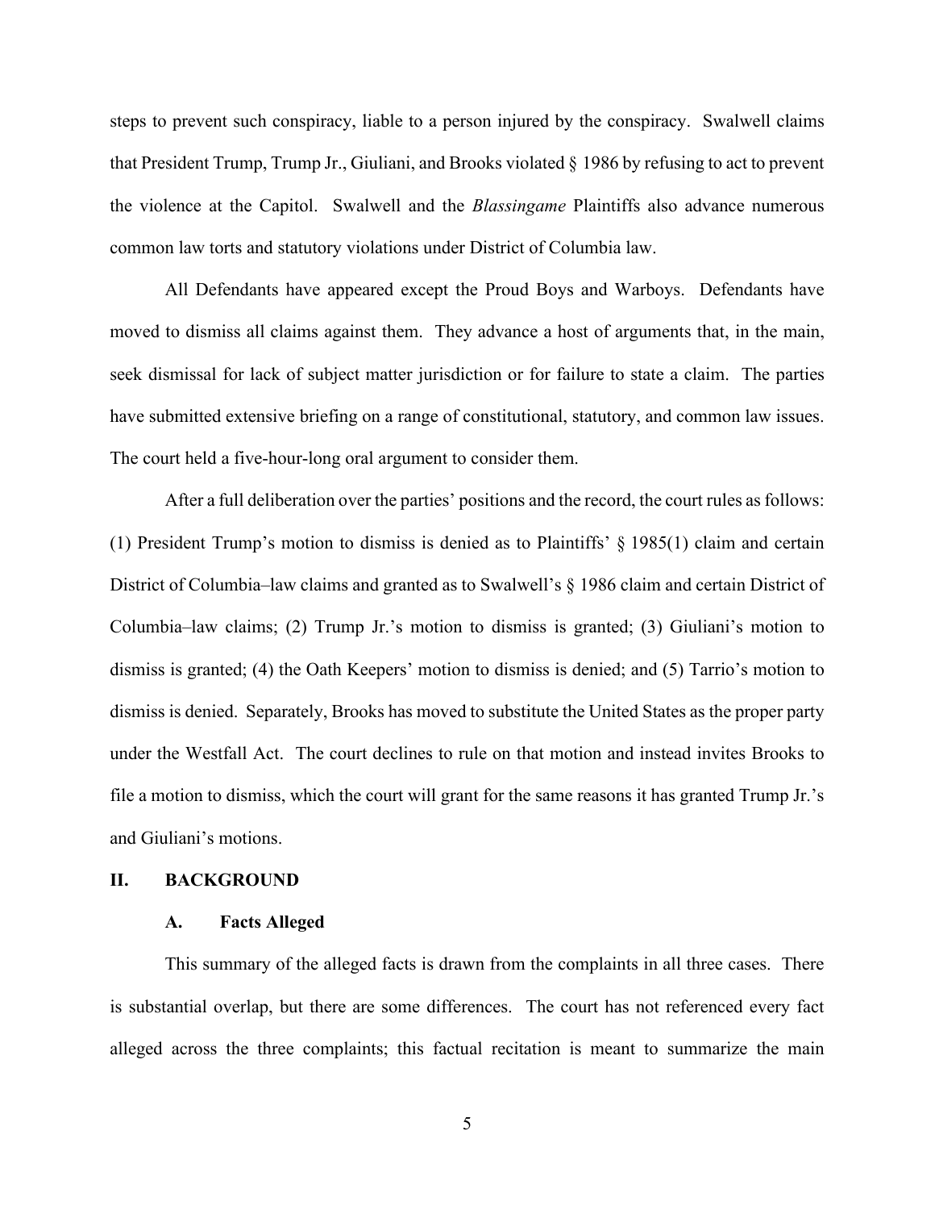steps to prevent such conspiracy, liable to a person injured by the conspiracy. Swalwell claims that President Trump, Trump Jr., Giuliani, and Brooks violated § 1986 by refusing to act to prevent the violence at the Capitol. Swalwell and the *Blassingame* Plaintiffs also advance numerous common law torts and statutory violations under District of Columbia law.

All Defendants have appeared except the Proud Boys and Warboys. Defendants have moved to dismiss all claims against them. They advance a host of arguments that, in the main, seek dismissal for lack of subject matter jurisdiction or for failure to state a claim. The parties have submitted extensive briefing on a range of constitutional, statutory, and common law issues. The court held a five-hour-long oral argument to consider them.

After a full deliberation over the parties' positions and the record, the court rules as follows: (1) President Trump's motion to dismiss is denied as to Plaintiffs' § 1985(1) claim and certain District of Columbia–law claims and granted as to Swalwell's § 1986 claim and certain District of Columbia–law claims; (2) Trump Jr.'s motion to dismiss is granted; (3) Giuliani's motion to dismiss is granted; (4) the Oath Keepers' motion to dismiss is denied; and (5) Tarrio's motion to dismiss is denied. Separately, Brooks has moved to substitute the United States as the proper party under the Westfall Act. The court declines to rule on that motion and instead invites Brooks to file a motion to dismiss, which the court will grant for the same reasons it has granted Trump Jr.'s and Giuliani's motions.

## II. BACKGROUND

### A. Facts Alleged

This summary of the alleged facts is drawn from the complaints in all three cases. There is substantial overlap, but there are some differences. The court has not referenced every fact alleged across the three complaints; this factual recitation is meant to summarize the main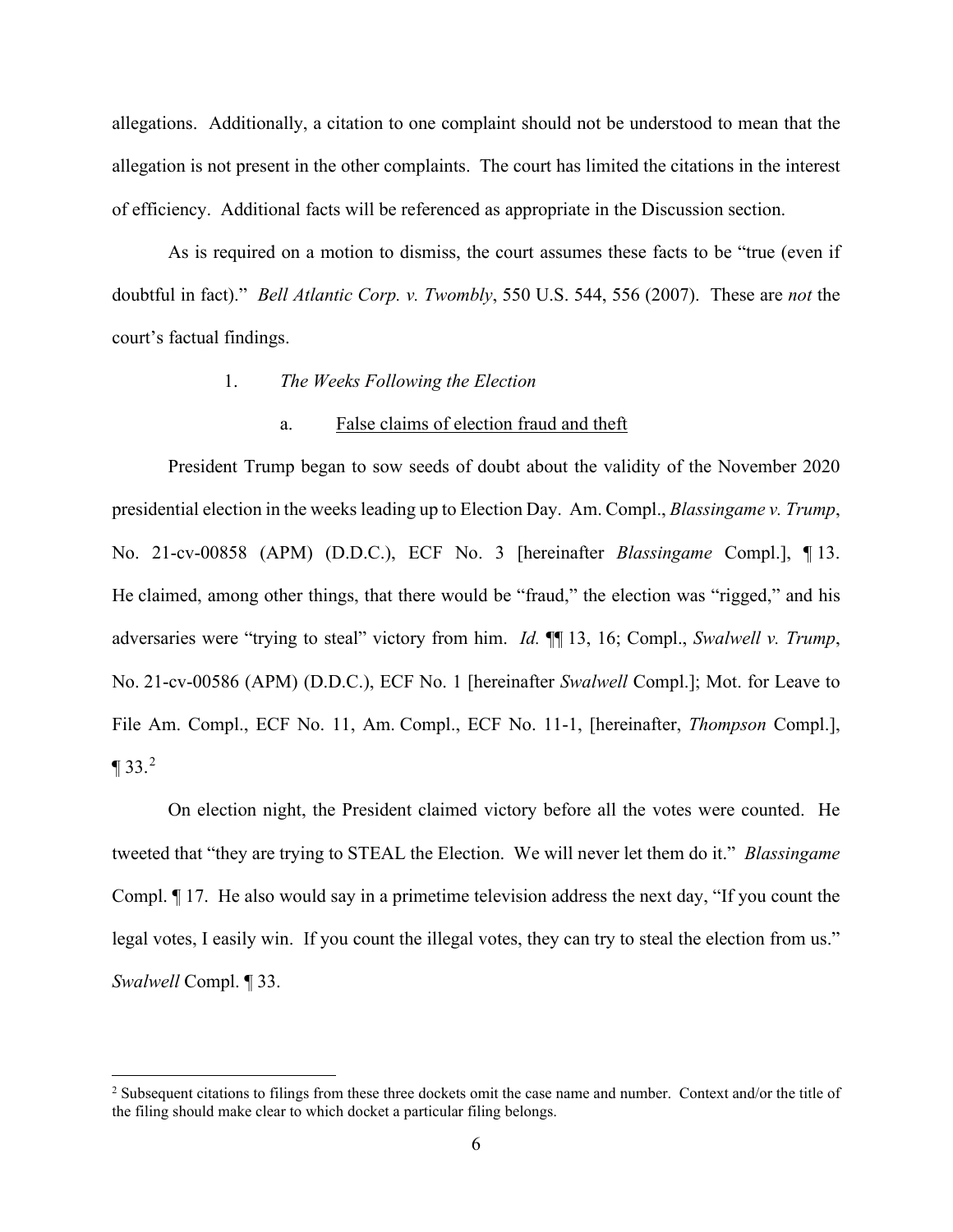allegations. Additionally, a citation to one complaint should not be understood to mean that the allegation is not present in the other complaints. The court has limited the citations in the interest of efficiency. Additional facts will be referenced as appropriate in the Discussion section.

As is required on a motion to dismiss, the court assumes these facts to be "true (even if doubtful in fact)." *Bell Atlantic Corp. v. Twombly*, 550 U.S. 544, 556 (2007). These are *not* the court's factual findings.

1. *The Weeks Following the Election*

a. False claims of election fraud and theft

President Trump began to sow seeds of doubt about the validity of the November 2020 presidential election in the weeks leading up to Election Day. Am. Compl., *Blassingame v. Trump*, No. 21-cv-00858 (APM) (D.D.C.), ECF No. 3 [hereinafter *Blassingame* Compl.], ¶ 13. He claimed, among other things, that there would be "fraud," the election was "rigged," and his adversaries were "trying to steal" victory from him. *Id.* ¶¶ 13, 16; Compl., *Swalwell v. Trump*, No. 21-cv-00586 (APM) (D.D.C.), ECF No. 1 [hereinafter *Swalwell* Compl.]; Mot. for Leave to File Am. Compl., ECF No. 11, Am. Compl., ECF No. 11-1, [hereinafter, *Thompson* Compl.], ¶ 33.[2]

On election night, the President claimed victory before all the votes were counted. He tweeted that "they are trying to STEAL the Election. We will never let them do it." *Blassingame* Compl. ¶ 17. He also would say in a primetime television address the next day, "If you count the legal votes, I easily win. If you count the illegal votes, they can try to steal the election from us." *Swalwell* Compl. ¶ 33.

[2] Subsequent citations to filings from these three dockets omit the case name and number. Context and/or the title of the filing should make clear to which docket a particular filing belongs.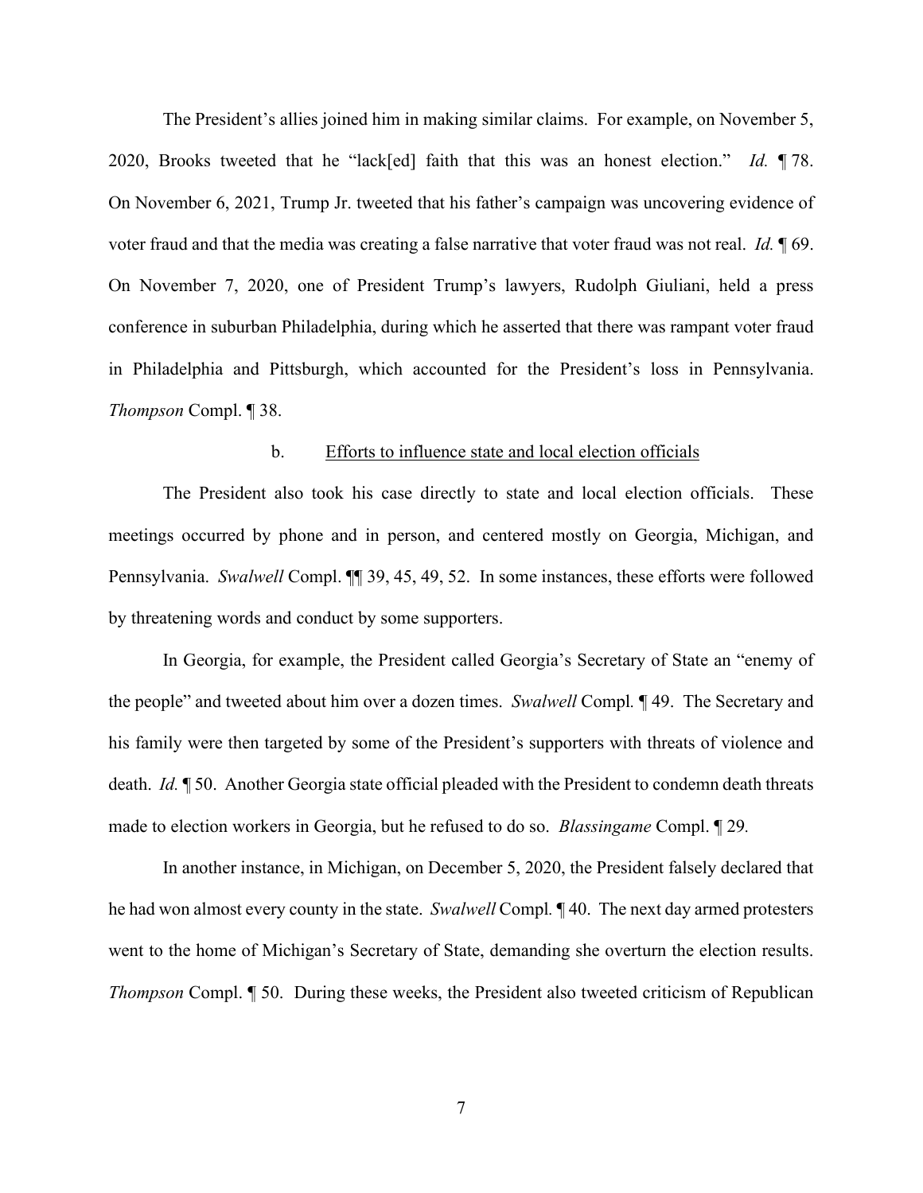The President's allies joined him in making similar claims. For example, on November 5, 2020, Brooks tweeted that he "lack[ed] faith that this was an honest election." *Id.* ¶ 78. On November 6, 2021, Trump Jr. tweeted that his father's campaign was uncovering evidence of voter fraud and that the media was creating a false narrative that voter fraud was not real. *Id.* ¶ 69. On November 7, 2020, one of President Trump's lawyers, Rudolph Giuliani, held a press conference in suburban Philadelphia, during which he asserted that there was rampant voter fraud in Philadelphia and Pittsburgh, which accounted for the President's loss in Pennsylvania. *Thompson* Compl. ¶ 38.

b. <u>Efforts to influence state and local election officials</u>

The President also took his case directly to state and local election officials. These meetings occurred by phone and in person, and centered mostly on Georgia, Michigan, and Pennsylvania. *Swalwell* Compl. ¶¶ 39, 45, 49, 52. In some instances, these efforts were followed by threatening words and conduct by some supporters.

In Georgia, for example, the President called Georgia's Secretary of State an "enemy of the people" and tweeted about him over a dozen times. *Swalwell* Compl. ¶ 49. The Secretary and his family were then targeted by some of the President's supporters with threats of violence and death. *Id.* ¶ 50. Another Georgia state official pleaded with the President to condemn death threats made to election workers in Georgia, but he refused to do so. *Blassingame* Compl. ¶ 29.

In another instance, in Michigan, on December 5, 2020, the President falsely declared that he had won almost every county in the state. *Swalwell* Compl. ¶ 40. The next day armed protesters went to the home of Michigan's Secretary of State, demanding she overturn the election results. *Thompson* Compl. ¶ 50. During these weeks, the President also tweeted criticism of Republican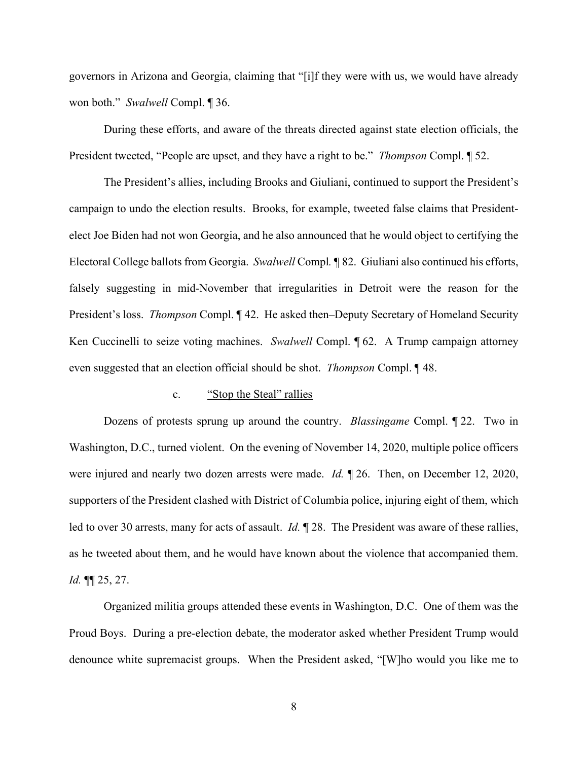governors in Arizona and Georgia, claiming that "[i]f they were with us, we would have already won both." *Swalwell* Compl. ¶ 36.

During these efforts, and aware of the threats directed against state election officials, the President tweeted, "People are upset, and they have a right to be." *Thompson* Compl. ¶ 52.

The President's allies, including Brooks and Giuliani, continued to support the President's campaign to undo the election results. Brooks, for example, tweeted false claims that President-elect Joe Biden had not won Georgia, and he also announced that he would object to certifying the Electoral College ballots from Georgia. *Swalwell* Compl*.* ¶ 82. Giuliani also continued his efforts, falsely suggesting in mid-November that irregularities in Detroit were the reason for the President's loss. *Thompson* Compl. ¶ 42. He asked then–Deputy Secretary of Homeland Security Ken Cuccinelli to seize voting machines. *Swalwell* Compl. ¶ 62. A Trump campaign attorney even suggested that an election official should be shot. *Thompson* Compl. ¶ 48.

#### c. "Stop the Steal" rallies

Dozens of protests sprung up around the country. *Blassingame* Compl. ¶ 22. Two in Washington, D.C., turned violent. On the evening of November 14, 2020, multiple police officers were injured and nearly two dozen arrests were made. *Id.* ¶ 26. Then, on December 12, 2020, supporters of the President clashed with District of Columbia police, injuring eight of them, which led to over 30 arrests, many for acts of assault. *Id.* ¶ 28. The President was aware of these rallies, as he tweeted about them, and he would have known about the violence that accompanied them. *Id.* ¶¶ 25, 27.

Organized militia groups attended these events in Washington, D.C. One of them was the Proud Boys. During a pre-election debate, the moderator asked whether President Trump would denounce white supremacist groups. When the President asked, "[W]ho would you like me to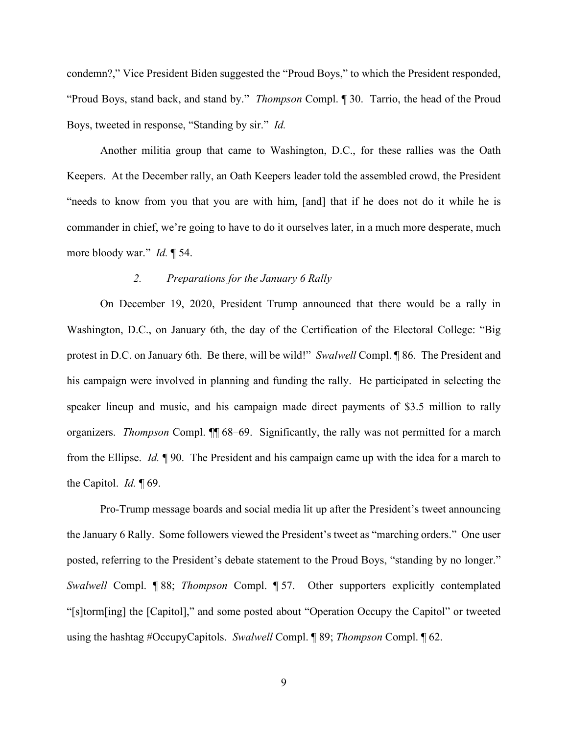condemn?," Vice President Biden suggested the "Proud Boys," to which the President responded, "Proud Boys, stand back, and stand by." *Thompson* Compl. ¶ 30. Tarrio, the head of the Proud Boys, tweeted in response, "Standing by sir." *Id.*

Another militia group that came to Washington, D.C., for these rallies was the Oath Keepers. At the December rally, an Oath Keepers leader told the assembled crowd, the President "needs to know from you that you are with him, [and] that if he does not do it while he is commander in chief, we're going to have to do it ourselves later, in a much more desperate, much more bloody war." *Id.* ¶ 54.

### *2. Preparations for the January 6 Rally*

On December 19, 2020, President Trump announced that there would be a rally in Washington, D.C., on January 6th, the day of the Certification of the Electoral College: "Big protest in D.C. on January 6th. Be there, will be wild!" *Swalwell* Compl. ¶ 86. The President and his campaign were involved in planning and funding the rally. He participated in selecting the speaker lineup and music, and his campaign made direct payments of $3.5 million to rally organizers. *Thompson* Compl. ¶¶ 68–69. Significantly, the rally was not permitted for a march from the Ellipse. *Id.* ¶ 90. The President and his campaign came up with the idea for a march to the Capitol. *Id.* ¶ 69.

Pro-Trump message boards and social media lit up after the President's tweet announcing the January 6 Rally. Some followers viewed the President's tweet as "marching orders." One user posted, referring to the President's debate statement to the Proud Boys, "standing by no longer." *Swalwell* Compl. ¶ 88; *Thompson* Compl. ¶ 57. Other supporters explicitly contemplated "[s]torm[ing] the [Capitol]," and some posted about "Operation Occupy the Capitol" or tweeted using the hashtag #OccupyCapitols. *Swalwell* Compl. ¶ 89; *Thompson* Compl. ¶ 62.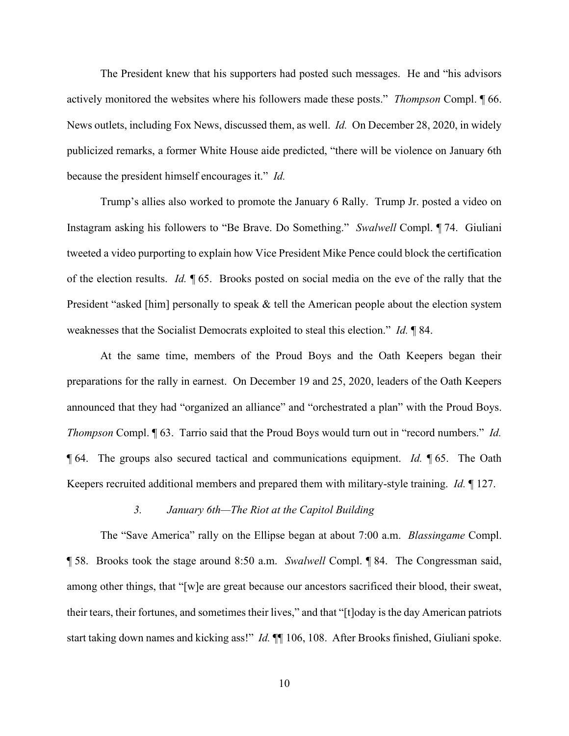The President knew that his supporters had posted such messages. He and "his advisors actively monitored the websites where his followers made these posts." *Thompson* Compl. ¶ 66. News outlets, including Fox News, discussed them, as well. *Id.* On December 28, 2020, in widely publicized remarks, a former White House aide predicted, "there will be violence on January 6th because the president himself encourages it." *Id.*

Trump's allies also worked to promote the January 6 Rally. Trump Jr. posted a video on Instagram asking his followers to "Be Brave. Do Something." *Swalwell* Compl. ¶ 74. Giuliani tweeted a video purporting to explain how Vice President Mike Pence could block the certification of the election results. *Id.* ¶ 65. Brooks posted on social media on the eve of the rally that the President "asked [him] personally to speak & tell the American people about the election system weaknesses that the Socialist Democrats exploited to steal this election." *Id.* ¶ 84.

At the same time, members of the Proud Boys and the Oath Keepers began their preparations for the rally in earnest. On December 19 and 25, 2020, leaders of the Oath Keepers announced that they had "organized an alliance" and "orchestrated a plan" with the Proud Boys. *Thompson* Compl. ¶ 63. Tarrio said that the Proud Boys would turn out in "record numbers." *Id.* ¶ 64. The groups also secured tactical and communications equipment. *Id.* ¶ 65. The Oath Keepers recruited additional members and prepared them with military-style training. *Id.* ¶ 127.

### *3. January 6th—The Riot at the Capitol Building*

The "Save America" rally on the Ellipse began at about 7:00 a.m. *Blassingame* Compl. ¶ 58. Brooks took the stage around 8:50 a.m. *Swalwell* Compl. ¶ 84. The Congressman said, among other things, that "[w]e are great because our ancestors sacrificed their blood, their sweat, their tears, their fortunes, and sometimes their lives," and that "[t]oday is the day American patriots start taking down names and kicking ass!" *Id.* ¶¶ 106, 108. After Brooks finished, Giuliani spoke.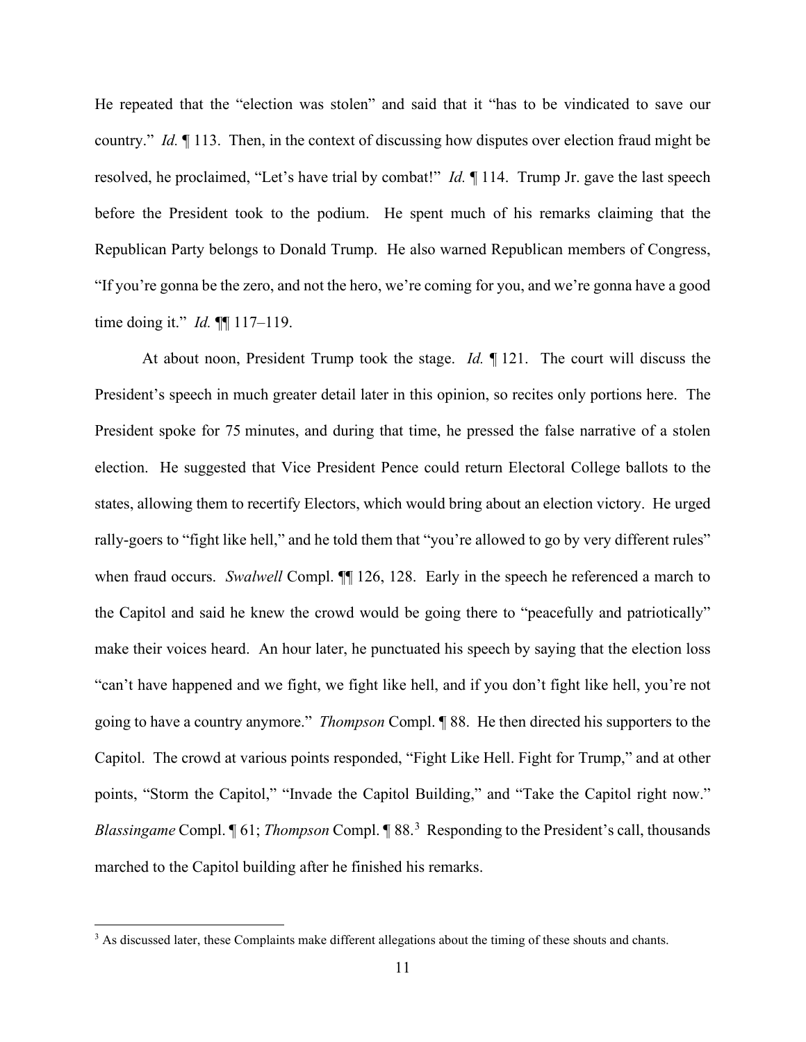He repeated that the "election was stolen" and said that it "has to be vindicated to save our country." *Id.* ¶ 113. Then, in the context of discussing how disputes over election fraud might be resolved, he proclaimed, "Let's have trial by combat!" *Id.* ¶ 114. Trump Jr. gave the last speech before the President took to the podium. He spent much of his remarks claiming that the Republican Party belongs to Donald Trump. He also warned Republican members of Congress, "If you're gonna be the zero, and not the hero, we're coming for you, and we're gonna have a good time doing it." *Id.* ¶¶ 117–119.

At about noon, President Trump took the stage. *Id.* ¶ 121. The court will discuss the President's speech in much greater detail later in this opinion, so recites only portions here. The President spoke for 75 minutes, and during that time, he pressed the false narrative of a stolen election. He suggested that Vice President Pence could return Electoral College ballots to the states, allowing them to recertify Electors, which would bring about an election victory. He urged rally-goers to "fight like hell," and he told them that "you're allowed to go by very different rules" when fraud occurs. *Swalwell* Compl. ¶¶ 126, 128. Early in the speech he referenced a march to the Capitol and said he knew the crowd would be going there to "peacefully and patriotically" make their voices heard. An hour later, he punctuated his speech by saying that the election loss "can't have happened and we fight, we fight like hell, and if you don't fight like hell, you're not going to have a country anymore." *Thompson* Compl. ¶ 88. He then directed his supporters to the Capitol. The crowd at various points responded, "Fight Like Hell. Fight for Trump," and at other points, "Storm the Capitol," "Invade the Capitol Building," and "Take the Capitol right now." *Blassingame* Compl. ¶ 61; *Thompson* Compl. ¶ 88.[3] Responding to the President's call, thousands marched to the Capitol building after he finished his remarks.

[3] As discussed later, these Complaints make different allegations about the timing of these shouts and chants.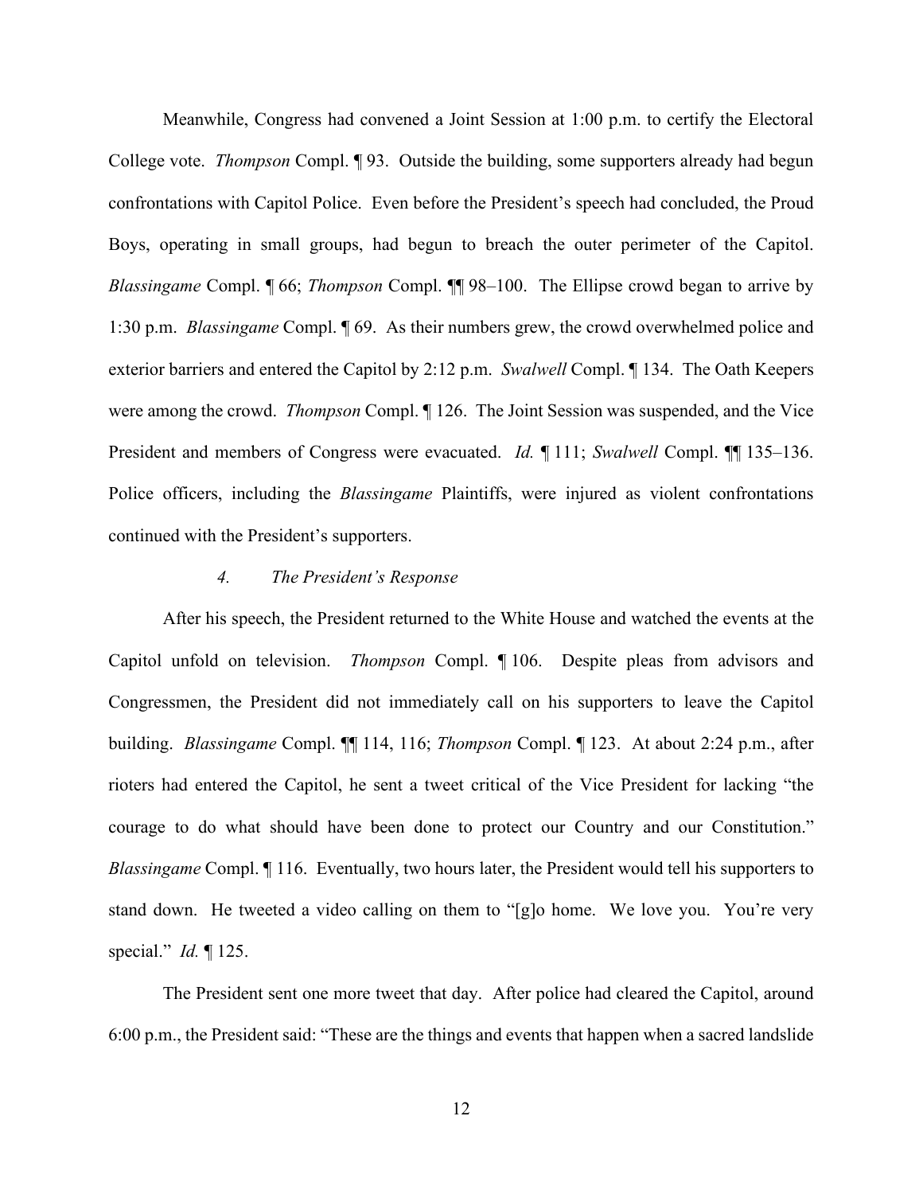Meanwhile, Congress had convened a Joint Session at 1:00 p.m. to certify the Electoral College vote. *Thompson* Compl. ¶ 93. Outside the building, some supporters already had begun confrontations with Capitol Police. Even before the President's speech had concluded, the Proud Boys, operating in small groups, had begun to breach the outer perimeter of the Capitol. *Blassingame* Compl. ¶ 66; *Thompson* Compl. ¶¶ 98–100. The Ellipse crowd began to arrive by 1:30 p.m. *Blassingame* Compl. ¶ 69. As their numbers grew, the crowd overwhelmed police and exterior barriers and entered the Capitol by 2:12 p.m. *Swalwell* Compl. ¶ 134. The Oath Keepers were among the crowd. *Thompson* Compl. ¶ 126. The Joint Session was suspended, and the Vice President and members of Congress were evacuated. *Id.* ¶ 111; *Swalwell* Compl. ¶¶ 135–136. Police officers, including the *Blassingame* Plaintiffs, were injured as violent confrontations continued with the President's supporters.

#### *4. The President's Response*

After his speech, the President returned to the White House and watched the events at the Capitol unfold on television. *Thompson* Compl. ¶ 106. Despite pleas from advisors and Congressmen, the President did not immediately call on his supporters to leave the Capitol building. *Blassingame* Compl. ¶¶ 114, 116; *Thompson* Compl. ¶ 123. At about 2:24 p.m., after rioters had entered the Capitol, he sent a tweet critical of the Vice President for lacking "the courage to do what should have been done to protect our Country and our Constitution." *Blassingame* Compl. ¶ 116. Eventually, two hours later, the President would tell his supporters to stand down. He tweeted a video calling on them to "[g]o home. We love you. You're very special." *Id.* ¶ 125.

The President sent one more tweet that day. After police had cleared the Capitol, around 6:00 p.m., the President said: "These are the things and events that happen when a sacred landslide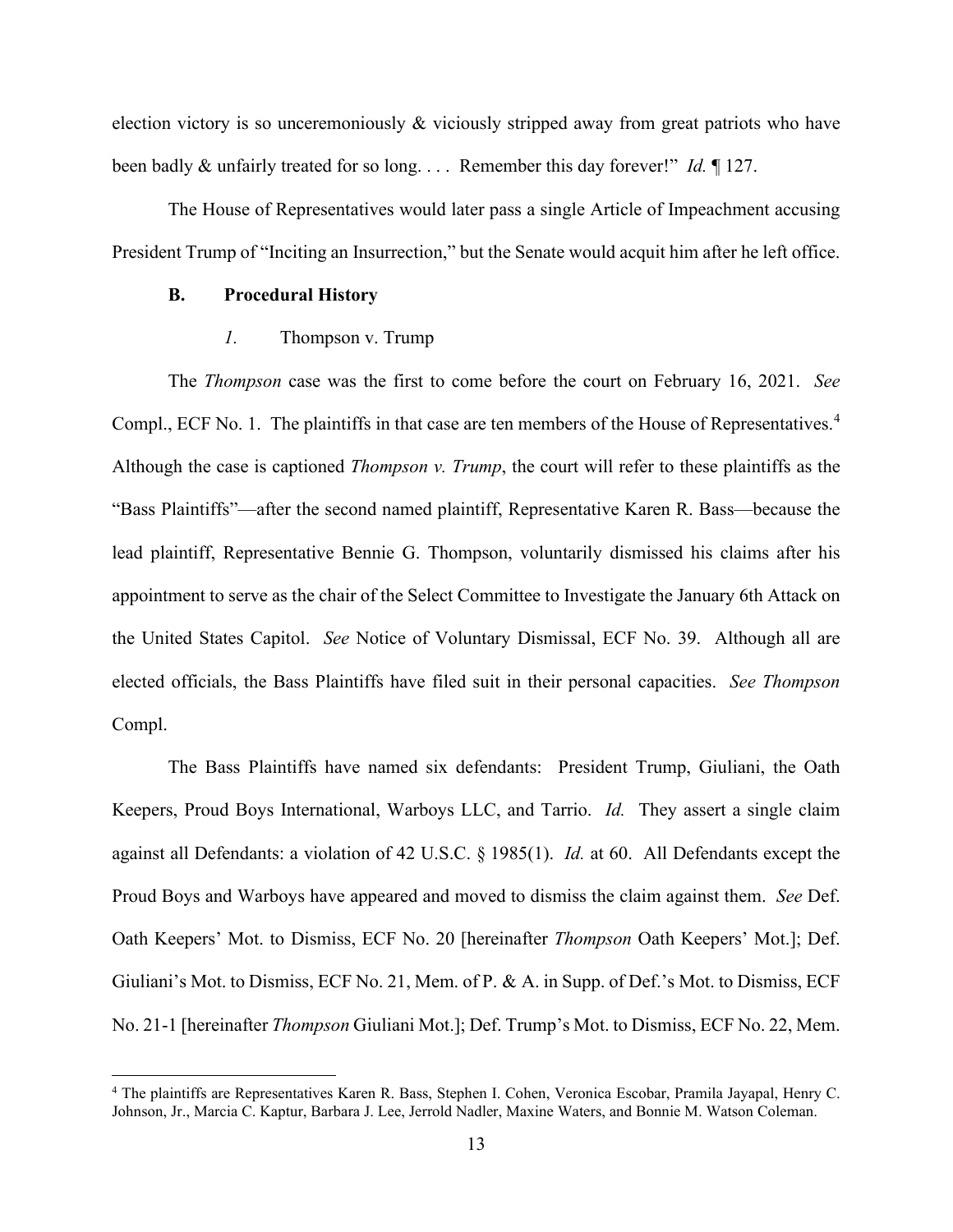election victory is so unceremoniously & viciously stripped away from great patriots who have been badly & unfairly treated for so long. . . . Remember this day forever!" *Id.* ¶ 127.

The House of Representatives would later pass a single Article of Impeachment accusing President Trump of "Inciting an Insurrection," but the Senate would acquit him after he left office.

### B. Procedural History

#### *1.* Thompson v. Trump

The *Thompson* case was the first to come before the court on February 16, 2021. *See* Compl., ECF No. 1. The plaintiffs in that case are ten members of the House of Representatives.[4] Although the case is captioned *Thompson v. Trump*, the court will refer to these plaintiffs as the "Bass Plaintiffs"—after the second named plaintiff, Representative Karen R. Bass—because the lead plaintiff, Representative Bennie G. Thompson, voluntarily dismissed his claims after his appointment to serve as the chair of the Select Committee to Investigate the January 6th Attack on the United States Capitol. *See* Notice of Voluntary Dismissal, ECF No. 39. Although all are elected officials, the Bass Plaintiffs have filed suit in their personal capacities. *See Thompson* Compl.

The Bass Plaintiffs have named six defendants: President Trump, Giuliani, the Oath Keepers, Proud Boys International, Warboys LLC, and Tarrio. *Id.* They assert a single claim against all Defendants: a violation of 42 U.S.C. § 1985(1). *Id.* at 60. All Defendants except the Proud Boys and Warboys have appeared and moved to dismiss the claim against them. *See* Def. Oath Keepers' Mot. to Dismiss, ECF No. 20 [hereinafter *Thompson* Oath Keepers' Mot.]; Def. Giuliani's Mot. to Dismiss, ECF No. 21, Mem. of P. & A. in Supp. of Def.'s Mot. to Dismiss, ECF No. 21-1 [hereinafter *Thompson* Giuliani Mot.]; Def. Trump's Mot. to Dismiss, ECF No. 22, Mem.

---

[4] The plaintiffs are Representatives Karen R. Bass, Stephen I. Cohen, Veronica Escobar, Pramila Jayapal, Henry C. Johnson, Jr., Marcia C. Kaptur, Barbara J. Lee, Jerrold Nadler, Maxine Waters, and Bonnie M. Watson Coleman.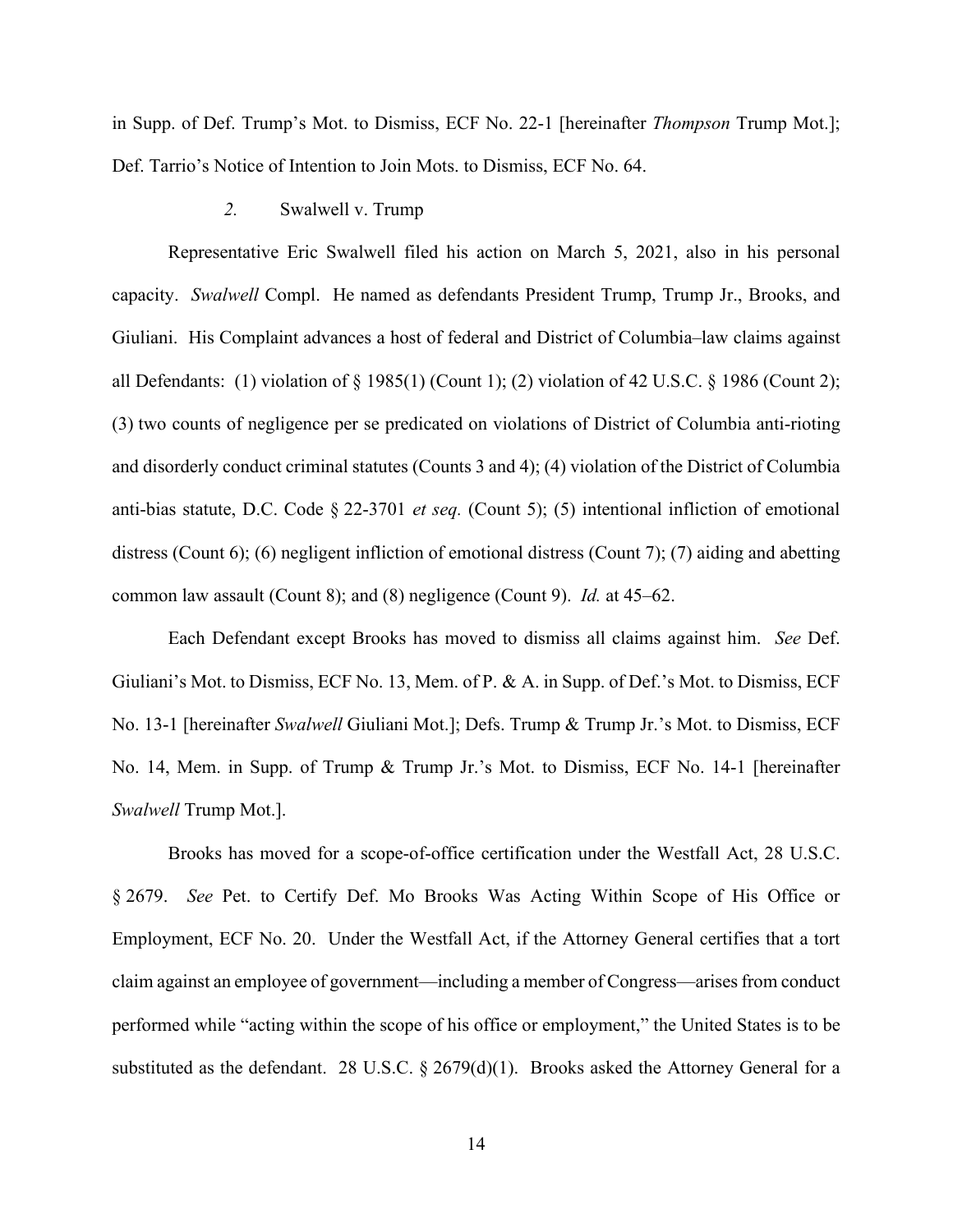in Supp. of Def. Trump's Mot. to Dismiss, ECF No. 22-1 [hereinafter *Thompson* Trump Mot.]; Def. Tarrio's Notice of Intention to Join Mots. to Dismiss, ECF No. 64.

### *2.* Swalwell v. Trump

Representative Eric Swalwell filed his action on March 5, 2021, also in his personal capacity. *Swalwell* Compl. He named as defendants President Trump, Trump Jr., Brooks, and Giuliani. His Complaint advances a host of federal and District of Columbia–law claims against all Defendants: (1) violation of § 1985(1) (Count 1); (2) violation of 42 U.S.C. § 1986 (Count 2); (3) two counts of negligence per se predicated on violations of District of Columbia anti-rioting and disorderly conduct criminal statutes (Counts 3 and 4); (4) violation of the District of Columbia anti-bias statute, D.C. Code § 22-3701 *et seq.* (Count 5); (5) intentional infliction of emotional distress (Count 6); (6) negligent infliction of emotional distress (Count 7); (7) aiding and abetting common law assault (Count 8); and (8) negligence (Count 9). *Id.* at 45–62.

Each Defendant except Brooks has moved to dismiss all claims against him. *See* Def. Giuliani's Mot. to Dismiss, ECF No. 13, Mem. of P. & A. in Supp. of Def.'s Mot. to Dismiss, ECF No. 13-1 [hereinafter *Swalwell* Giuliani Mot.]; Defs. Trump & Trump Jr.'s Mot. to Dismiss, ECF No. 14, Mem. in Supp. of Trump & Trump Jr.'s Mot. to Dismiss, ECF No. 14-1 [hereinafter *Swalwell* Trump Mot.].

Brooks has moved for a scope-of-office certification under the Westfall Act, 28 U.S.C. § 2679. *See* Pet. to Certify Def. Mo Brooks Was Acting Within Scope of His Office or Employment, ECF No. 20. Under the Westfall Act, if the Attorney General certifies that a tort claim against an employee of government—including a member of Congress—arises from conduct performed while "acting within the scope of his office or employment," the United States is to be substituted as the defendant. 28 U.S.C. § 2679(d)(1). Brooks asked the Attorney General for a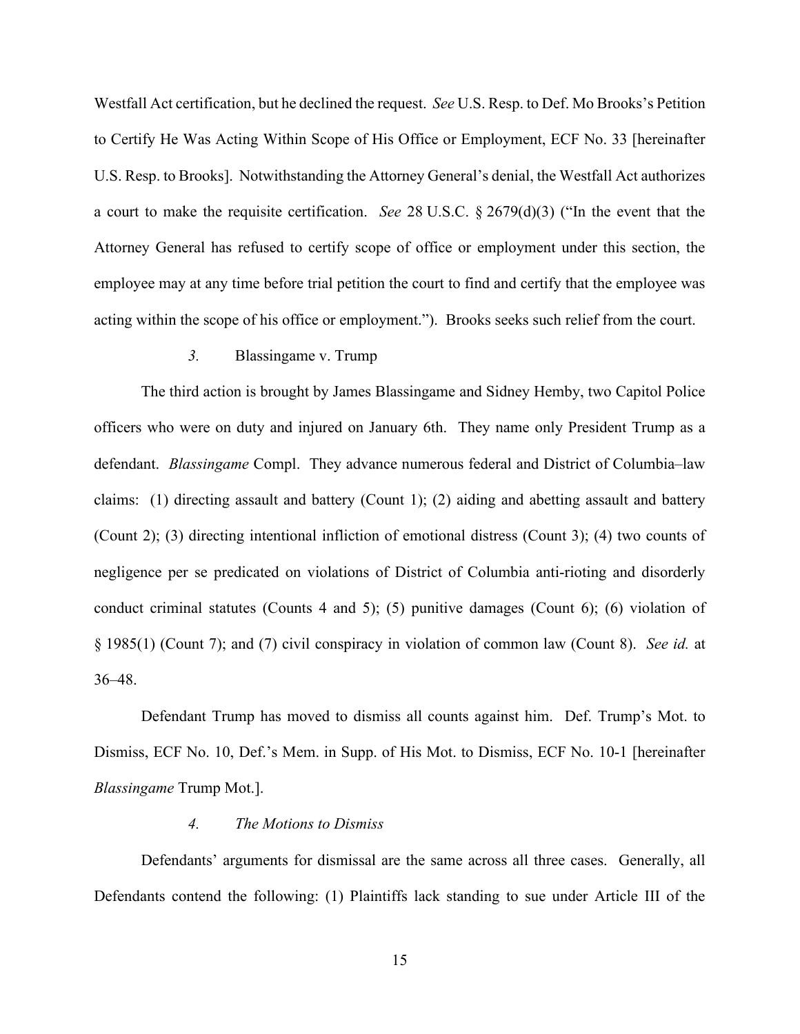Westfall Act certification, but he declined the request. *See* U.S. Resp. to Def. Mo Brooks's Petition to Certify He Was Acting Within Scope of His Office or Employment, ECF No. 33 [hereinafter U.S. Resp. to Brooks]. Notwithstanding the Attorney General's denial, the Westfall Act authorizes a court to make the requisite certification. *See* 28 U.S.C. § 2679(d)(3) ("In the event that the Attorney General has refused to certify scope of office or employment under this section, the employee may at any time before trial petition the court to find and certify that the employee was acting within the scope of his office or employment."). Brooks seeks such relief from the court.

### *3.* Blassingame v. Trump

The third action is brought by James Blassingame and Sidney Hemby, two Capitol Police officers who were on duty and injured on January 6th. They name only President Trump as a defendant. *Blassingame* Compl. They advance numerous federal and District of Columbia–law claims: (1) directing assault and battery (Count 1); (2) aiding and abetting assault and battery (Count 2); (3) directing intentional infliction of emotional distress (Count 3); (4) two counts of negligence per se predicated on violations of District of Columbia anti-rioting and disorderly conduct criminal statutes (Counts 4 and 5); (5) punitive damages (Count 6); (6) violation of § 1985(1) (Count 7); and (7) civil conspiracy in violation of common law (Count 8). *See id.* at 36–48.

Defendant Trump has moved to dismiss all counts against him. Def. Trump's Mot. to Dismiss, ECF No. 10, Def.'s Mem. in Supp. of His Mot. to Dismiss, ECF No. 10-1 [hereinafter *Blassingame* Trump Mot.].

### *4. The Motions to Dismiss*

Defendants' arguments for dismissal are the same across all three cases. Generally, all Defendants contend the following: (1) Plaintiffs lack standing to sue under Article III of the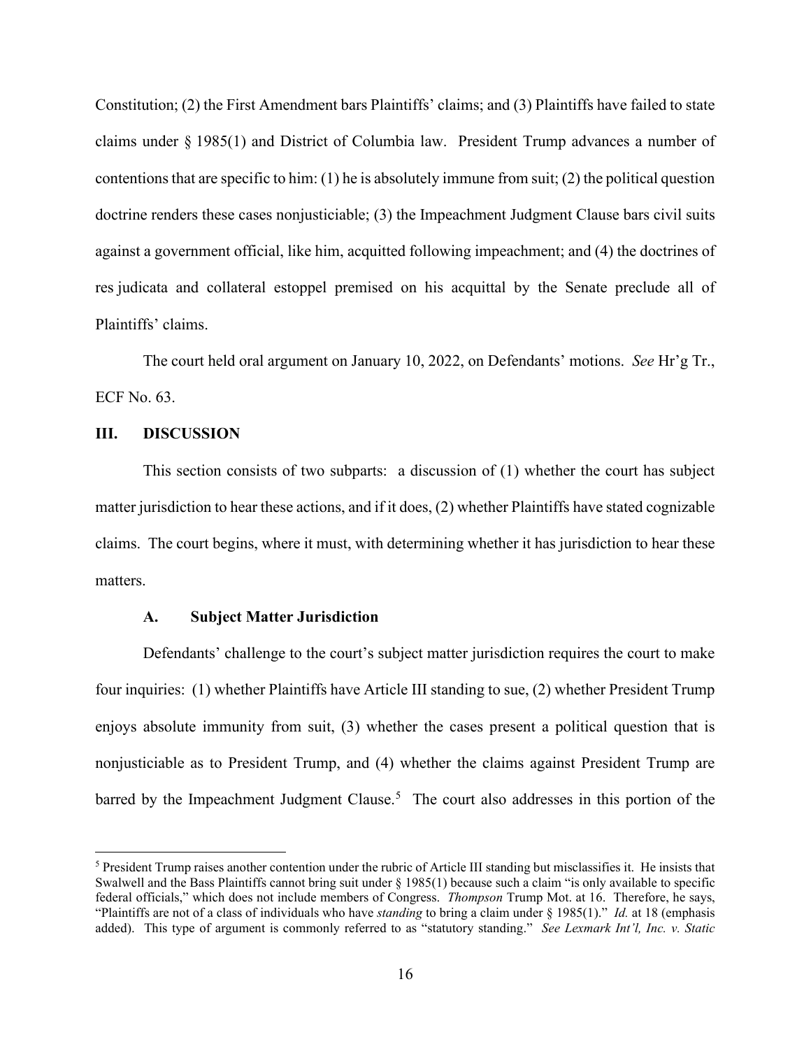Constitution; (2) the First Amendment bars Plaintiffs' claims; and (3) Plaintiffs have failed to state claims under § 1985(1) and District of Columbia law. President Trump advances a number of contentions that are specific to him: (1) he is absolutely immune from suit; (2) the political question doctrine renders these cases nonjusticiable; (3) the Impeachment Judgment Clause bars civil suits against a government official, like him, acquitted following impeachment; and (4) the doctrines of res judicata and collateral estoppel premised on his acquittal by the Senate preclude all of Plaintiffs' claims.

The court held oral argument on January 10, 2022, on Defendants' motions. *See* Hr'g Tr., ECF No. 63.

## III. DISCUSSION

This section consists of two subparts: a discussion of (1) whether the court has subject matter jurisdiction to hear these actions, and if it does, (2) whether Plaintiffs have stated cognizable claims. The court begins, where it must, with determining whether it has jurisdiction to hear these matters.

### A. Subject Matter Jurisdiction

Defendants' challenge to the court's subject matter jurisdiction requires the court to make four inquiries: (1) whether Plaintiffs have Article III standing to sue, (2) whether President Trump enjoys absolute immunity from suit, (3) whether the cases present a political question that is nonjusticiable as to President Trump, and (4) whether the claims against President Trump are barred by the Impeachment Judgment Clause.[5] The court also addresses in this portion of the

---

[5] President Trump raises another contention under the rubric of Article III standing but misclassifies it. He insists that Swalwell and the Bass Plaintiffs cannot bring suit under § 1985(1) because such a claim "is only available to specific federal officials," which does not include members of Congress. *Thompson* Trump Mot. at 16. Therefore, he says, "Plaintiffs are not of a class of individuals who have *standing* to bring a claim under § 1985(1)." *Id.* at 18 (emphasis added). This type of argument is commonly referred to as "statutory standing." *See Lexmark Int'l, Inc. v. Static*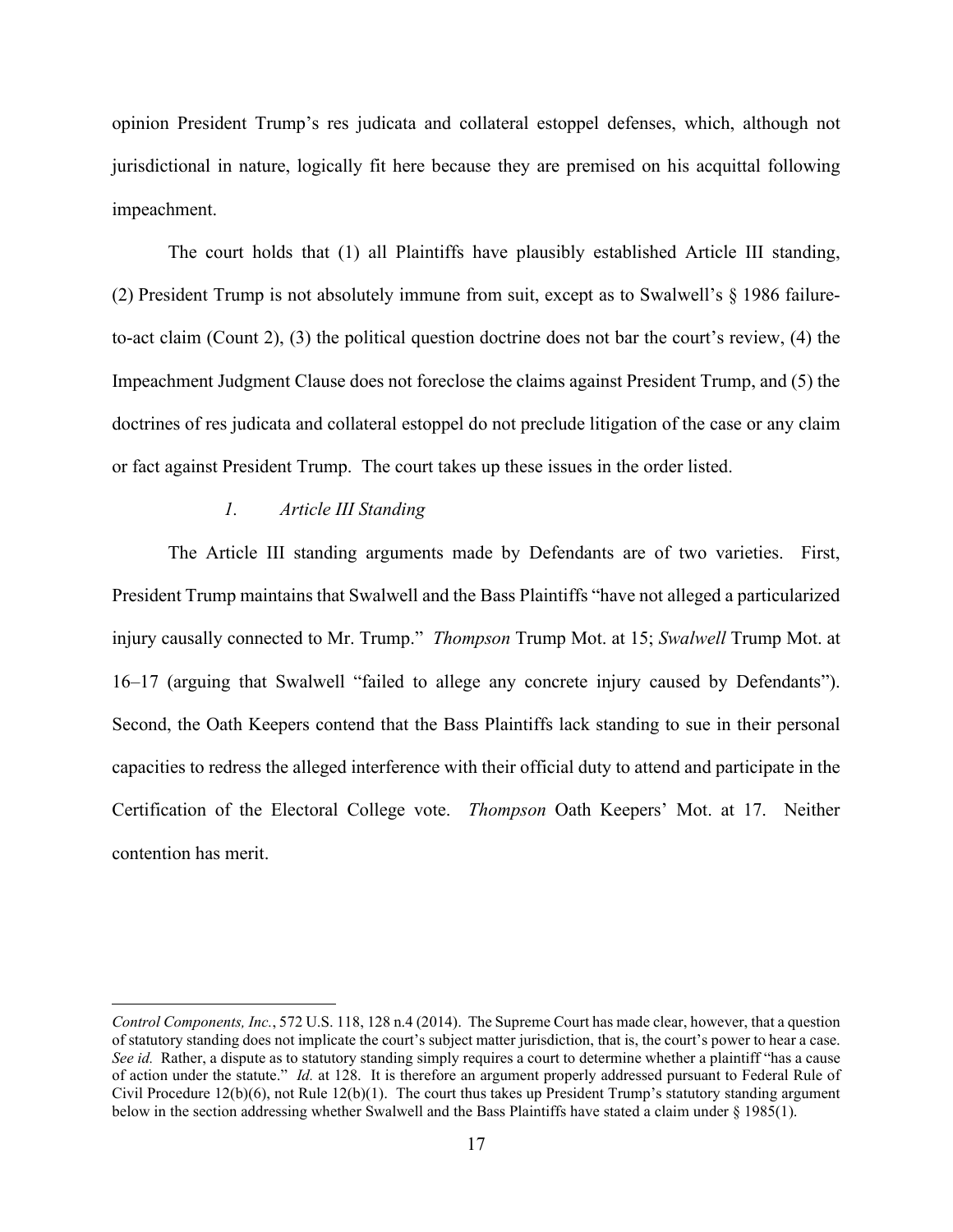opinion President Trump's res judicata and collateral estoppel defenses, which, although not jurisdictional in nature, logically fit here because they are premised on his acquittal following impeachment.

The court holds that (1) all Plaintiffs have plausibly established Article III standing, (2) President Trump is not absolutely immune from suit, except as to Swalwell's § 1986 failure-to-act claim (Count 2), (3) the political question doctrine does not bar the court's review, (4) the Impeachment Judgment Clause does not foreclose the claims against President Trump, and (5) the doctrines of res judicata and collateral estoppel do not preclude litigation of the case or any claim or fact against President Trump. The court takes up these issues in the order listed.

*1. Article III Standing*

The Article III standing arguments made by Defendants are of two varieties. First, President Trump maintains that Swalwell and the Bass Plaintiffs "have not alleged a particularized injury causally connected to Mr. Trump." *Thompson* Trump Mot. at 15; *Swalwell* Trump Mot. at 16–17 (arguing that Swalwell "failed to allege any concrete injury caused by Defendants"). Second, the Oath Keepers contend that the Bass Plaintiffs lack standing to sue in their personal capacities to redress the alleged interference with their official duty to attend and participate in the Certification of the Electoral College vote. *Thompson* Oath Keepers' Mot. at 17. Neither contention has merit.

---

*Control Components, Inc.*, 572 U.S. 118, 128 n.4 (2014). The Supreme Court has made clear, however, that a question of statutory standing does not implicate the court's subject matter jurisdiction, that is, the court's power to hear a case. *See id.* Rather, a dispute as to statutory standing simply requires a court to determine whether a plaintiff "has a cause of action under the statute." *Id.* at 128. It is therefore an argument properly addressed pursuant to Federal Rule of Civil Procedure 12(b)(6), not Rule 12(b)(1). The court thus takes up President Trump's statutory standing argument below in the section addressing whether Swalwell and the Bass Plaintiffs have stated a claim under § 1985(1).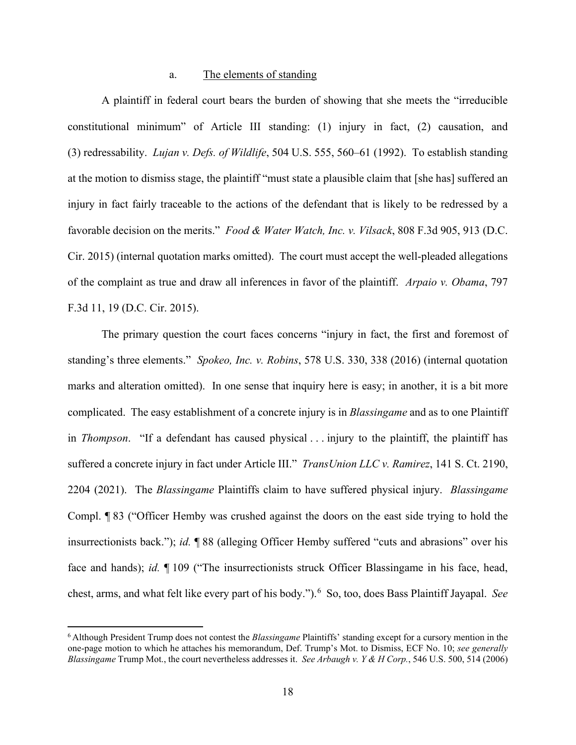### a. The elements of standing

A plaintiff in federal court bears the burden of showing that she meets the "irreducible constitutional minimum" of Article III standing: (1) injury in fact, (2) causation, and (3) redressability. *Lujan v. Defs. of Wildlife*, 504 U.S. 555, 560–61 (1992). To establish standing at the motion to dismiss stage, the plaintiff "must state a plausible claim that [she has] suffered an injury in fact fairly traceable to the actions of the defendant that is likely to be redressed by a favorable decision on the merits." *Food & Water Watch, Inc. v. Vilsack*, 808 F.3d 905, 913 (D.C. Cir. 2015) (internal quotation marks omitted). The court must accept the well-pleaded allegations of the complaint as true and draw all inferences in favor of the plaintiff. *Arpaio v. Obama*, 797 F.3d 11, 19 (D.C. Cir. 2015).

The primary question the court faces concerns "injury in fact, the first and foremost of standing's three elements." *Spokeo, Inc. v. Robins*, 578 U.S. 330, 338 (2016) (internal quotation marks and alteration omitted). In one sense that inquiry here is easy; in another, it is a bit more complicated. The easy establishment of a concrete injury is in *Blassingame* and as to one Plaintiff in *Thompson*. "If a defendant has caused physical . . . injury to the plaintiff, the plaintiff has suffered a concrete injury in fact under Article III." *TransUnion LLC v. Ramirez*, 141 S. Ct. 2190, 2204 (2021). The *Blassingame* Plaintiffs claim to have suffered physical injury. *Blassingame* Compl. ¶ 83 ("Officer Hemby was crushed against the doors on the east side trying to hold the insurrectionists back."); *id.* ¶ 88 (alleging Officer Hemby suffered "cuts and abrasions" over his face and hands); *id.* ¶ 109 ("The insurrectionists struck Officer Blassingame in his face, head, chest, arms, and what felt like every part of his body.").[6] So, too, does Bass Plaintiff Jayapal. *See*

[6] Although President Trump does not contest the *Blassingame* Plaintiffs' standing except for a cursory mention in the one-page motion to which he attaches his memorandum, Def. Trump's Mot. to Dismiss, ECF No. 10; *see generally Blassingame* Trump Mot., the court nevertheless addresses it. *See Arbaugh v. Y & H Corp.*, 546 U.S. 500, 514 (2006)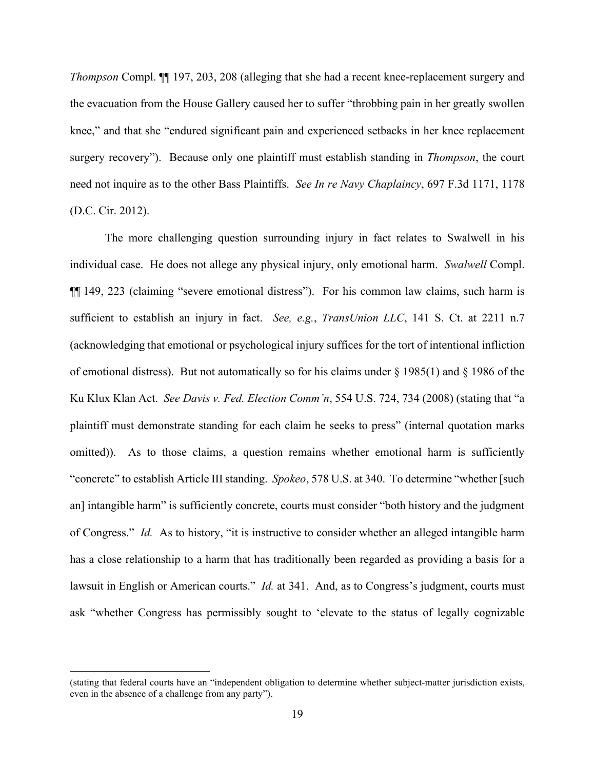*Thompson* Compl. ¶¶ 197, 203, 208 (alleging that she had a recent knee-replacement surgery and the evacuation from the House Gallery caused her to suffer "throbbing pain in her greatly swollen knee," and that she "endured significant pain and experienced setbacks in her knee replacement surgery recovery"). Because only one plaintiff must establish standing in *Thompson*, the court need not inquire as to the other Bass Plaintiffs. *See In re Navy Chaplaincy*, 697 F.3d 1171, 1178 (D.C. Cir. 2012).

The more challenging question surrounding injury in fact relates to Swalwell in his individual case. He does not allege any physical injury, only emotional harm. *Swalwell* Compl. ¶¶ 149, 223 (claiming "severe emotional distress"). For his common law claims, such harm is sufficient to establish an injury in fact. *See, e.g.*, *TransUnion LLC*, 141 S. Ct. at 2211 n.7 (acknowledging that emotional or psychological injury suffices for the tort of intentional infliction of emotional distress). But not automatically so for his claims under § 1985(1) and § 1986 of the Ku Klux Klan Act. *See Davis v. Fed. Election Comm'n*, 554 U.S. 724, 734 (2008) (stating that "a plaintiff must demonstrate standing for each claim he seeks to press" (internal quotation marks omitted)). As to those claims, a question remains whether emotional harm is sufficiently "concrete" to establish Article III standing. *Spokeo*, 578 U.S. at 340. To determine "whether [such an] intangible harm" is sufficiently concrete, courts must consider "both history and the judgment of Congress." *Id.* As to history, "it is instructive to consider whether an alleged intangible harm has a close relationship to a harm that has traditionally been regarded as providing a basis for a lawsuit in English or American courts." *Id.* at 341. And, as to Congress's judgment, courts must ask "whether Congress has permissibly sought to 'elevate to the status of legally cognizable

---

(stating that federal courts have an "independent obligation to determine whether subject-matter jurisdiction exists, even in the absence of a challenge from any party").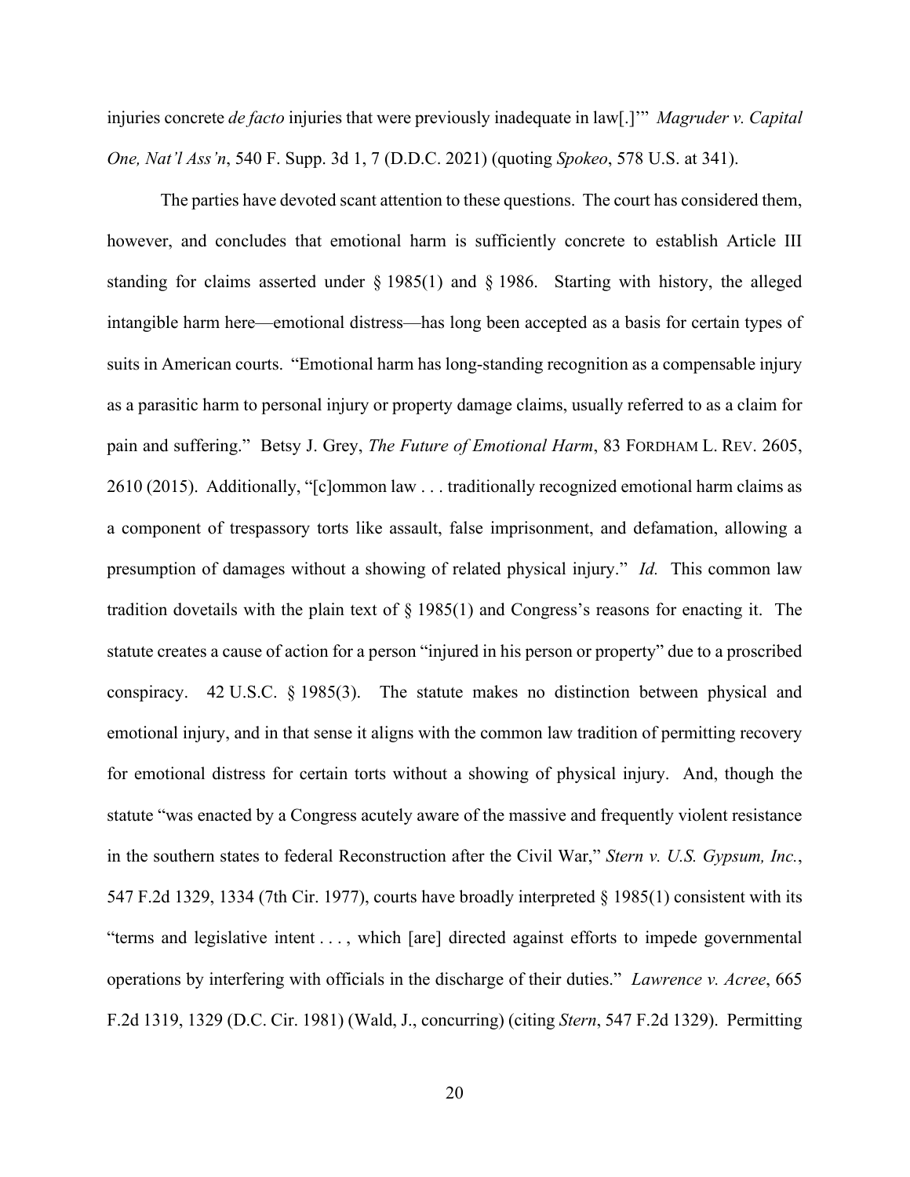injuries concrete *de facto* injuries that were previously inadequate in law[.]'" *Magruder v. Capital One, Nat'l Ass'n*, 540 F. Supp. 3d 1, 7 (D.D.C. 2021) (quoting *Spokeo*, 578 U.S. at 341).

The parties have devoted scant attention to these questions. The court has considered them, however, and concludes that emotional harm is sufficiently concrete to establish Article III standing for claims asserted under § 1985(1) and § 1986. Starting with history, the alleged intangible harm here—emotional distress—has long been accepted as a basis for certain types of suits in American courts. "Emotional harm has long-standing recognition as a compensable injury as a parasitic harm to personal injury or property damage claims, usually referred to as a claim for pain and suffering." Betsy J. Grey, *The Future of Emotional Harm*, 83 FORDHAM L. REV. 2605, 2610 (2015). Additionally, "[c]ommon law . . . traditionally recognized emotional harm claims as a component of trespassory torts like assault, false imprisonment, and defamation, allowing a presumption of damages without a showing of related physical injury." *Id.* This common law tradition dovetails with the plain text of § 1985(1) and Congress's reasons for enacting it. The statute creates a cause of action for a person "injured in his person or property" due to a proscribed conspiracy. 42 U.S.C. § 1985(3). The statute makes no distinction between physical and emotional injury, and in that sense it aligns with the common law tradition of permitting recovery for emotional distress for certain torts without a showing of physical injury. And, though the statute "was enacted by a Congress acutely aware of the massive and frequently violent resistance in the southern states to federal Reconstruction after the Civil War," *Stern v. U.S. Gypsum, Inc.*, 547 F.2d 1329, 1334 (7th Cir. 1977), courts have broadly interpreted § 1985(1) consistent with its "terms and legislative intent . . . , which [are] directed against efforts to impede governmental operations by interfering with officials in the discharge of their duties." *Lawrence v. Acree*, 665 F.2d 1319, 1329 (D.C. Cir. 1981) (Wald, J., concurring) (citing *Stern*, 547 F.2d 1329). Permitting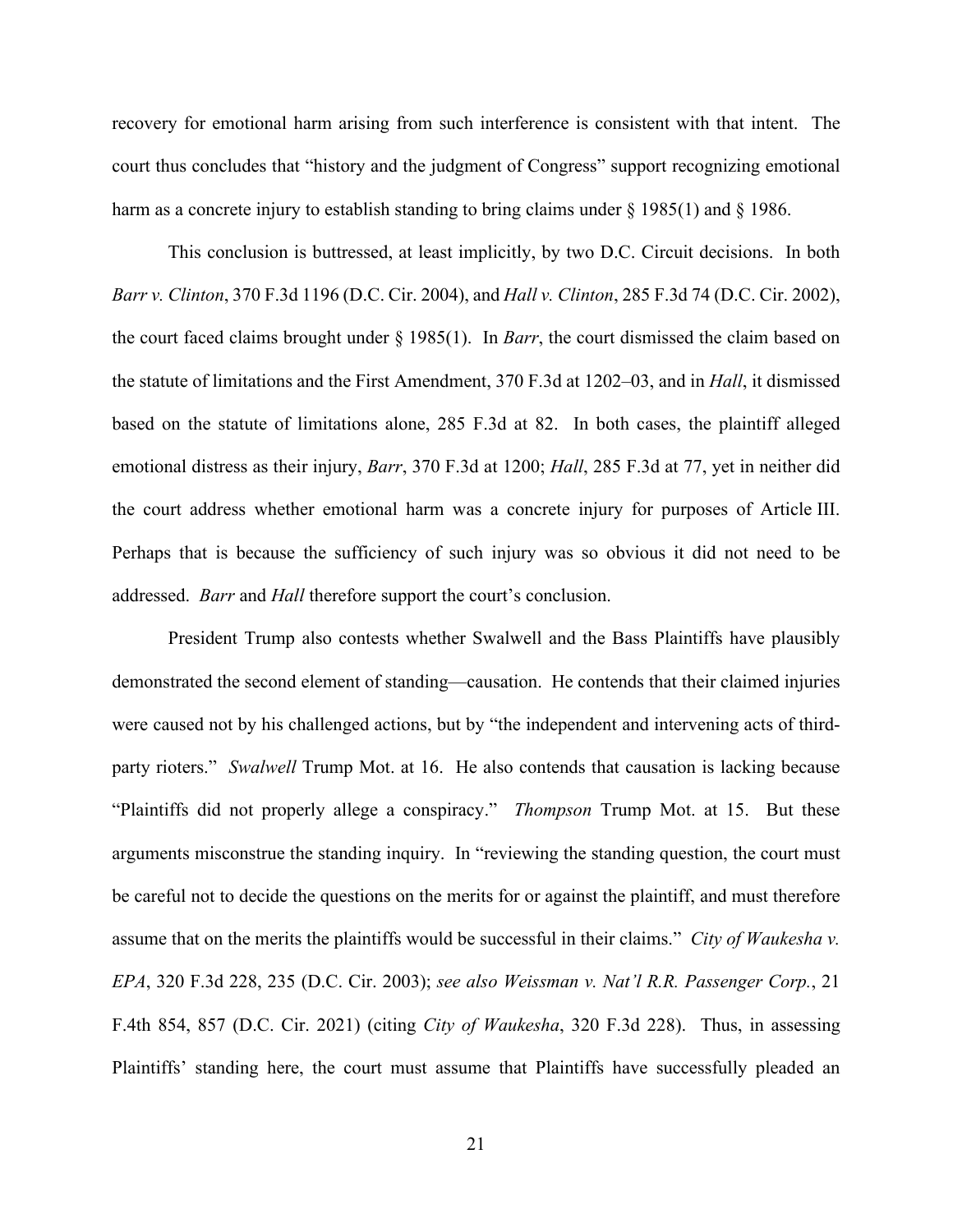recovery for emotional harm arising from such interference is consistent with that intent. The court thus concludes that "history and the judgment of Congress" support recognizing emotional harm as a concrete injury to establish standing to bring claims under § 1985(1) and § 1986.

This conclusion is buttressed, at least implicitly, by two D.C. Circuit decisions. In both *Barr v. Clinton*, 370 F.3d 1196 (D.C. Cir. 2004), and *Hall v. Clinton*, 285 F.3d 74 (D.C. Cir. 2002), the court faced claims brought under § 1985(1). In *Barr*, the court dismissed the claim based on the statute of limitations and the First Amendment, 370 F.3d at 1202–03, and in *Hall*, it dismissed based on the statute of limitations alone, 285 F.3d at 82. In both cases, the plaintiff alleged emotional distress as their injury, *Barr*, 370 F.3d at 1200; *Hall*, 285 F.3d at 77, yet in neither did the court address whether emotional harm was a concrete injury for purposes of Article III. Perhaps that is because the sufficiency of such injury was so obvious it did not need to be addressed. *Barr* and *Hall* therefore support the court's conclusion.

President Trump also contests whether Swalwell and the Bass Plaintiffs have plausibly demonstrated the second element of standing—causation. He contends that their claimed injuries were caused not by his challenged actions, but by "the independent and intervening acts of third-party rioters." *Swalwell* Trump Mot. at 16. He also contends that causation is lacking because "Plaintiffs did not properly allege a conspiracy." *Thompson* Trump Mot. at 15. But these arguments misconstrue the standing inquiry. In "reviewing the standing question, the court must be careful not to decide the questions on the merits for or against the plaintiff, and must therefore assume that on the merits the plaintiffs would be successful in their claims." *City of Waukesha v. EPA*, 320 F.3d 228, 235 (D.C. Cir. 2003); *see also Weissman v. Nat'l R.R. Passenger Corp.*, 21 F.4th 854, 857 (D.C. Cir. 2021) (citing *City of Waukesha*, 320 F.3d 228). Thus, in assessing Plaintiffs' standing here, the court must assume that Plaintiffs have successfully pleaded an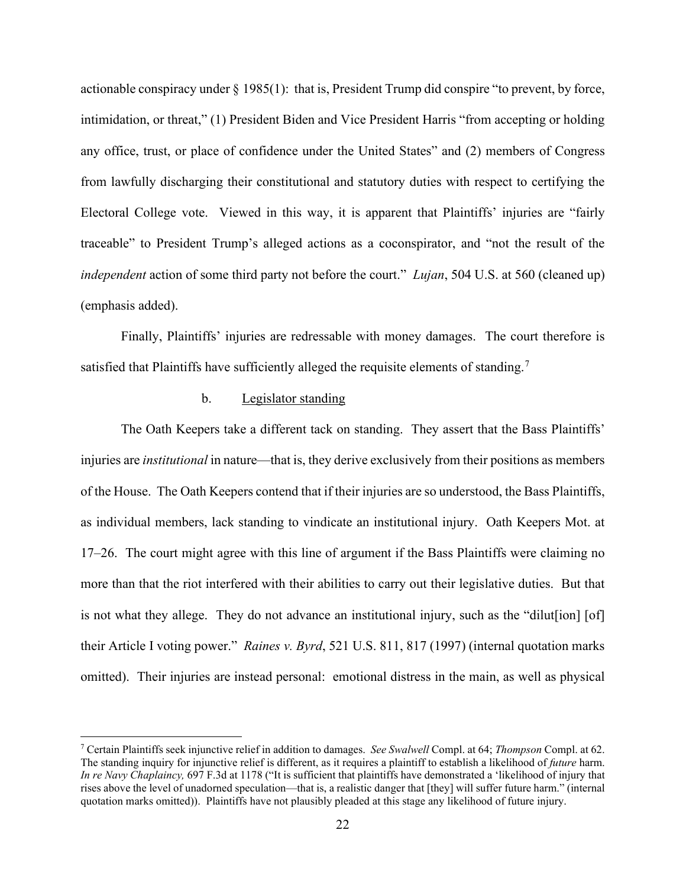actionable conspiracy under § 1985(1): that is, President Trump did conspire "to prevent, by force, intimidation, or threat," (1) President Biden and Vice President Harris "from accepting or holding any office, trust, or place of confidence under the United States" and (2) members of Congress from lawfully discharging their constitutional and statutory duties with respect to certifying the Electoral College vote. Viewed in this way, it is apparent that Plaintiffs' injuries are "fairly traceable" to President Trump's alleged actions as a coconspirator, and "not the result of the *independent* action of some third party not before the court." *Lujan*, 504 U.S. at 560 (cleaned up) (emphasis added).

Finally, Plaintiffs' injuries are redressable with money damages. The court therefore is satisfied that Plaintiffs have sufficiently alleged the requisite elements of standing.[7]

b. Legislator standing

The Oath Keepers take a different tack on standing. They assert that the Bass Plaintiffs' injuries are *institutional* in nature—that is, they derive exclusively from their positions as members of the House. The Oath Keepers contend that if their injuries are so understood, the Bass Plaintiffs, as individual members, lack standing to vindicate an institutional injury. Oath Keepers Mot. at 17–26. The court might agree with this line of argument if the Bass Plaintiffs were claiming no more than that the riot interfered with their abilities to carry out their legislative duties. But that is not what they allege. They do not advance an institutional injury, such as the "dilut[ion] [of] their Article I voting power." *Raines v. Byrd*, 521 U.S. 811, 817 (1997) (internal quotation marks omitted). Their injuries are instead personal: emotional distress in the main, as well as physical

---

[7] Certain Plaintiffs seek injunctive relief in addition to damages. *See Swalwell* Compl. at 64; *Thompson* Compl. at 62. The standing inquiry for injunctive relief is different, as it requires a plaintiff to establish a likelihood of *future* harm. *In re Navy Chaplaincy,* 697 F.3d at 1178 ("It is sufficient that plaintiffs have demonstrated a 'likelihood of injury that rises above the level of unadorned speculation—that is, a realistic danger that [they] will suffer future harm." (internal quotation marks omitted)). Plaintiffs have not plausibly pleaded at this stage any likelihood of future injury.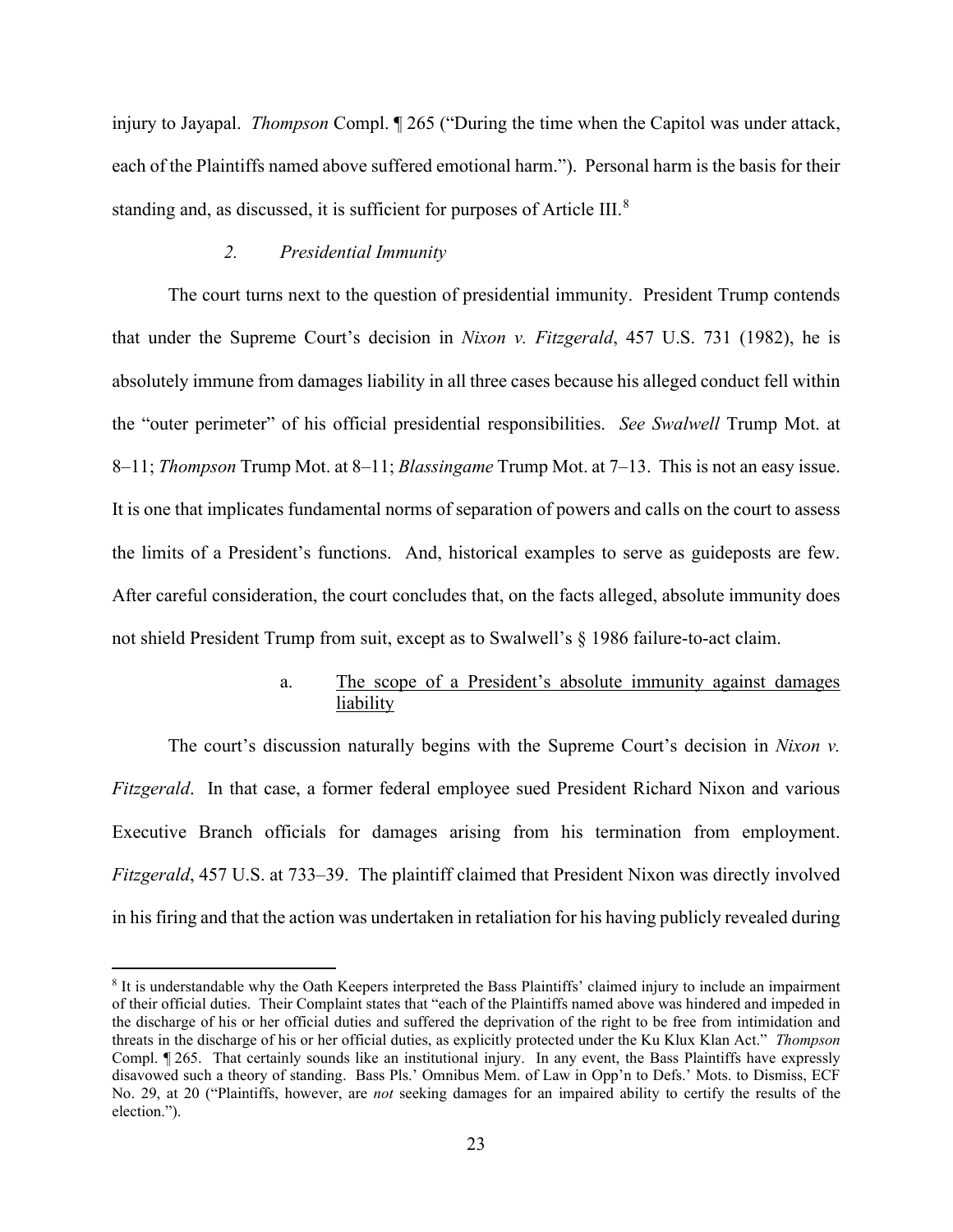injury to Jayapal. *Thompson* Compl. ¶ 265 ("During the time when the Capitol was under attack, each of the Plaintiffs named above suffered emotional harm."). Personal harm is the basis for their standing and, as discussed, it is sufficient for purposes of Article III.[8]

### *2. Presidential Immunity*

The court turns next to the question of presidential immunity. President Trump contends that under the Supreme Court's decision in *Nixon v. Fitzgerald*, 457 U.S. 731 (1982), he is absolutely immune from damages liability in all three cases because his alleged conduct fell within the "outer perimeter" of his official presidential responsibilities. *See Swalwell* Trump Mot. at 8–11; *Thompson* Trump Mot. at 8–11; *Blassingame* Trump Mot. at 7–13. This is not an easy issue. It is one that implicates fundamental norms of separation of powers and calls on the court to assess the limits of a President's functions. And, historical examples to serve as guideposts are few. After careful consideration, the court concludes that, on the facts alleged, absolute immunity does not shield President Trump from suit, except as to Swalwell's § 1986 failure-to-act claim.

#### a. The scope of a President's absolute immunity against damages liability

The court's discussion naturally begins with the Supreme Court's decision in *Nixon v. Fitzgerald*. In that case, a former federal employee sued President Richard Nixon and various Executive Branch officials for damages arising from his termination from employment. *Fitzgerald*, 457 U.S. at 733–39. The plaintiff claimed that President Nixon was directly involved in his firing and that the action was undertaken in retaliation for his having publicly revealed during

---

[8] It is understandable why the Oath Keepers interpreted the Bass Plaintiffs' claimed injury to include an impairment of their official duties. Their Complaint states that "each of the Plaintiffs named above was hindered and impeded in the discharge of his or her official duties and suffered the deprivation of the right to be free from intimidation and threats in the discharge of his or her official duties, as explicitly protected under the Ku Klux Klan Act." *Thompson* Compl. ¶ 265. That certainly sounds like an institutional injury. In any event, the Bass Plaintiffs have expressly disavowed such a theory of standing. Bass Pls.' Omnibus Mem. of Law in Opp'n to Defs.' Mots. to Dismiss, ECF No. 29, at 20 ("Plaintiffs, however, are *not* seeking damages for an impaired ability to certify the results of the election.").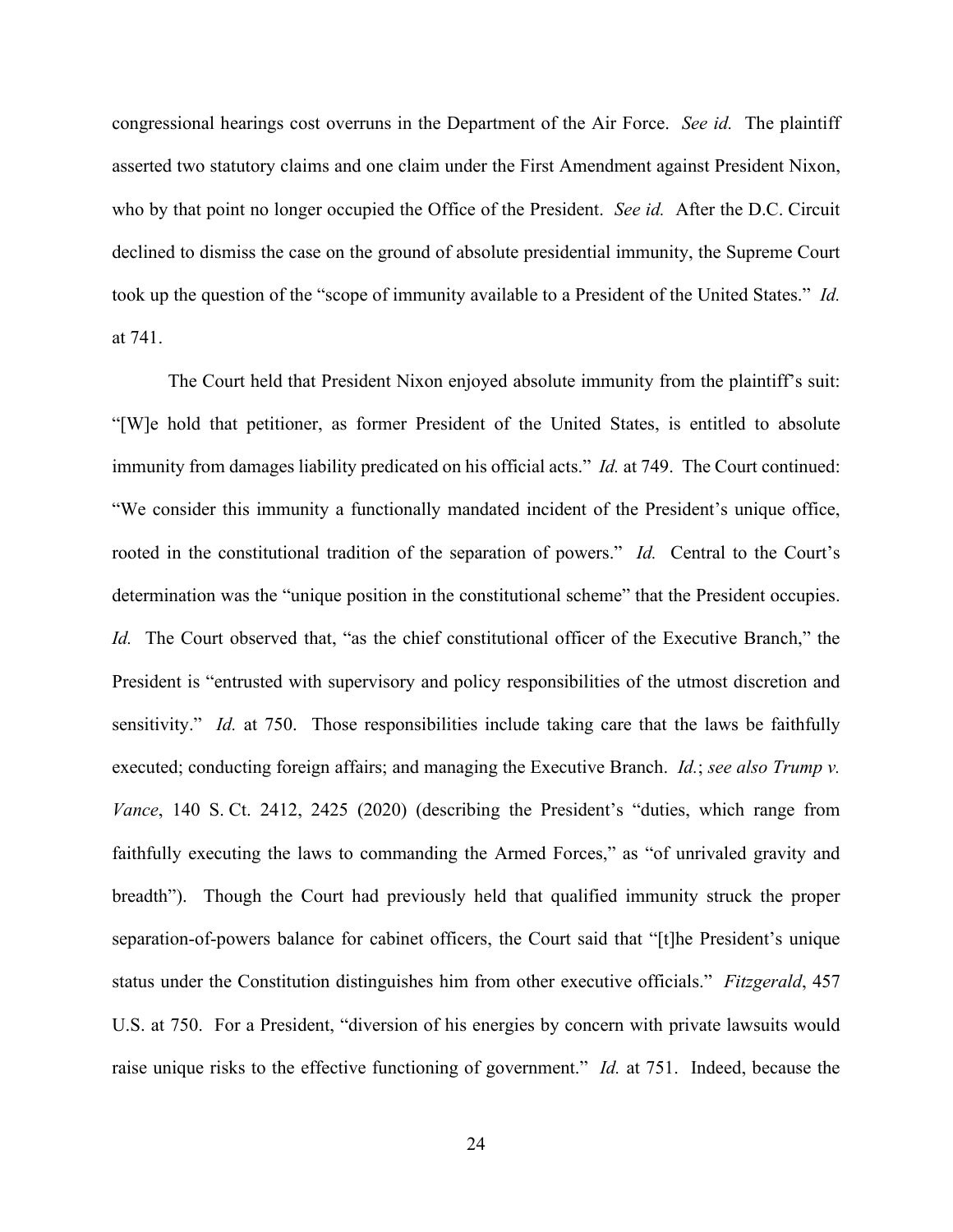congressional hearings cost overruns in the Department of the Air Force. *See id.* The plaintiff asserted two statutory claims and one claim under the First Amendment against President Nixon, who by that point no longer occupied the Office of the President. *See id.* After the D.C. Circuit declined to dismiss the case on the ground of absolute presidential immunity, the Supreme Court took up the question of the "scope of immunity available to a President of the United States." *Id.* at 741.

The Court held that President Nixon enjoyed absolute immunity from the plaintiff's suit: "[W]e hold that petitioner, as former President of the United States, is entitled to absolute immunity from damages liability predicated on his official acts." *Id.* at 749. The Court continued: "We consider this immunity a functionally mandated incident of the President's unique office, rooted in the constitutional tradition of the separation of powers." *Id.* Central to the Court's determination was the "unique position in the constitutional scheme" that the President occupies. *Id.* The Court observed that, "as the chief constitutional officer of the Executive Branch," the President is "entrusted with supervisory and policy responsibilities of the utmost discretion and sensitivity." *Id.* at 750. Those responsibilities include taking care that the laws be faithfully executed; conducting foreign affairs; and managing the Executive Branch. *Id.*; *see also Trump v. Vance*, 140 S. Ct. 2412, 2425 (2020) (describing the President's "duties, which range from faithfully executing the laws to commanding the Armed Forces," as "of unrivaled gravity and breadth"). Though the Court had previously held that qualified immunity struck the proper separation-of-powers balance for cabinet officers, the Court said that "[t]he President's unique status under the Constitution distinguishes him from other executive officials." *Fitzgerald*, 457 U.S. at 750. For a President, "diversion of his energies by concern with private lawsuits would raise unique risks to the effective functioning of government." *Id.* at 751. Indeed, because the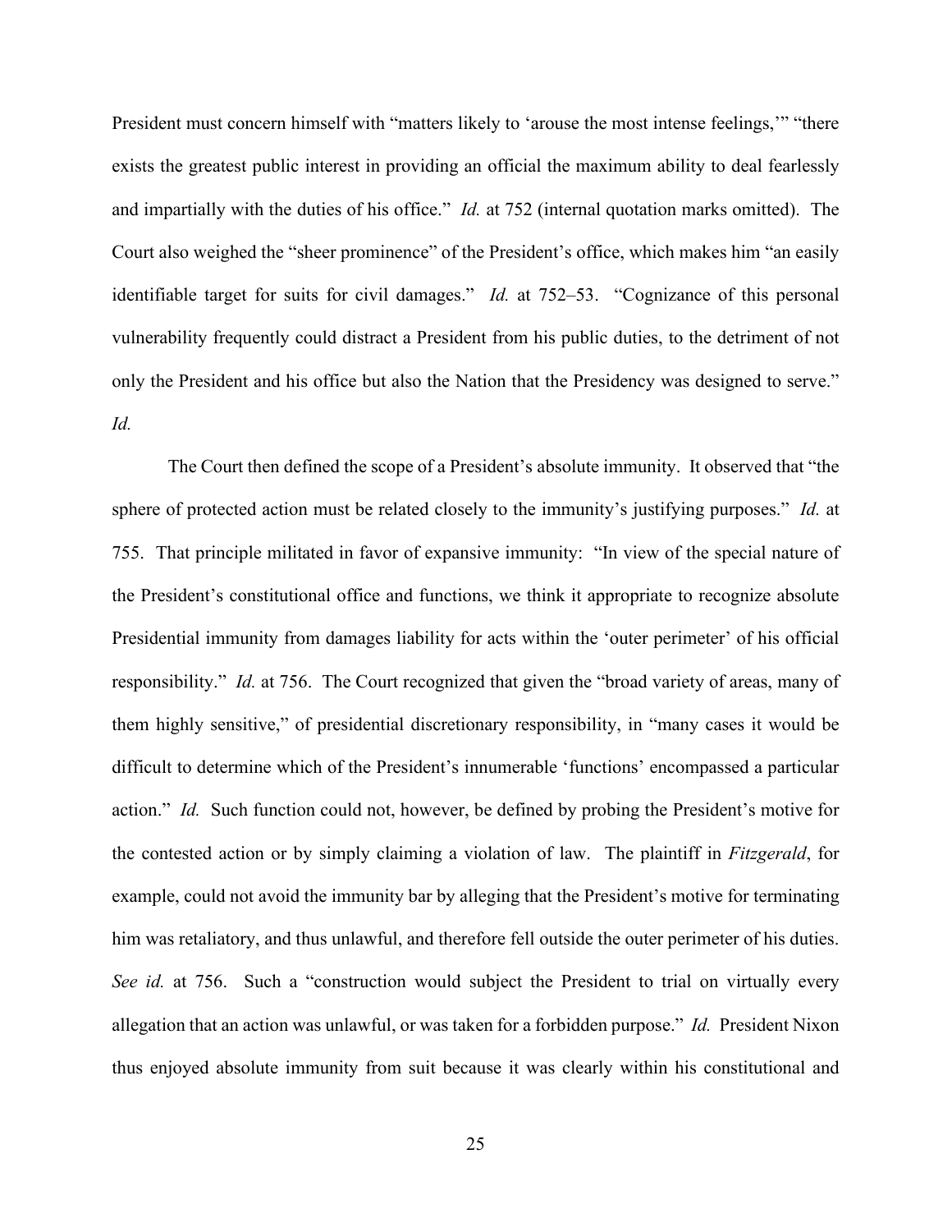President must concern himself with "matters likely to 'arouse the most intense feelings,'" "there exists the greatest public interest in providing an official the maximum ability to deal fearlessly and impartially with the duties of his office." *Id.* at 752 (internal quotation marks omitted). The Court also weighed the "sheer prominence" of the President's office, which makes him "an easily identifiable target for suits for civil damages." *Id.* at 752–53. "Cognizance of this personal vulnerability frequently could distract a President from his public duties, to the detriment of not only the President and his office but also the Nation that the Presidency was designed to serve." *Id.*

The Court then defined the scope of a President's absolute immunity. It observed that "the sphere of protected action must be related closely to the immunity's justifying purposes." *Id.* at 755. That principle militated in favor of expansive immunity: "In view of the special nature of the President's constitutional office and functions, we think it appropriate to recognize absolute Presidential immunity from damages liability for acts within the 'outer perimeter' of his official responsibility." *Id.* at 756. The Court recognized that given the "broad variety of areas, many of them highly sensitive," of presidential discretionary responsibility, in "many cases it would be difficult to determine which of the President's innumerable 'functions' encompassed a particular action." *Id.* Such function could not, however, be defined by probing the President's motive for the contested action or by simply claiming a violation of law. The plaintiff in *Fitzgerald*, for example, could not avoid the immunity bar by alleging that the President's motive for terminating him was retaliatory, and thus unlawful, and therefore fell outside the outer perimeter of his duties. *See id.* at 756. Such a "construction would subject the President to trial on virtually every allegation that an action was unlawful, or was taken for a forbidden purpose." *Id.* President Nixon thus enjoyed absolute immunity from suit because it was clearly within his constitutional and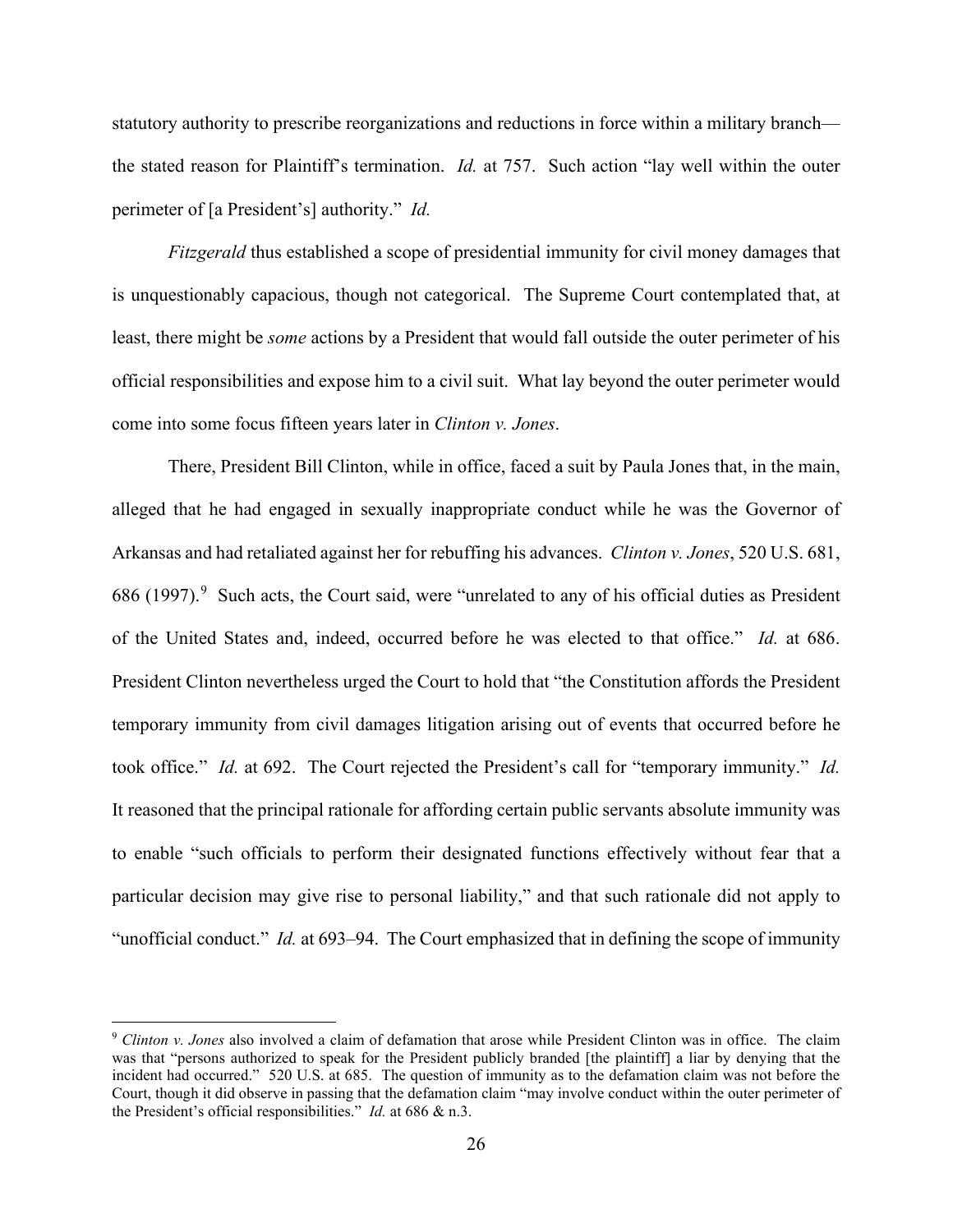statutory authority to prescribe reorganizations and reductions in force within a military branch—the stated reason for Plaintiff's termination. *Id.* at 757. Such action "lay well within the outer perimeter of [a President's] authority." *Id.*

*Fitzgerald* thus established a scope of presidential immunity for civil money damages that is unquestionably capacious, though not categorical. The Supreme Court contemplated that, at least, there might be *some* actions by a President that would fall outside the outer perimeter of his official responsibilities and expose him to a civil suit. What lay beyond the outer perimeter would come into some focus fifteen years later in *Clinton v. Jones*.

There, President Bill Clinton, while in office, faced a suit by Paula Jones that, in the main, alleged that he had engaged in sexually inappropriate conduct while he was the Governor of Arkansas and had retaliated against her for rebuffing his advances. *Clinton v. Jones*, 520 U.S. 681, 686 (1997).[9] Such acts, the Court said, were "unrelated to any of his official duties as President of the United States and, indeed, occurred before he was elected to that office." *Id.* at 686. President Clinton nevertheless urged the Court to hold that "the Constitution affords the President temporary immunity from civil damages litigation arising out of events that occurred before he took office." *Id.* at 692. The Court rejected the President's call for "temporary immunity." *Id.* It reasoned that the principal rationale for affording certain public servants absolute immunity was to enable "such officials to perform their designated functions effectively without fear that a particular decision may give rise to personal liability," and that such rationale did not apply to "unofficial conduct." *Id.* at 693–94. The Court emphasized that in defining the scope of immunity

---

[9] *Clinton v. Jones* also involved a claim of defamation that arose while President Clinton was in office. The claim was that "persons authorized to speak for the President publicly branded [the plaintiff] a liar by denying that the incident had occurred." 520 U.S. at 685. The question of immunity as to the defamation claim was not before the Court, though it did observe in passing that the defamation claim "may involve conduct within the outer perimeter of the President's official responsibilities." *Id.* at 686 & n.3.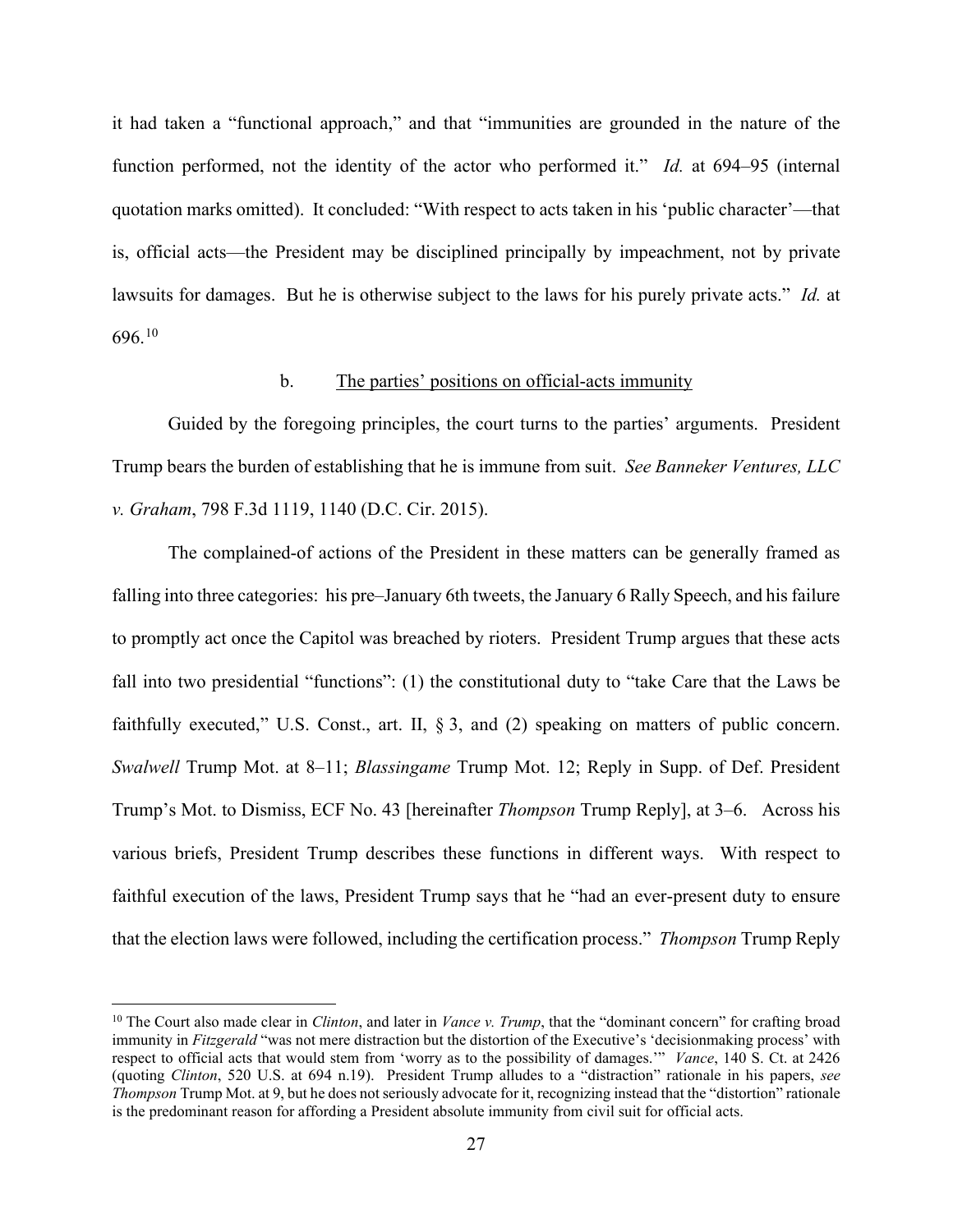it had taken a "functional approach," and that "immunities are grounded in the nature of the function performed, not the identity of the actor who performed it." *Id.* at 694–95 (internal quotation marks omitted). It concluded: "With respect to acts taken in his 'public character'—that is, official acts—the President may be disciplined principally by impeachment, not by private lawsuits for damages. But he is otherwise subject to the laws for his purely private acts." *Id.* at 696.[10]

### b. The parties' positions on official-acts immunity

Guided by the foregoing principles, the court turns to the parties' arguments. President Trump bears the burden of establishing that he is immune from suit. *See Banneker Ventures, LLC v. Graham*, 798 F.3d 1119, 1140 (D.C. Cir. 2015).

The complained-of actions of the President in these matters can be generally framed as falling into three categories: his pre–January 6th tweets, the January 6 Rally Speech, and his failure to promptly act once the Capitol was breached by rioters. President Trump argues that these acts fall into two presidential "functions": (1) the constitutional duty to "take Care that the Laws be faithfully executed," U.S. Const., art. II, § 3, and (2) speaking on matters of public concern. *Swalwell* Trump Mot. at 8–11; *Blassingame* Trump Mot. 12; Reply in Supp. of Def. President Trump's Mot. to Dismiss, ECF No. 43 [hereinafter *Thompson* Trump Reply], at 3–6. Across his various briefs, President Trump describes these functions in different ways. With respect to faithful execution of the laws, President Trump says that he "had an ever-present duty to ensure that the election laws were followed, including the certification process." *Thompson* Trump Reply

---

[10] The Court also made clear in *Clinton*, and later in *Vance v. Trump*, that the "dominant concern" for crafting broad immunity in *Fitzgerald* "was not mere distraction but the distortion of the Executive's 'decisionmaking process' with respect to official acts that would stem from 'worry as to the possibility of damages.'" *Vance*, 140 S. Ct. at 2426 (quoting *Clinton*, 520 U.S. at 694 n.19). President Trump alludes to a "distraction" rationale in his papers, *see Thompson* Trump Mot. at 9, but he does not seriously advocate for it, recognizing instead that the "distortion" rationale is the predominant reason for affording a President absolute immunity from civil suit for official acts.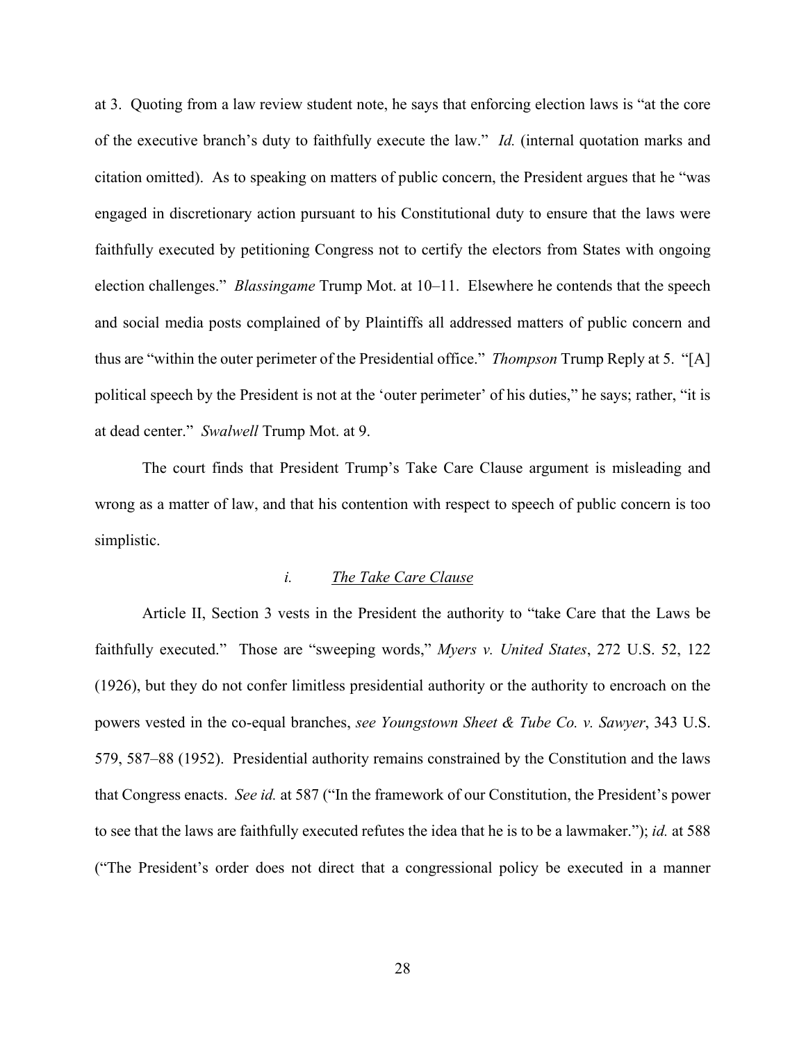at 3. Quoting from a law review student note, he says that enforcing election laws is "at the core of the executive branch's duty to faithfully execute the law." *Id.* (internal quotation marks and citation omitted). As to speaking on matters of public concern, the President argues that he "was engaged in discretionary action pursuant to his Constitutional duty to ensure that the laws were faithfully executed by petitioning Congress not to certify the electors from States with ongoing election challenges." *Blassingame* Trump Mot. at 10–11. Elsewhere he contends that the speech and social media posts complained of by Plaintiffs all addressed matters of public concern and thus are "within the outer perimeter of the Presidential office." *Thompson* Trump Reply at 5. "[A] political speech by the President is not at the 'outer perimeter' of his duties," he says; rather, "it is at dead center." *Swalwell* Trump Mot. at 9.

The court finds that President Trump's Take Care Clause argument is misleading and wrong as a matter of law, and that his contention with respect to speech of public concern is too simplistic.

*i.* *The Take Care Clause*

Article II, Section 3 vests in the President the authority to "take Care that the Laws be faithfully executed." Those are "sweeping words," *Myers v. United States*, 272 U.S. 52, 122 (1926), but they do not confer limitless presidential authority or the authority to encroach on the powers vested in the co-equal branches, *see Youngstown Sheet & Tube Co. v. Sawyer*, 343 U.S. 579, 587–88 (1952). Presidential authority remains constrained by the Constitution and the laws that Congress enacts. *See id.* at 587 ("In the framework of our Constitution, the President's power to see that the laws are faithfully executed refutes the idea that he is to be a lawmaker."); *id.* at 588 ("The President's order does not direct that a congressional policy be executed in a manner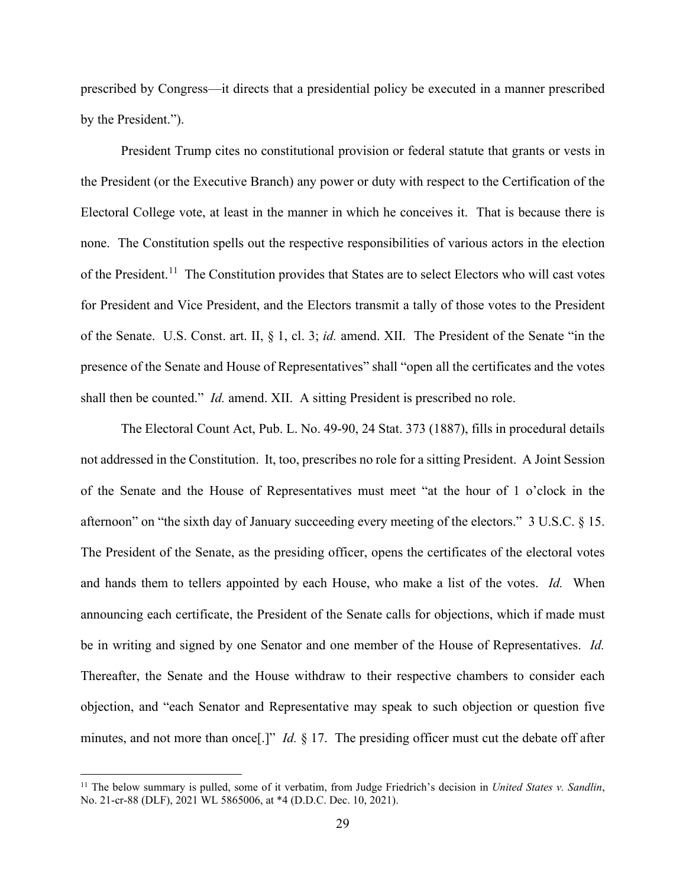prescribed by Congress—it directs that a presidential policy be executed in a manner prescribed by the President.").

President Trump cites no constitutional provision or federal statute that grants or vests in the President (or the Executive Branch) any power or duty with respect to the Certification of the Electoral College vote, at least in the manner in which he conceives it. That is because there is none. The Constitution spells out the respective responsibilities of various actors in the election of the President.[11] The Constitution provides that States are to select Electors who will cast votes for President and Vice President, and the Electors transmit a tally of those votes to the President of the Senate. U.S. Const. art. II, § 1, cl. 3; *id.* amend. XII. The President of the Senate "in the presence of the Senate and House of Representatives" shall "open all the certificates and the votes shall then be counted." *Id.* amend. XII. A sitting President is prescribed no role.

The Electoral Count Act, Pub. L. No. 49-90, 24 Stat. 373 (1887), fills in procedural details not addressed in the Constitution. It, too, prescribes no role for a sitting President. A Joint Session of the Senate and the House of Representatives must meet "at the hour of 1 o'clock in the afternoon" on "the sixth day of January succeeding every meeting of the electors." 3 U.S.C. § 15. The President of the Senate, as the presiding officer, opens the certificates of the electoral votes and hands them to tellers appointed by each House, who make a list of the votes. *Id.* When announcing each certificate, the President of the Senate calls for objections, which if made must be in writing and signed by one Senator and one member of the House of Representatives. *Id.* Thereafter, the Senate and the House withdraw to their respective chambers to consider each objection, and "each Senator and Representative may speak to such objection or question five minutes, and not more than once[.]" *Id.* § 17. The presiding officer must cut the debate off after

[11] The below summary is pulled, some of it verbatim, from Judge Friedrich's decision in *United States v. Sandlin*, No. 21-cr-88 (DLF), 2021 WL 5865006, at *4 (D.D.C. Dec. 10, 2021).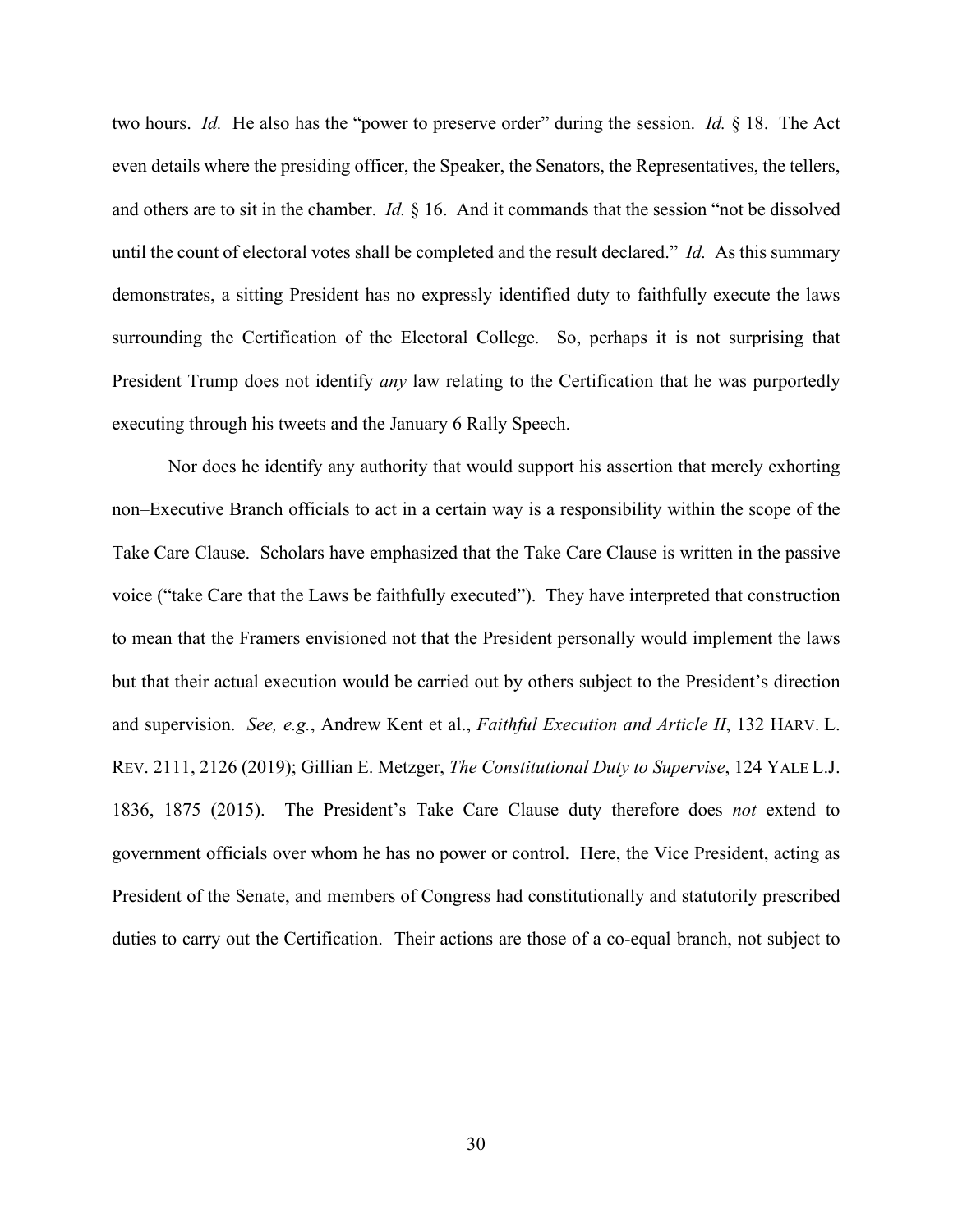two hours. *Id.* He also has the "power to preserve order" during the session. *Id.* § 18. The Act even details where the presiding officer, the Speaker, the Senators, the Representatives, the tellers, and others are to sit in the chamber. *Id.* § 16. And it commands that the session "not be dissolved until the count of electoral votes shall be completed and the result declared." *Id.* As this summary demonstrates, a sitting President has no expressly identified duty to faithfully execute the laws surrounding the Certification of the Electoral College. So, perhaps it is not surprising that President Trump does not identify *any* law relating to the Certification that he was purportedly executing through his tweets and the January 6 Rally Speech.

Nor does he identify any authority that would support his assertion that merely exhorting non–Executive Branch officials to act in a certain way is a responsibility within the scope of the Take Care Clause. Scholars have emphasized that the Take Care Clause is written in the passive voice ("take Care that the Laws be faithfully executed"). They have interpreted that construction to mean that the Framers envisioned not that the President personally would implement the laws but that their actual execution would be carried out by others subject to the President's direction and supervision. *See, e.g.*, Andrew Kent et al., *Faithful Execution and Article II*, 132 HARV. L. REV. 2111, 2126 (2019); Gillian E. Metzger, *The Constitutional Duty to Supervise*, 124 YALE L.J. 1836, 1875 (2015). The President's Take Care Clause duty therefore does *not* extend to government officials over whom he has no power or control. Here, the Vice President, acting as President of the Senate, and members of Congress had constitutionally and statutorily prescribed duties to carry out the Certification. Their actions are those of a co-equal branch, not subject to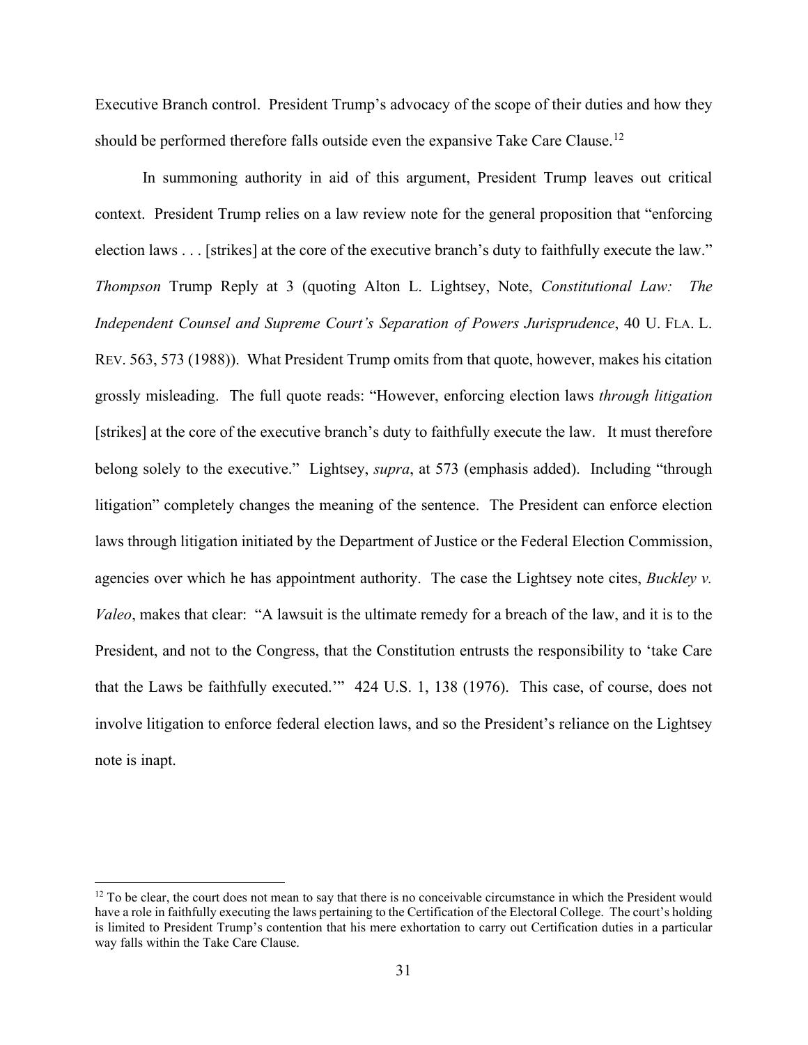Executive Branch control. President Trump's advocacy of the scope of their duties and how they should be performed therefore falls outside even the expansive Take Care Clause.[12]

In summoning authority in aid of this argument, President Trump leaves out critical context. President Trump relies on a law review note for the general proposition that "enforcing election laws . . . [strikes] at the core of the executive branch's duty to faithfully execute the law." *Thompson* Trump Reply at 3 (quoting Alton L. Lightsey, Note, *Constitutional Law: The Independent Counsel and Supreme Court's Separation of Powers Jurisprudence*, 40 U. FLA. L. REV. 563, 573 (1988)). What President Trump omits from that quote, however, makes his citation grossly misleading. The full quote reads: "However, enforcing election laws *through litigation* [strikes] at the core of the executive branch's duty to faithfully execute the law. It must therefore belong solely to the executive." Lightsey, *supra*, at 573 (emphasis added). Including "through litigation" completely changes the meaning of the sentence. The President can enforce election laws through litigation initiated by the Department of Justice or the Federal Election Commission, agencies over which he has appointment authority. The case the Lightsey note cites, *Buckley v. Valeo*, makes that clear: "A lawsuit is the ultimate remedy for a breach of the law, and it is to the President, and not to the Congress, that the Constitution entrusts the responsibility to 'take Care that the Laws be faithfully executed.'" 424 U.S. 1, 138 (1976). This case, of course, does not involve litigation to enforce federal election laws, and so the President's reliance on the Lightsey note is inapt.

---

[12] To be clear, the court does not mean to say that there is no conceivable circumstance in which the President would have a role in faithfully executing the laws pertaining to the Certification of the Electoral College. The court's holding is limited to President Trump's contention that his mere exhortation to carry out Certification duties in a particular way falls within the Take Care Clause.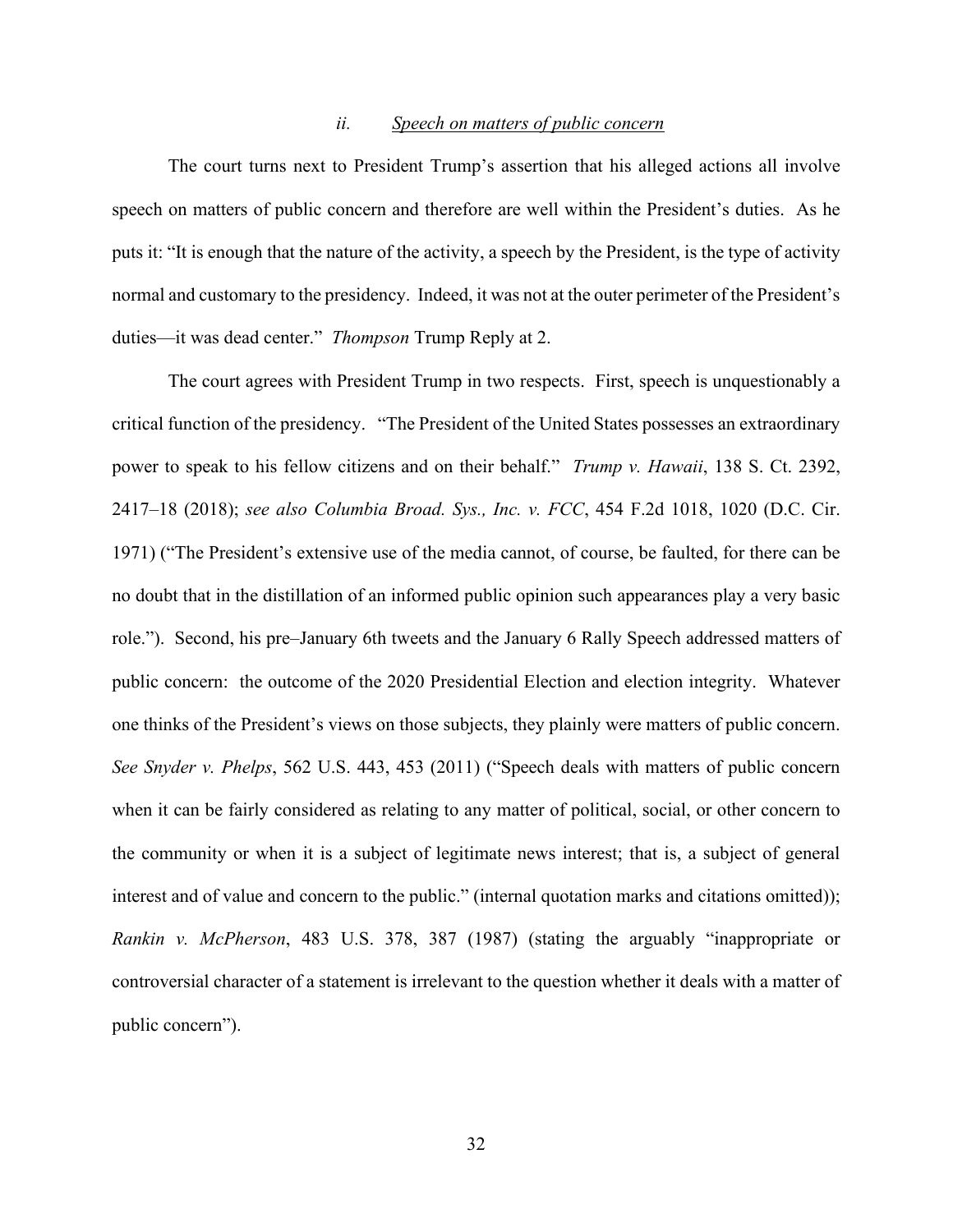### ii. Speech on matters of public concern

The court turns next to President Trump's assertion that his alleged actions all involve speech on matters of public concern and therefore are well within the President's duties. As he puts it: "It is enough that the nature of the activity, a speech by the President, is the type of activity normal and customary to the presidency. Indeed, it was not at the outer perimeter of the President's duties—it was dead center." *Thompson* Trump Reply at 2.

The court agrees with President Trump in two respects. First, speech is unquestionably a critical function of the presidency. "The President of the United States possesses an extraordinary power to speak to his fellow citizens and on their behalf." *Trump v. Hawaii*, 138 S. Ct. 2392, 2417–18 (2018); *see also Columbia Broad. Sys., Inc. v. FCC*, 454 F.2d 1018, 1020 (D.C. Cir. 1971) ("The President's extensive use of the media cannot, of course, be faulted, for there can be no doubt that in the distillation of an informed public opinion such appearances play a very basic role."). Second, his pre–January 6th tweets and the January 6 Rally Speech addressed matters of public concern: the outcome of the 2020 Presidential Election and election integrity. Whatever one thinks of the President's views on those subjects, they plainly were matters of public concern. *See Snyder v. Phelps*, 562 U.S. 443, 453 (2011) ("Speech deals with matters of public concern when it can be fairly considered as relating to any matter of political, social, or other concern to the community or when it is a subject of legitimate news interest; that is, a subject of general interest and of value and concern to the public." (internal quotation marks and citations omitted)); *Rankin v. McPherson*, 483 U.S. 378, 387 (1987) (stating the arguably "inappropriate or controversial character of a statement is irrelevant to the question whether it deals with a matter of public concern").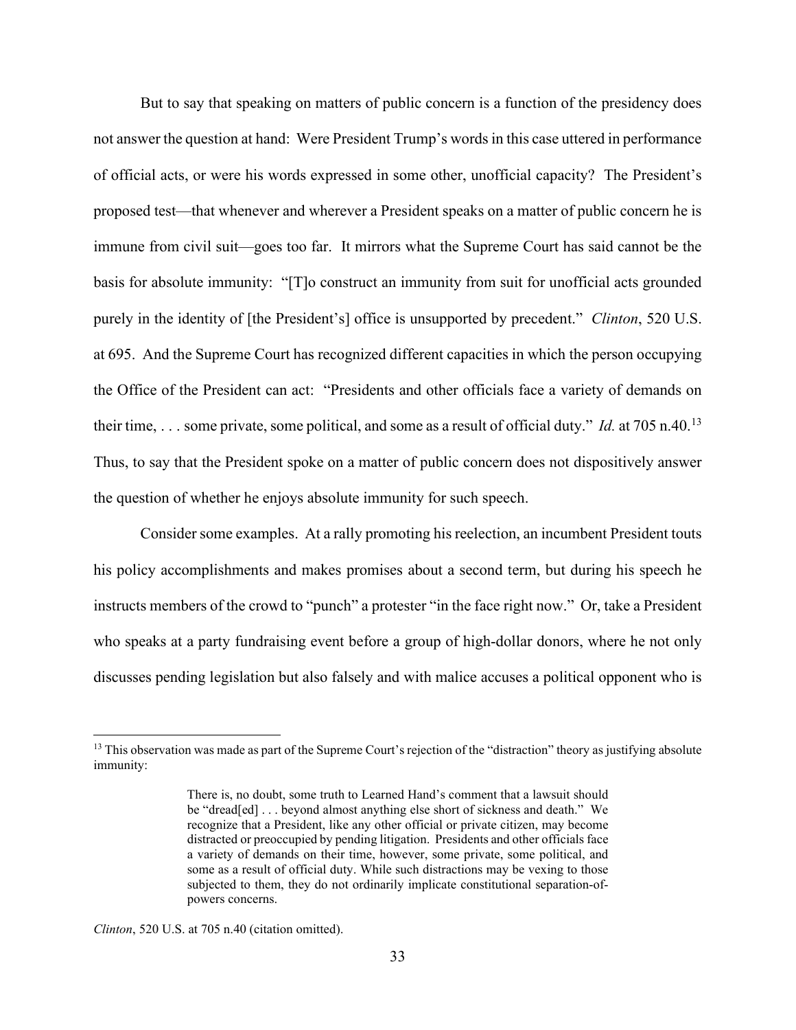But to say that speaking on matters of public concern is a function of the presidency does not answer the question at hand: Were President Trump's words in this case uttered in performance of official acts, or were his words expressed in some other, unofficial capacity? The President's proposed test—that whenever and wherever a President speaks on a matter of public concern he is immune from civil suit—goes too far. It mirrors what the Supreme Court has said cannot be the basis for absolute immunity: "[T]o construct an immunity from suit for unofficial acts grounded purely in the identity of [the President's] office is unsupported by precedent." *Clinton*, 520 U.S. at 695. And the Supreme Court has recognized different capacities in which the person occupying the Office of the President can act: "Presidents and other officials face a variety of demands on their time, . . . some private, some political, and some as a result of official duty." *Id.* at 705 n.40.[13] Thus, to say that the President spoke on a matter of public concern does not dispositively answer the question of whether he enjoys absolute immunity for such speech.

Consider some examples. At a rally promoting his reelection, an incumbent President touts his policy accomplishments and makes promises about a second term, but during his speech he instructs members of the crowd to "punch" a protester "in the face right now." Or, take a President who speaks at a party fundraising event before a group of high-dollar donors, where he not only discusses pending legislation but also falsely and with malice accuses a political opponent who is

---

[13] This observation was made as part of the Supreme Court's rejection of the "distraction" theory as justifying absolute immunity:

> There is, no doubt, some truth to Learned Hand's comment that a lawsuit should be "dread[ed] . . . beyond almost anything else short of sickness and death." We recognize that a President, like any other official or private citizen, may become distracted or preoccupied by pending litigation. Presidents and other officials face a variety of demands on their time, however, some private, some political, and some as a result of official duty. While such distractions may be vexing to those subjected to them, they do not ordinarily implicate constitutional separation-of-powers concerns.

*Clinton*, 520 U.S. at 705 n.40 (citation omitted).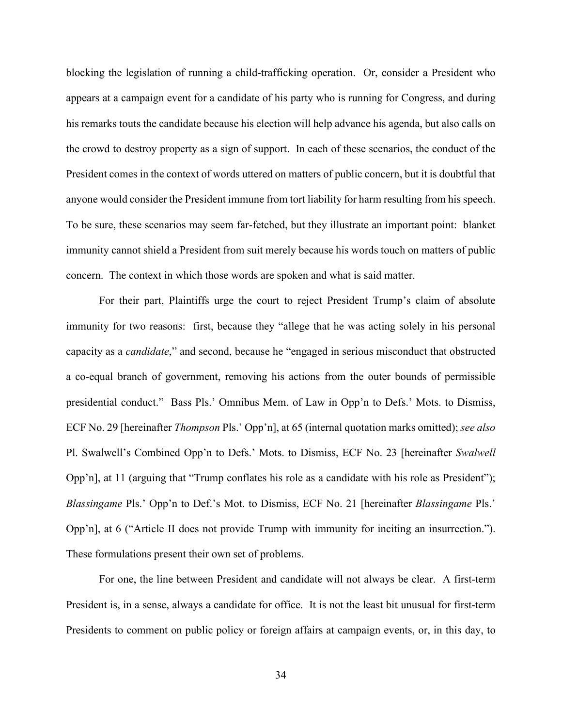blocking the legislation of running a child-trafficking operation. Or, consider a President who appears at a campaign event for a candidate of his party who is running for Congress, and during his remarks touts the candidate because his election will help advance his agenda, but also calls on the crowd to destroy property as a sign of support. In each of these scenarios, the conduct of the President comes in the context of words uttered on matters of public concern, but it is doubtful that anyone would consider the President immune from tort liability for harm resulting from his speech. To be sure, these scenarios may seem far-fetched, but they illustrate an important point: blanket immunity cannot shield a President from suit merely because his words touch on matters of public concern. The context in which those words are spoken and what is said matter.

For their part, Plaintiffs urge the court to reject President Trump's claim of absolute immunity for two reasons: first, because they "allege that he was acting solely in his personal capacity as a *candidate*," and second, because he "engaged in serious misconduct that obstructed a co-equal branch of government, removing his actions from the outer bounds of permissible presidential conduct." Bass Pls.' Omnibus Mem. of Law in Opp'n to Defs.' Mots. to Dismiss, ECF No. 29 [hereinafter *Thompson* Pls.' Opp'n], at 65 (internal quotation marks omitted); *see also* Pl. Swalwell's Combined Opp'n to Defs.' Mots. to Dismiss, ECF No. 23 [hereinafter *Swalwell* Opp'n], at 11 (arguing that "Trump conflates his role as a candidate with his role as President"); *Blassingame* Pls.' Opp'n to Def.'s Mot. to Dismiss, ECF No. 21 [hereinafter *Blassingame* Pls.' Opp'n], at 6 ("Article II does not provide Trump with immunity for inciting an insurrection."). These formulations present their own set of problems.

For one, the line between President and candidate will not always be clear. A first-term President is, in a sense, always a candidate for office. It is not the least bit unusual for first-term Presidents to comment on public policy or foreign affairs at campaign events, or, in this day, to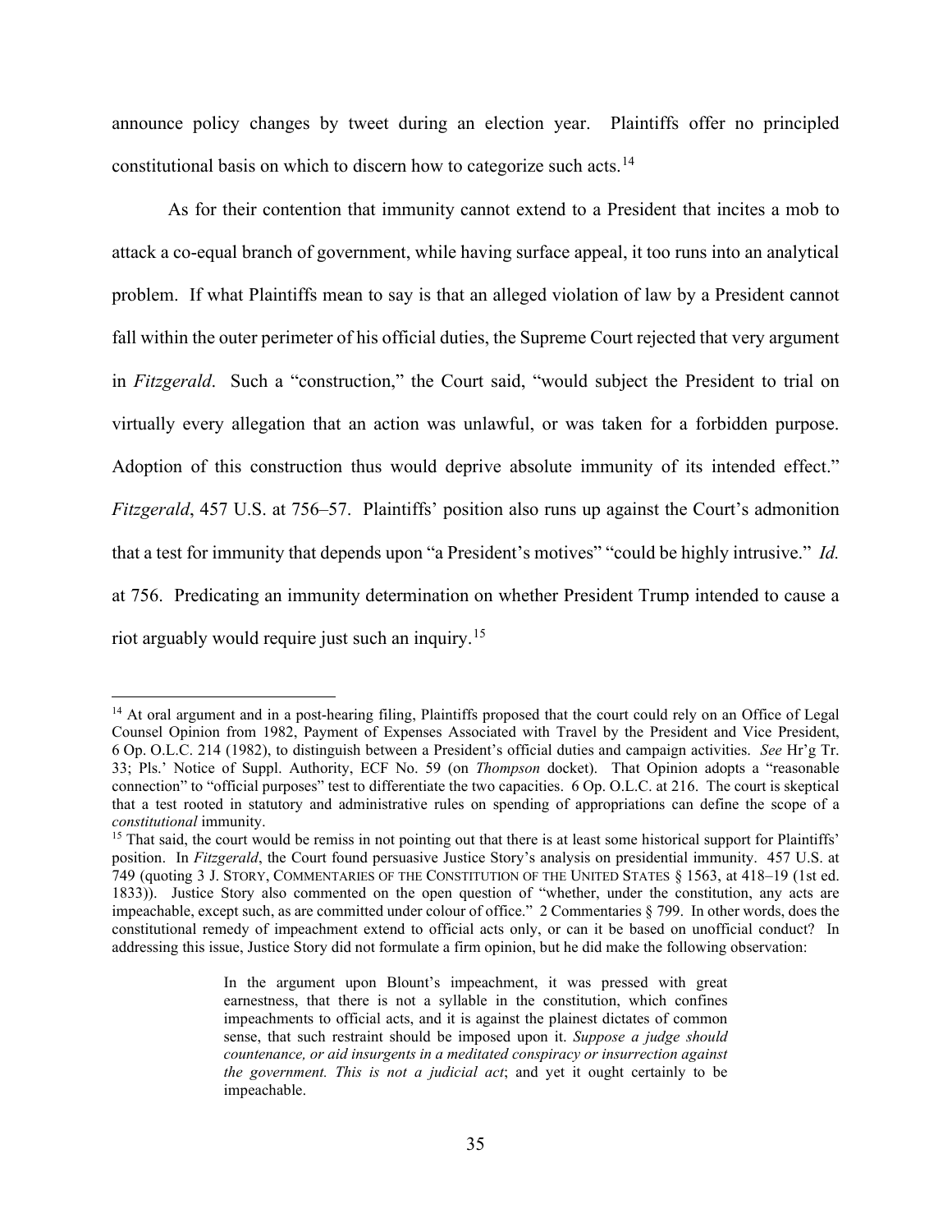announce policy changes by tweet during an election year. Plaintiffs offer no principled constitutional basis on which to discern how to categorize such acts.[14]

As for their contention that immunity cannot extend to a President that incites a mob to attack a co-equal branch of government, while having surface appeal, it too runs into an analytical problem. If what Plaintiffs mean to say is that an alleged violation of law by a President cannot fall within the outer perimeter of his official duties, the Supreme Court rejected that very argument in *Fitzgerald*. Such a "construction," the Court said, "would subject the President to trial on virtually every allegation that an action was unlawful, or was taken for a forbidden purpose. Adoption of this construction thus would deprive absolute immunity of its intended effect." *Fitzgerald*, 457 U.S. at 756–57. Plaintiffs' position also runs up against the Court's admonition that a test for immunity that depends upon "a President's motives" "could be highly intrusive." *Id.* at 756. Predicating an immunity determination on whether President Trump intended to cause a riot arguably would require just such an inquiry.[15]

---

[14] At oral argument and in a post-hearing filing, Plaintiffs proposed that the court could rely on an Office of Legal Counsel Opinion from 1982, Payment of Expenses Associated with Travel by the President and Vice President, 6 Op. O.L.C. 214 (1982), to distinguish between a President's official duties and campaign activities. *See* Hr'g Tr. 33; Pls.' Notice of Suppl. Authority, ECF No. 59 (on *Thompson* docket). That Opinion adopts a "reasonable connection" to "official purposes" test to differentiate the two capacities. 6 Op. O.L.C. at 216. The court is skeptical that a test rooted in statutory and administrative rules on spending of appropriations can define the scope of a *constitutional* immunity.

[15] That said, the court would be remiss in not pointing out that there is at least some historical support for Plaintiffs' position. In *Fitzgerald*, the Court found persuasive Justice Story's analysis on presidential immunity. 457 U.S. at 749 (quoting 3 J. STORY, COMMENTARIES OF THE CONSTITUTION OF THE UNITED STATES § 1563, at 418–19 (1st ed. 1833)). Justice Story also commented on the open question of "whether, under the constitution, any acts are impeachable, except such, as are committed under colour of office." 2 Commentaries § 799. In other words, does the constitutional remedy of impeachment extend to official acts only, or can it be based on unofficial conduct? In addressing this issue, Justice Story did not formulate a firm opinion, but he did make the following observation:

> In the argument upon Blount's impeachment, it was pressed with great earnestness, that there is not a syllable in the constitution, which confines impeachments to official acts, and it is against the plainest dictates of common sense, that such restraint should be imposed upon it. *Suppose a judge should countenance, or aid insurgents in a meditated conspiracy or insurrection against the government. This is not a judicial act*; and yet it ought certainly to be impeachable.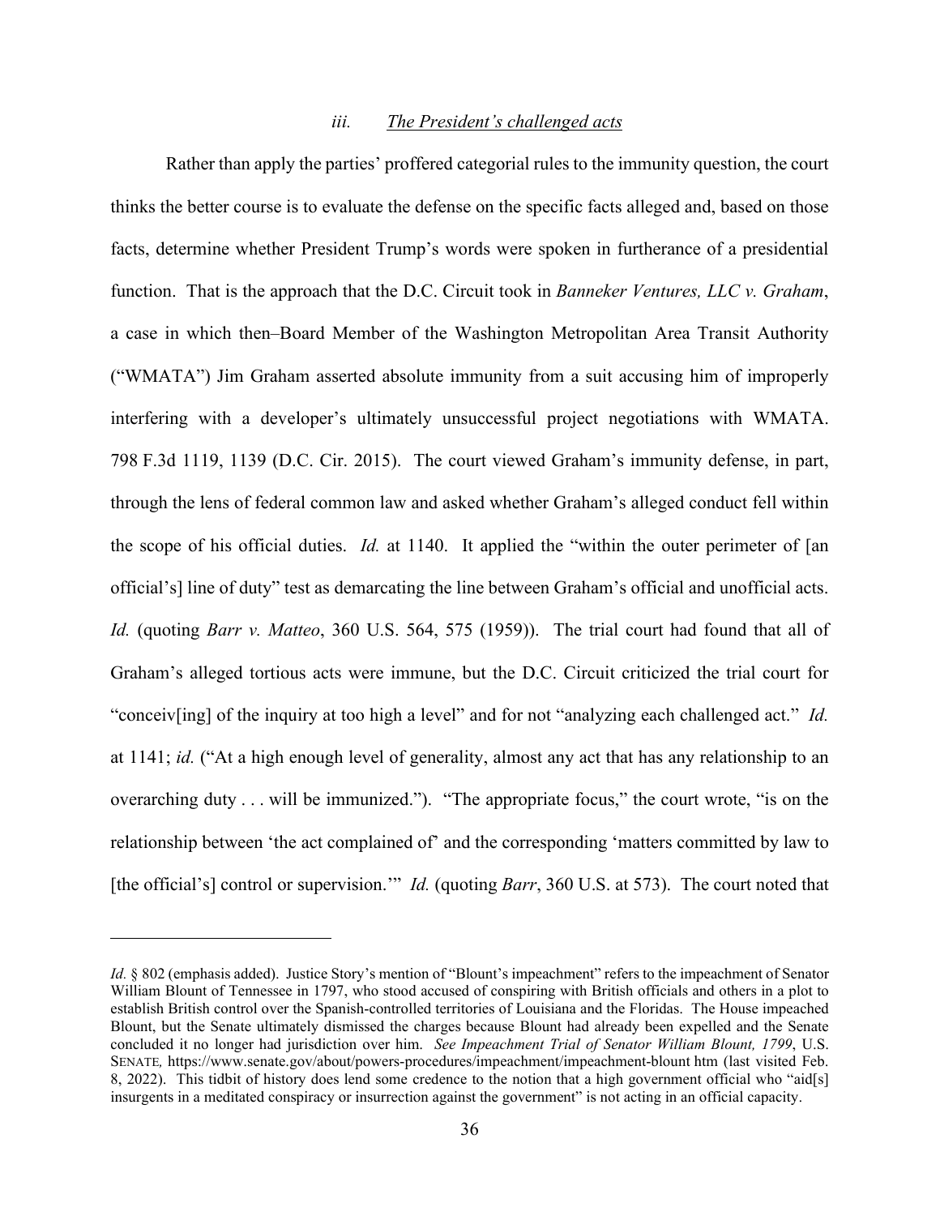### *iii. The President's challenged acts*

Rather than apply the parties' proffered categorial rules to the immunity question, the court thinks the better course is to evaluate the defense on the specific facts alleged and, based on those facts, determine whether President Trump's words were spoken in furtherance of a presidential function. That is the approach that the D.C. Circuit took in *Banneker Ventures, LLC v. Graham*, a case in which then–Board Member of the Washington Metropolitan Area Transit Authority ("WMATA") Jim Graham asserted absolute immunity from a suit accusing him of improperly interfering with a developer's ultimately unsuccessful project negotiations with WMATA. 798 F.3d 1119, 1139 (D.C. Cir. 2015). The court viewed Graham's immunity defense, in part, through the lens of federal common law and asked whether Graham's alleged conduct fell within the scope of his official duties. *Id.* at 1140. It applied the "within the outer perimeter of [an official's] line of duty" test as demarcating the line between Graham's official and unofficial acts. *Id.* (quoting *Barr v. Matteo*, 360 U.S. 564, 575 (1959)). The trial court had found that all of Graham's alleged tortious acts were immune, but the D.C. Circuit criticized the trial court for "conceiv[ing] of the inquiry at too high a level" and for not "analyzing each challenged act." *Id.* at 1141; *id.* ("At a high enough level of generality, almost any act that has any relationship to an overarching duty . . . will be immunized."). "The appropriate focus," the court wrote, "is on the relationship between 'the act complained of' and the corresponding 'matters committed by law to [the official's] control or supervision.'" *Id.* (quoting *Barr*, 360 U.S. at 573). The court noted that

---

*Id.* § 802 (emphasis added). Justice Story's mention of "Blount's impeachment" refers to the impeachment of Senator William Blount of Tennessee in 1797, who stood accused of conspiring with British officials and others in a plot to establish British control over the Spanish-controlled territories of Louisiana and the Floridas. The House impeached Blount, but the Senate ultimately dismissed the charges because Blount had already been expelled and the Senate concluded it no longer had jurisdiction over him. *See Impeachment Trial of Senator William Blount, 1799*, U.S. SENATE, https://www.senate.gov/about/powers-procedures/impeachment/impeachment-blount htm (last visited Feb. 8, 2022). This tidbit of history does lend some credence to the notion that a high government official who "aid[s] insurgents in a meditated conspiracy or insurrection against the government" is not acting in an official capacity.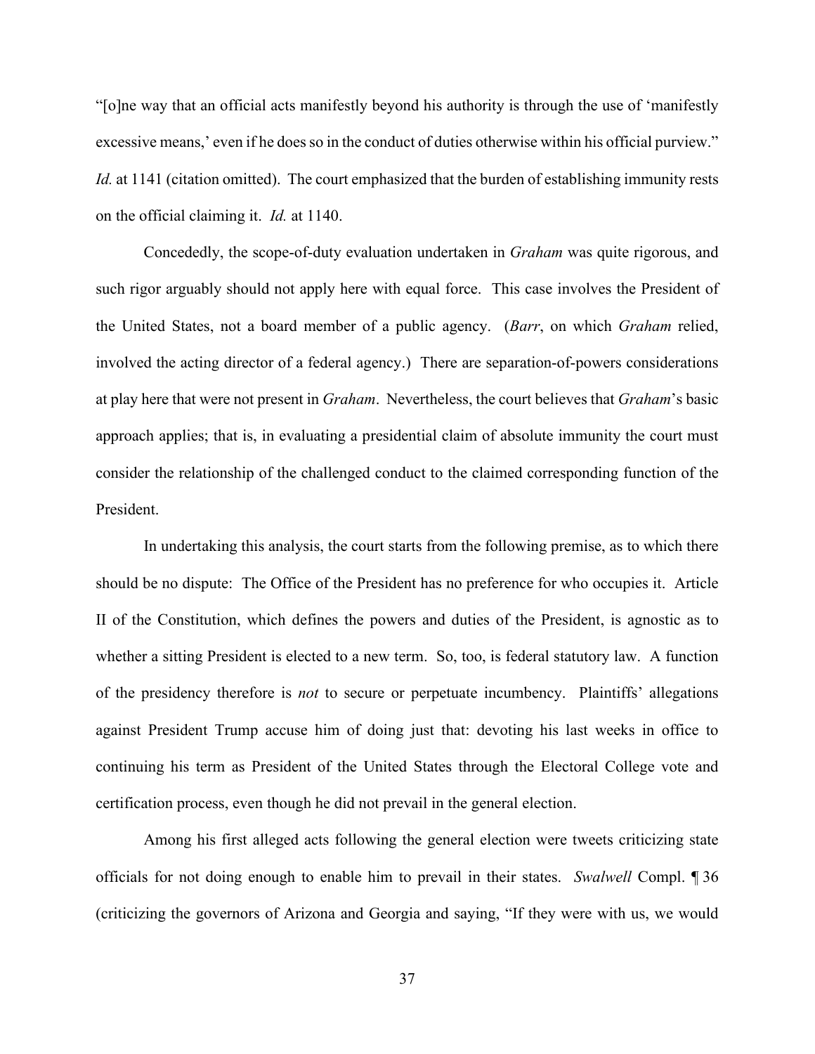"[o]ne way that an official acts manifestly beyond his authority is through the use of 'manifestly excessive means,' even if he does so in the conduct of duties otherwise within his official purview." *Id.* at 1141 (citation omitted). The court emphasized that the burden of establishing immunity rests on the official claiming it. *Id.* at 1140.

Concededly, the scope-of-duty evaluation undertaken in *Graham* was quite rigorous, and such rigor arguably should not apply here with equal force. This case involves the President of the United States, not a board member of a public agency. (*Barr*, on which *Graham* relied, involved the acting director of a federal agency.) There are separation-of-powers considerations at play here that were not present in *Graham*. Nevertheless, the court believes that *Graham*'s basic approach applies; that is, in evaluating a presidential claim of absolute immunity the court must consider the relationship of the challenged conduct to the claimed corresponding function of the President.

In undertaking this analysis, the court starts from the following premise, as to which there should be no dispute: The Office of the President has no preference for who occupies it. Article II of the Constitution, which defines the powers and duties of the President, is agnostic as to whether a sitting President is elected to a new term. So, too, is federal statutory law. A function of the presidency therefore is *not* to secure or perpetuate incumbency. Plaintiffs' allegations against President Trump accuse him of doing just that: devoting his last weeks in office to continuing his term as President of the United States through the Electoral College vote and certification process, even though he did not prevail in the general election.

Among his first alleged acts following the general election were tweets criticizing state officials for not doing enough to enable him to prevail in their states. *Swalwell* Compl. ¶ 36 (criticizing the governors of Arizona and Georgia and saying, "If they were with us, we would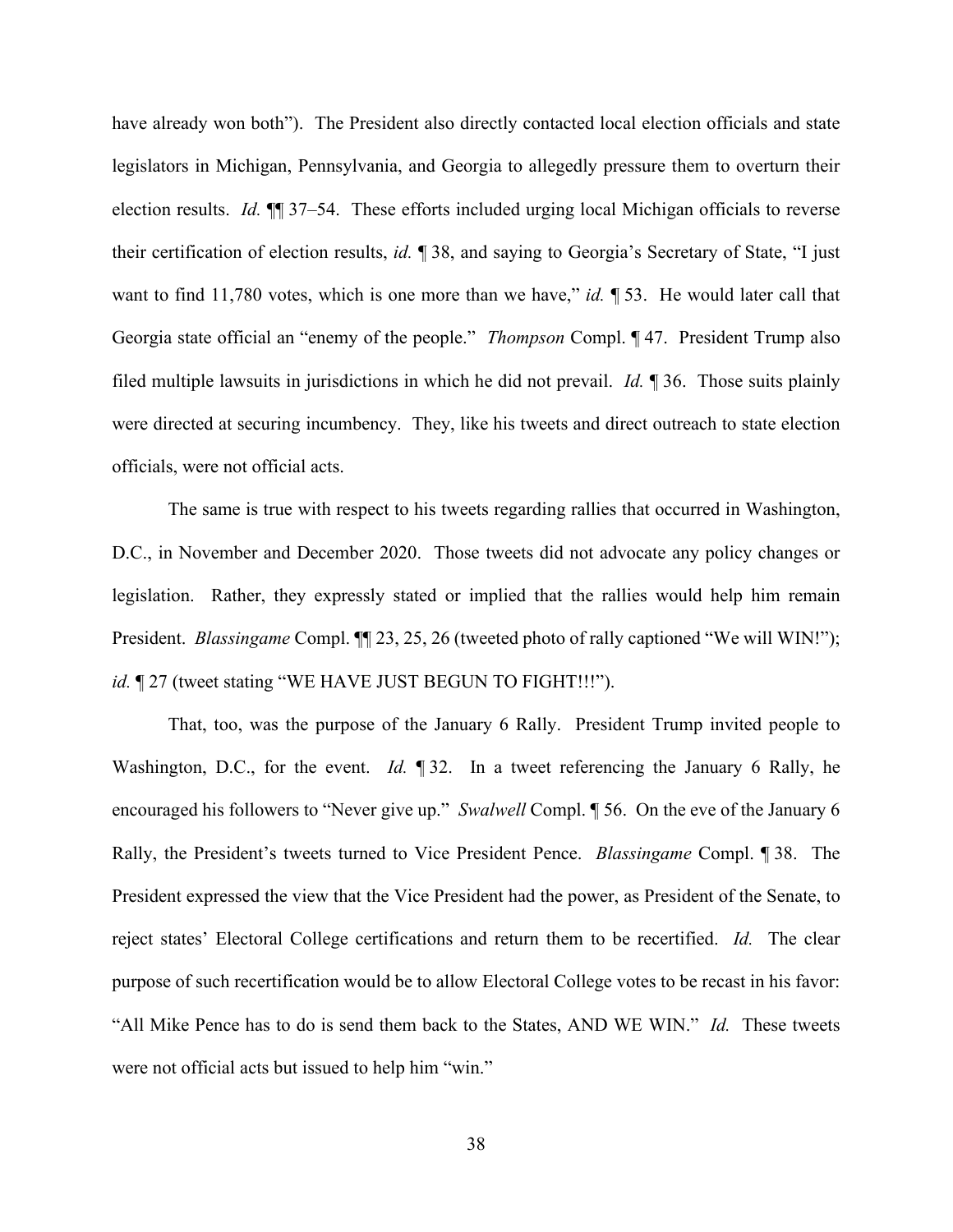have already won both"). The President also directly contacted local election officials and state legislators in Michigan, Pennsylvania, and Georgia to allegedly pressure them to overturn their election results. *Id.* ¶¶ 37–54. These efforts included urging local Michigan officials to reverse their certification of election results, *id.* ¶ 38, and saying to Georgia's Secretary of State, "I just want to find 11,780 votes, which is one more than we have," *id.* ¶ 53. He would later call that Georgia state official an "enemy of the people." *Thompson* Compl. ¶ 47. President Trump also filed multiple lawsuits in jurisdictions in which he did not prevail. *Id.* ¶ 36. Those suits plainly were directed at securing incumbency. They, like his tweets and direct outreach to state election officials, were not official acts.

The same is true with respect to his tweets regarding rallies that occurred in Washington, D.C., in November and December 2020. Those tweets did not advocate any policy changes or legislation. Rather, they expressly stated or implied that the rallies would help him remain President. *Blassingame* Compl. ¶¶ 23, 25, 26 (tweeted photo of rally captioned "We will WIN!"); *id.* ¶ 27 (tweet stating "WE HAVE JUST BEGUN TO FIGHT!!!").

That, too, was the purpose of the January 6 Rally. President Trump invited people to Washington, D.C., for the event. *Id.* ¶ 32. In a tweet referencing the January 6 Rally, he encouraged his followers to "Never give up." *Swalwell* Compl. ¶ 56. On the eve of the January 6 Rally, the President's tweets turned to Vice President Pence. *Blassingame* Compl. ¶ 38. The President expressed the view that the Vice President had the power, as President of the Senate, to reject states' Electoral College certifications and return them to be recertified. *Id.* The clear purpose of such recertification would be to allow Electoral College votes to be recast in his favor: "All Mike Pence has to do is send them back to the States, AND WE WIN." *Id.* These tweets were not official acts but issued to help him "win."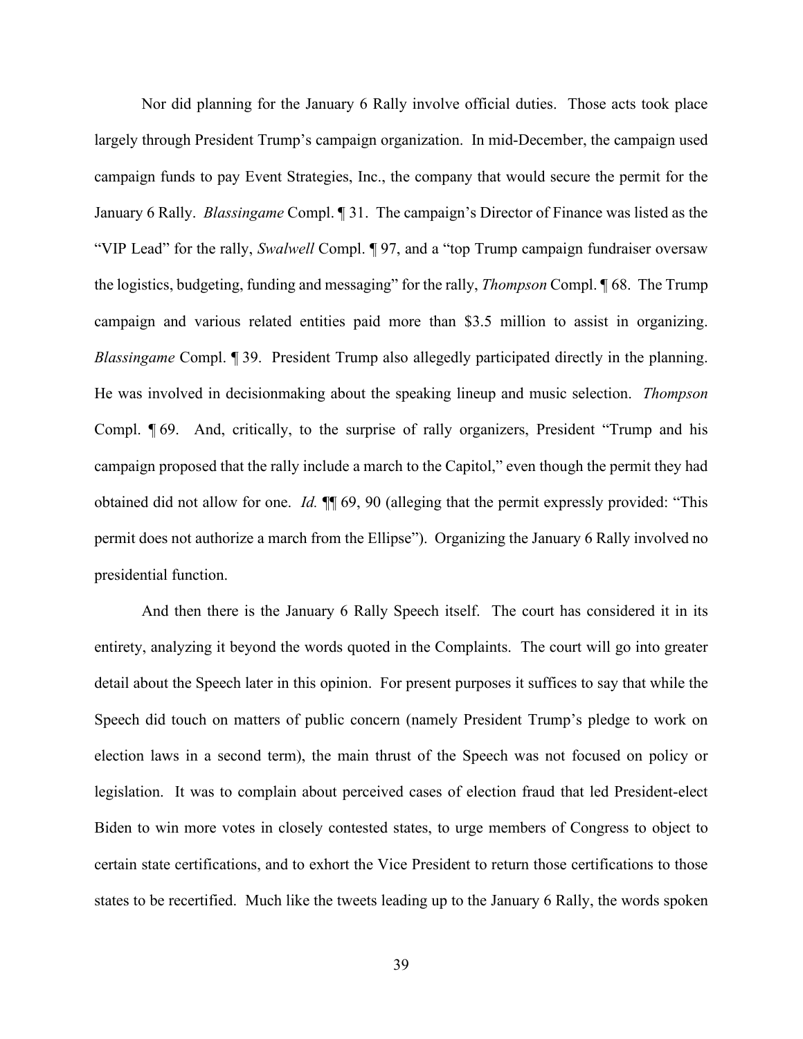Nor did planning for the January 6 Rally involve official duties. Those acts took place largely through President Trump's campaign organization. In mid-December, the campaign used campaign funds to pay Event Strategies, Inc., the company that would secure the permit for the January 6 Rally. *Blassingame* Compl. ¶ 31. The campaign's Director of Finance was listed as the "VIP Lead" for the rally, *Swalwell* Compl. ¶ 97, and a "top Trump campaign fundraiser oversaw the logistics, budgeting, funding and messaging" for the rally, *Thompson* Compl. ¶ 68. The Trump campaign and various related entities paid more than $3.5 million to assist in organizing. *Blassingame* Compl. ¶ 39. President Trump also allegedly participated directly in the planning. He was involved in decisionmaking about the speaking lineup and music selection. *Thompson* Compl. ¶ 69. And, critically, to the surprise of rally organizers, President "Trump and his campaign proposed that the rally include a march to the Capitol," even though the permit they had obtained did not allow for one. *Id.* ¶¶ 69, 90 (alleging that the permit expressly provided: "This permit does not authorize a march from the Ellipse"). Organizing the January 6 Rally involved no presidential function.

And then there is the January 6 Rally Speech itself. The court has considered it in its entirety, analyzing it beyond the words quoted in the Complaints. The court will go into greater detail about the Speech later in this opinion. For present purposes it suffices to say that while the Speech did touch on matters of public concern (namely President Trump's pledge to work on election laws in a second term), the main thrust of the Speech was not focused on policy or legislation. It was to complain about perceived cases of election fraud that led President-elect Biden to win more votes in closely contested states, to urge members of Congress to object to certain state certifications, and to exhort the Vice President to return those certifications to those states to be recertified. Much like the tweets leading up to the January 6 Rally, the words spoken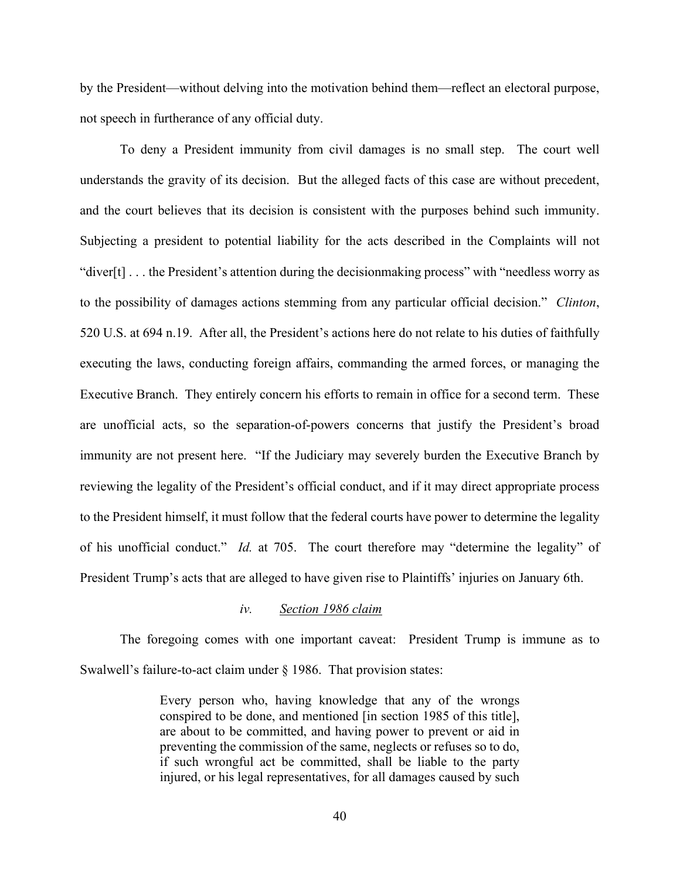by the President—without delving into the motivation behind them—reflect an electoral purpose, not speech in furtherance of any official duty.

To deny a President immunity from civil damages is no small step. The court well understands the gravity of its decision. But the alleged facts of this case are without precedent, and the court believes that its decision is consistent with the purposes behind such immunity. Subjecting a president to potential liability for the acts described in the Complaints will not "diver[t] . . . the President's attention during the decisionmaking process" with "needless worry as to the possibility of damages actions stemming from any particular official decision." *Clinton*, 520 U.S. at 694 n.19. After all, the President's actions here do not relate to his duties of faithfully executing the laws, conducting foreign affairs, commanding the armed forces, or managing the Executive Branch. They entirely concern his efforts to remain in office for a second term. These are unofficial acts, so the separation-of-powers concerns that justify the President's broad immunity are not present here. "If the Judiciary may severely burden the Executive Branch by reviewing the legality of the President's official conduct, and if it may direct appropriate process to the President himself, it must follow that the federal courts have power to determine the legality of his unofficial conduct." *Id.* at 705. The court therefore may "determine the legality" of President Trump's acts that are alleged to have given rise to Plaintiffs' injuries on January 6th.

#### *iv.* <u>*Section 1986 claim*</u>

The foregoing comes with one important caveat: President Trump is immune as to Swalwell's failure-to-act claim under § 1986. That provision states:

> Every person who, having knowledge that any of the wrongs conspired to be done, and mentioned [in section 1985 of this title], are about to be committed, and having power to prevent or aid in preventing the commission of the same, neglects or refuses so to do, if such wrongful act be committed, shall be liable to the party injured, or his legal representatives, for all damages caused by such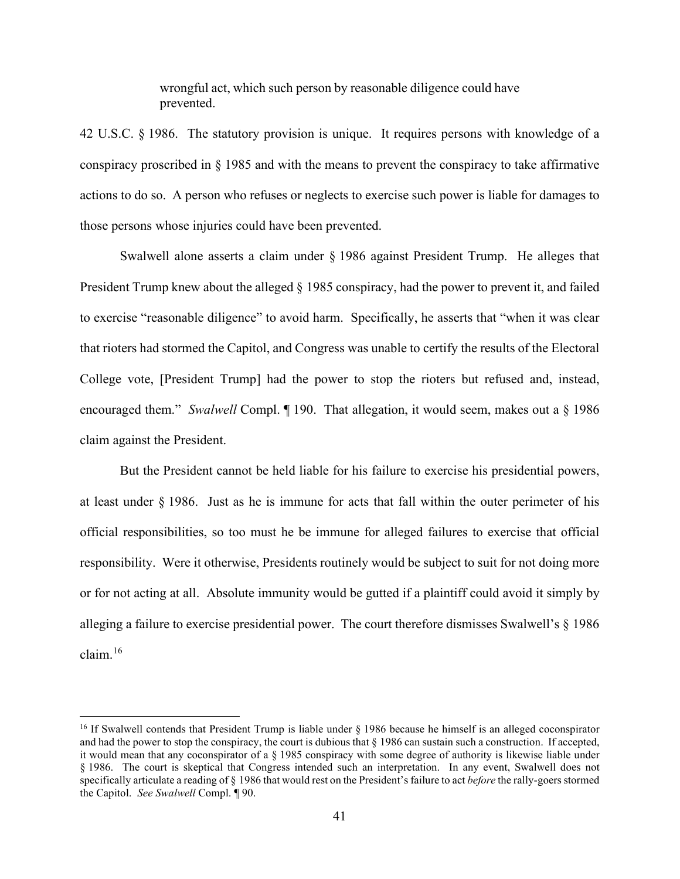> wrongful act, which such person by reasonable diligence could have prevented.

42 U.S.C. § 1986. The statutory provision is unique. It requires persons with knowledge of a conspiracy proscribed in § 1985 and with the means to prevent the conspiracy to take affirmative actions to do so. A person who refuses or neglects to exercise such power is liable for damages to those persons whose injuries could have been prevented.

Swalwell alone asserts a claim under § 1986 against President Trump. He alleges that President Trump knew about the alleged § 1985 conspiracy, had the power to prevent it, and failed to exercise "reasonable diligence" to avoid harm. Specifically, he asserts that "when it was clear that rioters had stormed the Capitol, and Congress was unable to certify the results of the Electoral College vote, [President Trump] had the power to stop the rioters but refused and, instead, encouraged them." *Swalwell* Compl. ¶ 190. That allegation, it would seem, makes out a § 1986 claim against the President.

But the President cannot be held liable for his failure to exercise his presidential powers, at least under § 1986. Just as he is immune for acts that fall within the outer perimeter of his official responsibilities, so too must he be immune for alleged failures to exercise that official responsibility. Were it otherwise, Presidents routinely would be subject to suit for not doing more or for not acting at all. Absolute immunity would be gutted if a plaintiff could avoid it simply by alleging a failure to exercise presidential power. The court therefore dismisses Swalwell's § 1986 claim.[16]

[16] If Swalwell contends that President Trump is liable under § 1986 because he himself is an alleged coconspirator and had the power to stop the conspiracy, the court is dubious that § 1986 can sustain such a construction. If accepted, it would mean that any coconspirator of a § 1985 conspiracy with some degree of authority is likewise liable under § 1986. The court is skeptical that Congress intended such an interpretation. In any event, Swalwell does not specifically articulate a reading of § 1986 that would rest on the President's failure to act *before* the rally-goers stormed the Capitol. *See Swalwell* Compl. ¶ 90.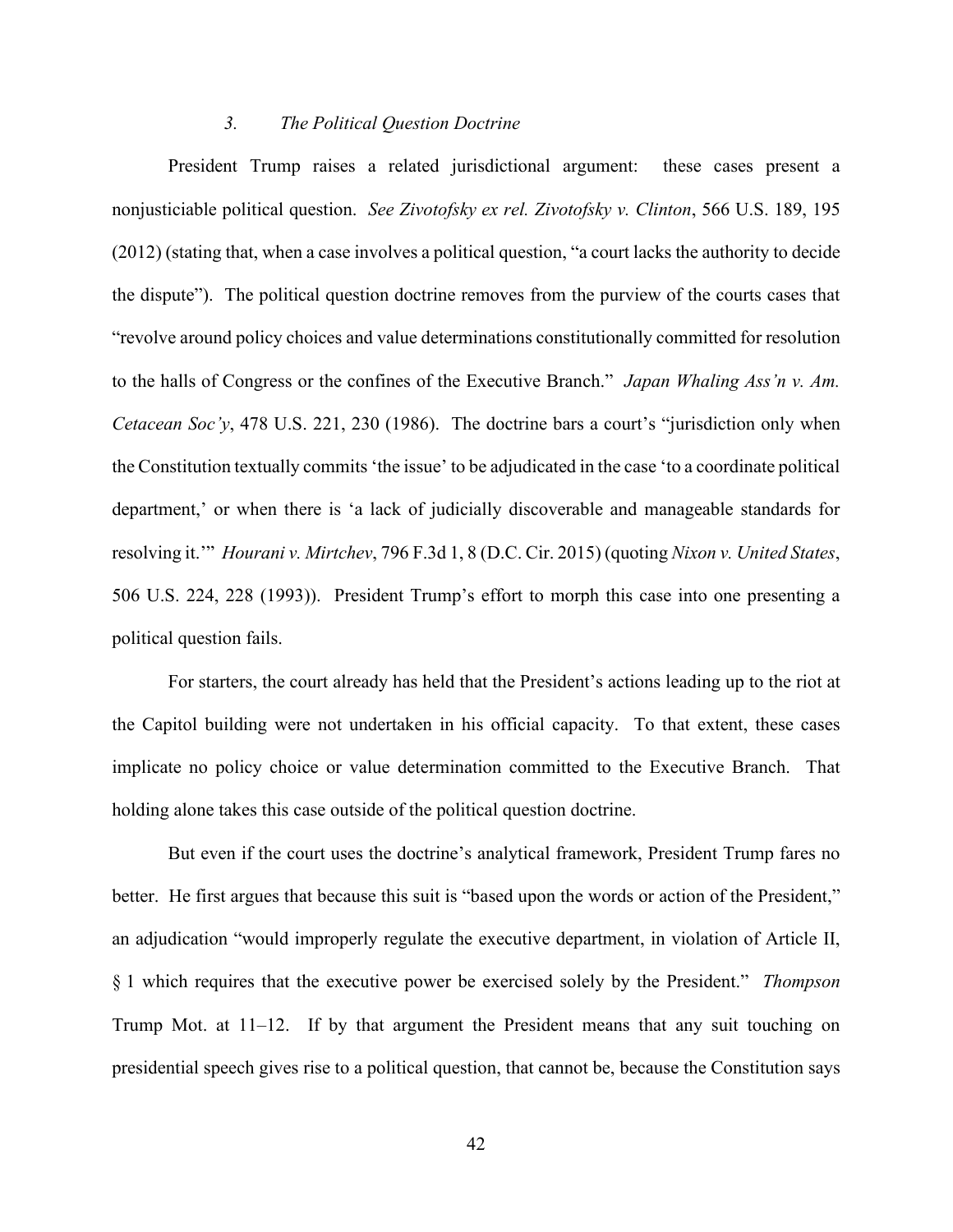### *3. The Political Question Doctrine*

President Trump raises a related jurisdictional argument: these cases present a nonjusticiable political question. *See Zivotofsky ex rel. Zivotofsky v. Clinton*, 566 U.S. 189, 195 (2012) (stating that, when a case involves a political question, "a court lacks the authority to decide the dispute"). The political question doctrine removes from the purview of the courts cases that "revolve around policy choices and value determinations constitutionally committed for resolution to the halls of Congress or the confines of the Executive Branch." *Japan Whaling Ass'n v. Am. Cetacean Soc'y*, 478 U.S. 221, 230 (1986). The doctrine bars a court's "jurisdiction only when the Constitution textually commits 'the issue' to be adjudicated in the case 'to a coordinate political department,' or when there is 'a lack of judicially discoverable and manageable standards for resolving it.'" *Hourani v. Mirtchev*, 796 F.3d 1, 8 (D.C. Cir. 2015) (quoting *Nixon v. United States*, 506 U.S. 224, 228 (1993)). President Trump's effort to morph this case into one presenting a political question fails.

For starters, the court already has held that the President's actions leading up to the riot at the Capitol building were not undertaken in his official capacity. To that extent, these cases implicate no policy choice or value determination committed to the Executive Branch. That holding alone takes this case outside of the political question doctrine.

But even if the court uses the doctrine's analytical framework, President Trump fares no better. He first argues that because this suit is "based upon the words or action of the President," an adjudication "would improperly regulate the executive department, in violation of Article II, § 1 which requires that the executive power be exercised solely by the President." *Thompson* Trump Mot. at 11–12. If by that argument the President means that any suit touching on presidential speech gives rise to a political question, that cannot be, because the Constitution says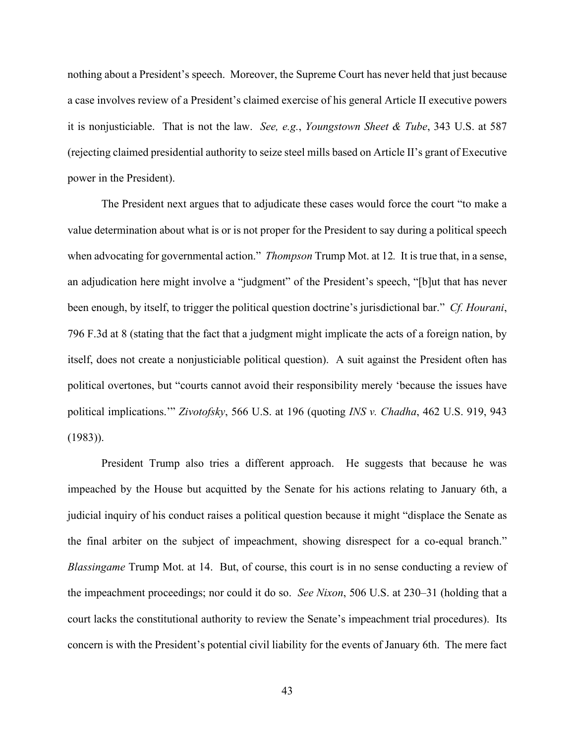nothing about a President's speech. Moreover, the Supreme Court has never held that just because a case involves review of a President's claimed exercise of his general Article II executive powers it is nonjusticiable. That is not the law. *See, e.g.*, *Youngstown Sheet & Tube*, 343 U.S. at 587 (rejecting claimed presidential authority to seize steel mills based on Article II's grant of Executive power in the President).

The President next argues that to adjudicate these cases would force the court "to make a value determination about what is or is not proper for the President to say during a political speech when advocating for governmental action." *Thompson* Trump Mot. at 12. It is true that, in a sense, an adjudication here might involve a "judgment" of the President's speech, "[b]ut that has never been enough, by itself, to trigger the political question doctrine's jurisdictional bar." *Cf. Hourani*, 796 F.3d at 8 (stating that the fact that a judgment might implicate the acts of a foreign nation, by itself, does not create a nonjusticiable political question). A suit against the President often has political overtones, but "courts cannot avoid their responsibility merely 'because the issues have political implications.'" *Zivotofsky*, 566 U.S. at 196 (quoting *INS v. Chadha*, 462 U.S. 919, 943 (1983)).

President Trump also tries a different approach. He suggests that because he was impeached by the House but acquitted by the Senate for his actions relating to January 6th, a judicial inquiry of his conduct raises a political question because it might "displace the Senate as the final arbiter on the subject of impeachment, showing disrespect for a co-equal branch." *Blassingame* Trump Mot. at 14. But, of course, this court is in no sense conducting a review of the impeachment proceedings; nor could it do so. *See Nixon*, 506 U.S. at 230–31 (holding that a court lacks the constitutional authority to review the Senate's impeachment trial procedures). Its concern is with the President's potential civil liability for the events of January 6th. The mere fact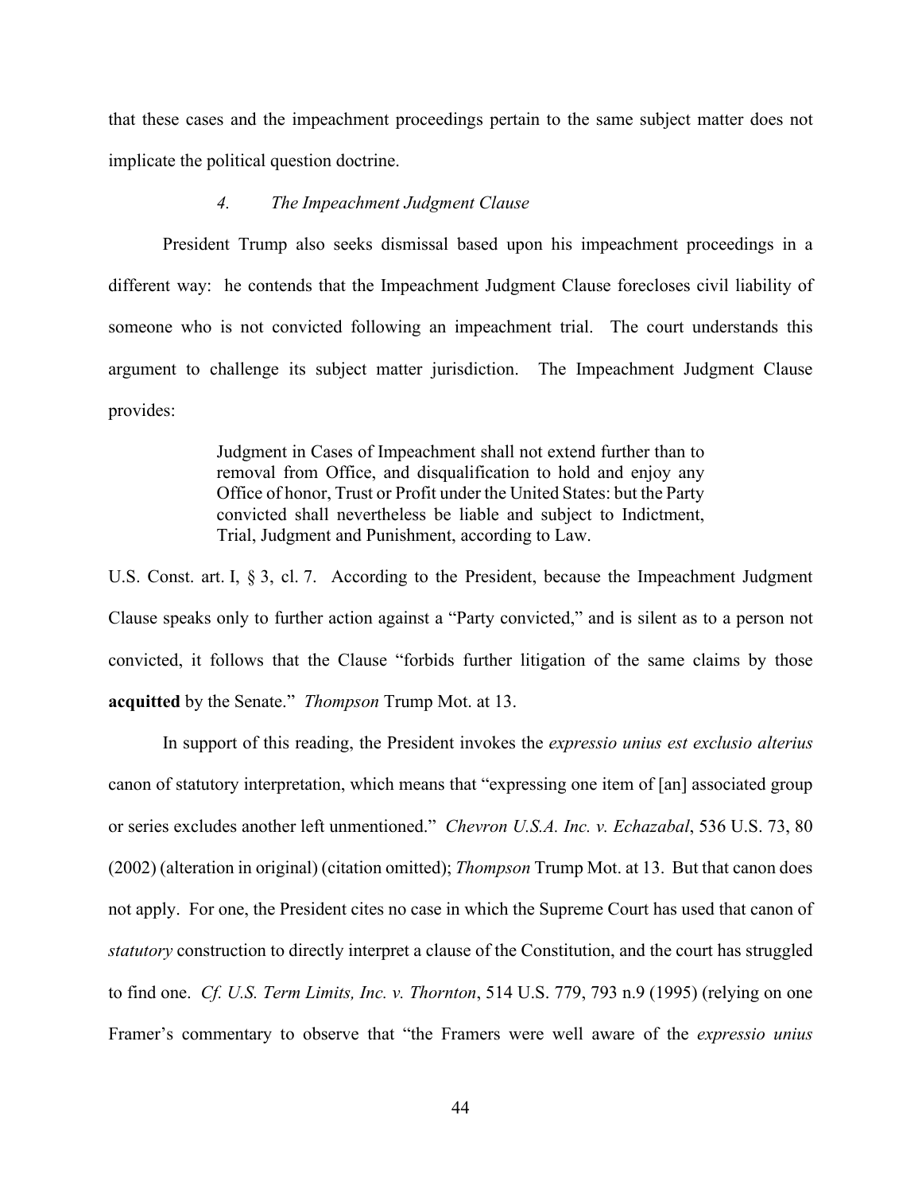that these cases and the impeachment proceedings pertain to the same subject matter does not implicate the political question doctrine.

#### *4. The Impeachment Judgment Clause*

President Trump also seeks dismissal based upon his impeachment proceedings in a different way: he contends that the Impeachment Judgment Clause forecloses civil liability of someone who is not convicted following an impeachment trial. The court understands this argument to challenge its subject matter jurisdiction. The Impeachment Judgment Clause provides:

> Judgment in Cases of Impeachment shall not extend further than to removal from Office, and disqualification to hold and enjoy any Office of honor, Trust or Profit under the United States: but the Party convicted shall nevertheless be liable and subject to Indictment, Trial, Judgment and Punishment, according to Law.

U.S. Const. art. I, § 3, cl. 7. According to the President, because the Impeachment Judgment Clause speaks only to further action against a "Party convicted," and is silent as to a person not convicted, it follows that the Clause "forbids further litigation of the same claims by those **acquitted** by the Senate." *Thompson* Trump Mot. at 13.

In support of this reading, the President invokes the *expressio unius est exclusio alterius* canon of statutory interpretation, which means that "expressing one item of [an] associated group or series excludes another left unmentioned." *Chevron U.S.A. Inc. v. Echazabal*, 536 U.S. 73, 80 (2002) (alteration in original) (citation omitted); *Thompson* Trump Mot. at 13. But that canon does not apply. For one, the President cites no case in which the Supreme Court has used that canon of *statutory* construction to directly interpret a clause of the Constitution, and the court has struggled to find one. *Cf. U.S. Term Limits, Inc. v. Thornton*, 514 U.S. 779, 793 n.9 (1995) (relying on one Framer's commentary to observe that "the Framers were well aware of the *expressio unius*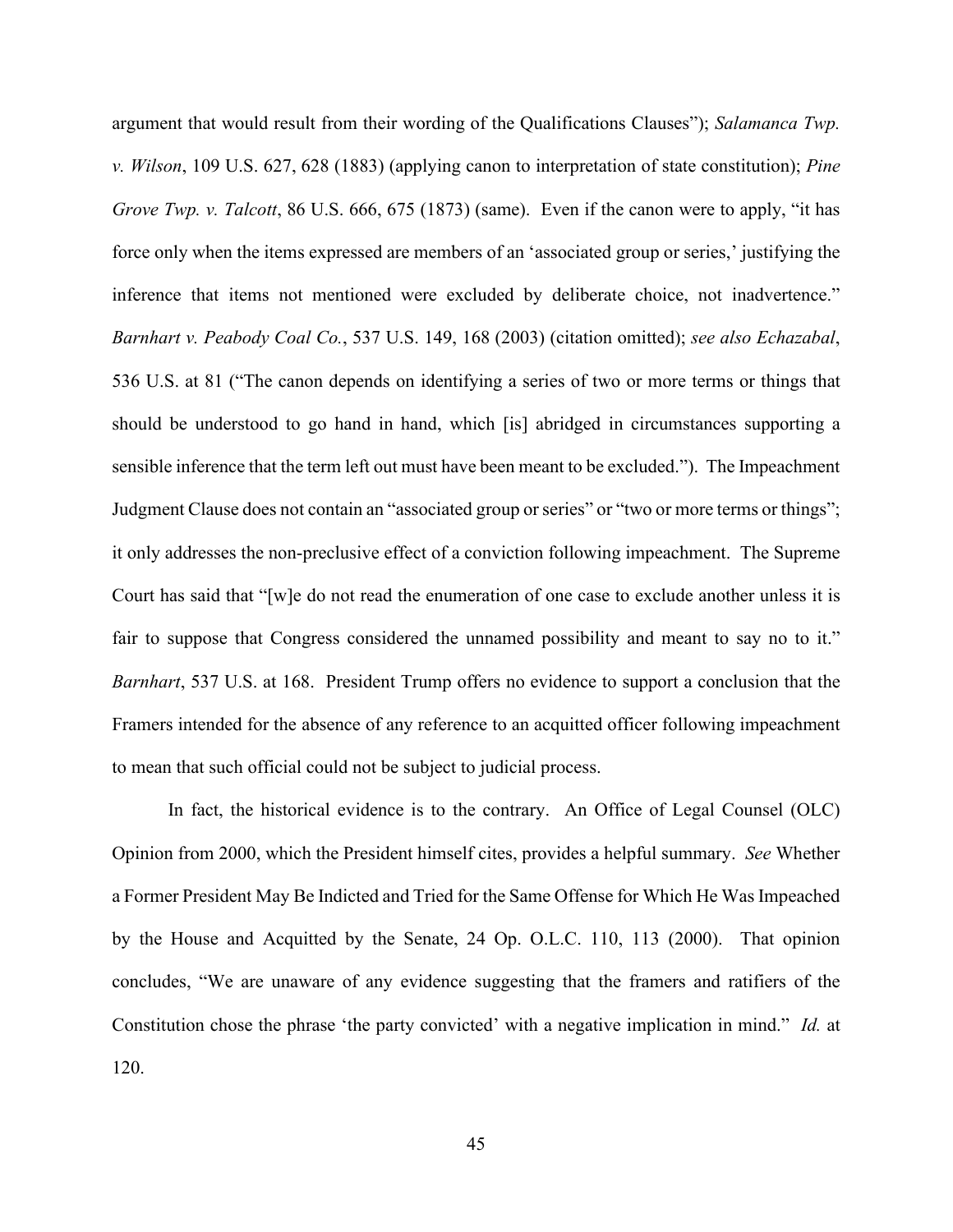argument that would result from their wording of the Qualifications Clauses"); *Salamanca Twp. v. Wilson*, 109 U.S. 627, 628 (1883) (applying canon to interpretation of state constitution); *Pine Grove Twp. v. Talcott*, 86 U.S. 666, 675 (1873) (same). Even if the canon were to apply, "it has force only when the items expressed are members of an 'associated group or series,' justifying the inference that items not mentioned were excluded by deliberate choice, not inadvertence." *Barnhart v. Peabody Coal Co.*, 537 U.S. 149, 168 (2003) (citation omitted); *see also Echazabal*, 536 U.S. at 81 ("The canon depends on identifying a series of two or more terms or things that should be understood to go hand in hand, which [is] abridged in circumstances supporting a sensible inference that the term left out must have been meant to be excluded."). The Impeachment Judgment Clause does not contain an "associated group or series" or "two or more terms or things"; it only addresses the non-preclusive effect of a conviction following impeachment. The Supreme Court has said that "[w]e do not read the enumeration of one case to exclude another unless it is fair to suppose that Congress considered the unnamed possibility and meant to say no to it." *Barnhart*, 537 U.S. at 168. President Trump offers no evidence to support a conclusion that the Framers intended for the absence of any reference to an acquitted officer following impeachment to mean that such official could not be subject to judicial process.

In fact, the historical evidence is to the contrary. An Office of Legal Counsel (OLC) Opinion from 2000, which the President himself cites, provides a helpful summary. *See* Whether a Former President May Be Indicted and Tried for the Same Offense for Which He Was Impeached by the House and Acquitted by the Senate, 24 Op. O.L.C. 110, 113 (2000). That opinion concludes, "We are unaware of any evidence suggesting that the framers and ratifiers of the Constitution chose the phrase 'the party convicted' with a negative implication in mind." *Id.* at 120.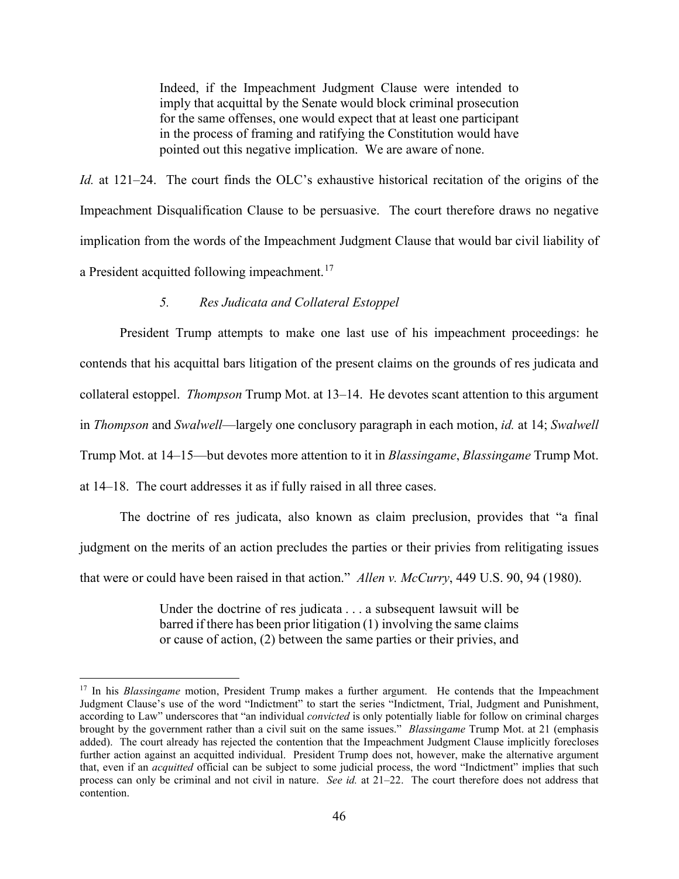> Indeed, if the Impeachment Judgment Clause were intended to imply that acquittal by the Senate would block criminal prosecution for the same offenses, one would expect that at least one participant in the process of framing and ratifying the Constitution would have pointed out this negative implication. We are aware of none.

*Id.* at 121–24. The court finds the OLC's exhaustive historical recitation of the origins of the Impeachment Disqualification Clause to be persuasive. The court therefore draws no negative implication from the words of the Impeachment Judgment Clause that would bar civil liability of a President acquitted following impeachment.[17]

#### *5. Res Judicata and Collateral Estoppel*

President Trump attempts to make one last use of his impeachment proceedings: he contends that his acquittal bars litigation of the present claims on the grounds of res judicata and collateral estoppel. *Thompson* Trump Mot. at 13–14. He devotes scant attention to this argument in *Thompson* and *Swalwell*—largely one conclusory paragraph in each motion, *id.* at 14; *Swalwell* Trump Mot. at 14–15—but devotes more attention to it in *Blassingame*, *Blassingame* Trump Mot. at 14–18. The court addresses it as if fully raised in all three cases.

The doctrine of res judicata, also known as claim preclusion, provides that "a final judgment on the merits of an action precludes the parties or their privies from relitigating issues that were or could have been raised in that action." *Allen v. McCurry*, 449 U.S. 90, 94 (1980).

> Under the doctrine of res judicata . . . a subsequent lawsuit will be barred if there has been prior litigation (1) involving the same claims or cause of action, (2) between the same parties or their privies, and

---

[17] In his *Blassingame* motion, President Trump makes a further argument. He contends that the Impeachment Judgment Clause's use of the word "Indictment" to start the series "Indictment, Trial, Judgment and Punishment, according to Law" underscores that "an individual *convicted* is only potentially liable for follow on criminal charges brought by the government rather than a civil suit on the same issues." *Blassingame* Trump Mot. at 21 (emphasis added). The court already has rejected the contention that the Impeachment Judgment Clause implicitly forecloses further action against an acquitted individual. President Trump does not, however, make the alternative argument that, even if an *acquitted* official can be subject to some judicial process, the word "Indictment" implies that such process can only be criminal and not civil in nature. *See id.* at 21–22. The court therefore does not address that contention.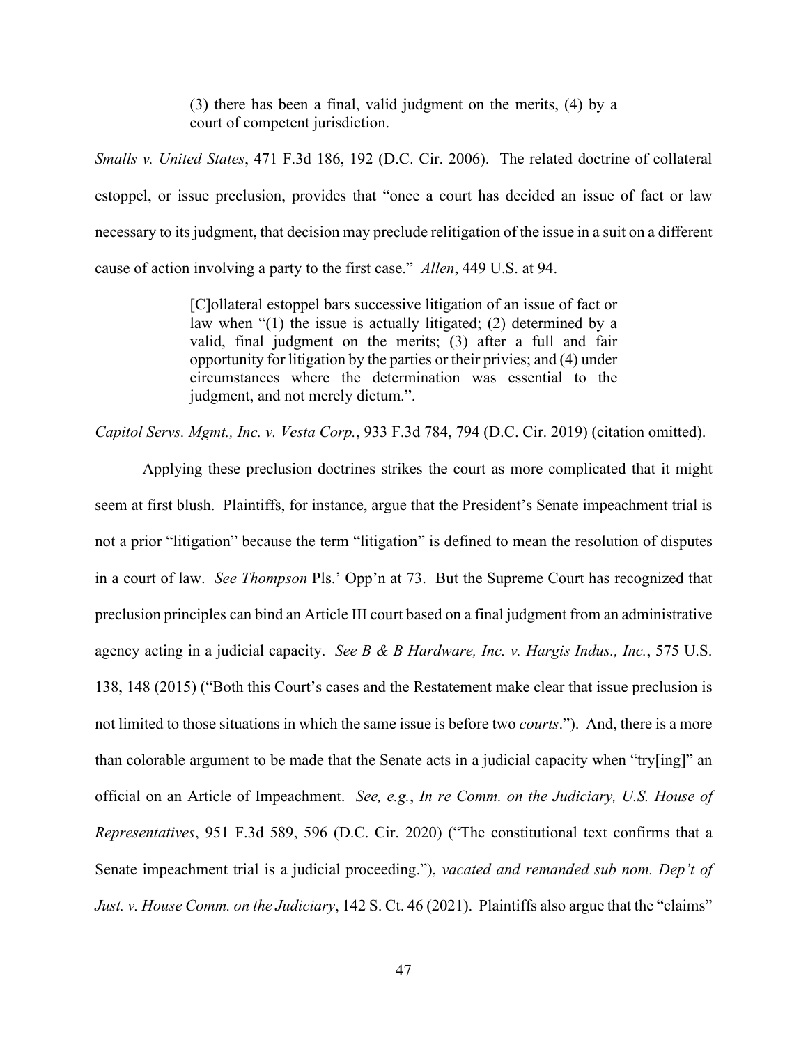> (3) there has been a final, valid judgment on the merits, (4) by a court of competent jurisdiction.

*Smalls v. United States*, 471 F.3d 186, 192 (D.C. Cir. 2006). The related doctrine of collateral estoppel, or issue preclusion, provides that "once a court has decided an issue of fact or law necessary to its judgment, that decision may preclude relitigation of the issue in a suit on a different cause of action involving a party to the first case." *Allen*, 449 U.S. at 94.

> [C]ollateral estoppel bars successive litigation of an issue of fact or law when "(1) the issue is actually litigated; (2) determined by a valid, final judgment on the merits; (3) after a full and fair opportunity for litigation by the parties or their privies; and (4) under circumstances where the determination was essential to the judgment, and not merely dictum.".

*Capitol Servs. Mgmt., Inc. v. Vesta Corp.*, 933 F.3d 784, 794 (D.C. Cir. 2019) (citation omitted).

Applying these preclusion doctrines strikes the court as more complicated that it might seem at first blush. Plaintiffs, for instance, argue that the President's Senate impeachment trial is not a prior "litigation" because the term "litigation" is defined to mean the resolution of disputes in a court of law. *See Thompson* Pls.' Opp'n at 73. But the Supreme Court has recognized that preclusion principles can bind an Article III court based on a final judgment from an administrative agency acting in a judicial capacity. *See B & B Hardware, Inc. v. Hargis Indus., Inc.*, 575 U.S. 138, 148 (2015) ("Both this Court's cases and the Restatement make clear that issue preclusion is not limited to those situations in which the same issue is before two *courts*."). And, there is a more than colorable argument to be made that the Senate acts in a judicial capacity when "try[ing]" an official on an Article of Impeachment. *See, e.g.*, *In re Comm. on the Judiciary, U.S. House of Representatives*, 951 F.3d 589, 596 (D.C. Cir. 2020) ("The constitutional text confirms that a Senate impeachment trial is a judicial proceeding."), *vacated and remanded sub nom. Dep't of Just. v. House Comm. on the Judiciary*, 142 S. Ct. 46 (2021). Plaintiffs also argue that the "claims"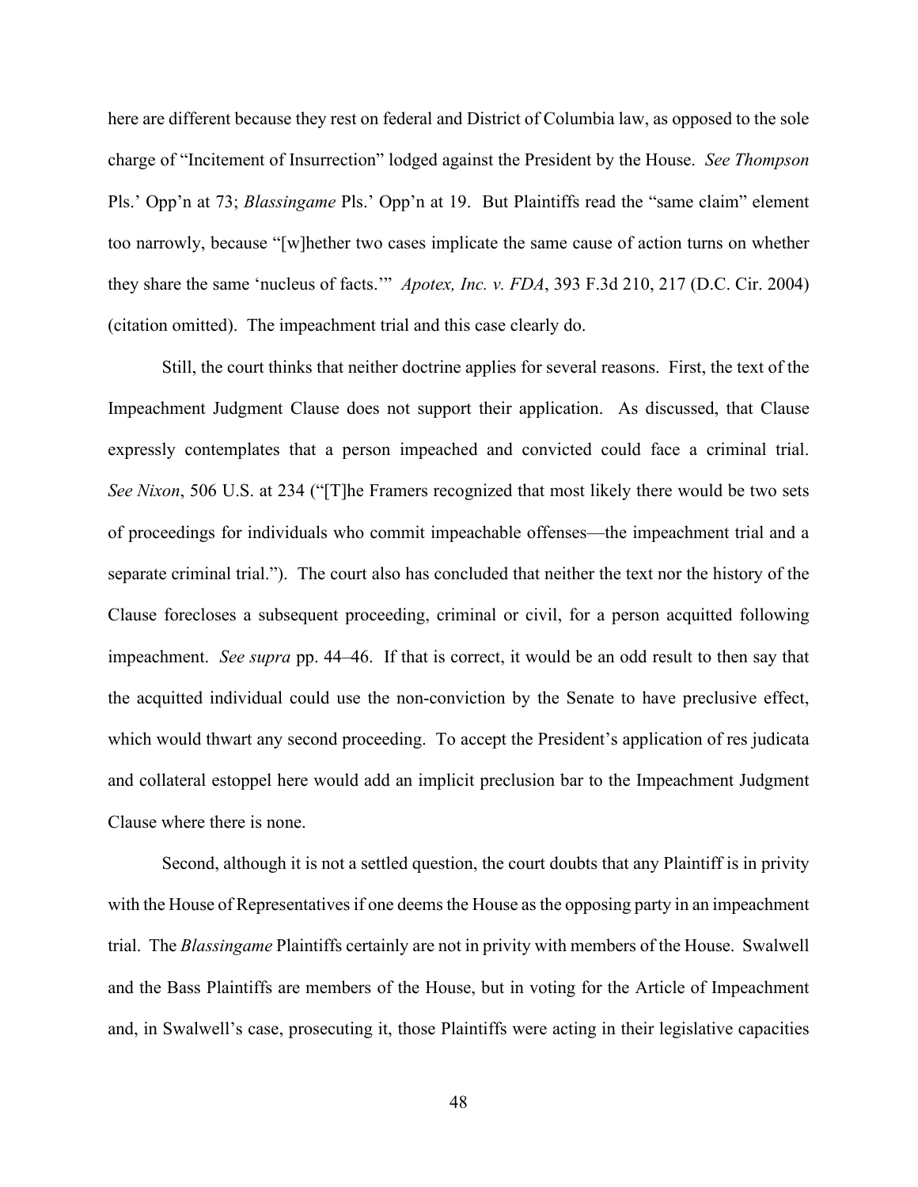here are different because they rest on federal and District of Columbia law, as opposed to the sole charge of "Incitement of Insurrection" lodged against the President by the House. *See Thompson* Pls.' Opp'n at 73; *Blassingame* Pls.' Opp'n at 19. But Plaintiffs read the "same claim" element too narrowly, because "[w]hether two cases implicate the same cause of action turns on whether they share the same 'nucleus of facts.'" *Apotex, Inc. v. FDA*, 393 F.3d 210, 217 (D.C. Cir. 2004) (citation omitted). The impeachment trial and this case clearly do.

Still, the court thinks that neither doctrine applies for several reasons. First, the text of the Impeachment Judgment Clause does not support their application. As discussed, that Clause expressly contemplates that a person impeached and convicted could face a criminal trial. *See Nixon*, 506 U.S. at 234 ("[T]he Framers recognized that most likely there would be two sets of proceedings for individuals who commit impeachable offenses—the impeachment trial and a separate criminal trial."). The court also has concluded that neither the text nor the history of the Clause forecloses a subsequent proceeding, criminal or civil, for a person acquitted following impeachment. *See supra* pp. 44–46. If that is correct, it would be an odd result to then say that the acquitted individual could use the non-conviction by the Senate to have preclusive effect, which would thwart any second proceeding. To accept the President's application of res judicata and collateral estoppel here would add an implicit preclusion bar to the Impeachment Judgment Clause where there is none.

Second, although it is not a settled question, the court doubts that any Plaintiff is in privity with the House of Representatives if one deems the House as the opposing party in an impeachment trial. The *Blassingame* Plaintiffs certainly are not in privity with members of the House. Swalwell and the Bass Plaintiffs are members of the House, but in voting for the Article of Impeachment and, in Swalwell's case, prosecuting it, those Plaintiffs were acting in their legislative capacities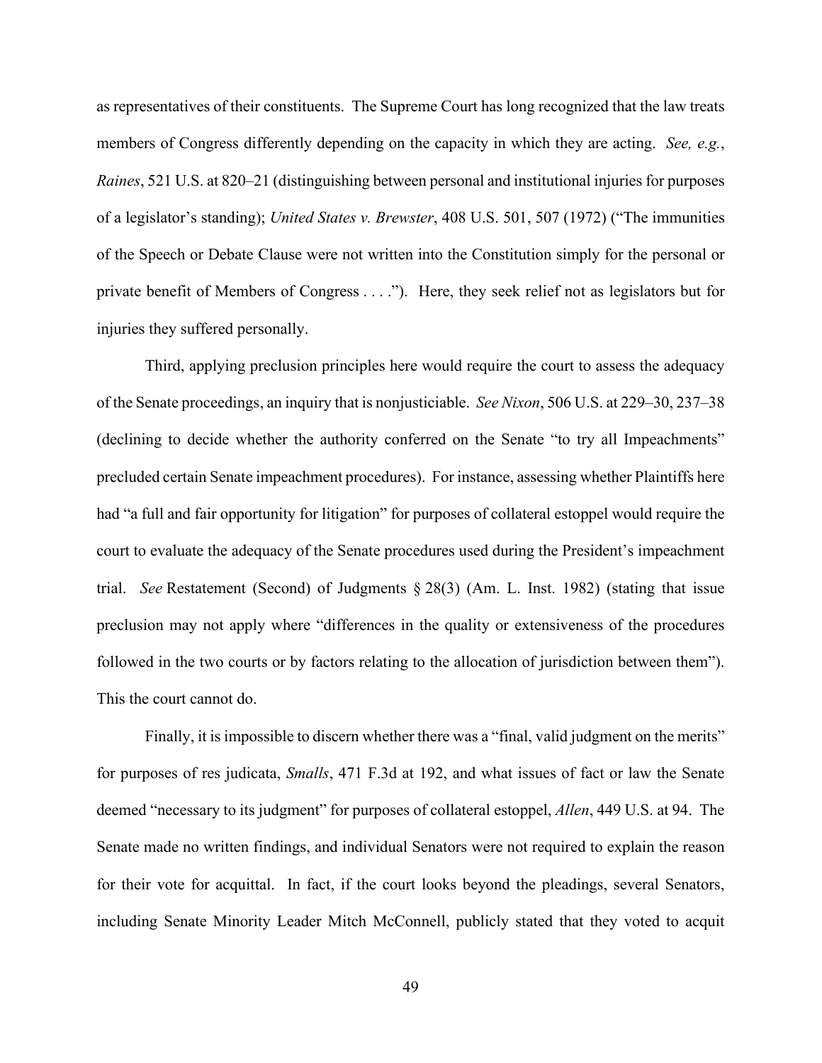as representatives of their constituents. The Supreme Court has long recognized that the law treats members of Congress differently depending on the capacity in which they are acting. *See, e.g.*, *Raines*, 521 U.S. at 820–21 (distinguishing between personal and institutional injuries for purposes of a legislator's standing); *United States v. Brewster*, 408 U.S. 501, 507 (1972) ("The immunities of the Speech or Debate Clause were not written into the Constitution simply for the personal or private benefit of Members of Congress . . . ."). Here, they seek relief not as legislators but for injuries they suffered personally.

Third, applying preclusion principles here would require the court to assess the adequacy of the Senate proceedings, an inquiry that is nonjusticiable. *See Nixon*, 506 U.S. at 229–30, 237–38 (declining to decide whether the authority conferred on the Senate "to try all Impeachments" precluded certain Senate impeachment procedures). For instance, assessing whether Plaintiffs here had "a full and fair opportunity for litigation" for purposes of collateral estoppel would require the court to evaluate the adequacy of the Senate procedures used during the President's impeachment trial. *See* Restatement (Second) of Judgments § 28(3) (Am. L. Inst. 1982) (stating that issue preclusion may not apply where "differences in the quality or extensiveness of the procedures followed in the two courts or by factors relating to the allocation of jurisdiction between them"). This the court cannot do.

Finally, it is impossible to discern whether there was a "final, valid judgment on the merits" for purposes of res judicata, *Smalls*, 471 F.3d at 192, and what issues of fact or law the Senate deemed "necessary to its judgment" for purposes of collateral estoppel, *Allen*, 449 U.S. at 94. The Senate made no written findings, and individual Senators were not required to explain the reason for their vote for acquittal. In fact, if the court looks beyond the pleadings, several Senators, including Senate Minority Leader Mitch McConnell, publicly stated that they voted to acquit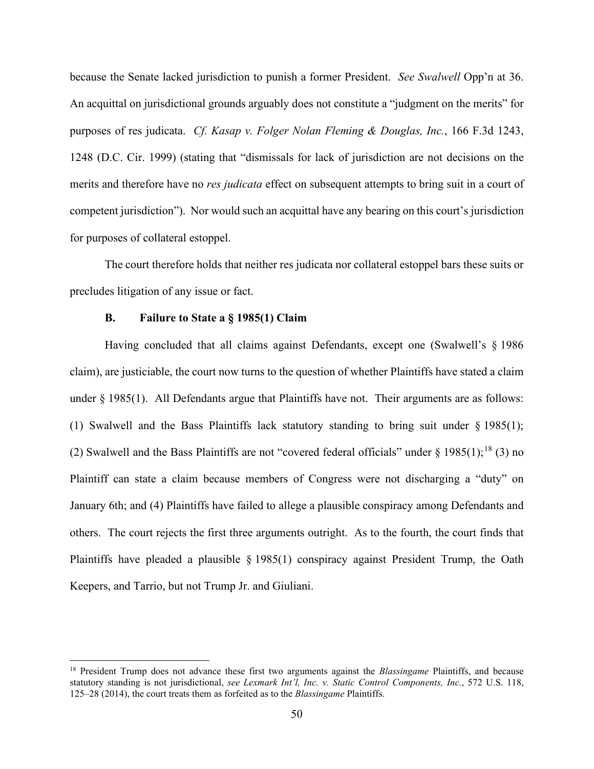because the Senate lacked jurisdiction to punish a former President. *See Swalwell* Opp'n at 36. An acquittal on jurisdictional grounds arguably does not constitute a "judgment on the merits" for purposes of res judicata. *Cf. Kasap v. Folger Nolan Fleming & Douglas, Inc.*, 166 F.3d 1243, 1248 (D.C. Cir. 1999) (stating that "dismissals for lack of jurisdiction are not decisions on the merits and therefore have no *res judicata* effect on subsequent attempts to bring suit in a court of competent jurisdiction"). Nor would such an acquittal have any bearing on this court's jurisdiction for purposes of collateral estoppel.

The court therefore holds that neither res judicata nor collateral estoppel bars these suits or precludes litigation of any issue or fact.

### B. Failure to State a § 1985(1) Claim

Having concluded that all claims against Defendants, except one (Swalwell's § 1986 claim), are justiciable, the court now turns to the question of whether Plaintiffs have stated a claim under § 1985(1). All Defendants argue that Plaintiffs have not. Their arguments are as follows: (1) Swalwell and the Bass Plaintiffs lack statutory standing to bring suit under § 1985(1); (2) Swalwell and the Bass Plaintiffs are not "covered federal officials" under § 1985(1);[18] (3) no Plaintiff can state a claim because members of Congress were not discharging a "duty" on January 6th; and (4) Plaintiffs have failed to allege a plausible conspiracy among Defendants and others. The court rejects the first three arguments outright. As to the fourth, the court finds that Plaintiffs have pleaded a plausible § 1985(1) conspiracy against President Trump, the Oath Keepers, and Tarrio, but not Trump Jr. and Giuliani.

---

[18] President Trump does not advance these first two arguments against the *Blassingame* Plaintiffs, and because statutory standing is not jurisdictional, *see Lexmark Int'l, Inc. v. Static Control Components, Inc.*, 572 U.S. 118, 125–28 (2014), the court treats them as forfeited as to the *Blassingame* Plaintiffs.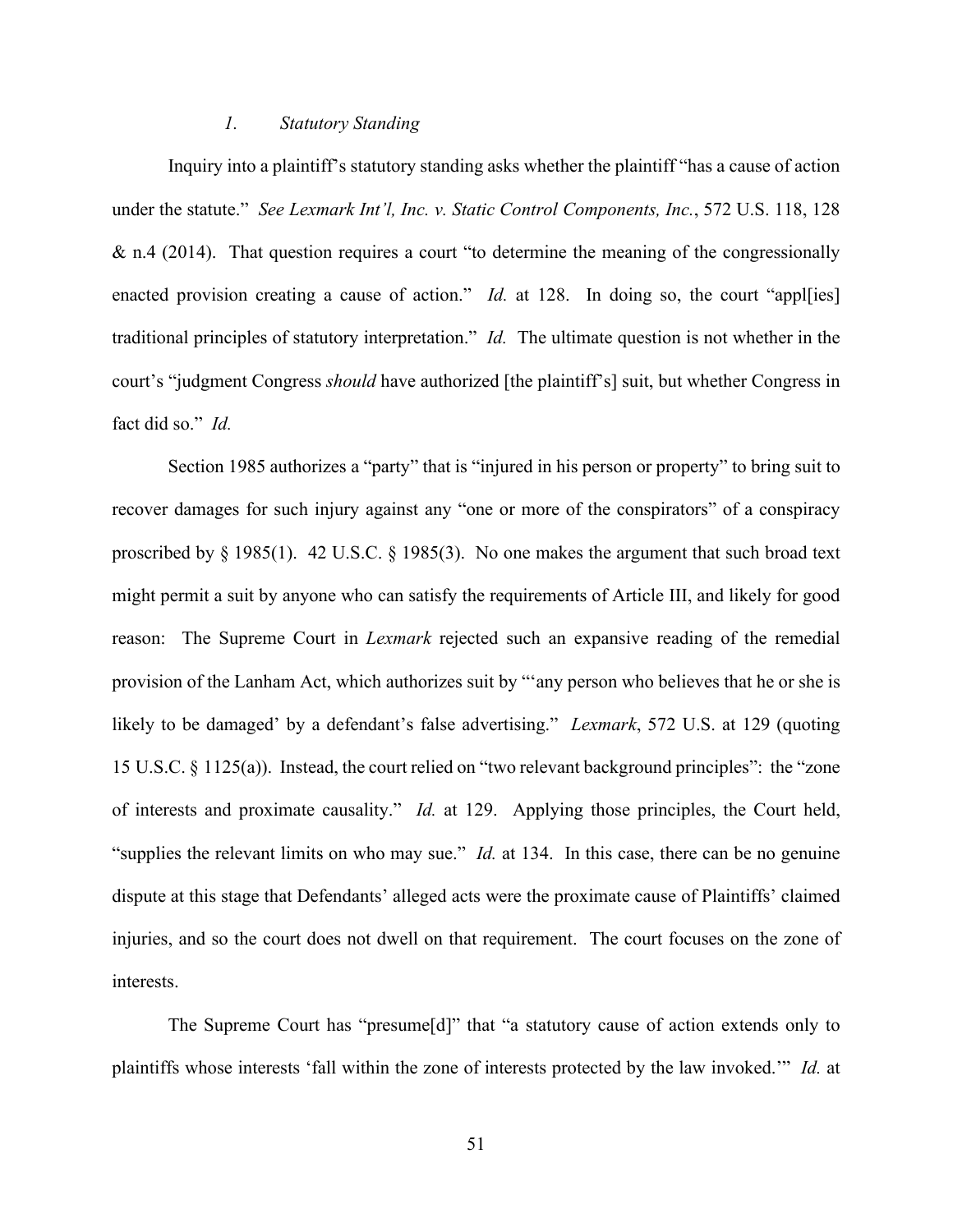### *1. Statutory Standing*

Inquiry into a plaintiff's statutory standing asks whether the plaintiff "has a cause of action under the statute." *See Lexmark Int'l, Inc. v. Static Control Components, Inc.*, 572 U.S. 118, 128 & n.4 (2014). That question requires a court "to determine the meaning of the congressionally enacted provision creating a cause of action." *Id.* at 128. In doing so, the court "appl[ies] traditional principles of statutory interpretation." *Id.* The ultimate question is not whether in the court's "judgment Congress *should* have authorized [the plaintiff's] suit, but whether Congress in fact did so." *Id.*

Section 1985 authorizes a "party" that is "injured in his person or property" to bring suit to recover damages for such injury against any "one or more of the conspirators" of a conspiracy proscribed by § 1985(1). 42 U.S.C. § 1985(3). No one makes the argument that such broad text might permit a suit by anyone who can satisfy the requirements of Article III, and likely for good reason: The Supreme Court in *Lexmark* rejected such an expansive reading of the remedial provision of the Lanham Act, which authorizes suit by "'any person who believes that he or she is likely to be damaged' by a defendant's false advertising." *Lexmark*, 572 U.S. at 129 (quoting 15 U.S.C. § 1125(a)). Instead, the court relied on "two relevant background principles": the "zone of interests and proximate causality." *Id.* at 129. Applying those principles, the Court held, "supplies the relevant limits on who may sue." *Id.* at 134. In this case, there can be no genuine dispute at this stage that Defendants' alleged acts were the proximate cause of Plaintiffs' claimed injuries, and so the court does not dwell on that requirement. The court focuses on the zone of interests.

The Supreme Court has "presume[d]" that "a statutory cause of action extends only to plaintiffs whose interests 'fall within the zone of interests protected by the law invoked.'" *Id.* at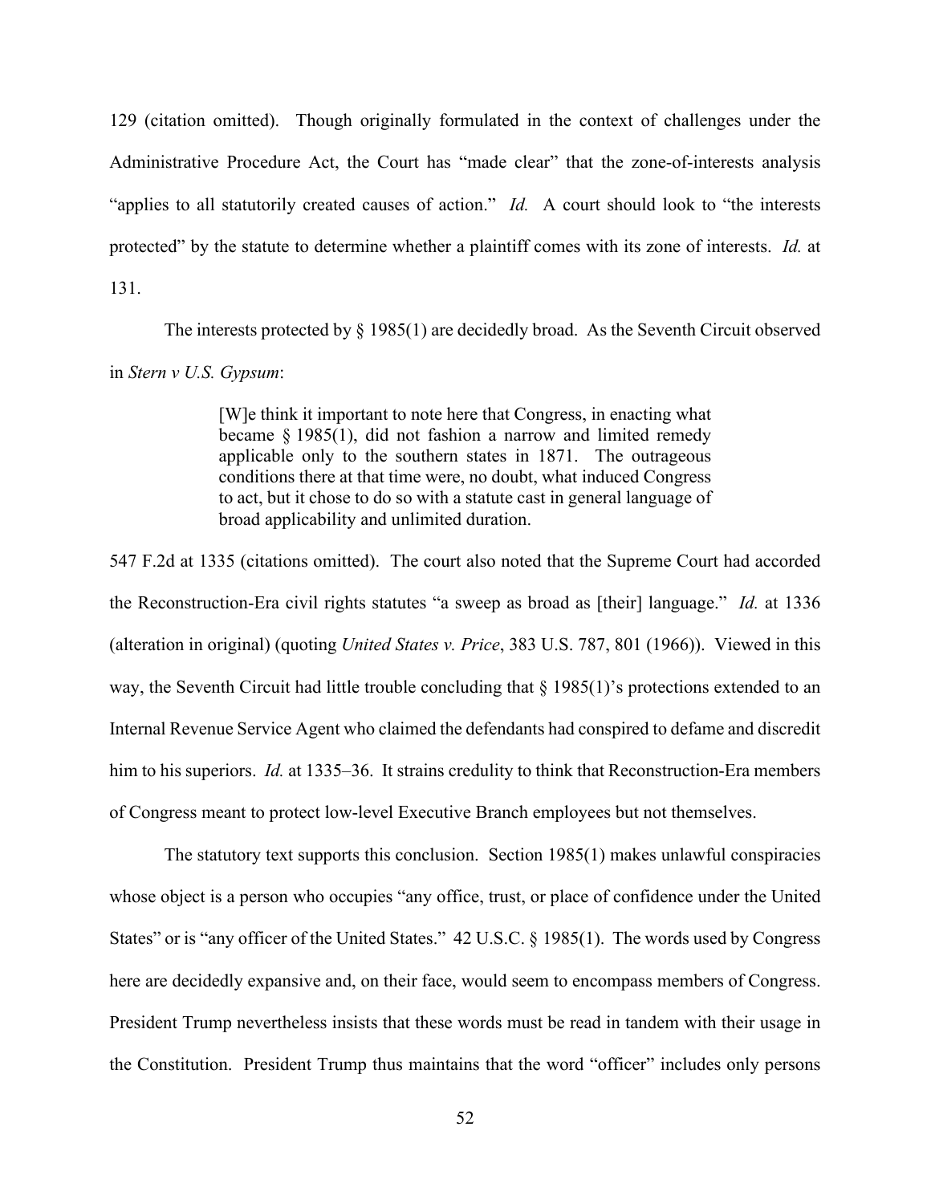129 (citation omitted). Though originally formulated in the context of challenges under the Administrative Procedure Act, the Court has "made clear" that the zone-of-interests analysis "applies to all statutorily created causes of action." *Id.* A court should look to "the interests protected" by the statute to determine whether a plaintiff comes with its zone of interests. *Id.* at 131.

The interests protected by § 1985(1) are decidedly broad. As the Seventh Circuit observed in *Stern v U.S. Gypsum*:

> [W]e think it important to note here that Congress, in enacting what became § 1985(1), did not fashion a narrow and limited remedy applicable only to the southern states in 1871. The outrageous conditions there at that time were, no doubt, what induced Congress to act, but it chose to do so with a statute cast in general language of broad applicability and unlimited duration.

547 F.2d at 1335 (citations omitted). The court also noted that the Supreme Court had accorded the Reconstruction-Era civil rights statutes "a sweep as broad as [their] language." *Id.* at 1336 (alteration in original) (quoting *United States v. Price*, 383 U.S. 787, 801 (1966)). Viewed in this way, the Seventh Circuit had little trouble concluding that § 1985(1)'s protections extended to an Internal Revenue Service Agent who claimed the defendants had conspired to defame and discredit him to his superiors. *Id.* at 1335–36. It strains credulity to think that Reconstruction-Era members of Congress meant to protect low-level Executive Branch employees but not themselves.

The statutory text supports this conclusion. Section 1985(1) makes unlawful conspiracies whose object is a person who occupies "any office, trust, or place of confidence under the United States" or is "any officer of the United States." 42 U.S.C. § 1985(1). The words used by Congress here are decidedly expansive and, on their face, would seem to encompass members of Congress. President Trump nevertheless insists that these words must be read in tandem with their usage in the Constitution. President Trump thus maintains that the word "officer" includes only persons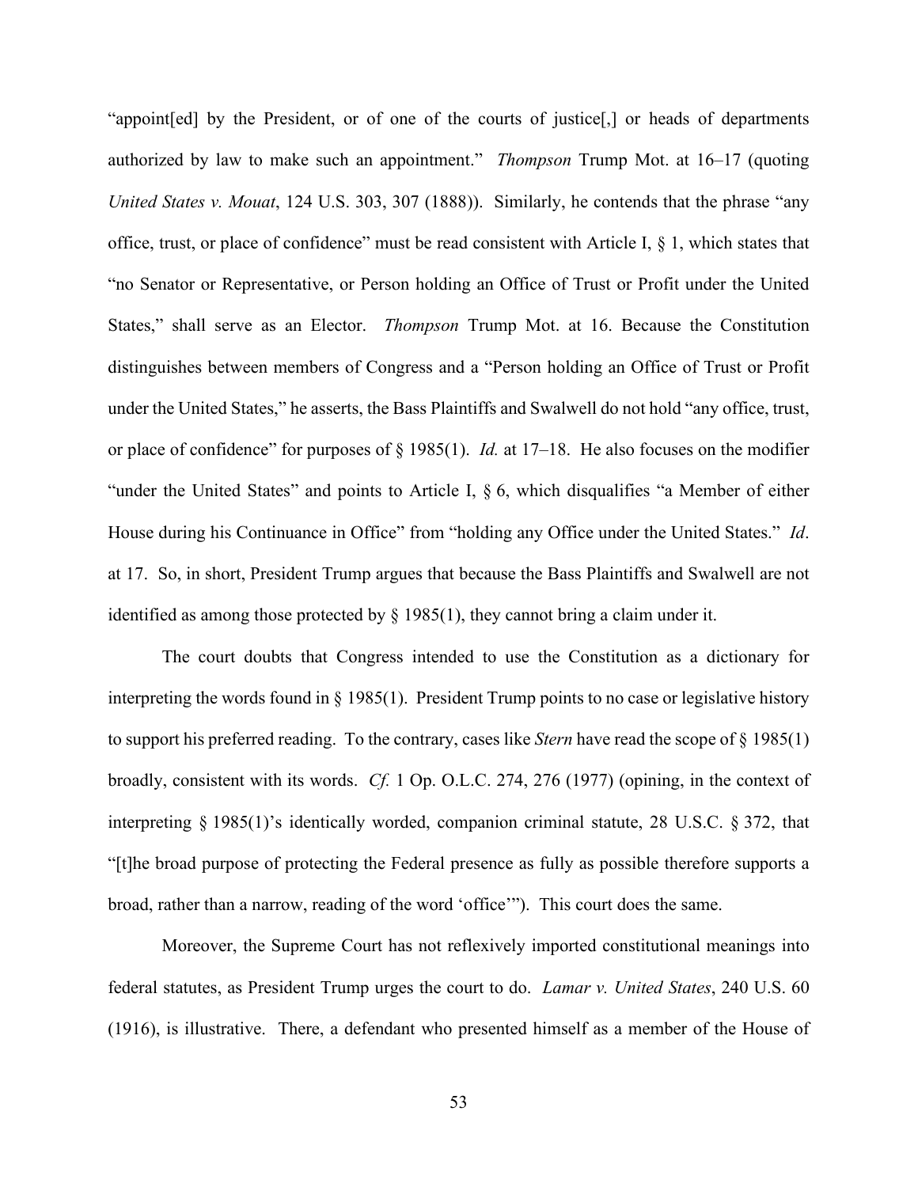"appoint[ed] by the President, or of one of the courts of justice[,] or heads of departments authorized by law to make such an appointment." *Thompson* Trump Mot. at 16–17 (quoting *United States v. Mouat*, 124 U.S. 303, 307 (1888)). Similarly, he contends that the phrase "any office, trust, or place of confidence" must be read consistent with Article I, § 1, which states that "no Senator or Representative, or Person holding an Office of Trust or Profit under the United States," shall serve as an Elector. *Thompson* Trump Mot. at 16. Because the Constitution distinguishes between members of Congress and a "Person holding an Office of Trust or Profit under the United States," he asserts, the Bass Plaintiffs and Swalwell do not hold "any office, trust, or place of confidence" for purposes of § 1985(1). *Id.* at 17–18. He also focuses on the modifier "under the United States" and points to Article I, § 6, which disqualifies "a Member of either House during his Continuance in Office" from "holding any Office under the United States." *Id*. at 17. So, in short, President Trump argues that because the Bass Plaintiffs and Swalwell are not identified as among those protected by § 1985(1), they cannot bring a claim under it.

The court doubts that Congress intended to use the Constitution as a dictionary for interpreting the words found in § 1985(1). President Trump points to no case or legislative history to support his preferred reading. To the contrary, cases like *Stern* have read the scope of § 1985(1) broadly, consistent with its words. *Cf.* 1 Op. O.L.C. 274, 276 (1977) (opining, in the context of interpreting § 1985(1)'s identically worded, companion criminal statute, 28 U.S.C. § 372, that "[t]he broad purpose of protecting the Federal presence as fully as possible therefore supports a broad, rather than a narrow, reading of the word 'office'"). This court does the same.

Moreover, the Supreme Court has not reflexively imported constitutional meanings into federal statutes, as President Trump urges the court to do. *Lamar v. United States*, 240 U.S. 60 (1916), is illustrative. There, a defendant who presented himself as a member of the House of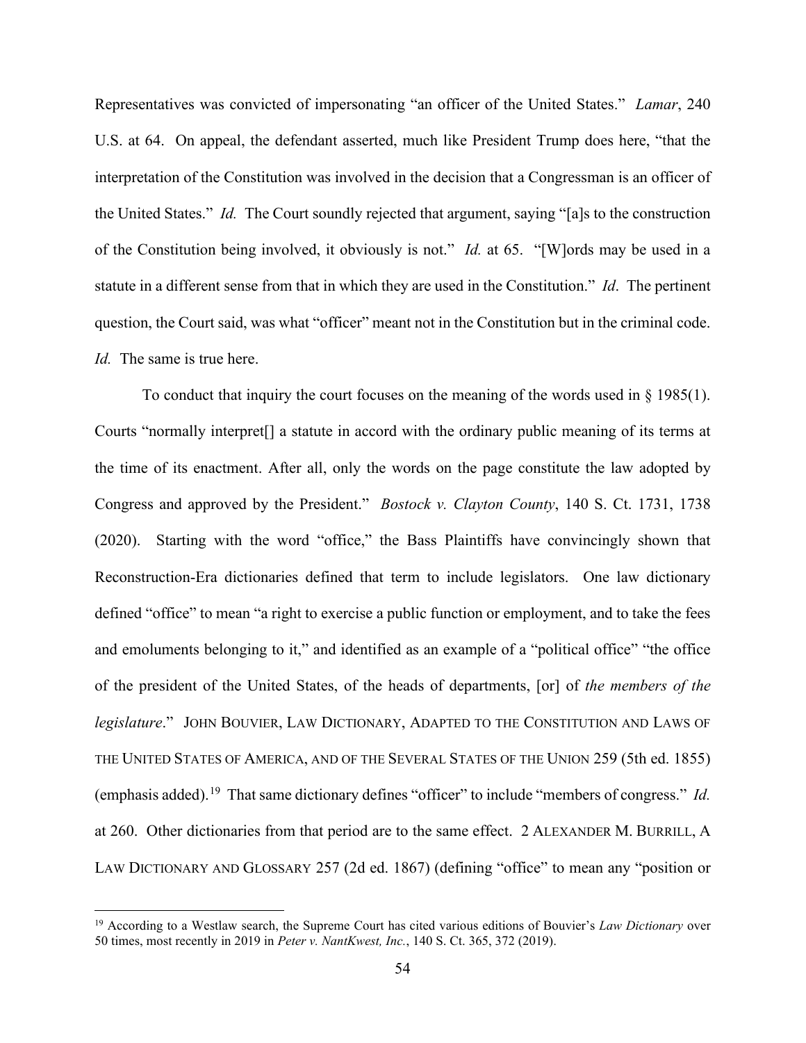Representatives was convicted of impersonating "an officer of the United States." *Lamar*, 240 U.S. at 64. On appeal, the defendant asserted, much like President Trump does here, "that the interpretation of the Constitution was involved in the decision that a Congressman is an officer of the United States." *Id.* The Court soundly rejected that argument, saying "[a]s to the construction of the Constitution being involved, it obviously is not." *Id.* at 65. "[W]ords may be used in a statute in a different sense from that in which they are used in the Constitution." *Id*. The pertinent question, the Court said, was what "officer" meant not in the Constitution but in the criminal code. *Id.* The same is true here.

To conduct that inquiry the court focuses on the meaning of the words used in § 1985(1). Courts "normally interpret[] a statute in accord with the ordinary public meaning of its terms at the time of its enactment. After all, only the words on the page constitute the law adopted by Congress and approved by the President." *Bostock v. Clayton County*, 140 S. Ct. 1731, 1738 (2020). Starting with the word "office," the Bass Plaintiffs have convincingly shown that Reconstruction-Era dictionaries defined that term to include legislators. One law dictionary defined "office" to mean "a right to exercise a public function or employment, and to take the fees and emoluments belonging to it," and identified as an example of a "political office" "the office of the president of the United States, of the heads of departments, [or] of *the members of the legislature*." JOHN BOUVIER, LAW DICTIONARY, ADAPTED TO THE CONSTITUTION AND LAWS OF THE UNITED STATES OF AMERICA, AND OF THE SEVERAL STATES OF THE UNION 259 (5th ed. 1855) (emphasis added).[19] That same dictionary defines "officer" to include "members of congress." *Id.* at 260. Other dictionaries from that period are to the same effect. 2 ALEXANDER M. BURRILL, A LAW DICTIONARY AND GLOSSARY 257 (2d ed. 1867) (defining "office" to mean any "position or

[19] According to a Westlaw search, the Supreme Court has cited various editions of Bouvier's *Law Dictionary* over 50 times, most recently in 2019 in *Peter v. NantKwest, Inc.*, 140 S. Ct. 365, 372 (2019).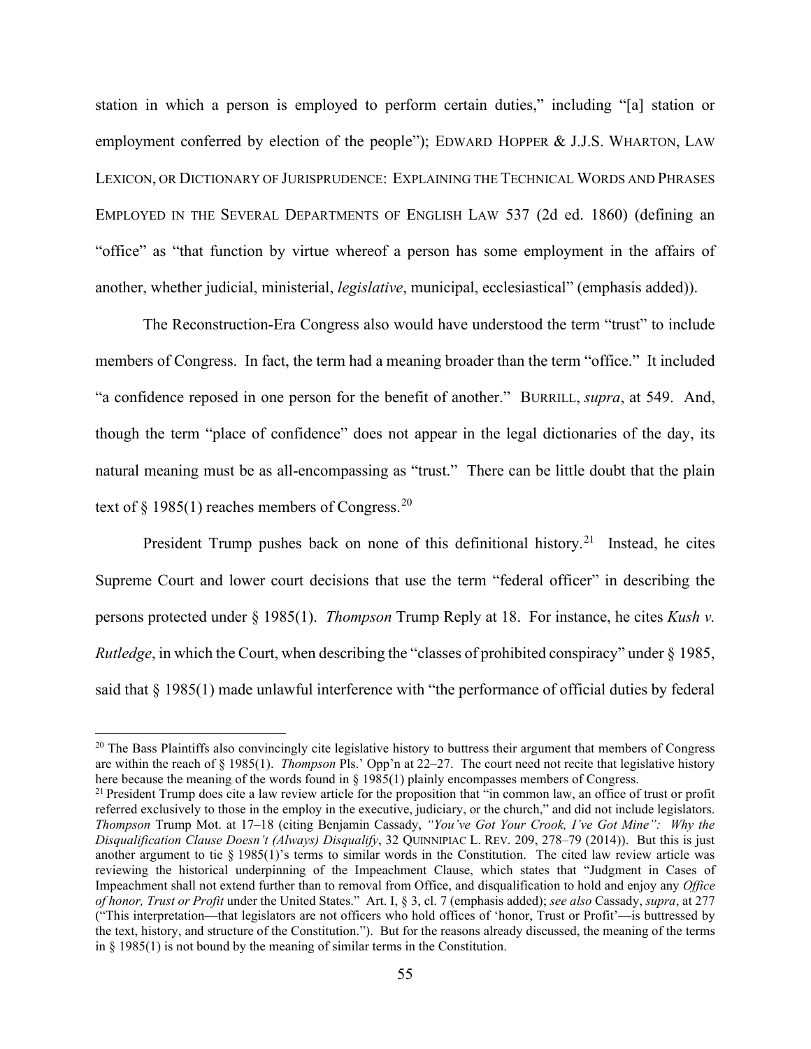station in which a person is employed to perform certain duties," including "[a] station or employment conferred by election of the people"); EDWARD HOPPER & J.J.S. WHARTON, LAW LEXICON, OR DICTIONARY OF JURISPRUDENCE: EXPLAINING THE TECHNICAL WORDS AND PHRASES EMPLOYED IN THE SEVERAL DEPARTMENTS OF ENGLISH LAW 537 (2d ed. 1860) (defining an "office" as "that function by virtue whereof a person has some employment in the affairs of another, whether judicial, ministerial, *legislative*, municipal, ecclesiastical" (emphasis added)).

The Reconstruction-Era Congress also would have understood the term "trust" to include members of Congress. In fact, the term had a meaning broader than the term "office." It included "a confidence reposed in one person for the benefit of another." BURRILL, *supra*, at 549. And, though the term "place of confidence" does not appear in the legal dictionaries of the day, its natural meaning must be as all-encompassing as "trust." There can be little doubt that the plain text of § 1985(1) reaches members of Congress.[20]

President Trump pushes back on none of this definitional history.[21] Instead, he cites Supreme Court and lower court decisions that use the term "federal officer" in describing the persons protected under § 1985(1). *Thompson* Trump Reply at 18. For instance, he cites *Kush v. Rutledge*, in which the Court, when describing the "classes of prohibited conspiracy" under § 1985, said that § 1985(1) made unlawful interference with "the performance of official duties by federal

---

[20] The Bass Plaintiffs also convincingly cite legislative history to buttress their argument that members of Congress are within the reach of § 1985(1). *Thompson* Pls.' Opp'n at 22–27. The court need not recite that legislative history here because the meaning of the words found in § 1985(1) plainly encompasses members of Congress.

[21] President Trump does cite a law review article for the proposition that "in common law, an office of trust or profit referred exclusively to those in the employ in the executive, judiciary, or the church," and did not include legislators. *Thompson* Trump Mot. at 17–18 (citing Benjamin Cassady, *"You've Got Your Crook, I've Got Mine": Why the Disqualification Clause Doesn't (Always) Disqualify*, 32 QUINNIPIAC L. REV. 209, 278–79 (2014)). But this is just another argument to tie § 1985(1)'s terms to similar words in the Constitution. The cited law review article was reviewing the historical underpinning of the Impeachment Clause, which states that "Judgment in Cases of Impeachment shall not extend further than to removal from Office, and disqualification to hold and enjoy any *Office of honor, Trust or Profit* under the United States." Art. I, § 3, cl. 7 (emphasis added); *see also* Cassady, *supra*, at 277 ("This interpretation—that legislators are not officers who hold offices of 'honor, Trust or Profit'—is buttressed by the text, history, and structure of the Constitution."). But for the reasons already discussed, the meaning of the terms in § 1985(1) is not bound by the meaning of similar terms in the Constitution.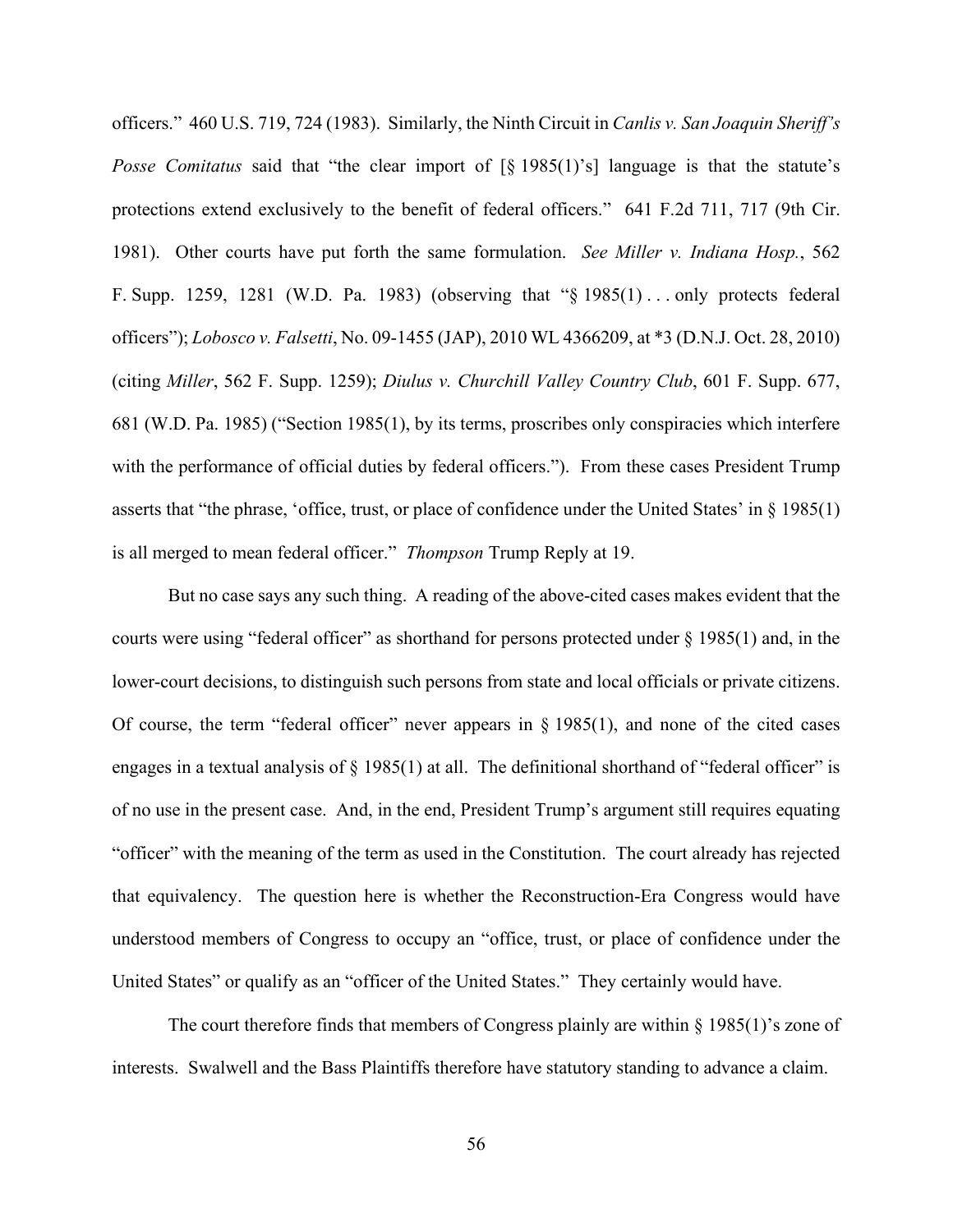officers." 460 U.S. 719, 724 (1983). Similarly, the Ninth Circuit in *Canlis v. San Joaquin Sheriff's Posse Comitatus* said that "the clear import of [§ 1985(1)'s] language is that the statute's protections extend exclusively to the benefit of federal officers." 641 F.2d 711, 717 (9th Cir. 1981). Other courts have put forth the same formulation. *See Miller v. Indiana Hosp.*, 562 F. Supp. 1259, 1281 (W.D. Pa. 1983) (observing that "§ 1985(1) . . . only protects federal officers"); *Lobosco v. Falsetti*, No. 09-1455 (JAP), 2010 WL 4366209, at *3 (D.N.J. Oct. 28, 2010) (citing *Miller*, 562 F. Supp. 1259); *Diulus v. Churchill Valley Country Club*, 601 F. Supp. 677, 681 (W.D. Pa. 1985) ("Section 1985(1), by its terms, proscribes only conspiracies which interfere with the performance of official duties by federal officers."). From these cases President Trump asserts that "the phrase, 'office, trust, or place of confidence under the United States' in § 1985(1) is all merged to mean federal officer." *Thompson* Trump Reply at 19.

But no case says any such thing. A reading of the above-cited cases makes evident that the courts were using "federal officer" as shorthand for persons protected under § 1985(1) and, in the lower-court decisions, to distinguish such persons from state and local officials or private citizens. Of course, the term "federal officer" never appears in § 1985(1), and none of the cited cases engages in a textual analysis of § 1985(1) at all. The definitional shorthand of "federal officer" is of no use in the present case. And, in the end, President Trump's argument still requires equating "officer" with the meaning of the term as used in the Constitution. The court already has rejected that equivalency. The question here is whether the Reconstruction-Era Congress would have understood members of Congress to occupy an "office, trust, or place of confidence under the United States" or qualify as an "officer of the United States." They certainly would have.

The court therefore finds that members of Congress plainly are within § 1985(1)'s zone of interests. Swalwell and the Bass Plaintiffs therefore have statutory standing to advance a claim.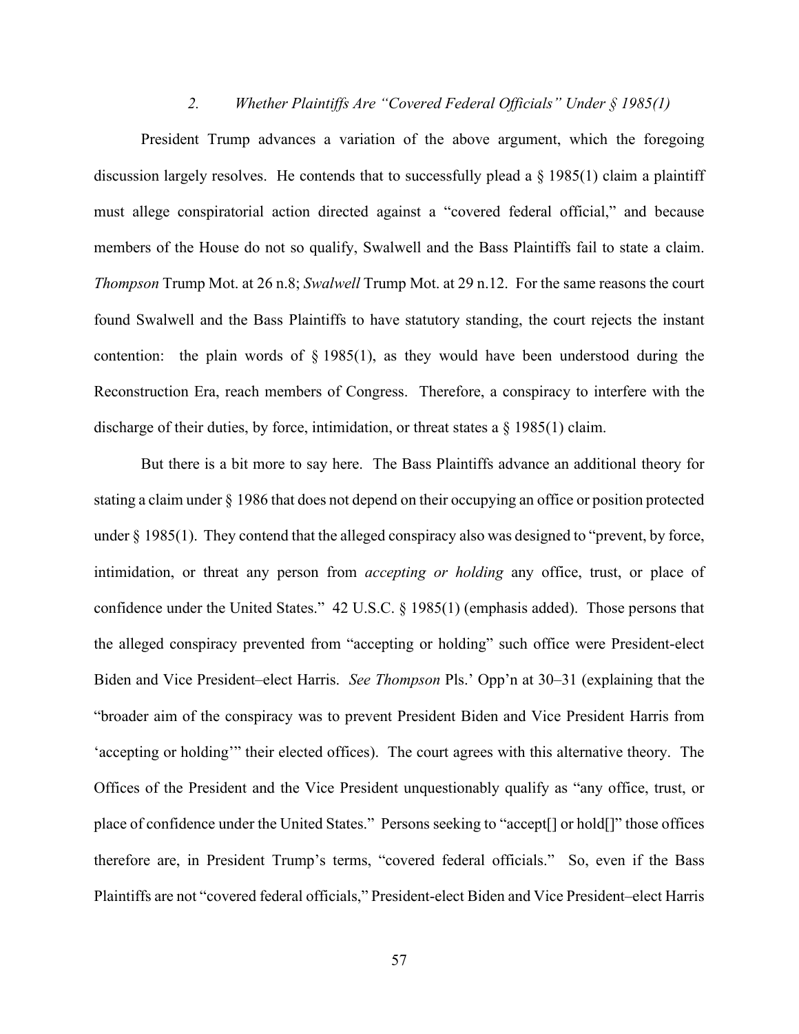### *2. Whether Plaintiffs Are "Covered Federal Officials" Under § 1985(1)*

President Trump advances a variation of the above argument, which the foregoing discussion largely resolves. He contends that to successfully plead a § 1985(1) claim a plaintiff must allege conspiratorial action directed against a "covered federal official," and because members of the House do not so qualify, Swalwell and the Bass Plaintiffs fail to state a claim. *Thompson* Trump Mot. at 26 n.8; *Swalwell* Trump Mot. at 29 n.12. For the same reasons the court found Swalwell and the Bass Plaintiffs to have statutory standing, the court rejects the instant contention: the plain words of § 1985(1), as they would have been understood during the Reconstruction Era, reach members of Congress. Therefore, a conspiracy to interfere with the discharge of their duties, by force, intimidation, or threat states a § 1985(1) claim.

But there is a bit more to say here. The Bass Plaintiffs advance an additional theory for stating a claim under § 1986 that does not depend on their occupying an office or position protected under § 1985(1). They contend that the alleged conspiracy also was designed to "prevent, by force, intimidation, or threat any person from *accepting or holding* any office, trust, or place of confidence under the United States." 42 U.S.C. § 1985(1) (emphasis added). Those persons that the alleged conspiracy prevented from "accepting or holding" such office were President-elect Biden and Vice President–elect Harris. *See Thompson* Pls.' Opp'n at 30–31 (explaining that the "broader aim of the conspiracy was to prevent President Biden and Vice President Harris from 'accepting or holding'" their elected offices). The court agrees with this alternative theory. The Offices of the President and the Vice President unquestionably qualify as "any office, trust, or place of confidence under the United States." Persons seeking to "accept[] or hold[]" those offices therefore are, in President Trump's terms, "covered federal officials." So, even if the Bass Plaintiffs are not "covered federal officials," President-elect Biden and Vice President–elect Harris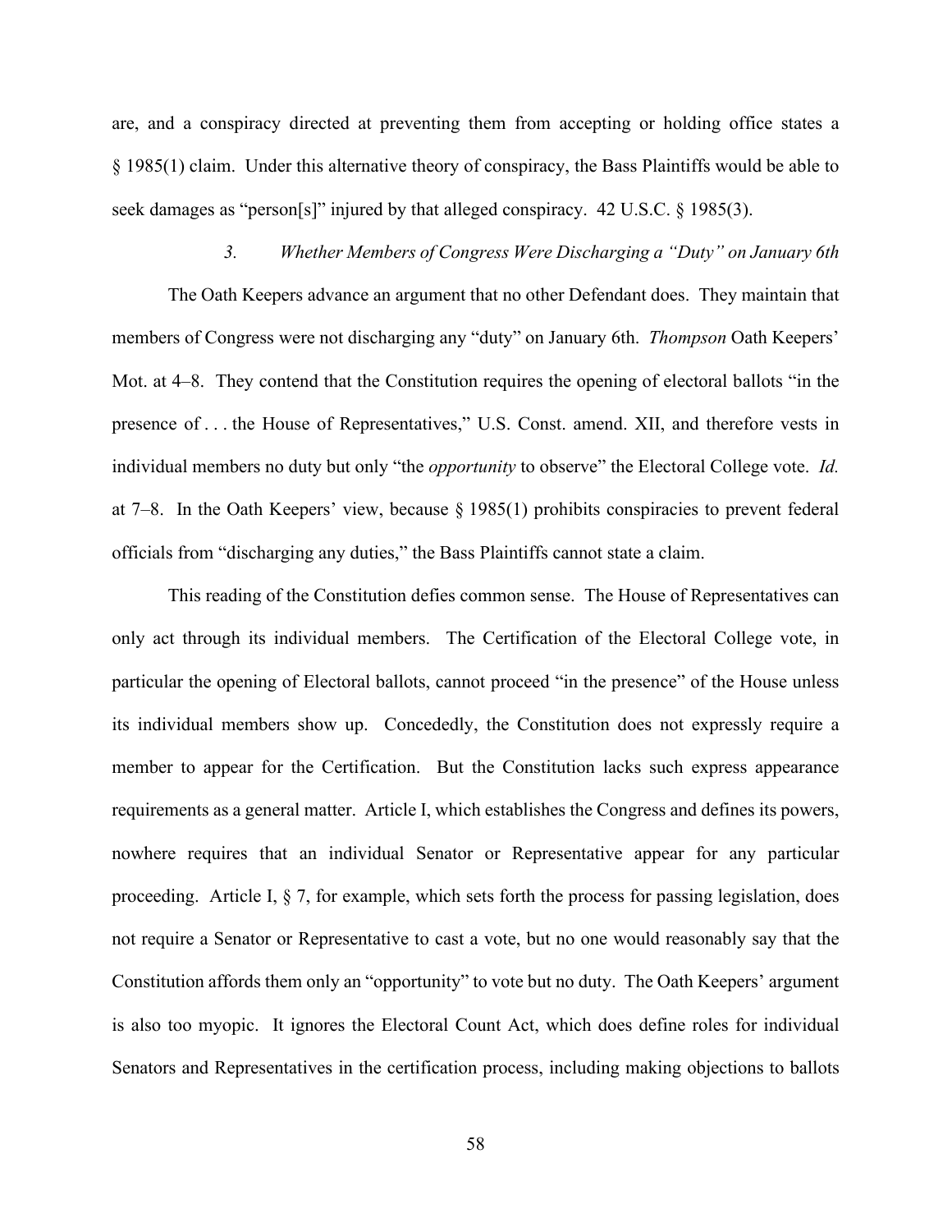are, and a conspiracy directed at preventing them from accepting or holding office states a § 1985(1) claim. Under this alternative theory of conspiracy, the Bass Plaintiffs would be able to seek damages as "person[s]" injured by that alleged conspiracy. 42 U.S.C. § 1985(3).

### *3. Whether Members of Congress Were Discharging a "Duty" on January 6th*

The Oath Keepers advance an argument that no other Defendant does. They maintain that members of Congress were not discharging any "duty" on January 6th. *Thompson* Oath Keepers' Mot. at 4–8. They contend that the Constitution requires the opening of electoral ballots "in the presence of . . . the House of Representatives," U.S. Const. amend. XII, and therefore vests in individual members no duty but only "the *opportunity* to observe" the Electoral College vote. *Id.* at 7–8. In the Oath Keepers' view, because § 1985(1) prohibits conspiracies to prevent federal officials from "discharging any duties," the Bass Plaintiffs cannot state a claim.

This reading of the Constitution defies common sense. The House of Representatives can only act through its individual members. The Certification of the Electoral College vote, in particular the opening of Electoral ballots, cannot proceed "in the presence" of the House unless its individual members show up. Concededly, the Constitution does not expressly require a member to appear for the Certification. But the Constitution lacks such express appearance requirements as a general matter. Article I, which establishes the Congress and defines its powers, nowhere requires that an individual Senator or Representative appear for any particular proceeding. Article I, § 7, for example, which sets forth the process for passing legislation, does not require a Senator or Representative to cast a vote, but no one would reasonably say that the Constitution affords them only an "opportunity" to vote but no duty. The Oath Keepers' argument is also too myopic. It ignores the Electoral Count Act, which does define roles for individual Senators and Representatives in the certification process, including making objections to ballots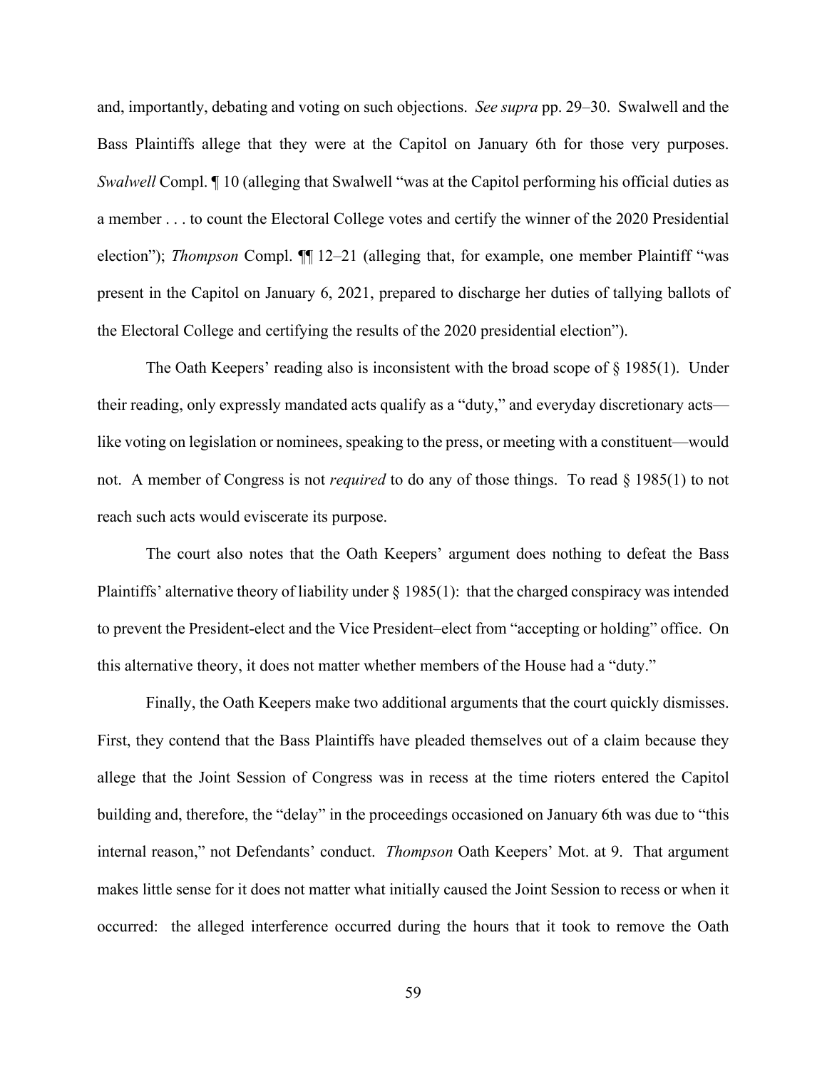and, importantly, debating and voting on such objections. *See supra* pp. 29–30. Swalwell and the Bass Plaintiffs allege that they were at the Capitol on January 6th for those very purposes. *Swalwell* Compl. ¶ 10 (alleging that Swalwell "was at the Capitol performing his official duties as a member . . . to count the Electoral College votes and certify the winner of the 2020 Presidential election"); *Thompson* Compl. ¶¶ 12–21 (alleging that, for example, one member Plaintiff "was present in the Capitol on January 6, 2021, prepared to discharge her duties of tallying ballots of the Electoral College and certifying the results of the 2020 presidential election").

The Oath Keepers' reading also is inconsistent with the broad scope of § 1985(1). Under their reading, only expressly mandated acts qualify as a "duty," and everyday discretionary acts—like voting on legislation or nominees, speaking to the press, or meeting with a constituent—would not. A member of Congress is not *required* to do any of those things. To read § 1985(1) to not reach such acts would eviscerate its purpose.

The court also notes that the Oath Keepers' argument does nothing to defeat the Bass Plaintiffs' alternative theory of liability under § 1985(1): that the charged conspiracy was intended to prevent the President-elect and the Vice President–elect from "accepting or holding" office. On this alternative theory, it does not matter whether members of the House had a "duty."

Finally, the Oath Keepers make two additional arguments that the court quickly dismisses. First, they contend that the Bass Plaintiffs have pleaded themselves out of a claim because they allege that the Joint Session of Congress was in recess at the time rioters entered the Capitol building and, therefore, the "delay" in the proceedings occasioned on January 6th was due to "this internal reason," not Defendants' conduct. *Thompson* Oath Keepers' Mot. at 9. That argument makes little sense for it does not matter what initially caused the Joint Session to recess or when it occurred: the alleged interference occurred during the hours that it took to remove the Oath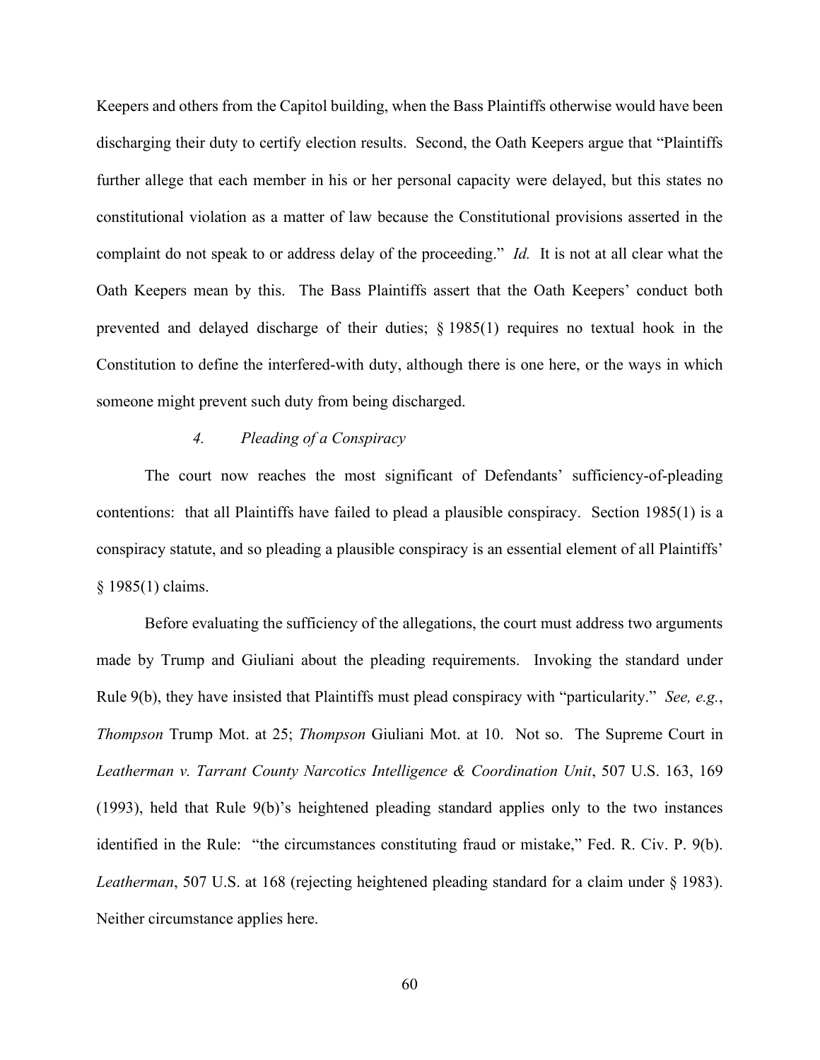Keepers and others from the Capitol building, when the Bass Plaintiffs otherwise would have been discharging their duty to certify election results. Second, the Oath Keepers argue that "Plaintiffs further allege that each member in his or her personal capacity were delayed, but this states no constitutional violation as a matter of law because the Constitutional provisions asserted in the complaint do not speak to or address delay of the proceeding." *Id.* It is not at all clear what the Oath Keepers mean by this. The Bass Plaintiffs assert that the Oath Keepers' conduct both prevented and delayed discharge of their duties; § 1985(1) requires no textual hook in the Constitution to define the interfered-with duty, although there is one here, or the ways in which someone might prevent such duty from being discharged.

#### 4. *Pleading of a Conspiracy*

The court now reaches the most significant of Defendants' sufficiency-of-pleading contentions: that all Plaintiffs have failed to plead a plausible conspiracy. Section 1985(1) is a conspiracy statute, and so pleading a plausible conspiracy is an essential element of all Plaintiffs' § 1985(1) claims.

Before evaluating the sufficiency of the allegations, the court must address two arguments made by Trump and Giuliani about the pleading requirements. Invoking the standard under Rule 9(b), they have insisted that Plaintiffs must plead conspiracy with "particularity." *See, e.g.*, *Thompson* Trump Mot. at 25; *Thompson* Giuliani Mot. at 10. Not so. The Supreme Court in *Leatherman v. Tarrant County Narcotics Intelligence & Coordination Unit*, 507 U.S. 163, 169 (1993), held that Rule 9(b)'s heightened pleading standard applies only to the two instances identified in the Rule: "the circumstances constituting fraud or mistake," Fed. R. Civ. P. 9(b). *Leatherman*, 507 U.S. at 168 (rejecting heightened pleading standard for a claim under § 1983). Neither circumstance applies here.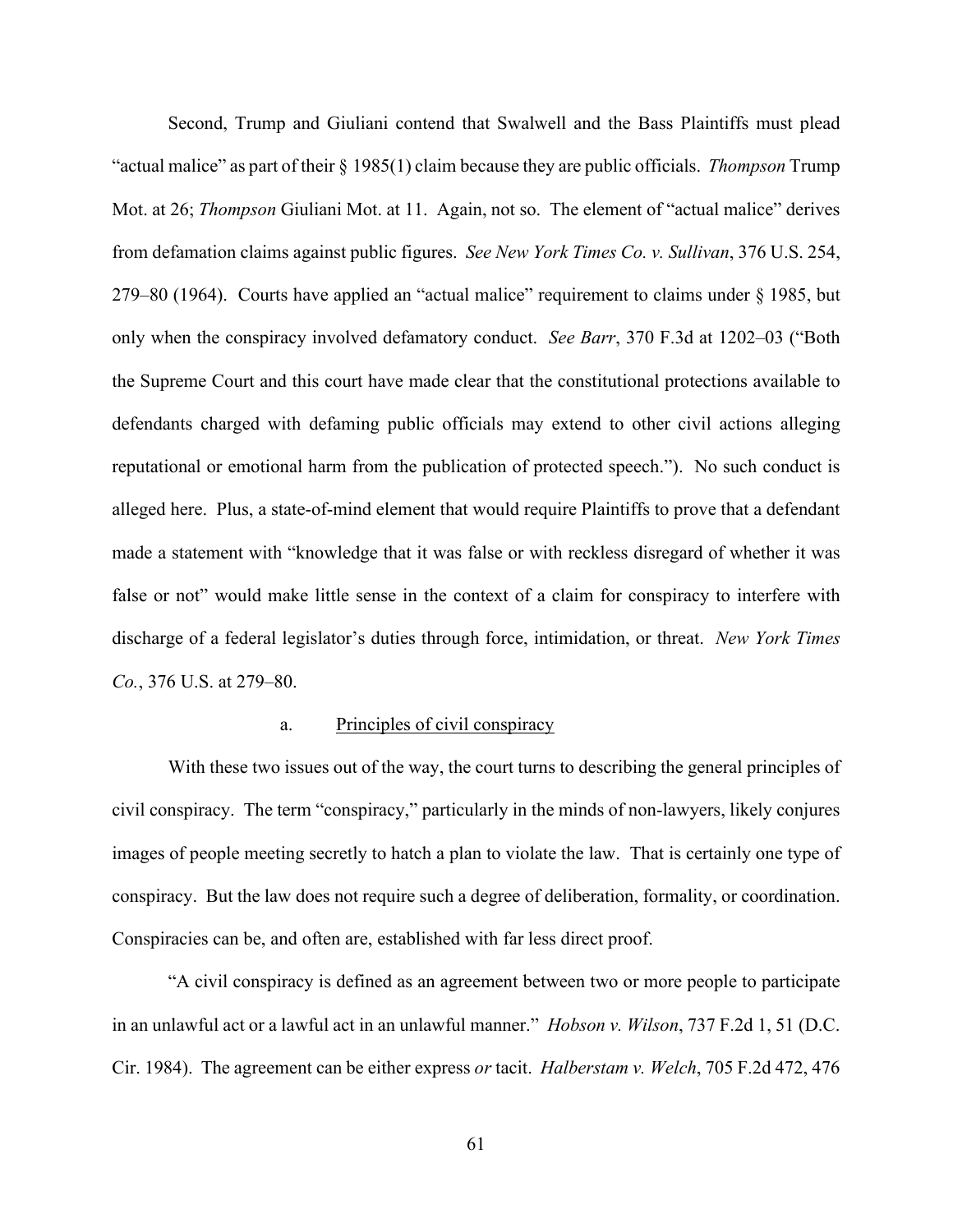Second, Trump and Giuliani contend that Swalwell and the Bass Plaintiffs must plead "actual malice" as part of their § 1985(1) claim because they are public officials. *Thompson* Trump Mot. at 26; *Thompson* Giuliani Mot. at 11. Again, not so. The element of "actual malice" derives from defamation claims against public figures. *See New York Times Co. v. Sullivan*, 376 U.S. 254, 279–80 (1964). Courts have applied an "actual malice" requirement to claims under § 1985, but only when the conspiracy involved defamatory conduct. *See Barr*, 370 F.3d at 1202–03 ("Both the Supreme Court and this court have made clear that the constitutional protections available to defendants charged with defaming public officials may extend to other civil actions alleging reputational or emotional harm from the publication of protected speech."). No such conduct is alleged here. Plus, a state-of-mind element that would require Plaintiffs to prove that a defendant made a statement with "knowledge that it was false or with reckless disregard of whether it was false or not" would make little sense in the context of a claim for conspiracy to interfere with discharge of a federal legislator's duties through force, intimidation, or threat. *New York Times Co.*, 376 U.S. at 279–80.

a. <u>Principles of civil conspiracy</u>

With these two issues out of the way, the court turns to describing the general principles of civil conspiracy. The term "conspiracy," particularly in the minds of non-lawyers, likely conjures images of people meeting secretly to hatch a plan to violate the law. That is certainly one type of conspiracy. But the law does not require such a degree of deliberation, formality, or coordination. Conspiracies can be, and often are, established with far less direct proof.

"A civil conspiracy is defined as an agreement between two or more people to participate in an unlawful act or a lawful act in an unlawful manner." *Hobson v. Wilson*, 737 F.2d 1, 51 (D.C. Cir. 1984). The agreement can be either express *or* tacit. *Halberstam v. Welch*, 705 F.2d 472, 476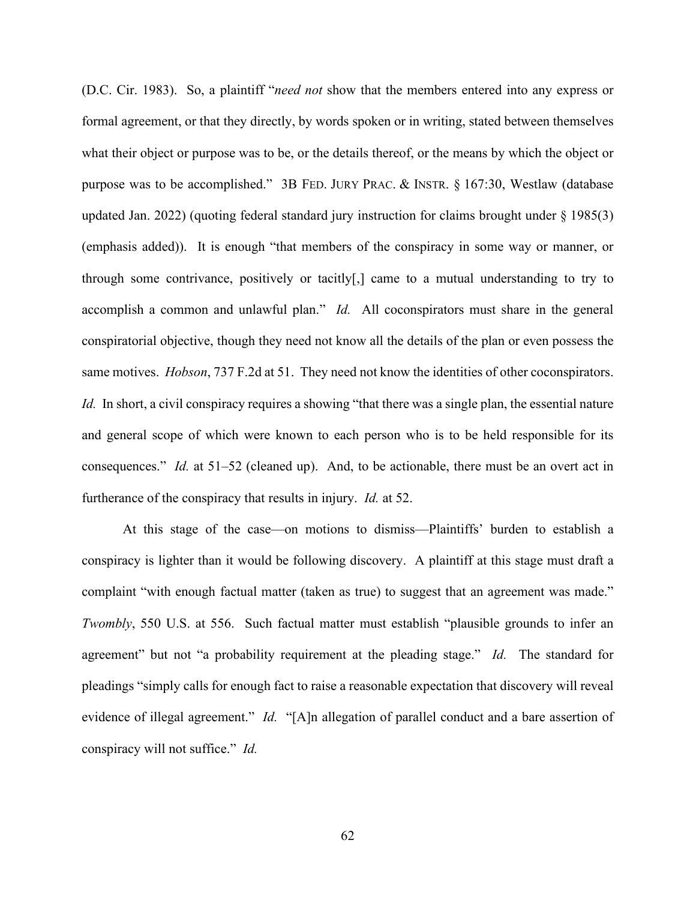(D.C. Cir. 1983). So, a plaintiff "*need not* show that the members entered into any express or formal agreement, or that they directly, by words spoken or in writing, stated between themselves what their object or purpose was to be, or the details thereof, or the means by which the object or purpose was to be accomplished." 3B FED. JURY PRAC. & INSTR. § 167:30, Westlaw (database updated Jan. 2022) (quoting federal standard jury instruction for claims brought under § 1985(3) (emphasis added)). It is enough "that members of the conspiracy in some way or manner, or through some contrivance, positively or tacitly[,] came to a mutual understanding to try to accomplish a common and unlawful plan." *Id.* All coconspirators must share in the general conspiratorial objective, though they need not know all the details of the plan or even possess the same motives. *Hobson*, 737 F.2d at 51. They need not know the identities of other coconspirators. *Id.* In short, a civil conspiracy requires a showing "that there was a single plan, the essential nature and general scope of which were known to each person who is to be held responsible for its consequences." *Id.* at 51–52 (cleaned up). And, to be actionable, there must be an overt act in furtherance of the conspiracy that results in injury. *Id.* at 52.

At this stage of the case—on motions to dismiss—Plaintiffs' burden to establish a conspiracy is lighter than it would be following discovery. A plaintiff at this stage must draft a complaint "with enough factual matter (taken as true) to suggest that an agreement was made." *Twombly*, 550 U.S. at 556. Such factual matter must establish "plausible grounds to infer an agreement" but not "a probability requirement at the pleading stage." *Id.* The standard for pleadings "simply calls for enough fact to raise a reasonable expectation that discovery will reveal evidence of illegal agreement." *Id.* "[A]n allegation of parallel conduct and a bare assertion of conspiracy will not suffice." *Id.*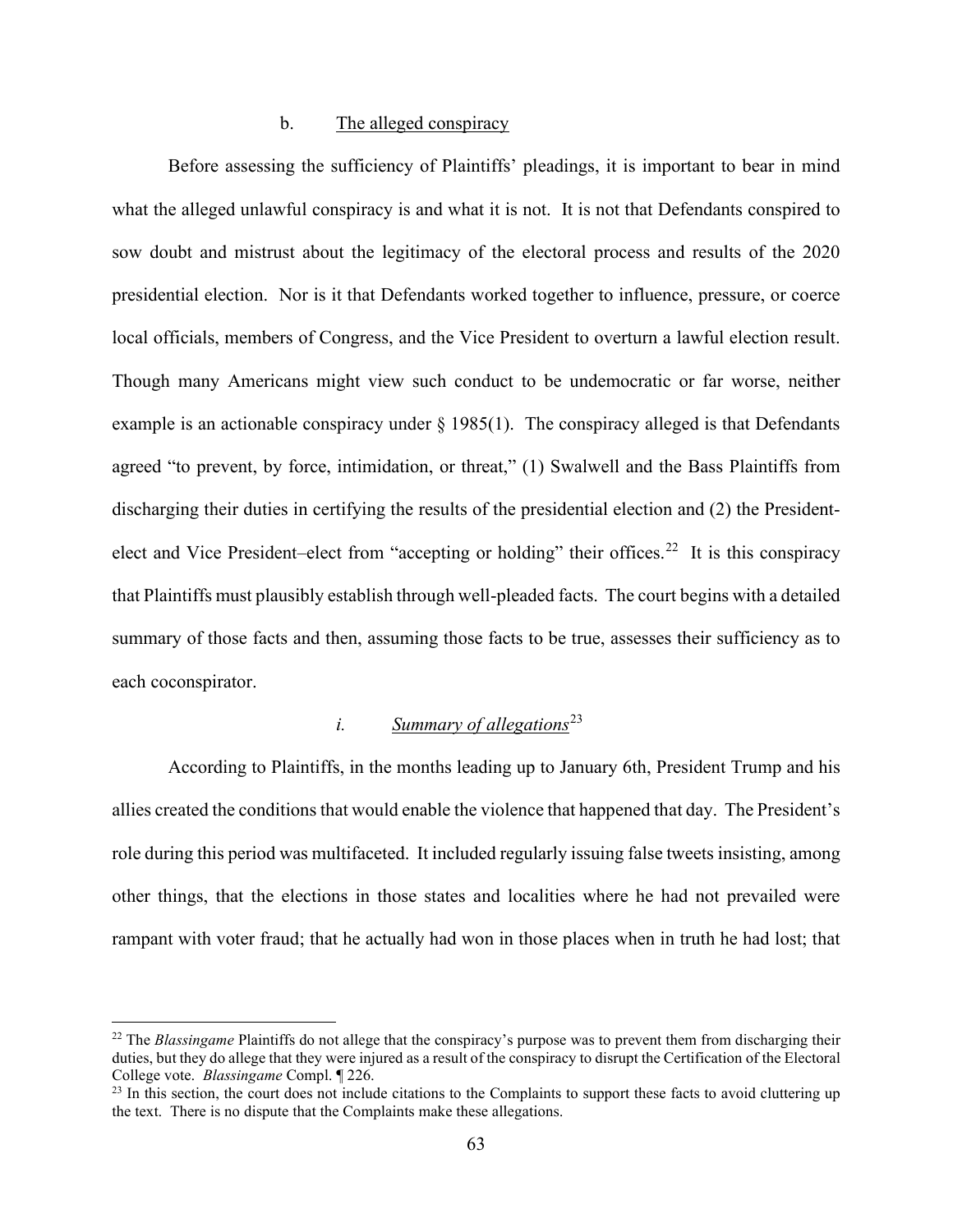#### b. The alleged conspiracy

Before assessing the sufficiency of Plaintiffs' pleadings, it is important to bear in mind what the alleged unlawful conspiracy is and what it is not. It is not that Defendants conspired to sow doubt and mistrust about the legitimacy of the electoral process and results of the 2020 presidential election. Nor is it that Defendants worked together to influence, pressure, or coerce local officials, members of Congress, and the Vice President to overturn a lawful election result. Though many Americans might view such conduct to be undemocratic or far worse, neither example is an actionable conspiracy under § 1985(1). The conspiracy alleged is that Defendants agreed "to prevent, by force, intimidation, or threat," (1) Swalwell and the Bass Plaintiffs from discharging their duties in certifying the results of the presidential election and (2) the President-elect and Vice President–elect from "accepting or holding" their offices.[22] It is this conspiracy that Plaintiffs must plausibly establish through well-pleaded facts. The court begins with a detailed summary of those facts and then, assuming those facts to be true, assesses their sufficiency as to each coconspirator.

##### *i. Summary of allegations*[23]

According to Plaintiffs, in the months leading up to January 6th, President Trump and his allies created the conditions that would enable the violence that happened that day. The President's role during this period was multifaceted. It included regularly issuing false tweets insisting, among other things, that the elections in those states and localities where he had not prevailed were rampant with voter fraud; that he actually had won in those places when in truth he had lost; that

---

[22] The *Blassingame* Plaintiffs do not allege that the conspiracy's purpose was to prevent them from discharging their duties, but they do allege that they were injured as a result of the conspiracy to disrupt the Certification of the Electoral College vote. *Blassingame* Compl. ¶ 226.

[23] In this section, the court does not include citations to the Complaints to support these facts to avoid cluttering up the text. There is no dispute that the Complaints make these allegations.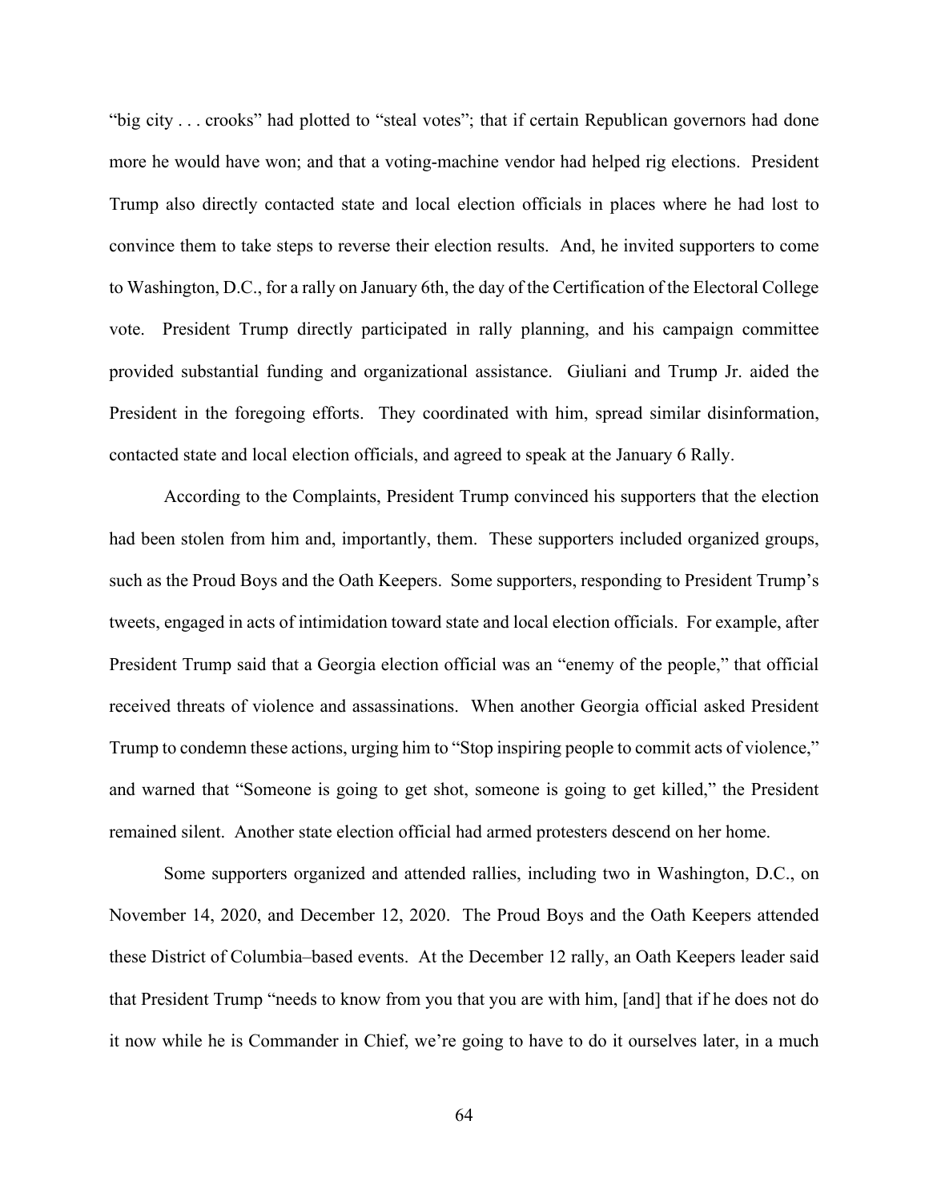"big city . . . crooks" had plotted to "steal votes"; that if certain Republican governors had done more he would have won; and that a voting-machine vendor had helped rig elections. President Trump also directly contacted state and local election officials in places where he had lost to convince them to take steps to reverse their election results. And, he invited supporters to come to Washington, D.C., for a rally on January 6th, the day of the Certification of the Electoral College vote. President Trump directly participated in rally planning, and his campaign committee provided substantial funding and organizational assistance. Giuliani and Trump Jr. aided the President in the foregoing efforts. They coordinated with him, spread similar disinformation, contacted state and local election officials, and agreed to speak at the January 6 Rally.

According to the Complaints, President Trump convinced his supporters that the election had been stolen from him and, importantly, them. These supporters included organized groups, such as the Proud Boys and the Oath Keepers. Some supporters, responding to President Trump's tweets, engaged in acts of intimidation toward state and local election officials. For example, after President Trump said that a Georgia election official was an "enemy of the people," that official received threats of violence and assassinations. When another Georgia official asked President Trump to condemn these actions, urging him to "Stop inspiring people to commit acts of violence," and warned that "Someone is going to get shot, someone is going to get killed," the President remained silent. Another state election official had armed protesters descend on her home.

Some supporters organized and attended rallies, including two in Washington, D.C., on November 14, 2020, and December 12, 2020. The Proud Boys and the Oath Keepers attended these District of Columbia–based events. At the December 12 rally, an Oath Keepers leader said that President Trump "needs to know from you that you are with him, [and] that if he does not do it now while he is Commander in Chief, we're going to have to do it ourselves later, in a much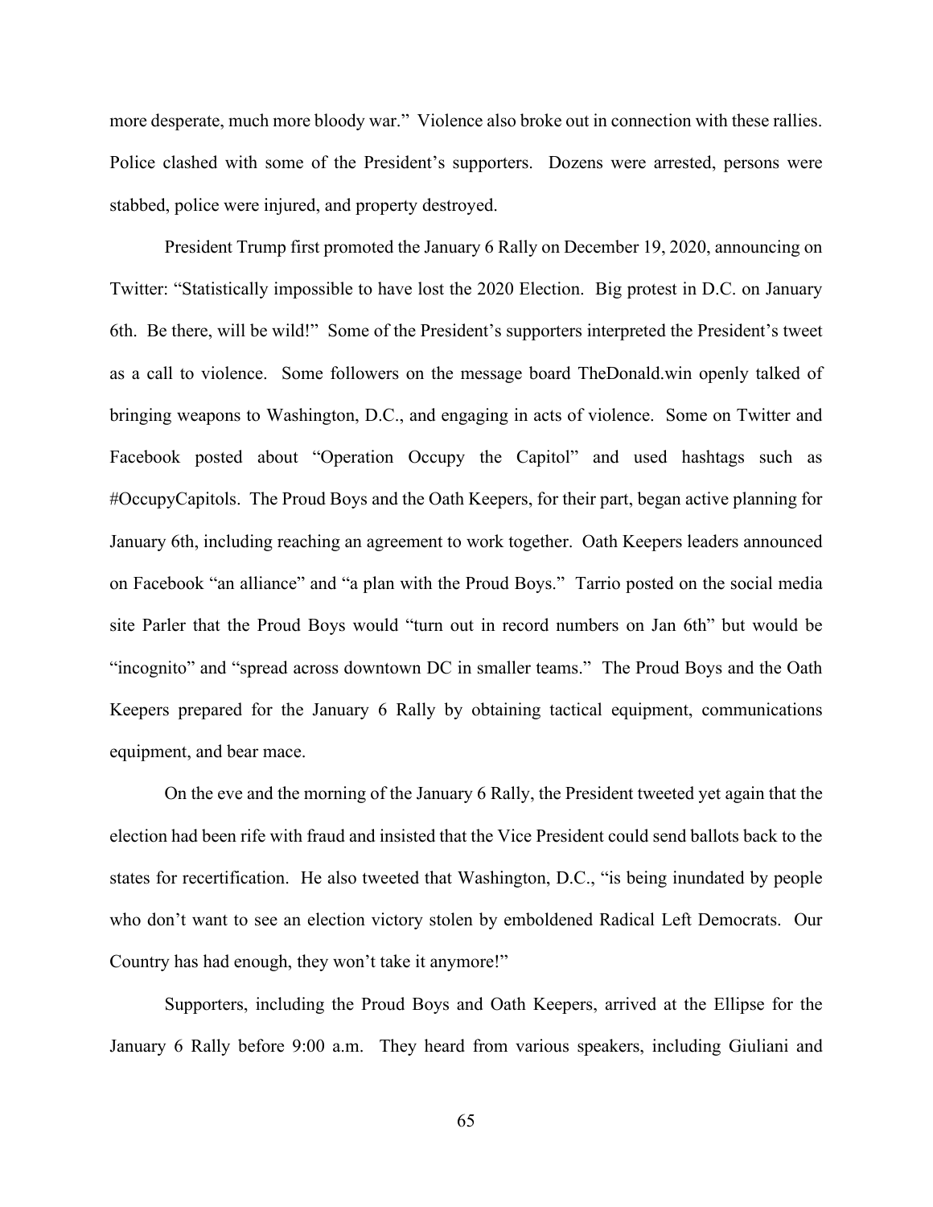more desperate, much more bloody war." Violence also broke out in connection with these rallies. Police clashed with some of the President's supporters. Dozens were arrested, persons were stabbed, police were injured, and property destroyed.

President Trump first promoted the January 6 Rally on December 19, 2020, announcing on Twitter: "Statistically impossible to have lost the 2020 Election. Big protest in D.C. on January 6th. Be there, will be wild!" Some of the President's supporters interpreted the President's tweet as a call to violence. Some followers on the message board TheDonald.win openly talked of bringing weapons to Washington, D.C., and engaging in acts of violence. Some on Twitter and Facebook posted about "Operation Occupy the Capitol" and used hashtags such as #OccupyCapitols. The Proud Boys and the Oath Keepers, for their part, began active planning for January 6th, including reaching an agreement to work together. Oath Keepers leaders announced on Facebook "an alliance" and "a plan with the Proud Boys." Tarrio posted on the social media site Parler that the Proud Boys would "turn out in record numbers on Jan 6th" but would be "incognito" and "spread across downtown DC in smaller teams." The Proud Boys and the Oath Keepers prepared for the January 6 Rally by obtaining tactical equipment, communications equipment, and bear mace.

On the eve and the morning of the January 6 Rally, the President tweeted yet again that the election had been rife with fraud and insisted that the Vice President could send ballots back to the states for recertification. He also tweeted that Washington, D.C., "is being inundated by people who don't want to see an election victory stolen by emboldened Radical Left Democrats. Our Country has had enough, they won't take it anymore!"

Supporters, including the Proud Boys and Oath Keepers, arrived at the Ellipse for the January 6 Rally before 9:00 a.m. They heard from various speakers, including Giuliani and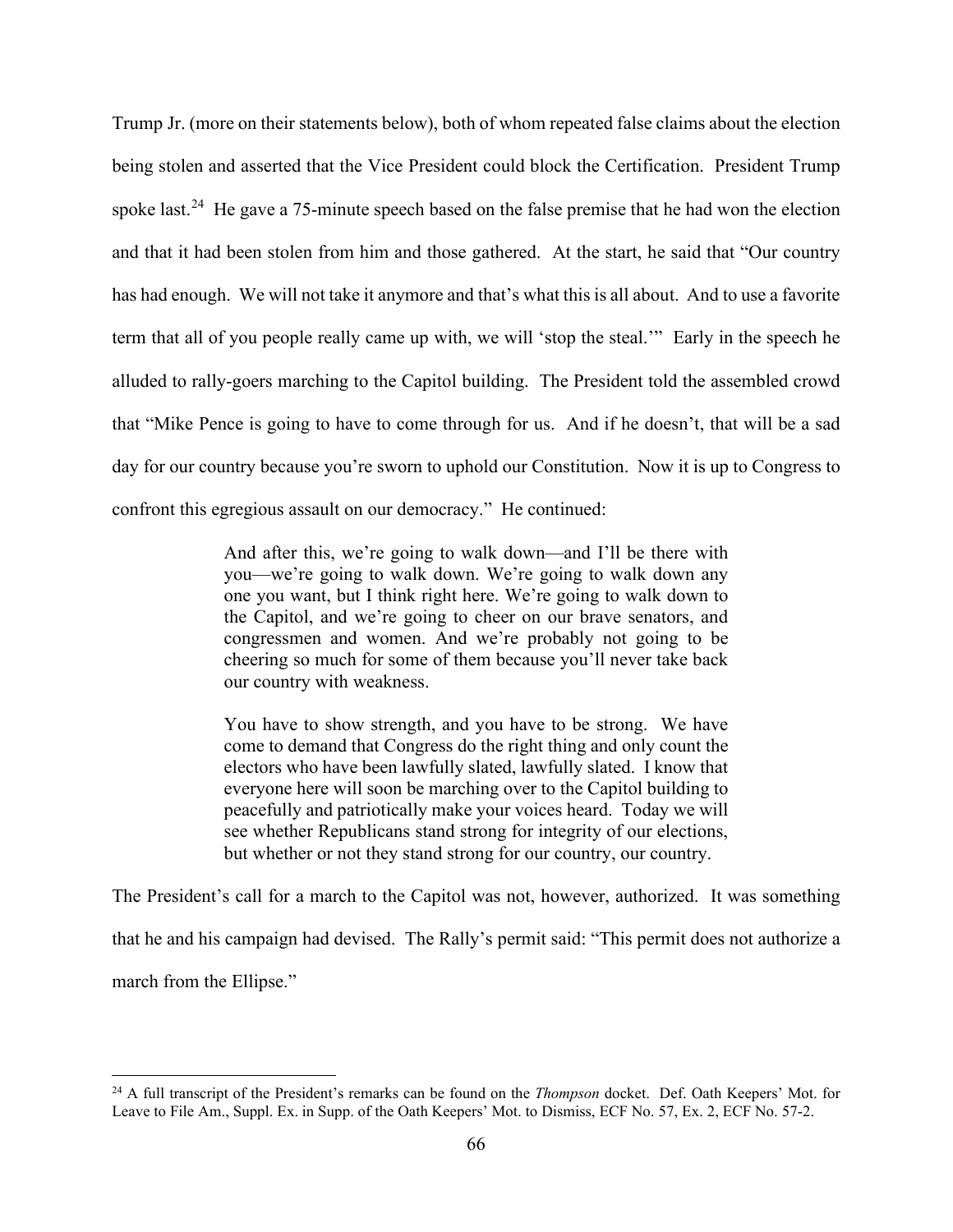Trump Jr. (more on their statements below), both of whom repeated false claims about the election being stolen and asserted that the Vice President could block the Certification. President Trump spoke last.[24] He gave a 75-minute speech based on the false premise that he had won the election and that it had been stolen from him and those gathered. At the start, he said that "Our country has had enough. We will not take it anymore and that's what this is all about. And to use a favorite term that all of you people really came up with, we will 'stop the steal.'" Early in the speech he alluded to rally-goers marching to the Capitol building. The President told the assembled crowd that "Mike Pence is going to have to come through for us. And if he doesn't, that will be a sad day for our country because you're sworn to uphold our Constitution. Now it is up to Congress to confront this egregious assault on our democracy." He continued:

> And after this, we're going to walk down—and I'll be there with you—we're going to walk down. We're going to walk down any one you want, but I think right here. We're going to walk down to the Capitol, and we're going to cheer on our brave senators, and congressmen and women. And we're probably not going to be cheering so much for some of them because you'll never take back our country with weakness.
>
> You have to show strength, and you have to be strong. We have come to demand that Congress do the right thing and only count the electors who have been lawfully slated, lawfully slated. I know that everyone here will soon be marching over to the Capitol building to peacefully and patriotically make your voices heard. Today we will see whether Republicans stand strong for integrity of our elections, but whether or not they stand strong for our country, our country.

The President's call for a march to the Capitol was not, however, authorized. It was something that he and his campaign had devised. The Rally's permit said: "This permit does not authorize a march from the Ellipse."

---

[24] A full transcript of the President's remarks can be found on the *Thompson* docket. Def. Oath Keepers' Mot. for Leave to File Am., Suppl. Ex. in Supp. of the Oath Keepers' Mot. to Dismiss, ECF No. 57, Ex. 2, ECF No. 57-2.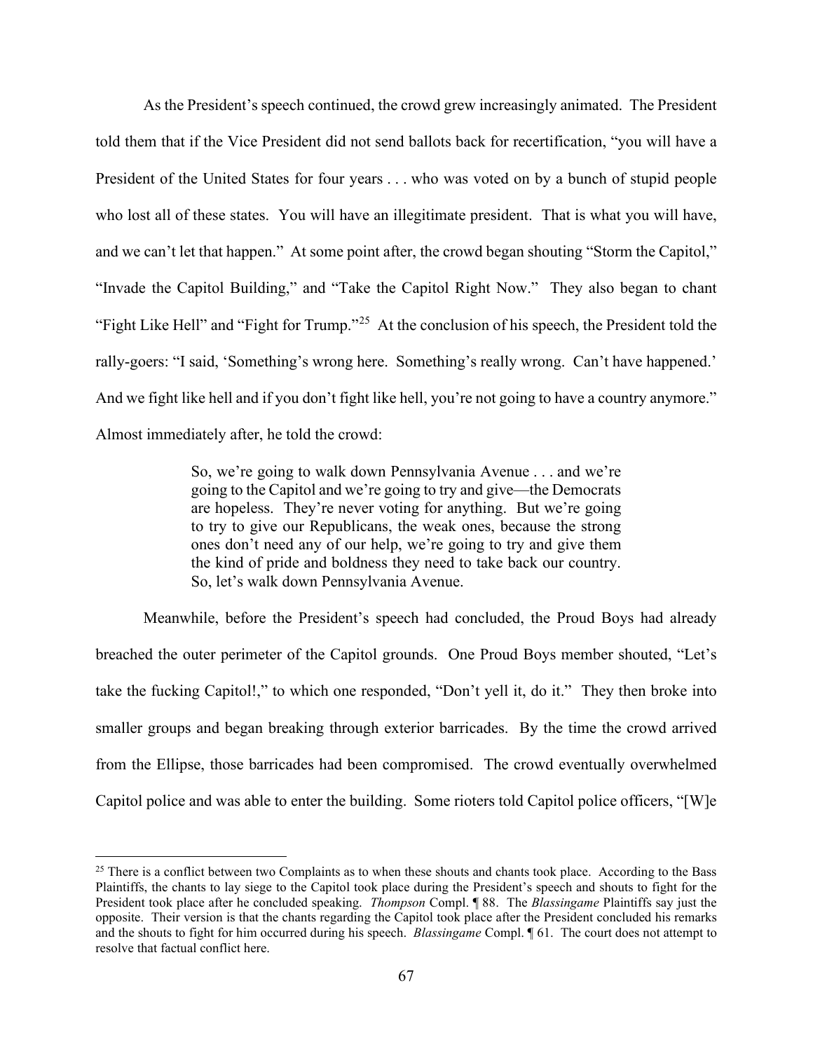As the President's speech continued, the crowd grew increasingly animated. The President told them that if the Vice President did not send ballots back for recertification, "you will have a President of the United States for four years . . . who was voted on by a bunch of stupid people who lost all of these states. You will have an illegitimate president. That is what you will have, and we can't let that happen." At some point after, the crowd began shouting "Storm the Capitol," "Invade the Capitol Building," and "Take the Capitol Right Now." They also began to chant "Fight Like Hell" and "Fight for Trump."[25] At the conclusion of his speech, the President told the rally-goers: "I said, 'Something's wrong here. Something's really wrong. Can't have happened.' And we fight like hell and if you don't fight like hell, you're not going to have a country anymore." Almost immediately after, he told the crowd:

> So, we're going to walk down Pennsylvania Avenue . . . and we're going to the Capitol and we're going to try and give—the Democrats are hopeless. They're never voting for anything. But we're going to try to give our Republicans, the weak ones, because the strong ones don't need any of our help, we're going to try and give them the kind of pride and boldness they need to take back our country. So, let's walk down Pennsylvania Avenue.

Meanwhile, before the President's speech had concluded, the Proud Boys had already breached the outer perimeter of the Capitol grounds. One Proud Boys member shouted, "Let's take the fucking Capitol!," to which one responded, "Don't yell it, do it." They then broke into smaller groups and began breaking through exterior barricades. By the time the crowd arrived from the Ellipse, those barricades had been compromised. The crowd eventually overwhelmed Capitol police and was able to enter the building. Some rioters told Capitol police officers, "[W]e

---

[25] There is a conflict between two Complaints as to when these shouts and chants took place. According to the Bass Plaintiffs, the chants to lay siege to the Capitol took place during the President's speech and shouts to fight for the President took place after he concluded speaking. *Thompson* Compl. ¶ 88. The *Blassingame* Plaintiffs say just the opposite. Their version is that the chants regarding the Capitol took place after the President concluded his remarks and the shouts to fight for him occurred during his speech. *Blassingame* Compl. ¶ 61. The court does not attempt to resolve that factual conflict here.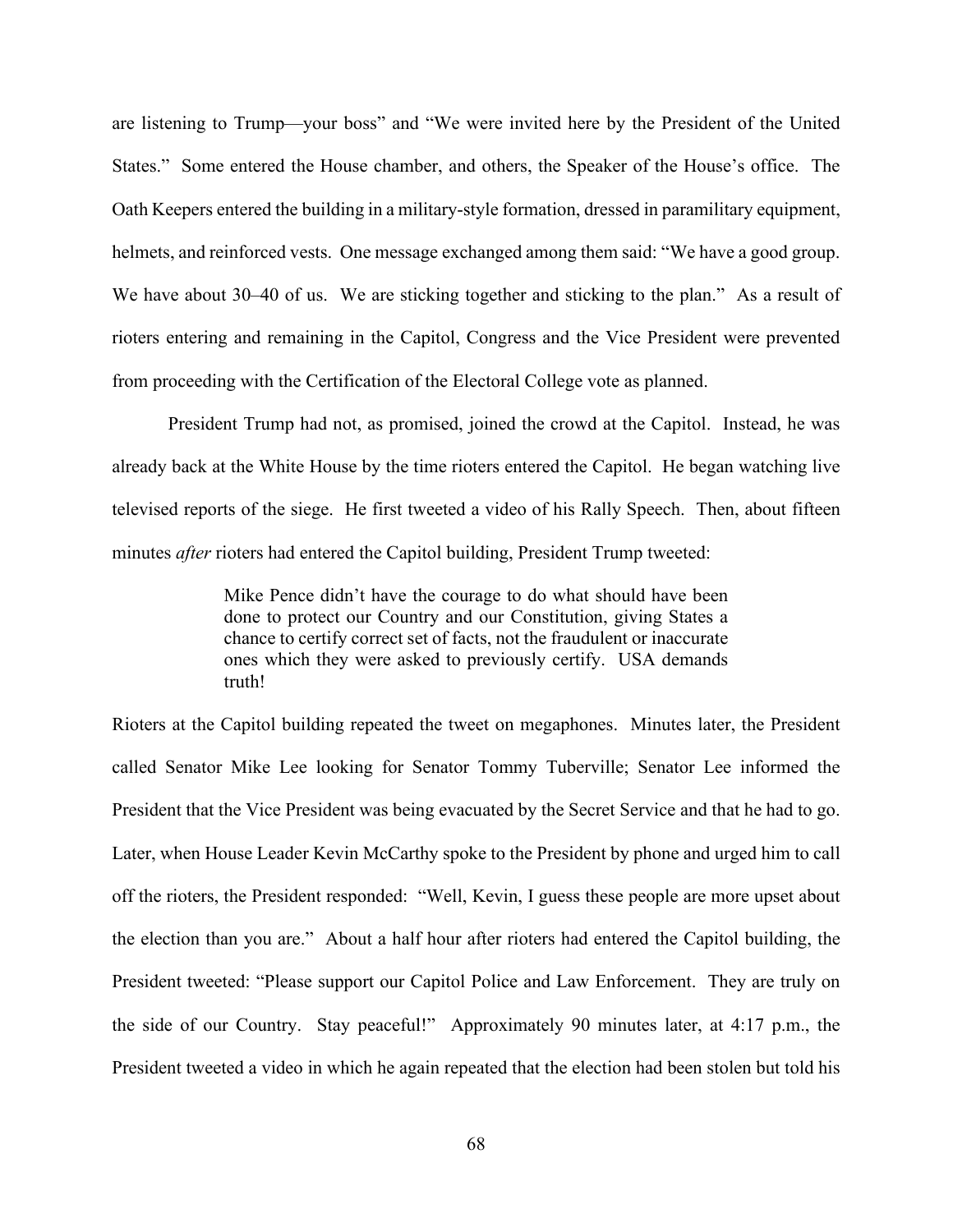are listening to Trump—your boss" and "We were invited here by the President of the United States." Some entered the House chamber, and others, the Speaker of the House's office. The Oath Keepers entered the building in a military-style formation, dressed in paramilitary equipment, helmets, and reinforced vests. One message exchanged among them said: "We have a good group. We have about 30–40 of us. We are sticking together and sticking to the plan." As a result of rioters entering and remaining in the Capitol, Congress and the Vice President were prevented from proceeding with the Certification of the Electoral College vote as planned.

President Trump had not, as promised, joined the crowd at the Capitol. Instead, he was already back at the White House by the time rioters entered the Capitol. He began watching live televised reports of the siege. He first tweeted a video of his Rally Speech. Then, about fifteen minutes *after* rioters had entered the Capitol building, President Trump tweeted:

> Mike Pence didn't have the courage to do what should have been done to protect our Country and our Constitution, giving States a chance to certify correct set of facts, not the fraudulent or inaccurate ones which they were asked to previously certify. USA demands truth!

Rioters at the Capitol building repeated the tweet on megaphones. Minutes later, the President called Senator Mike Lee looking for Senator Tommy Tuberville; Senator Lee informed the President that the Vice President was being evacuated by the Secret Service and that he had to go. Later, when House Leader Kevin McCarthy spoke to the President by phone and urged him to call off the rioters, the President responded: "Well, Kevin, I guess these people are more upset about the election than you are." About a half hour after rioters had entered the Capitol building, the President tweeted: "Please support our Capitol Police and Law Enforcement. They are truly on the side of our Country. Stay peaceful!" Approximately 90 minutes later, at 4:17 p.m., the President tweeted a video in which he again repeated that the election had been stolen but told his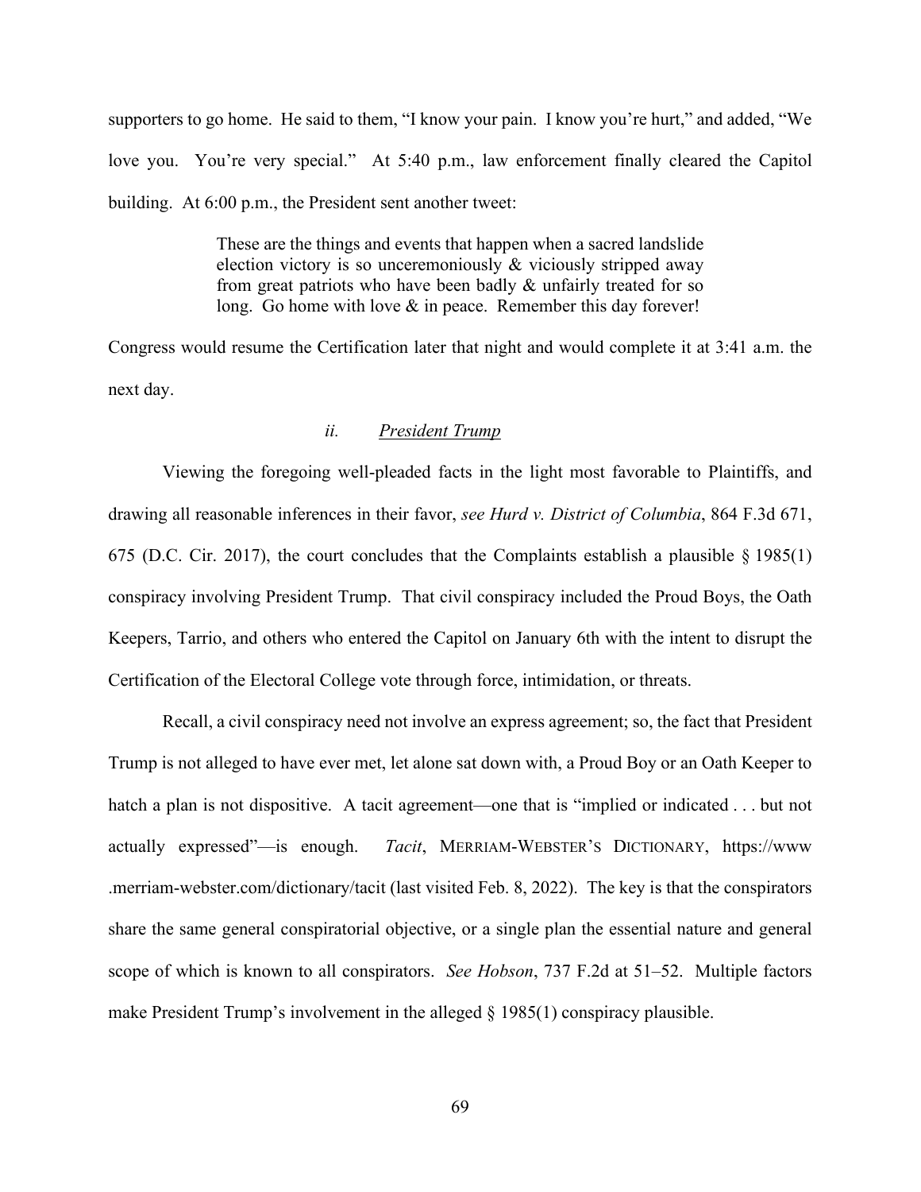supporters to go home. He said to them, "I know your pain. I know you're hurt," and added, "We love you. You're very special." At 5:40 p.m., law enforcement finally cleared the Capitol building. At 6:00 p.m., the President sent another tweet:

> These are the things and events that happen when a sacred landslide election victory is so unceremoniously & viciously stripped away from great patriots who have been badly & unfairly treated for so long. Go home with love & in peace. Remember this day forever!

Congress would resume the Certification later that night and would complete it at 3:41 a.m. the next day.

### *ii.* *President Trump*

Viewing the foregoing well-pleaded facts in the light most favorable to Plaintiffs, and drawing all reasonable inferences in their favor, *see Hurd v. District of Columbia*, 864 F.3d 671, 675 (D.C. Cir. 2017), the court concludes that the Complaints establish a plausible § 1985(1) conspiracy involving President Trump. That civil conspiracy included the Proud Boys, the Oath Keepers, Tarrio, and others who entered the Capitol on January 6th with the intent to disrupt the Certification of the Electoral College vote through force, intimidation, or threats.

Recall, a civil conspiracy need not involve an express agreement; so, the fact that President Trump is not alleged to have ever met, let alone sat down with, a Proud Boy or an Oath Keeper to hatch a plan is not dispositive. A tacit agreement—one that is "implied or indicated . . . but not actually expressed"—is enough. *Tacit*, MERRIAM-WEBSTER'S DICTIONARY, https://www.merriam-webster.com/dictionary/tacit (last visited Feb. 8, 2022). The key is that the conspirators share the same general conspiratorial objective, or a single plan the essential nature and general scope of which is known to all conspirators. *See Hobson*, 737 F.2d at 51–52. Multiple factors make President Trump's involvement in the alleged § 1985(1) conspiracy plausible.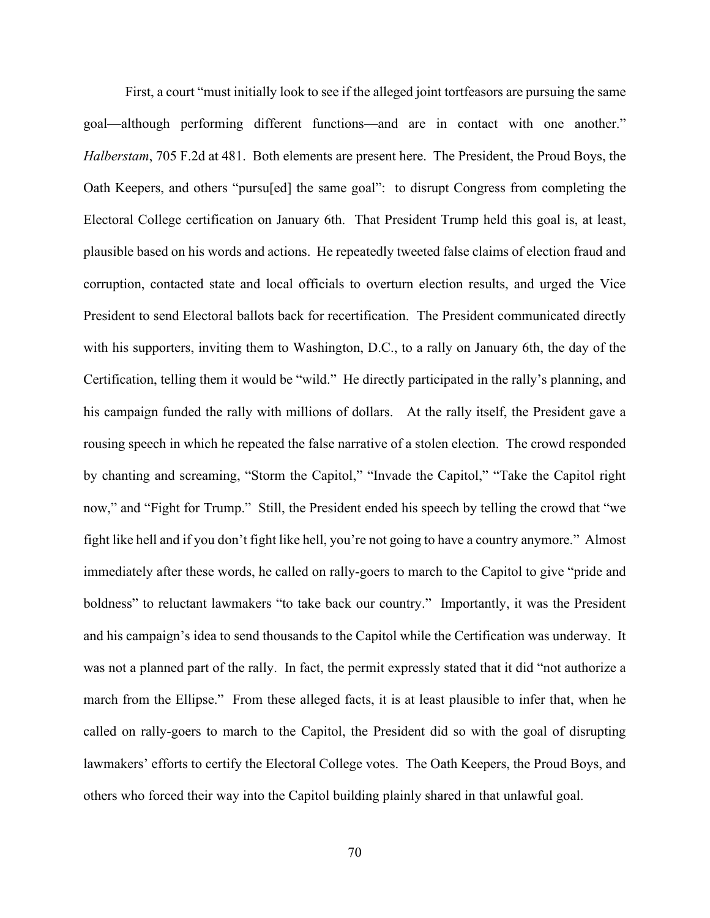First, a court "must initially look to see if the alleged joint tortfeasors are pursuing the same goal—although performing different functions—and are in contact with one another." *Halberstam*, 705 F.2d at 481. Both elements are present here. The President, the Proud Boys, the Oath Keepers, and others "pursu[ed] the same goal": to disrupt Congress from completing the Electoral College certification on January 6th. That President Trump held this goal is, at least, plausible based on his words and actions. He repeatedly tweeted false claims of election fraud and corruption, contacted state and local officials to overturn election results, and urged the Vice President to send Electoral ballots back for recertification. The President communicated directly with his supporters, inviting them to Washington, D.C., to a rally on January 6th, the day of the Certification, telling them it would be "wild." He directly participated in the rally's planning, and his campaign funded the rally with millions of dollars. At the rally itself, the President gave a rousing speech in which he repeated the false narrative of a stolen election. The crowd responded by chanting and screaming, "Storm the Capitol," "Invade the Capitol," "Take the Capitol right now," and "Fight for Trump." Still, the President ended his speech by telling the crowd that "we fight like hell and if you don't fight like hell, you're not going to have a country anymore." Almost immediately after these words, he called on rally-goers to march to the Capitol to give "pride and boldness" to reluctant lawmakers "to take back our country." Importantly, it was the President and his campaign's idea to send thousands to the Capitol while the Certification was underway. It was not a planned part of the rally. In fact, the permit expressly stated that it did "not authorize a march from the Ellipse." From these alleged facts, it is at least plausible to infer that, when he called on rally-goers to march to the Capitol, the President did so with the goal of disrupting lawmakers' efforts to certify the Electoral College votes. The Oath Keepers, the Proud Boys, and others who forced their way into the Capitol building plainly shared in that unlawful goal.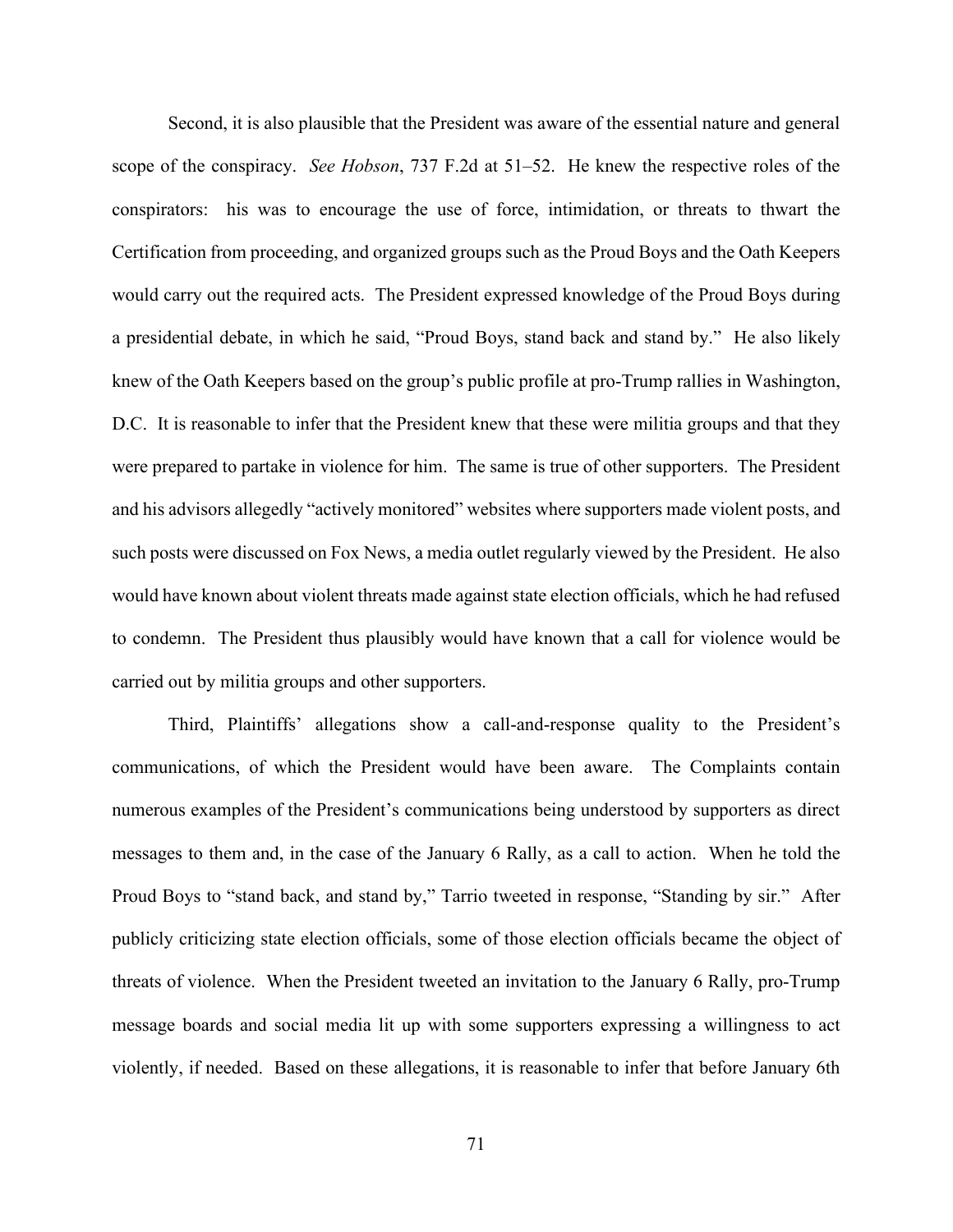Second, it is also plausible that the President was aware of the essential nature and general scope of the conspiracy. *See Hobson*, 737 F.2d at 51–52. He knew the respective roles of the conspirators: his was to encourage the use of force, intimidation, or threats to thwart the Certification from proceeding, and organized groups such as the Proud Boys and the Oath Keepers would carry out the required acts. The President expressed knowledge of the Proud Boys during a presidential debate, in which he said, "Proud Boys, stand back and stand by." He also likely knew of the Oath Keepers based on the group's public profile at pro-Trump rallies in Washington, D.C. It is reasonable to infer that the President knew that these were militia groups and that they were prepared to partake in violence for him. The same is true of other supporters. The President and his advisors allegedly "actively monitored" websites where supporters made violent posts, and such posts were discussed on Fox News, a media outlet regularly viewed by the President. He also would have known about violent threats made against state election officials, which he had refused to condemn. The President thus plausibly would have known that a call for violence would be carried out by militia groups and other supporters.

Third, Plaintiffs' allegations show a call-and-response quality to the President's communications, of which the President would have been aware. The Complaints contain numerous examples of the President's communications being understood by supporters as direct messages to them and, in the case of the January 6 Rally, as a call to action. When he told the Proud Boys to "stand back, and stand by," Tarrio tweeted in response, "Standing by sir." After publicly criticizing state election officials, some of those election officials became the object of threats of violence. When the President tweeted an invitation to the January 6 Rally, pro-Trump message boards and social media lit up with some supporters expressing a willingness to act violently, if needed. Based on these allegations, it is reasonable to infer that before January 6th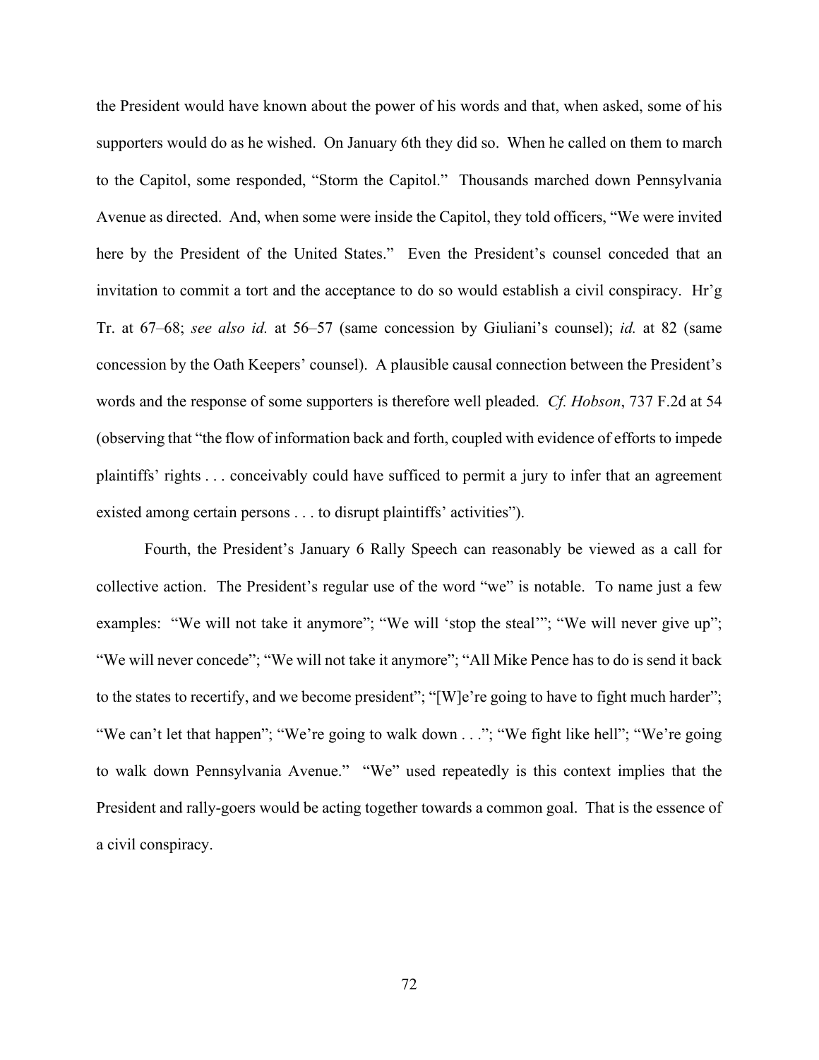the President would have known about the power of his words and that, when asked, some of his supporters would do as he wished. On January 6th they did so. When he called on them to march to the Capitol, some responded, "Storm the Capitol." Thousands marched down Pennsylvania Avenue as directed. And, when some were inside the Capitol, they told officers, "We were invited here by the President of the United States." Even the President's counsel conceded that an invitation to commit a tort and the acceptance to do so would establish a civil conspiracy. Hr'g Tr. at 67–68; *see also id.* at 56–57 (same concession by Giuliani's counsel); *id.* at 82 (same concession by the Oath Keepers' counsel). A plausible causal connection between the President's words and the response of some supporters is therefore well pleaded. *Cf. Hobson*, 737 F.2d at 54 (observing that "the flow of information back and forth, coupled with evidence of efforts to impede plaintiffs' rights . . . conceivably could have sufficed to permit a jury to infer that an agreement existed among certain persons . . . to disrupt plaintiffs' activities").

Fourth, the President's January 6 Rally Speech can reasonably be viewed as a call for collective action. The President's regular use of the word "we" is notable. To name just a few examples: "We will not take it anymore"; "We will 'stop the steal'"; "We will never give up"; "We will never concede"; "We will not take it anymore"; "All Mike Pence has to do is send it back to the states to recertify, and we become president"; "[W]e're going to have to fight much harder"; "We can't let that happen"; "We're going to walk down . . ."; "We fight like hell"; "We're going to walk down Pennsylvania Avenue." "We" used repeatedly is this context implies that the President and rally-goers would be acting together towards a common goal. That is the essence of a civil conspiracy.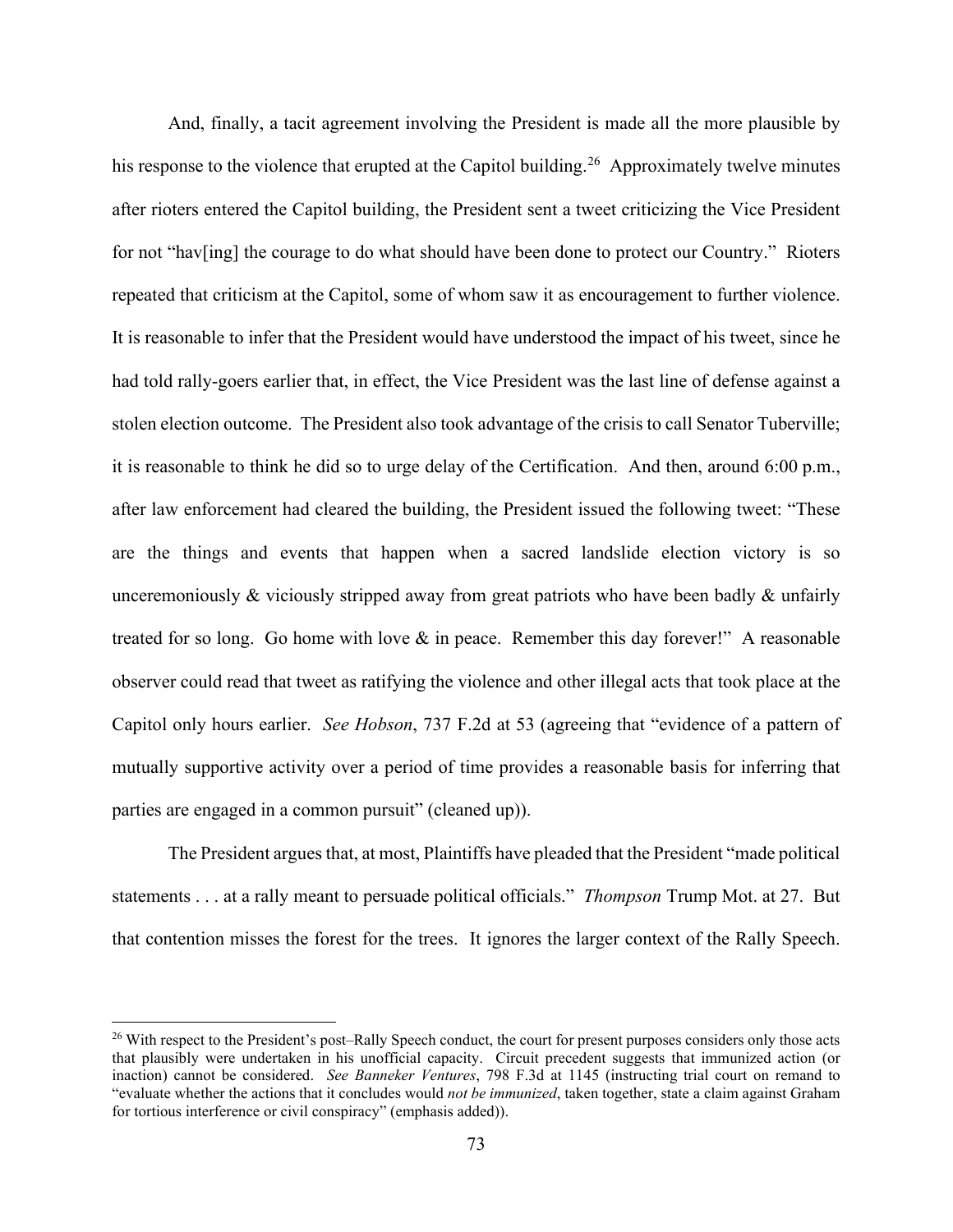And, finally, a tacit agreement involving the President is made all the more plausible by his response to the violence that erupted at the Capitol building.[26] Approximately twelve minutes after rioters entered the Capitol building, the President sent a tweet criticizing the Vice President for not "hav[ing] the courage to do what should have been done to protect our Country." Rioters repeated that criticism at the Capitol, some of whom saw it as encouragement to further violence. It is reasonable to infer that the President would have understood the impact of his tweet, since he had told rally-goers earlier that, in effect, the Vice President was the last line of defense against a stolen election outcome. The President also took advantage of the crisis to call Senator Tuberville; it is reasonable to think he did so to urge delay of the Certification. And then, around 6:00 p.m., after law enforcement had cleared the building, the President issued the following tweet: "These are the things and events that happen when a sacred landslide election victory is so unceremoniously & viciously stripped away from great patriots who have been badly & unfairly treated for so long. Go home with love & in peace. Remember this day forever!" A reasonable observer could read that tweet as ratifying the violence and other illegal acts that took place at the Capitol only hours earlier. *See Hobson*, 737 F.2d at 53 (agreeing that "evidence of a pattern of mutually supportive activity over a period of time provides a reasonable basis for inferring that parties are engaged in a common pursuit" (cleaned up)).

The President argues that, at most, Plaintiffs have pleaded that the President "made political statements . . . at a rally meant to persuade political officials." *Thompson* Trump Mot. at 27. But that contention misses the forest for the trees. It ignores the larger context of the Rally Speech.

---

[26] With respect to the President's post–Rally Speech conduct, the court for present purposes considers only those acts that plausibly were undertaken in his unofficial capacity. Circuit precedent suggests that immunized action (or inaction) cannot be considered. *See Banneker Ventures*, 798 F.3d at 1145 (instructing trial court on remand to "evaluate whether the actions that it concludes would *not be immunized*, taken together, state a claim against Graham for tortious interference or civil conspiracy" (emphasis added)).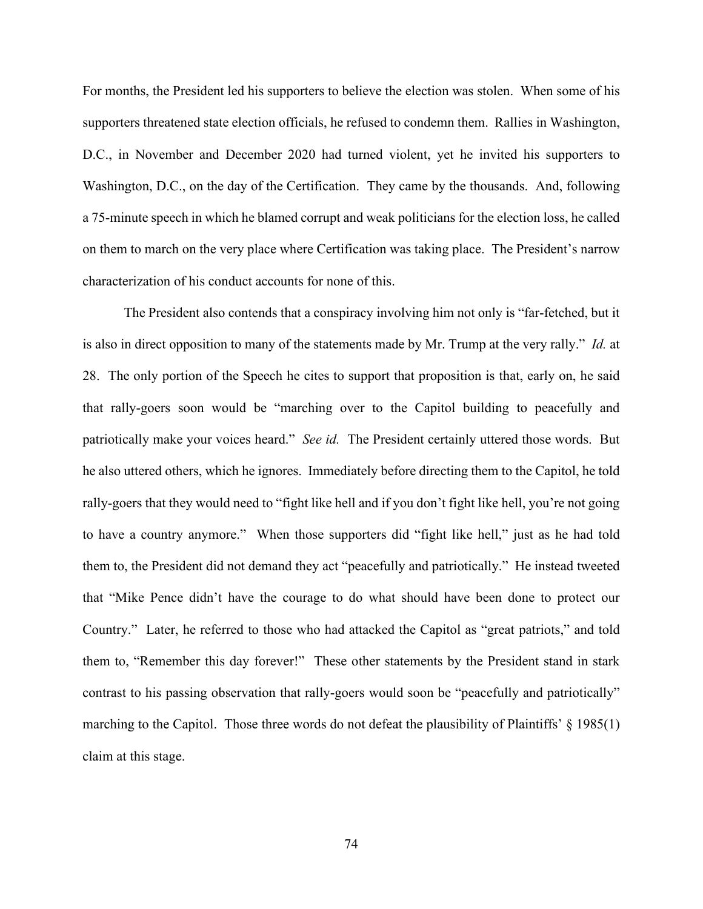For months, the President led his supporters to believe the election was stolen. When some of his supporters threatened state election officials, he refused to condemn them. Rallies in Washington, D.C., in November and December 2020 had turned violent, yet he invited his supporters to Washington, D.C., on the day of the Certification. They came by the thousands. And, following a 75-minute speech in which he blamed corrupt and weak politicians for the election loss, he called on them to march on the very place where Certification was taking place. The President's narrow characterization of his conduct accounts for none of this.

The President also contends that a conspiracy involving him not only is "far-fetched, but it is also in direct opposition to many of the statements made by Mr. Trump at the very rally." *Id.* at 28. The only portion of the Speech he cites to support that proposition is that, early on, he said that rally-goers soon would be "marching over to the Capitol building to peacefully and patriotically make your voices heard." *See id.* The President certainly uttered those words. But he also uttered others, which he ignores. Immediately before directing them to the Capitol, he told rally-goers that they would need to "fight like hell and if you don't fight like hell, you're not going to have a country anymore." When those supporters did "fight like hell," just as he had told them to, the President did not demand they act "peacefully and patriotically." He instead tweeted that "Mike Pence didn't have the courage to do what should have been done to protect our Country." Later, he referred to those who had attacked the Capitol as "great patriots," and told them to, "Remember this day forever!" These other statements by the President stand in stark contrast to his passing observation that rally-goers would soon be "peacefully and patriotically" marching to the Capitol. Those three words do not defeat the plausibility of Plaintiffs' § 1985(1) claim at this stage.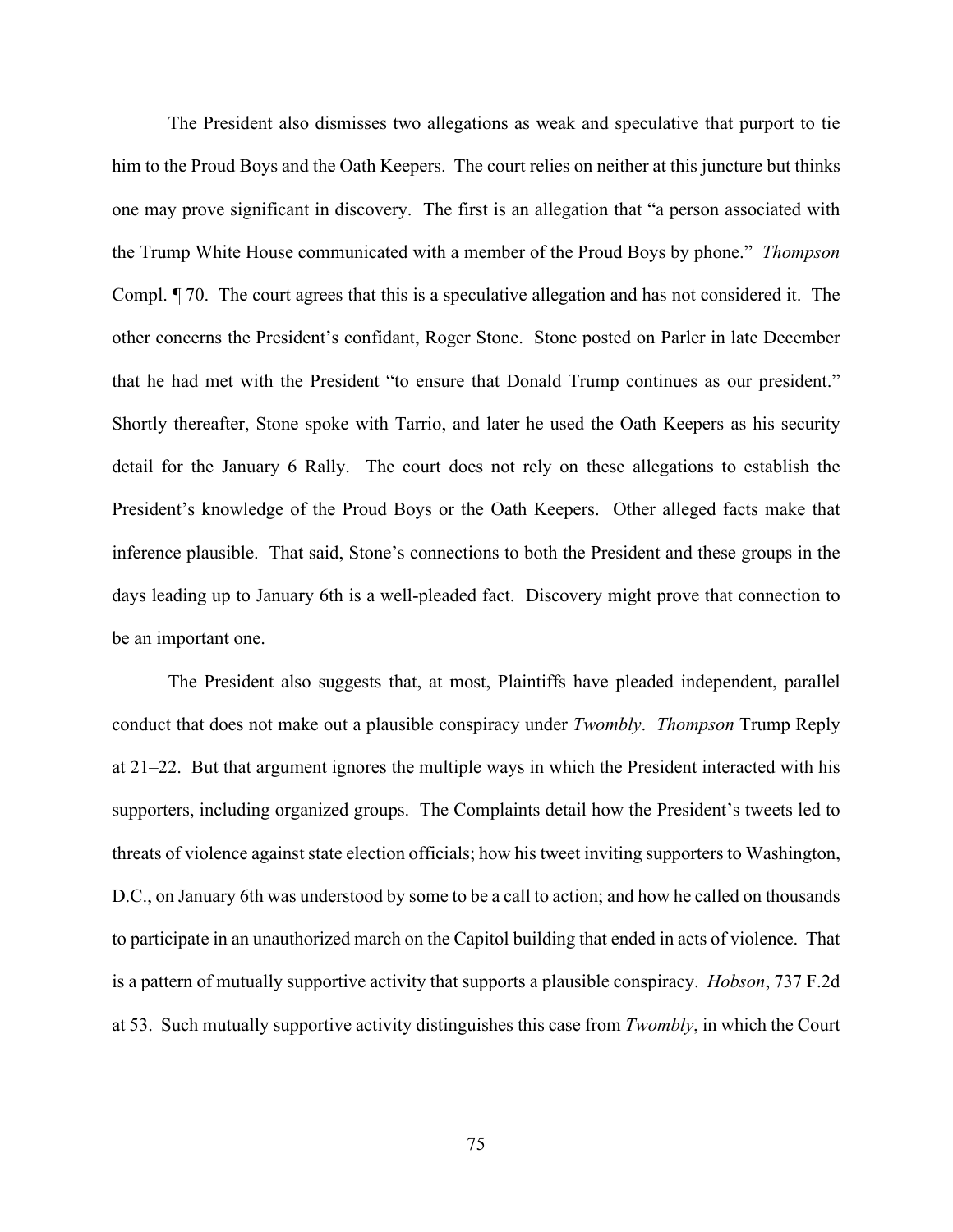The President also dismisses two allegations as weak and speculative that purport to tie him to the Proud Boys and the Oath Keepers. The court relies on neither at this juncture but thinks one may prove significant in discovery. The first is an allegation that "a person associated with the Trump White House communicated with a member of the Proud Boys by phone." *Thompson* Compl. ¶ 70. The court agrees that this is a speculative allegation and has not considered it. The other concerns the President's confidant, Roger Stone. Stone posted on Parler in late December that he had met with the President "to ensure that Donald Trump continues as our president." Shortly thereafter, Stone spoke with Tarrio, and later he used the Oath Keepers as his security detail for the January 6 Rally. The court does not rely on these allegations to establish the President's knowledge of the Proud Boys or the Oath Keepers. Other alleged facts make that inference plausible. That said, Stone's connections to both the President and these groups in the days leading up to January 6th is a well-pleaded fact. Discovery might prove that connection to be an important one.

The President also suggests that, at most, Plaintiffs have pleaded independent, parallel conduct that does not make out a plausible conspiracy under *Twombly*. *Thompson* Trump Reply at 21–22. But that argument ignores the multiple ways in which the President interacted with his supporters, including organized groups. The Complaints detail how the President's tweets led to threats of violence against state election officials; how his tweet inviting supporters to Washington, D.C., on January 6th was understood by some to be a call to action; and how he called on thousands to participate in an unauthorized march on the Capitol building that ended in acts of violence. That is a pattern of mutually supportive activity that supports a plausible conspiracy. *Hobson*, 737 F.2d at 53. Such mutually supportive activity distinguishes this case from *Twombly*, in which the Court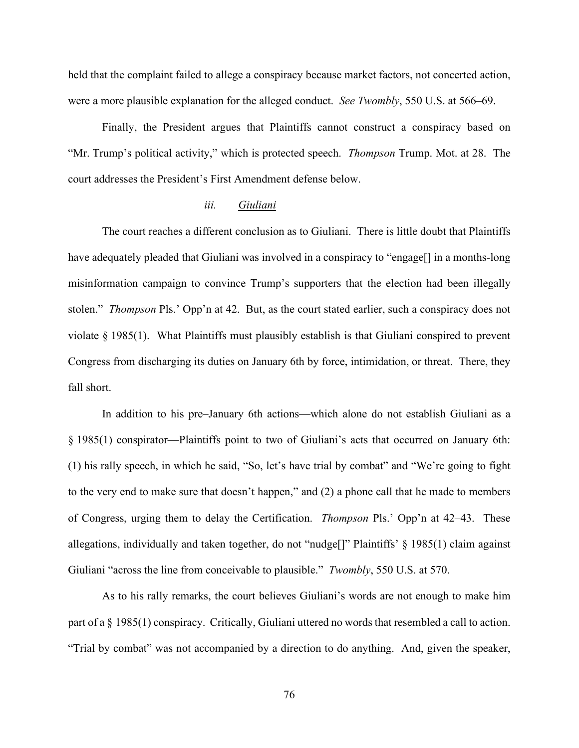held that the complaint failed to allege a conspiracy because market factors, not concerted action, were a more plausible explanation for the alleged conduct. *See Twombly*, 550 U.S. at 566–69.

Finally, the President argues that Plaintiffs cannot construct a conspiracy based on "Mr. Trump's political activity," which is protected speech. *Thompson* Trump. Mot. at 28. The court addresses the President's First Amendment defense below.

#### *iii.* Giuliani

The court reaches a different conclusion as to Giuliani. There is little doubt that Plaintiffs have adequately pleaded that Giuliani was involved in a conspiracy to "engage[] in a months-long misinformation campaign to convince Trump's supporters that the election had been illegally stolen." *Thompson* Pls.' Opp'n at 42. But, as the court stated earlier, such a conspiracy does not violate § 1985(1). What Plaintiffs must plausibly establish is that Giuliani conspired to prevent Congress from discharging its duties on January 6th by force, intimidation, or threat. There, they fall short.

In addition to his pre–January 6th actions—which alone do not establish Giuliani as a § 1985(1) conspirator—Plaintiffs point to two of Giuliani's acts that occurred on January 6th: (1) his rally speech, in which he said, "So, let's have trial by combat" and "We're going to fight to the very end to make sure that doesn't happen," and (2) a phone call that he made to members of Congress, urging them to delay the Certification. *Thompson* Pls.' Opp'n at 42–43. These allegations, individually and taken together, do not "nudge[]" Plaintiffs' § 1985(1) claim against Giuliani "across the line from conceivable to plausible." *Twombly*, 550 U.S. at 570.

As to his rally remarks, the court believes Giuliani's words are not enough to make him part of a § 1985(1) conspiracy. Critically, Giuliani uttered no words that resembled a call to action. "Trial by combat" was not accompanied by a direction to do anything. And, given the speaker,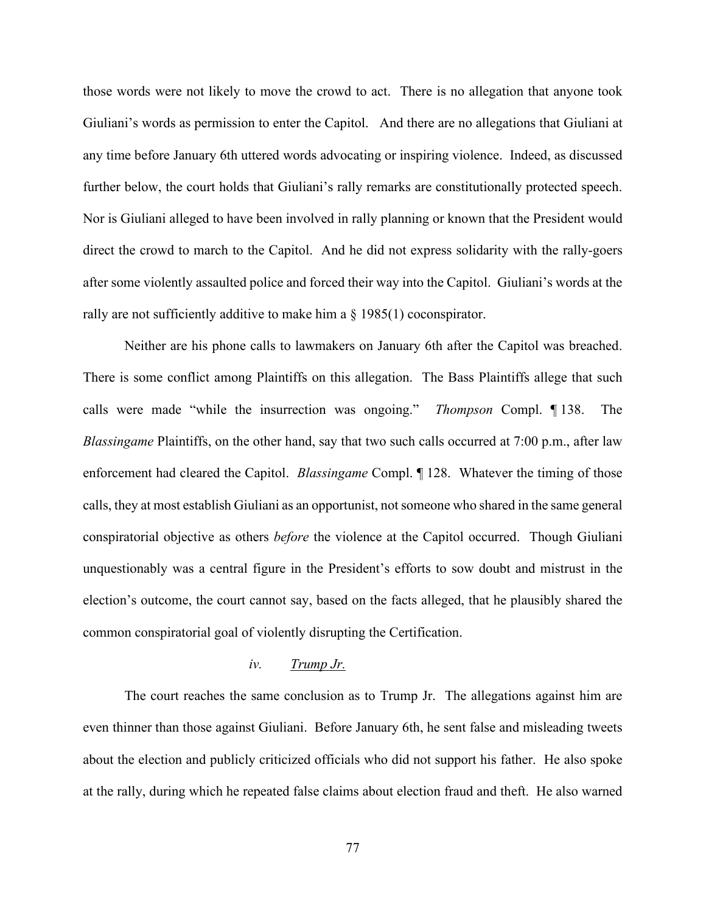those words were not likely to move the crowd to act. There is no allegation that anyone took Giuliani's words as permission to enter the Capitol. And there are no allegations that Giuliani at any time before January 6th uttered words advocating or inspiring violence. Indeed, as discussed further below, the court holds that Giuliani's rally remarks are constitutionally protected speech. Nor is Giuliani alleged to have been involved in rally planning or known that the President would direct the crowd to march to the Capitol. And he did not express solidarity with the rally-goers after some violently assaulted police and forced their way into the Capitol. Giuliani's words at the rally are not sufficiently additive to make him a § 1985(1) coconspirator.

Neither are his phone calls to lawmakers on January 6th after the Capitol was breached. There is some conflict among Plaintiffs on this allegation. The Bass Plaintiffs allege that such calls were made "while the insurrection was ongoing." *Thompson* Compl. ¶ 138. The *Blassingame* Plaintiffs, on the other hand, say that two such calls occurred at 7:00 p.m., after law enforcement had cleared the Capitol. *Blassingame* Compl. ¶ 128. Whatever the timing of those calls, they at most establish Giuliani as an opportunist, not someone who shared in the same general conspiratorial objective as others *before* the violence at the Capitol occurred. Though Giuliani unquestionably was a central figure in the President's efforts to sow doubt and mistrust in the election's outcome, the court cannot say, based on the facts alleged, that he plausibly shared the common conspiratorial goal of violently disrupting the Certification.

#### *iv.* <u>Trump Jr.</u>

The court reaches the same conclusion as to Trump Jr. The allegations against him are even thinner than those against Giuliani. Before January 6th, he sent false and misleading tweets about the election and publicly criticized officials who did not support his father. He also spoke at the rally, during which he repeated false claims about election fraud and theft. He also warned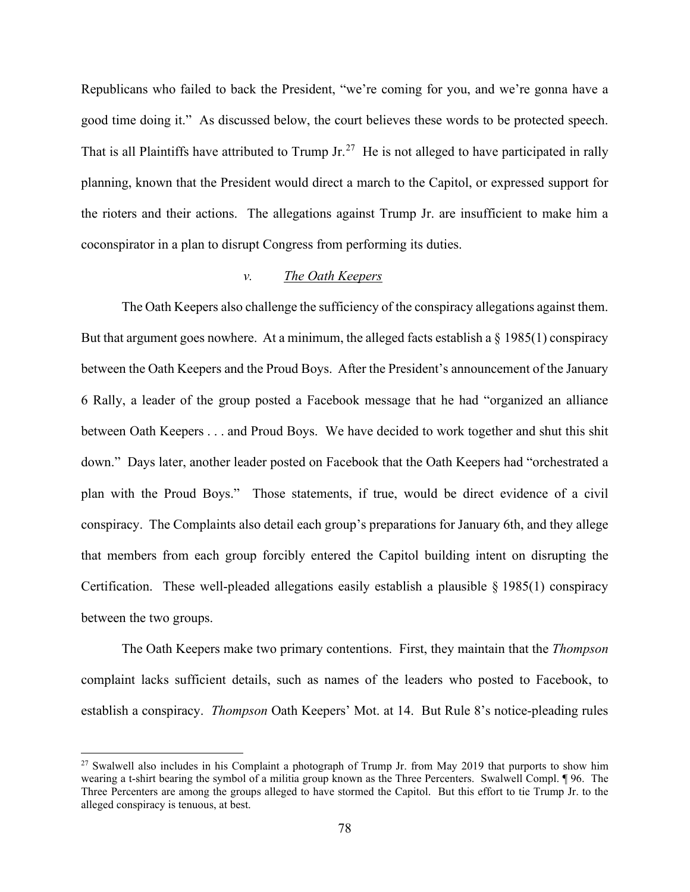Republicans who failed to back the President, "we're coming for you, and we're gonna have a good time doing it." As discussed below, the court believes these words to be protected speech. That is all Plaintiffs have attributed to Trump Jr.[27] He is not alleged to have participated in rally planning, known that the President would direct a march to the Capitol, or expressed support for the rioters and their actions. The allegations against Trump Jr. are insufficient to make him a coconspirator in a plan to disrupt Congress from performing its duties.

*v. The Oath Keepers*

The Oath Keepers also challenge the sufficiency of the conspiracy allegations against them. But that argument goes nowhere. At a minimum, the alleged facts establish a § 1985(1) conspiracy between the Oath Keepers and the Proud Boys. After the President's announcement of the January 6 Rally, a leader of the group posted a Facebook message that he had "organized an alliance between Oath Keepers . . . and Proud Boys. We have decided to work together and shut this shit down." Days later, another leader posted on Facebook that the Oath Keepers had "orchestrated a plan with the Proud Boys." Those statements, if true, would be direct evidence of a civil conspiracy. The Complaints also detail each group's preparations for January 6th, and they allege that members from each group forcibly entered the Capitol building intent on disrupting the Certification. These well-pleaded allegations easily establish a plausible § 1985(1) conspiracy between the two groups.

The Oath Keepers make two primary contentions. First, they maintain that the *Thompson* complaint lacks sufficient details, such as names of the leaders who posted to Facebook, to establish a conspiracy. *Thompson* Oath Keepers' Mot. at 14. But Rule 8's notice-pleading rules

[27] Swalwell also includes in his Complaint a photograph of Trump Jr. from May 2019 that purports to show him wearing a t-shirt bearing the symbol of a militia group known as the Three Percenters. Swalwell Compl. ¶ 96. The Three Percenters are among the groups alleged to have stormed the Capitol. But this effort to tie Trump Jr. to the alleged conspiracy is tenuous, at best.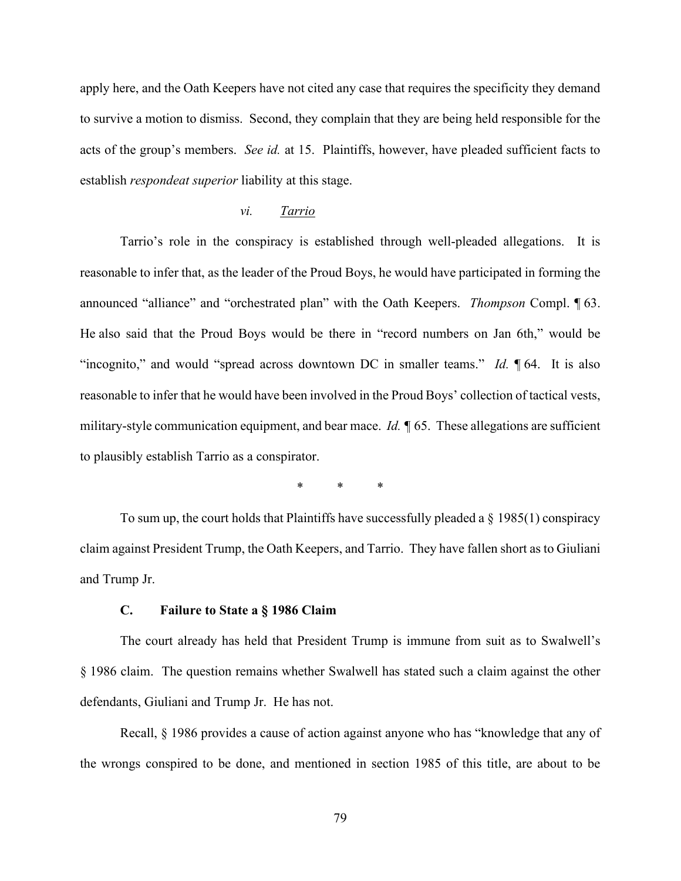apply here, and the Oath Keepers have not cited any case that requires the specificity they demand to survive a motion to dismiss. Second, they complain that they are being held responsible for the acts of the group's members. *See id.* at 15. Plaintiffs, however, have pleaded sufficient facts to establish *respondeat superior* liability at this stage.

#### *vi.* Tarrio

Tarrio's role in the conspiracy is established through well-pleaded allegations. It is reasonable to infer that, as the leader of the Proud Boys, he would have participated in forming the announced "alliance" and "orchestrated plan" with the Oath Keepers. *Thompson* Compl. ¶ 63. He also said that the Proud Boys would be there in "record numbers on Jan 6th," would be "incognito," and would "spread across downtown DC in smaller teams." *Id.* ¶ 64. It is also reasonable to infer that he would have been involved in the Proud Boys' collection of tactical vests, military-style communication equipment, and bear mace. *Id.* ¶ 65. These allegations are sufficient to plausibly establish Tarrio as a conspirator.

\* \* \*

To sum up, the court holds that Plaintiffs have successfully pleaded a § 1985(1) conspiracy claim against President Trump, the Oath Keepers, and Tarrio. They have fallen short as to Giuliani and Trump Jr.

### C. Failure to State a § 1986 Claim

The court already has held that President Trump is immune from suit as to Swalwell's § 1986 claim. The question remains whether Swalwell has stated such a claim against the other defendants, Giuliani and Trump Jr. He has not.

Recall, § 1986 provides a cause of action against anyone who has "knowledge that any of the wrongs conspired to be done, and mentioned in section 1985 of this title, are about to be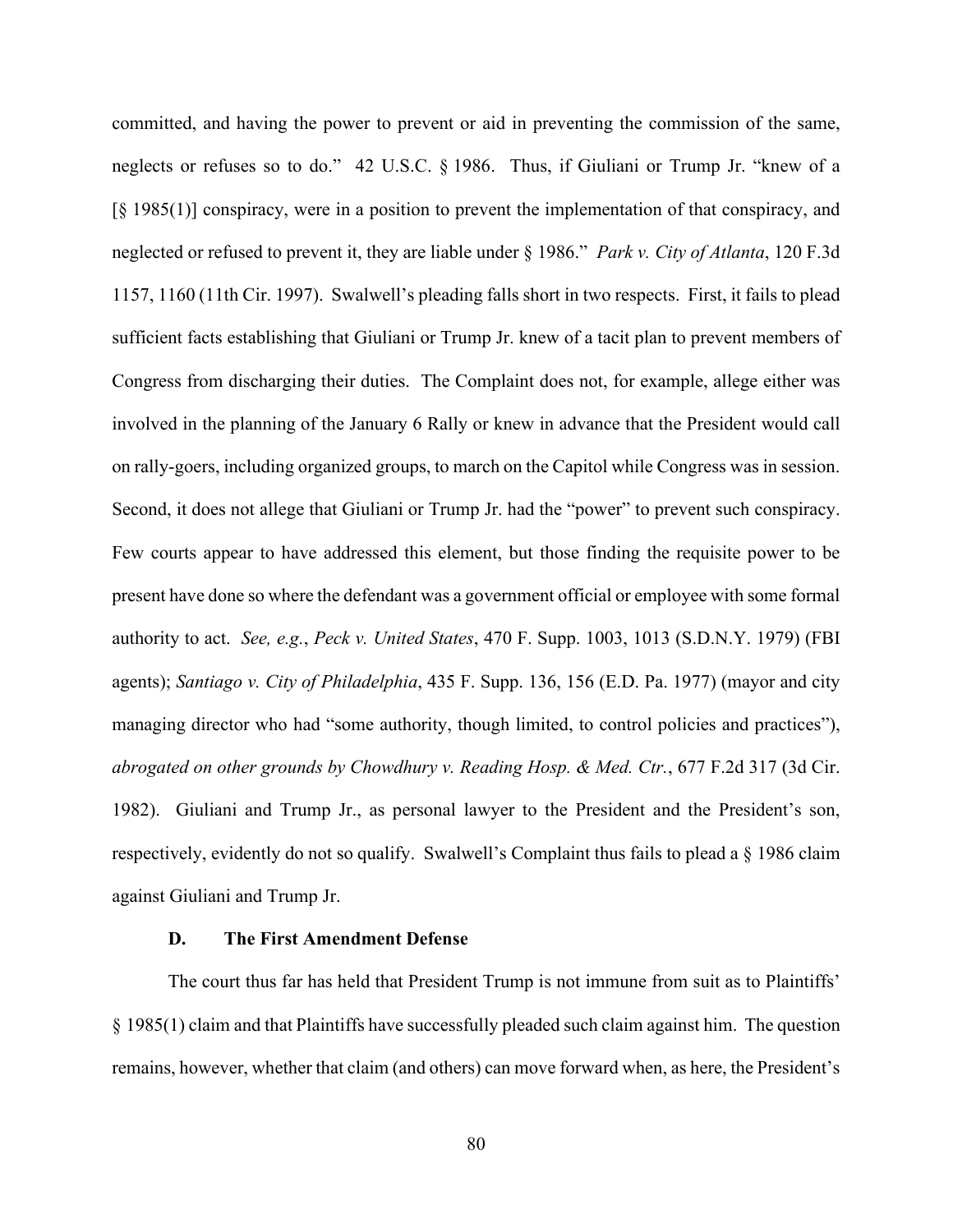committed, and having the power to prevent or aid in preventing the commission of the same, neglects or refuses so to do." 42 U.S.C. § 1986. Thus, if Giuliani or Trump Jr. "knew of a [§ 1985(1)] conspiracy, were in a position to prevent the implementation of that conspiracy, and neglected or refused to prevent it, they are liable under § 1986." *Park v. City of Atlanta*, 120 F.3d 1157, 1160 (11th Cir. 1997). Swalwell's pleading falls short in two respects. First, it fails to plead sufficient facts establishing that Giuliani or Trump Jr. knew of a tacit plan to prevent members of Congress from discharging their duties. The Complaint does not, for example, allege either was involved in the planning of the January 6 Rally or knew in advance that the President would call on rally-goers, including organized groups, to march on the Capitol while Congress was in session. Second, it does not allege that Giuliani or Trump Jr. had the "power" to prevent such conspiracy. Few courts appear to have addressed this element, but those finding the requisite power to be present have done so where the defendant was a government official or employee with some formal authority to act. *See, e.g.*, *Peck v. United States*, 470 F. Supp. 1003, 1013 (S.D.N.Y. 1979) (FBI agents); *Santiago v. City of Philadelphia*, 435 F. Supp. 136, 156 (E.D. Pa. 1977) (mayor and city managing director who had "some authority, though limited, to control policies and practices"), *abrogated on other grounds by Chowdhury v. Reading Hosp. & Med. Ctr.*, 677 F.2d 317 (3d Cir. 1982). Giuliani and Trump Jr., as personal lawyer to the President and the President's son, respectively, evidently do not so qualify. Swalwell's Complaint thus fails to plead a § 1986 claim against Giuliani and Trump Jr.

### D. The First Amendment Defense

The court thus far has held that President Trump is not immune from suit as to Plaintiffs' § 1985(1) claim and that Plaintiffs have successfully pleaded such claim against him. The question remains, however, whether that claim (and others) can move forward when, as here, the President's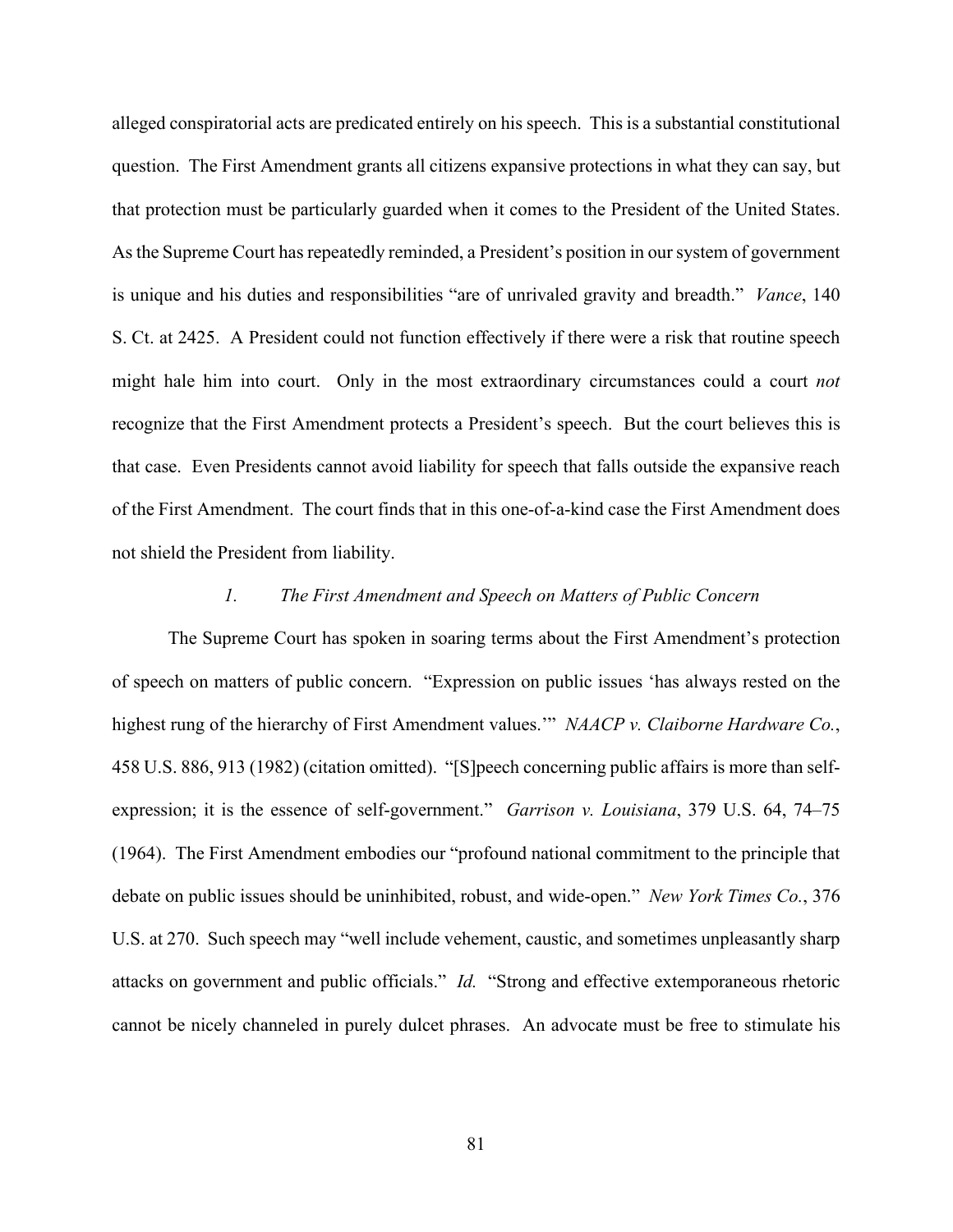alleged conspiratorial acts are predicated entirely on his speech. This is a substantial constitutional question. The First Amendment grants all citizens expansive protections in what they can say, but that protection must be particularly guarded when it comes to the President of the United States. As the Supreme Court has repeatedly reminded, a President's position in our system of government is unique and his duties and responsibilities "are of unrivaled gravity and breadth." *Vance*, 140 S. Ct. at 2425. A President could not function effectively if there were a risk that routine speech might hale him into court. Only in the most extraordinary circumstances could a court *not* recognize that the First Amendment protects a President's speech. But the court believes this is that case. Even Presidents cannot avoid liability for speech that falls outside the expansive reach of the First Amendment. The court finds that in this one-of-a-kind case the First Amendment does not shield the President from liability.

### *1. The First Amendment and Speech on Matters of Public Concern*

The Supreme Court has spoken in soaring terms about the First Amendment's protection of speech on matters of public concern. "Expression on public issues 'has always rested on the highest rung of the hierarchy of First Amendment values.'" *NAACP v. Claiborne Hardware Co.*, 458 U.S. 886, 913 (1982) (citation omitted). "[S]peech concerning public affairs is more than self-expression; it is the essence of self-government." *Garrison v. Louisiana*, 379 U.S. 64, 74–75 (1964). The First Amendment embodies our "profound national commitment to the principle that debate on public issues should be uninhibited, robust, and wide-open." *New York Times Co.*, 376 U.S. at 270. Such speech may "well include vehement, caustic, and sometimes unpleasantly sharp attacks on government and public officials." *Id.* "Strong and effective extemporaneous rhetoric cannot be nicely channeled in purely dulcet phrases. An advocate must be free to stimulate his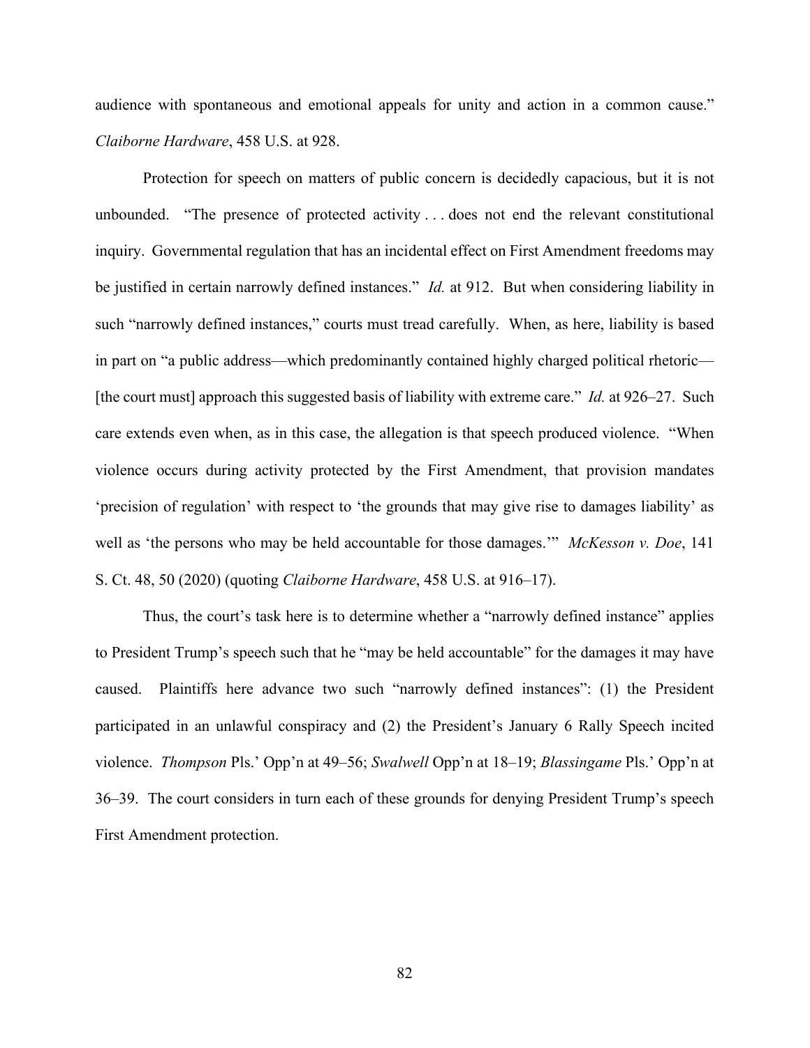audience with spontaneous and emotional appeals for unity and action in a common cause." *Claiborne Hardware*, 458 U.S. at 928.

Protection for speech on matters of public concern is decidedly capacious, but it is not unbounded. "The presence of protected activity . . . does not end the relevant constitutional inquiry. Governmental regulation that has an incidental effect on First Amendment freedoms may be justified in certain narrowly defined instances." *Id.* at 912. But when considering liability in such "narrowly defined instances," courts must tread carefully. When, as here, liability is based in part on "a public address—which predominantly contained highly charged political rhetoric—[the court must] approach this suggested basis of liability with extreme care." *Id.* at 926–27. Such care extends even when, as in this case, the allegation is that speech produced violence. "When violence occurs during activity protected by the First Amendment, that provision mandates 'precision of regulation' with respect to 'the grounds that may give rise to damages liability' as well as 'the persons who may be held accountable for those damages.'" *McKesson v. Doe*, 141 S. Ct. 48, 50 (2020) (quoting *Claiborne Hardware*, 458 U.S. at 916–17).

Thus, the court's task here is to determine whether a "narrowly defined instance" applies to President Trump's speech such that he "may be held accountable" for the damages it may have caused. Plaintiffs here advance two such "narrowly defined instances": (1) the President participated in an unlawful conspiracy and (2) the President's January 6 Rally Speech incited violence. *Thompson* Pls.' Opp'n at 49–56; *Swalwell* Opp'n at 18–19; *Blassingame* Pls.' Opp'n at 36–39. The court considers in turn each of these grounds for denying President Trump's speech First Amendment protection.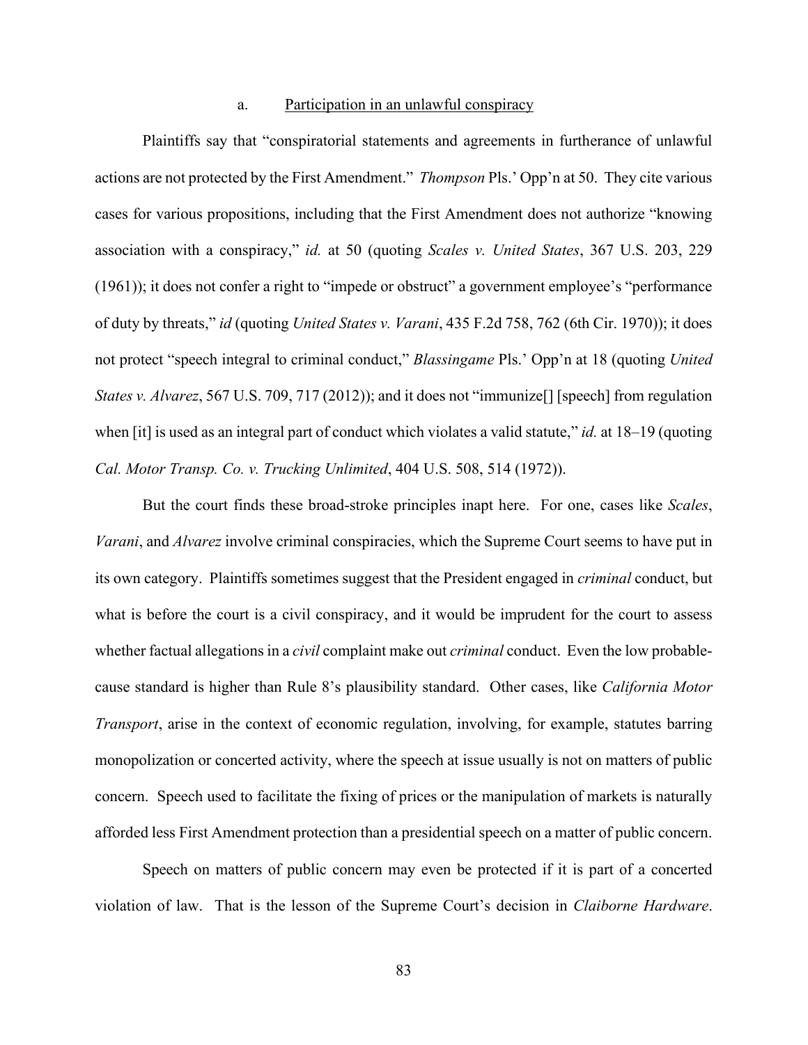### a. <u>Participation in an unlawful conspiracy</u>

Plaintiffs say that "conspiratorial statements and agreements in furtherance of unlawful actions are not protected by the First Amendment." *Thompson* Pls.' Opp'n at 50. They cite various cases for various propositions, including that the First Amendment does not authorize "knowing association with a conspiracy," *id.* at 50 (quoting *Scales v. United States*, 367 U.S. 203, 229 (1961)); it does not confer a right to "impede or obstruct" a government employee's "performance of duty by threats," *id* (quoting *United States v. Varani*, 435 F.2d 758, 762 (6th Cir. 1970)); it does not protect "speech integral to criminal conduct," *Blassingame* Pls.' Opp'n at 18 (quoting *United States v. Alvarez*, 567 U.S. 709, 717 (2012)); and it does not "immunize[] [speech] from regulation when [it] is used as an integral part of conduct which violates a valid statute," *id.* at 18–19 (quoting *Cal. Motor Transp. Co. v. Trucking Unlimited*, 404 U.S. 508, 514 (1972)).

But the court finds these broad-stroke principles inapt here. For one, cases like *Scales*, *Varani*, and *Alvarez* involve criminal conspiracies, which the Supreme Court seems to have put in its own category. Plaintiffs sometimes suggest that the President engaged in *criminal* conduct, but what is before the court is a civil conspiracy, and it would be imprudent for the court to assess whether factual allegations in a *civil* complaint make out *criminal* conduct. Even the low probable-cause standard is higher than Rule 8's plausibility standard. Other cases, like *California Motor Transport*, arise in the context of economic regulation, involving, for example, statutes barring monopolization or concerted activity, where the speech at issue usually is not on matters of public concern. Speech used to facilitate the fixing of prices or the manipulation of markets is naturally afforded less First Amendment protection than a presidential speech on a matter of public concern.

Speech on matters of public concern may even be protected if it is part of a concerted violation of law. That is the lesson of the Supreme Court's decision in *Claiborne Hardware*.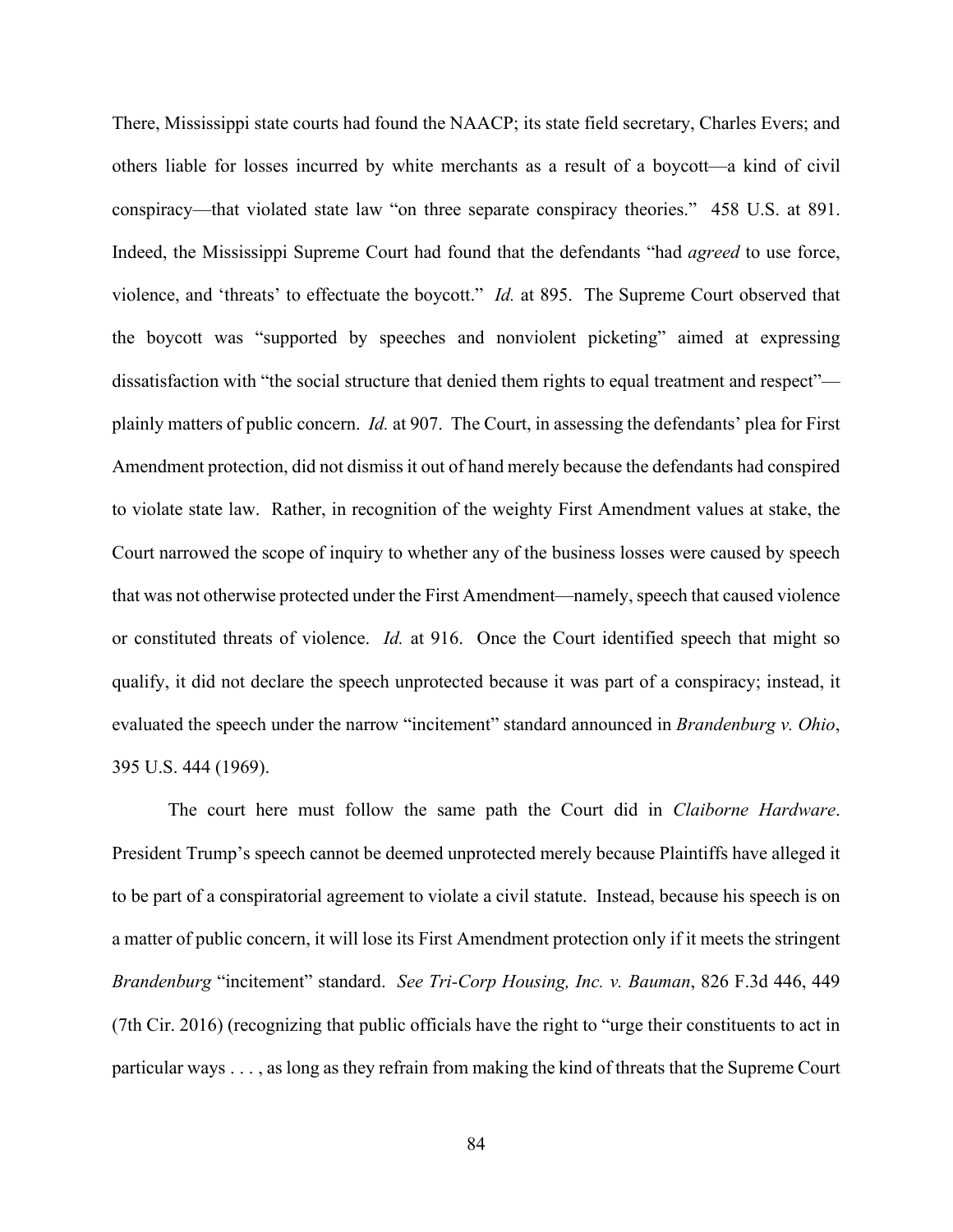There, Mississippi state courts had found the NAACP; its state field secretary, Charles Evers; and others liable for losses incurred by white merchants as a result of a boycott—a kind of civil conspiracy—that violated state law "on three separate conspiracy theories." 458 U.S. at 891. Indeed, the Mississippi Supreme Court had found that the defendants "had *agreed* to use force, violence, and 'threats' to effectuate the boycott." *Id.* at 895. The Supreme Court observed that the boycott was "supported by speeches and nonviolent picketing" aimed at expressing dissatisfaction with "the social structure that denied them rights to equal treatment and respect"—plainly matters of public concern. *Id.* at 907. The Court, in assessing the defendants' plea for First Amendment protection, did not dismiss it out of hand merely because the defendants had conspired to violate state law. Rather, in recognition of the weighty First Amendment values at stake, the Court narrowed the scope of inquiry to whether any of the business losses were caused by speech that was not otherwise protected under the First Amendment—namely, speech that caused violence or constituted threats of violence. *Id.* at 916. Once the Court identified speech that might so qualify, it did not declare the speech unprotected because it was part of a conspiracy; instead, it evaluated the speech under the narrow "incitement" standard announced in *Brandenburg v. Ohio*, 395 U.S. 444 (1969).

The court here must follow the same path the Court did in *Claiborne Hardware*. President Trump's speech cannot be deemed unprotected merely because Plaintiffs have alleged it to be part of a conspiratorial agreement to violate a civil statute. Instead, because his speech is on a matter of public concern, it will lose its First Amendment protection only if it meets the stringent *Brandenburg* "incitement" standard. *See Tri-Corp Housing, Inc. v. Bauman*, 826 F.3d 446, 449 (7th Cir. 2016) (recognizing that public officials have the right to "urge their constituents to act in particular ways . . . , as long as they refrain from making the kind of threats that the Supreme Court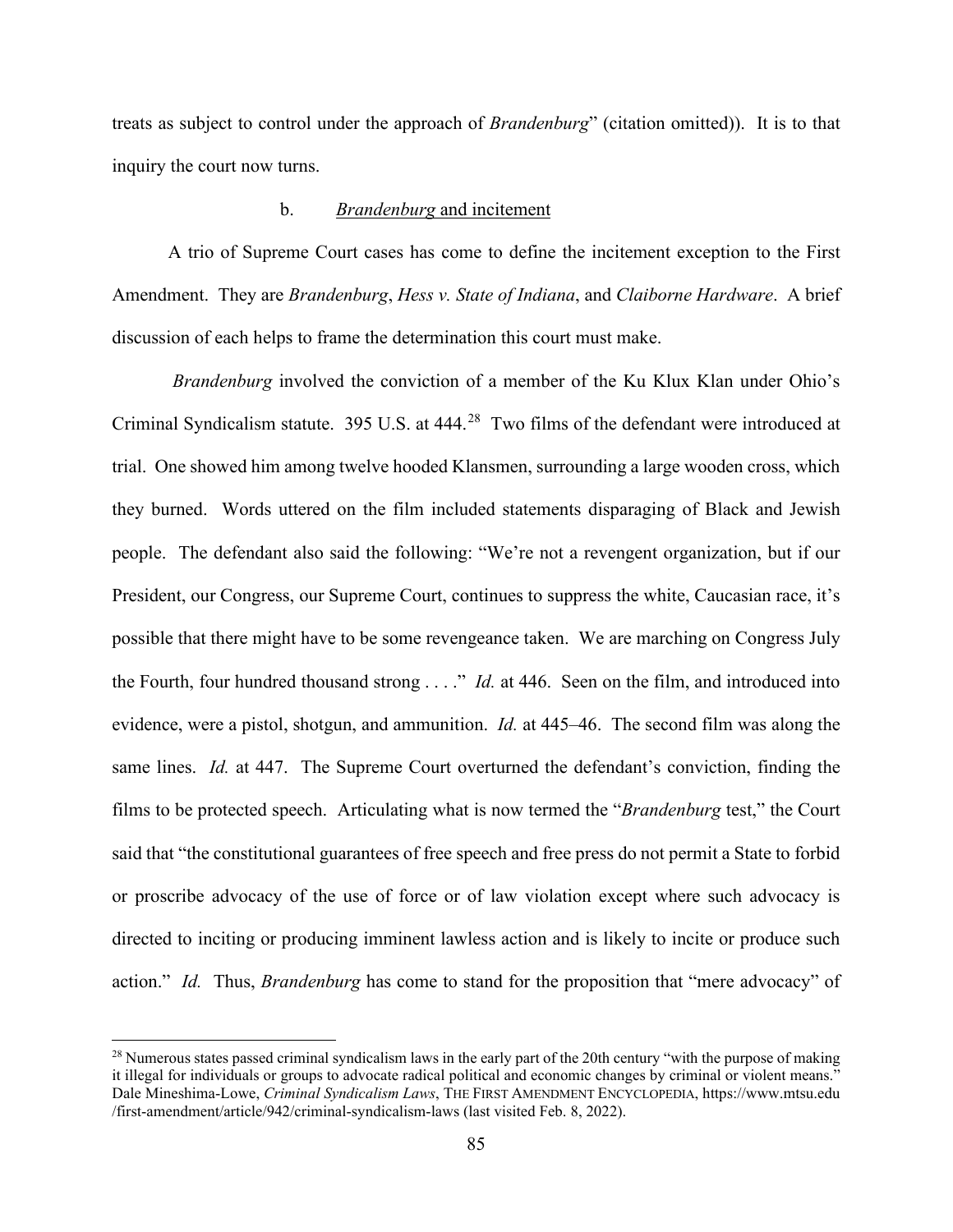treats as subject to control under the approach of *Brandenburg*" (citation omitted)). It is to that inquiry the court now turns.

b. *Brandenburg* and incitement

A trio of Supreme Court cases has come to define the incitement exception to the First Amendment. They are *Brandenburg*, *Hess v. State of Indiana*, and *Claiborne Hardware*. A brief discussion of each helps to frame the determination this court must make.

*Brandenburg* involved the conviction of a member of the Ku Klux Klan under Ohio's Criminal Syndicalism statute. 395 U.S. at 444.[28] Two films of the defendant were introduced at trial. One showed him among twelve hooded Klansmen, surrounding a large wooden cross, which they burned. Words uttered on the film included statements disparaging of Black and Jewish people. The defendant also said the following: "We're not a revengent organization, but if our President, our Congress, our Supreme Court, continues to suppress the white, Caucasian race, it's possible that there might have to be some revengeance taken. We are marching on Congress July the Fourth, four hundred thousand strong . . . ." *Id.* at 446. Seen on the film, and introduced into evidence, were a pistol, shotgun, and ammunition. *Id.* at 445–46. The second film was along the same lines. *Id.* at 447. The Supreme Court overturned the defendant's conviction, finding the films to be protected speech. Articulating what is now termed the "*Brandenburg* test," the Court said that "the constitutional guarantees of free speech and free press do not permit a State to forbid or proscribe advocacy of the use of force or of law violation except where such advocacy is directed to inciting or producing imminent lawless action and is likely to incite or produce such action." *Id.* Thus, *Brandenburg* has come to stand for the proposition that "mere advocacy" of

[28] Numerous states passed criminal syndicalism laws in the early part of the 20th century "with the purpose of making it illegal for individuals or groups to advocate radical political and economic changes by criminal or violent means." Dale Mineshima-Lowe, *Criminal Syndicalism Laws*, THE FIRST AMENDMENT ENCYCLOPEDIA, https://www.mtsu.edu/first-amendment/article/942/criminal-syndicalism-laws (last visited Feb. 8, 2022).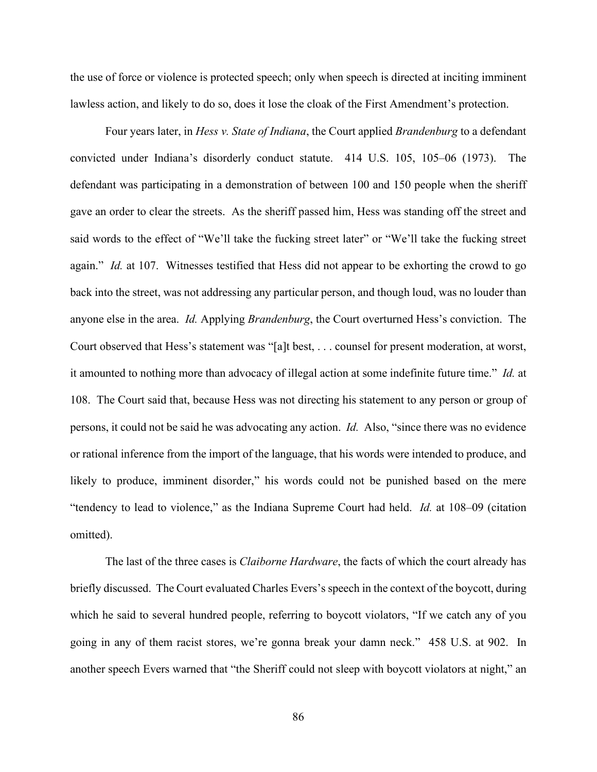the use of force or violence is protected speech; only when speech is directed at inciting imminent lawless action, and likely to do so, does it lose the cloak of the First Amendment's protection.

Four years later, in *Hess v. State of Indiana*, the Court applied *Brandenburg* to a defendant convicted under Indiana's disorderly conduct statute. 414 U.S. 105, 105–06 (1973). The defendant was participating in a demonstration of between 100 and 150 people when the sheriff gave an order to clear the streets. As the sheriff passed him, Hess was standing off the street and said words to the effect of "We'll take the fucking street later" or "We'll take the fucking street again." *Id.* at 107. Witnesses testified that Hess did not appear to be exhorting the crowd to go back into the street, was not addressing any particular person, and though loud, was no louder than anyone else in the area. *Id.* Applying *Brandenburg*, the Court overturned Hess's conviction. The Court observed that Hess's statement was "[a]t best, . . . counsel for present moderation, at worst, it amounted to nothing more than advocacy of illegal action at some indefinite future time." *Id.* at 108. The Court said that, because Hess was not directing his statement to any person or group of persons, it could not be said he was advocating any action. *Id.* Also, "since there was no evidence or rational inference from the import of the language, that his words were intended to produce, and likely to produce, imminent disorder," his words could not be punished based on the mere "tendency to lead to violence," as the Indiana Supreme Court had held. *Id.* at 108–09 (citation omitted).

The last of the three cases is *Claiborne Hardware*, the facts of which the court already has briefly discussed. The Court evaluated Charles Evers's speech in the context of the boycott, during which he said to several hundred people, referring to boycott violators, "If we catch any of you going in any of them racist stores, we're gonna break your damn neck." 458 U.S. at 902. In another speech Evers warned that "the Sheriff could not sleep with boycott violators at night," an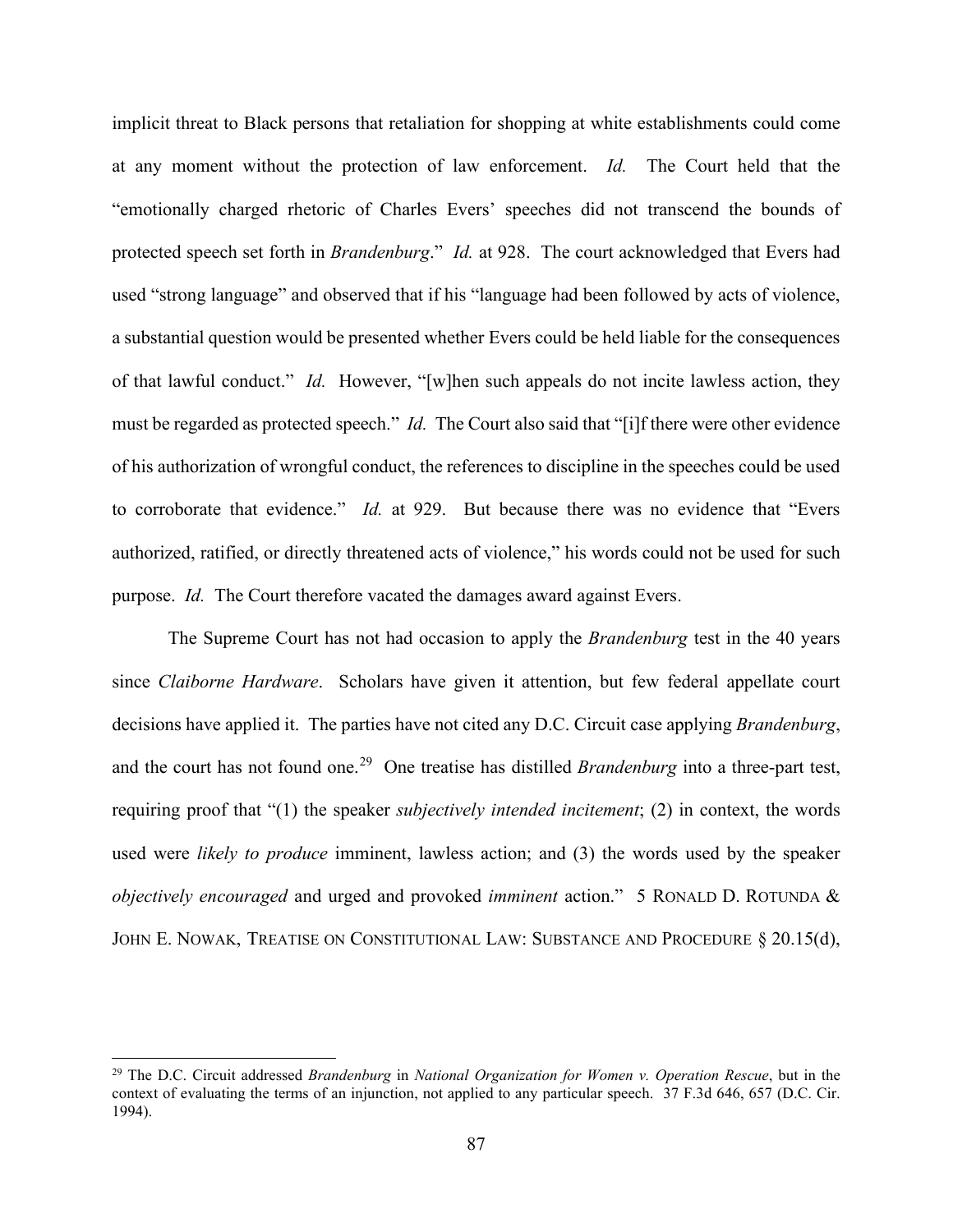implicit threat to Black persons that retaliation for shopping at white establishments could come at any moment without the protection of law enforcement. *Id.* The Court held that the "emotionally charged rhetoric of Charles Evers' speeches did not transcend the bounds of protected speech set forth in *Brandenburg*." *Id.* at 928. The court acknowledged that Evers had used "strong language" and observed that if his "language had been followed by acts of violence, a substantial question would be presented whether Evers could be held liable for the consequences of that lawful conduct." *Id.* However, "[w]hen such appeals do not incite lawless action, they must be regarded as protected speech." *Id.* The Court also said that "[i]f there were other evidence of his authorization of wrongful conduct, the references to discipline in the speeches could be used to corroborate that evidence." *Id.* at 929. But because there was no evidence that "Evers authorized, ratified, or directly threatened acts of violence," his words could not be used for such purpose. *Id.* The Court therefore vacated the damages award against Evers.

The Supreme Court has not had occasion to apply the *Brandenburg* test in the 40 years since *Claiborne Hardware*. Scholars have given it attention, but few federal appellate court decisions have applied it. The parties have not cited any D.C. Circuit case applying *Brandenburg*, and the court has not found one.[29] One treatise has distilled *Brandenburg* into a three-part test, requiring proof that "(1) the speaker *subjectively intended incitement*; (2) in context, the words used were *likely to produce* imminent, lawless action; and (3) the words used by the speaker *objectively encouraged* and urged and provoked *imminent* action." 5 RONALD D. ROTUNDA & JOHN E. NOWAK, TREATISE ON CONSTITUTIONAL LAW: SUBSTANCE AND PROCEDURE § 20.15(d),

[29] The D.C. Circuit addressed *Brandenburg* in *National Organization for Women v. Operation Rescue*, but in the context of evaluating the terms of an injunction, not applied to any particular speech. 37 F.3d 646, 657 (D.C. Cir. 1994).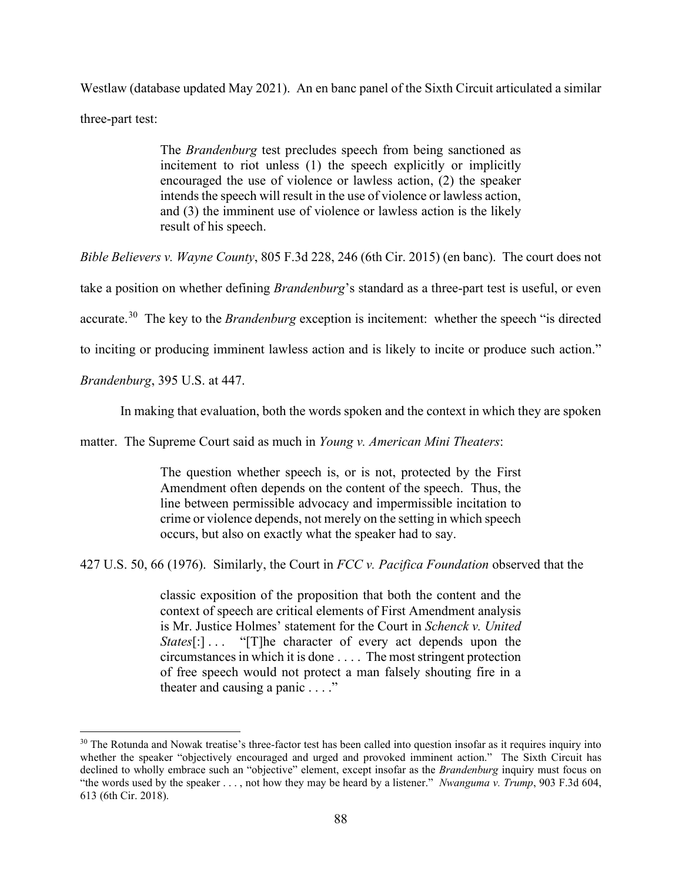Westlaw (database updated May 2021). An en banc panel of the Sixth Circuit articulated a similar three-part test:

> The *Brandenburg* test precludes speech from being sanctioned as incitement to riot unless (1) the speech explicitly or implicitly encouraged the use of violence or lawless action, (2) the speaker intends the speech will result in the use of violence or lawless action, and (3) the imminent use of violence or lawless action is the likely result of his speech.

*Bible Believers v. Wayne County*, 805 F.3d 228, 246 (6th Cir. 2015) (en banc). The court does not take a position on whether defining *Brandenburg*'s standard as a three-part test is useful, or even accurate.[30] The key to the *Brandenburg* exception is incitement: whether the speech "is directed to inciting or producing imminent lawless action and is likely to incite or produce such action." *Brandenburg*, 395 U.S. at 447.

In making that evaluation, both the words spoken and the context in which they are spoken matter. The Supreme Court said as much in *Young v. American Mini Theaters*:

> The question whether speech is, or is not, protected by the First Amendment often depends on the content of the speech. Thus, the line between permissible advocacy and impermissible incitation to crime or violence depends, not merely on the setting in which speech occurs, but also on exactly what the speaker had to say.

427 U.S. 50, 66 (1976). Similarly, the Court in *FCC v. Pacifica Foundation* observed that the

> classic exposition of the proposition that both the content and the context of speech are critical elements of First Amendment analysis is Mr. Justice Holmes' statement for the Court in *Schenck v. United States*[:] . . . "[T]he character of every act depends upon the circumstances in which it is done . . . . The most stringent protection of free speech would not protect a man falsely shouting fire in a theater and causing a panic . . . ."

---

[30] The Rotunda and Nowak treatise's three-factor test has been called into question insofar as it requires inquiry into whether the speaker "objectively encouraged and urged and provoked imminent action." The Sixth Circuit has declined to wholly embrace such an "objective" element, except insofar as the *Brandenburg* inquiry must focus on "the words used by the speaker . . . , not how they may be heard by a listener." *Nwanguma v. Trump*, 903 F.3d 604, 613 (6th Cir. 2018).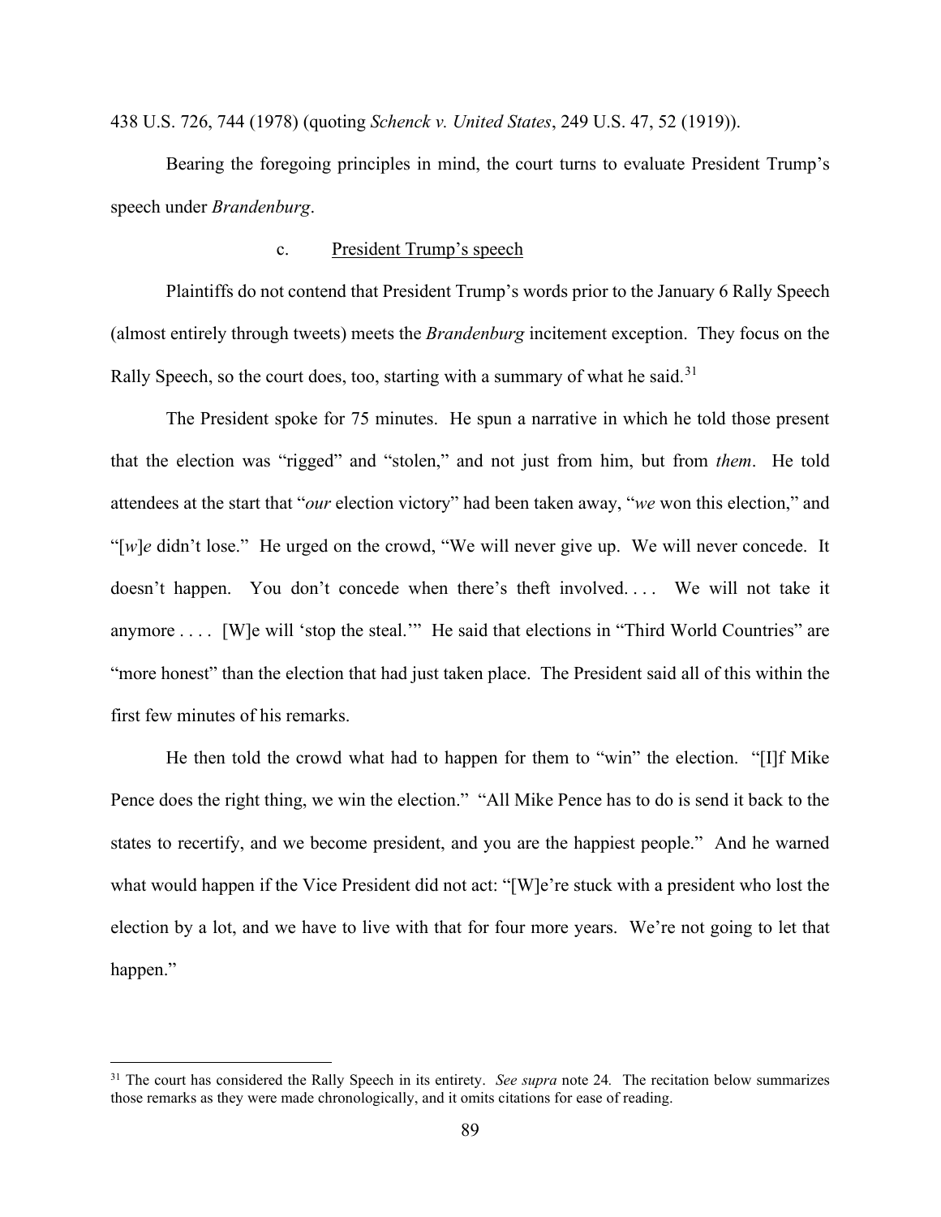438 U.S. 726, 744 (1978) (quoting *Schenck v. United States*, 249 U.S. 47, 52 (1919)).

Bearing the foregoing principles in mind, the court turns to evaluate President Trump's speech under *Brandenburg*.

c. <u>President Trump's speech</u>

Plaintiffs do not contend that President Trump's words prior to the January 6 Rally Speech (almost entirely through tweets) meets the *Brandenburg* incitement exception. They focus on the Rally Speech, so the court does, too, starting with a summary of what he said.[31]

The President spoke for 75 minutes. He spun a narrative in which he told those present that the election was "rigged" and "stolen," and not just from him, but from *them*. He told attendees at the start that "*our* election victory" had been taken away, "*we* won this election," and "[*w*]*e* didn't lose." He urged on the crowd, "We will never give up. We will never concede. It doesn't happen. You don't concede when there's theft involved. . . . We will not take it anymore . . . . [W]e will 'stop the steal.'" He said that elections in "Third World Countries" are "more honest" than the election that had just taken place. The President said all of this within the first few minutes of his remarks.

He then told the crowd what had to happen for them to "win" the election. "[I]f Mike Pence does the right thing, we win the election." "All Mike Pence has to do is send it back to the states to recertify, and we become president, and you are the happiest people." And he warned what would happen if the Vice President did not act: "[W]e're stuck with a president who lost the election by a lot, and we have to live with that for four more years. We're not going to let that happen."

---

[31] The court has considered the Rally Speech in its entirety. *See supra* note 24. The recitation below summarizes those remarks as they were made chronologically, and it omits citations for ease of reading.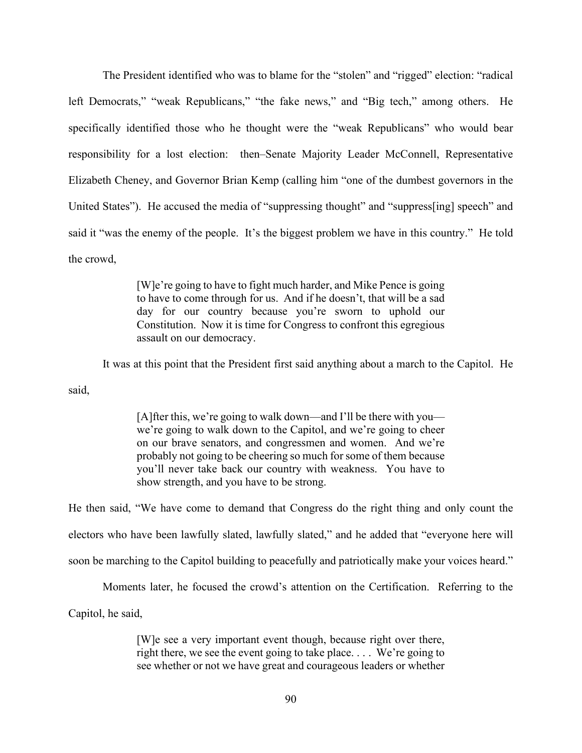The President identified who was to blame for the "stolen" and "rigged" election: "radical left Democrats," "weak Republicans," "the fake news," and "Big tech," among others. He specifically identified those who he thought were the "weak Republicans" who would bear responsibility for a lost election: then–Senate Majority Leader McConnell, Representative Elizabeth Cheney, and Governor Brian Kemp (calling him "one of the dumbest governors in the United States"). He accused the media of "suppressing thought" and "suppress[ing] speech" and said it "was the enemy of the people. It's the biggest problem we have in this country." He told the crowd,

> [W]e're going to have to fight much harder, and Mike Pence is going to have to come through for us. And if he doesn't, that will be a sad day for our country because you're sworn to uphold our Constitution. Now it is time for Congress to confront this egregious assault on our democracy.

It was at this point that the President first said anything about a march to the Capitol. He said,

> [A]fter this, we're going to walk down—and I'll be there with you—we're going to walk down to the Capitol, and we're going to cheer on our brave senators, and congressmen and women. And we're probably not going to be cheering so much for some of them because you'll never take back our country with weakness. You have to show strength, and you have to be strong.

He then said, "We have come to demand that Congress do the right thing and only count the electors who have been lawfully slated, lawfully slated," and he added that "everyone here will soon be marching to the Capitol building to peacefully and patriotically make your voices heard."

Moments later, he focused the crowd's attention on the Certification. Referring to the Capitol, he said,

> [W]e see a very important event though, because right over there, right there, we see the event going to take place. . . . We're going to see whether or not we have great and courageous leaders or whether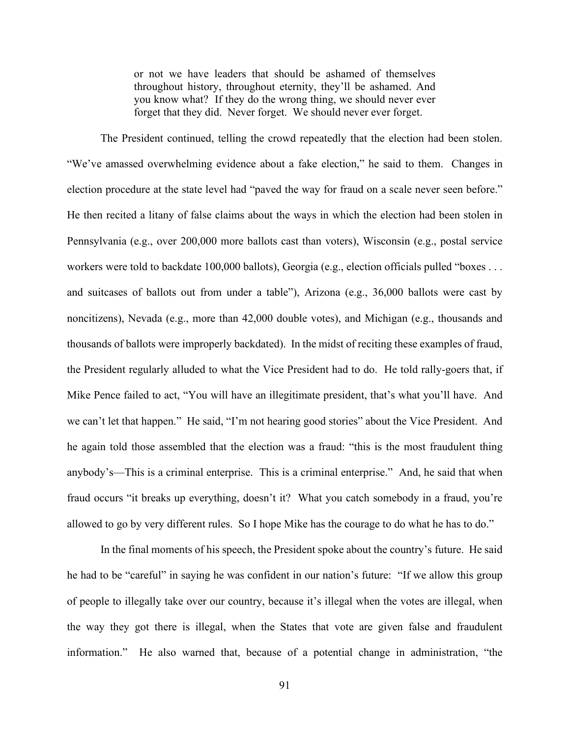> or not we have leaders that should be ashamed of themselves throughout history, throughout eternity, they'll be ashamed. And you know what? If they do the wrong thing, we should never ever forget that they did. Never forget. We should never ever forget.

The President continued, telling the crowd repeatedly that the election had been stolen. "We've amassed overwhelming evidence about a fake election," he said to them. Changes in election procedure at the state level had "paved the way for fraud on a scale never seen before." He then recited a litany of false claims about the ways in which the election had been stolen in Pennsylvania (e.g., over 200,000 more ballots cast than voters), Wisconsin (e.g., postal service workers were told to backdate 100,000 ballots), Georgia (e.g., election officials pulled "boxes . . . and suitcases of ballots out from under a table"), Arizona (e.g., 36,000 ballots were cast by noncitizens), Nevada (e.g., more than 42,000 double votes), and Michigan (e.g., thousands and thousands of ballots were improperly backdated). In the midst of reciting these examples of fraud, the President regularly alluded to what the Vice President had to do. He told rally-goers that, if Mike Pence failed to act, "You will have an illegitimate president, that's what you'll have. And we can't let that happen." He said, "I'm not hearing good stories" about the Vice President. And he again told those assembled that the election was a fraud: "this is the most fraudulent thing anybody's—This is a criminal enterprise. This is a criminal enterprise." And, he said that when fraud occurs "it breaks up everything, doesn't it? What you catch somebody in a fraud, you're allowed to go by very different rules. So I hope Mike has the courage to do what he has to do."

In the final moments of his speech, the President spoke about the country's future. He said he had to be "careful" in saying he was confident in our nation's future: "If we allow this group of people to illegally take over our country, because it's illegal when the votes are illegal, when the way they got there is illegal, when the States that vote are given false and fraudulent information." He also warned that, because of a potential change in administration, "the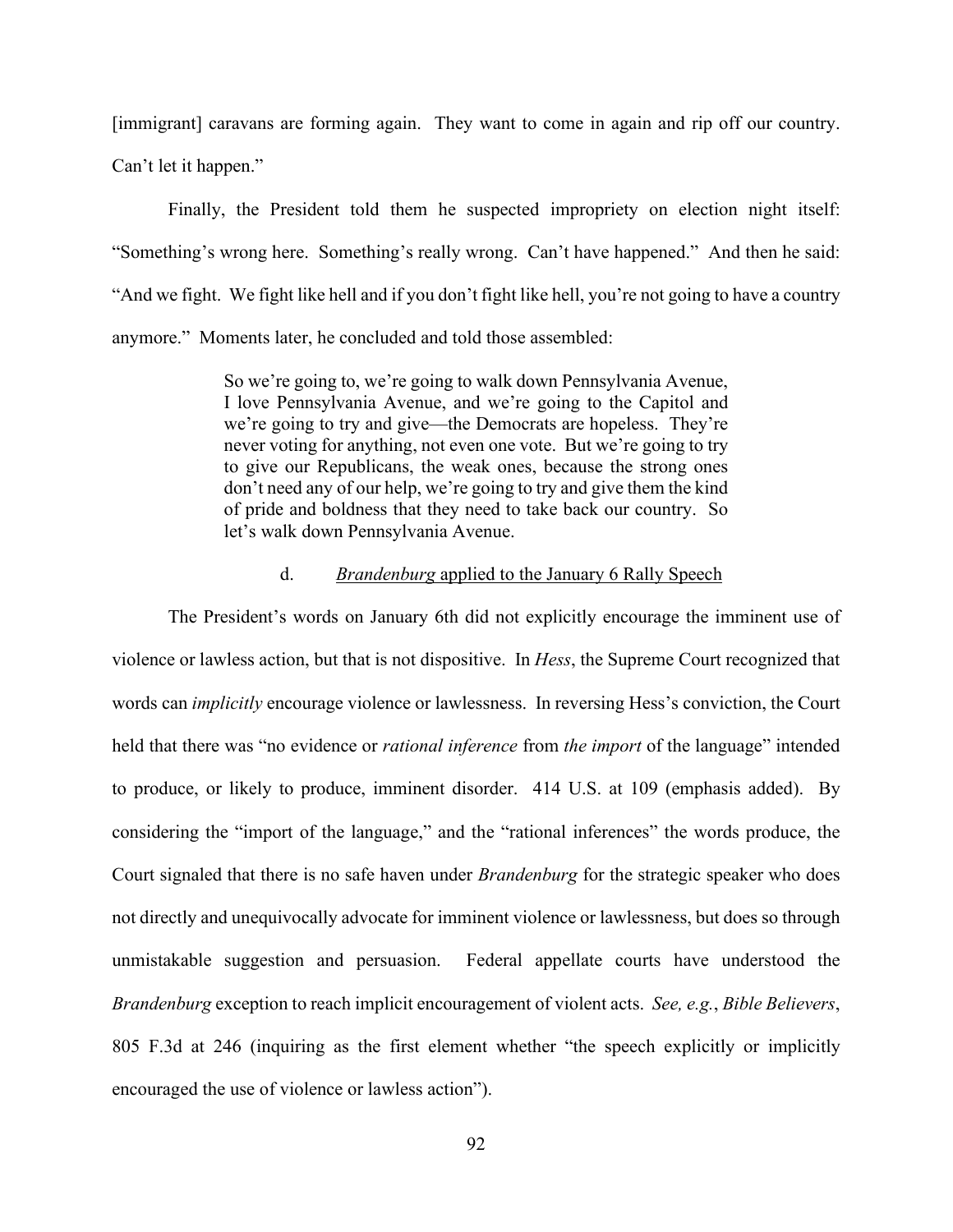[immigrant] caravans are forming again. They want to come in again and rip off our country. Can't let it happen."

Finally, the President told them he suspected impropriety on election night itself: "Something's wrong here. Something's really wrong. Can't have happened." And then he said: "And we fight. We fight like hell and if you don't fight like hell, you're not going to have a country anymore." Moments later, he concluded and told those assembled:

> So we're going to, we're going to walk down Pennsylvania Avenue, I love Pennsylvania Avenue, and we're going to the Capitol and we're going to try and give—the Democrats are hopeless. They're never voting for anything, not even one vote. But we're going to try to give our Republicans, the weak ones, because the strong ones don't need any of our help, we're going to try and give them the kind of pride and boldness that they need to take back our country. So let's walk down Pennsylvania Avenue.

#### d. *Brandenburg* applied to the January 6 Rally Speech

The President's words on January 6th did not explicitly encourage the imminent use of violence or lawless action, but that is not dispositive. In *Hess*, the Supreme Court recognized that words can *implicitly* encourage violence or lawlessness. In reversing Hess's conviction, the Court held that there was "no evidence or *rational inference* from *the import* of the language" intended to produce, or likely to produce, imminent disorder. 414 U.S. at 109 (emphasis added). By considering the "import of the language," and the "rational inferences" the words produce, the Court signaled that there is no safe haven under *Brandenburg* for the strategic speaker who does not directly and unequivocally advocate for imminent violence or lawlessness, but does so through unmistakable suggestion and persuasion. Federal appellate courts have understood the *Brandenburg* exception to reach implicit encouragement of violent acts. *See, e.g.*, *Bible Believers*, 805 F.3d at 246 (inquiring as the first element whether "the speech explicitly or implicitly encouraged the use of violence or lawless action").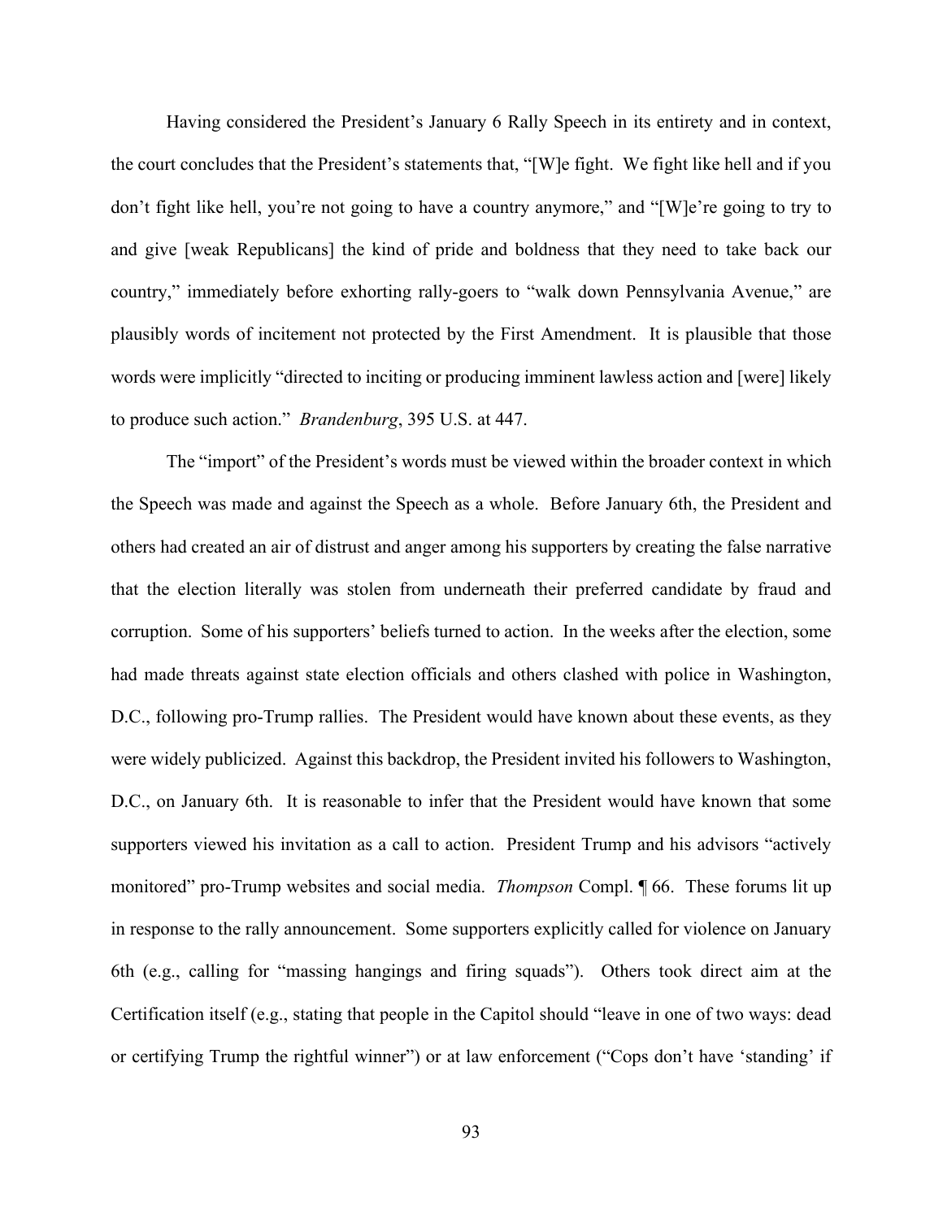Having considered the President's January 6 Rally Speech in its entirety and in context, the court concludes that the President's statements that, "[W]e fight. We fight like hell and if you don't fight like hell, you're not going to have a country anymore," and "[W]e're going to try to and give [weak Republicans] the kind of pride and boldness that they need to take back our country," immediately before exhorting rally-goers to "walk down Pennsylvania Avenue," are plausibly words of incitement not protected by the First Amendment. It is plausible that those words were implicitly "directed to inciting or producing imminent lawless action and [were] likely to produce such action." *Brandenburg*, 395 U.S. at 447.

The "import" of the President's words must be viewed within the broader context in which the Speech was made and against the Speech as a whole. Before January 6th, the President and others had created an air of distrust and anger among his supporters by creating the false narrative that the election literally was stolen from underneath their preferred candidate by fraud and corruption. Some of his supporters' beliefs turned to action. In the weeks after the election, some had made threats against state election officials and others clashed with police in Washington, D.C., following pro-Trump rallies. The President would have known about these events, as they were widely publicized. Against this backdrop, the President invited his followers to Washington, D.C., on January 6th. It is reasonable to infer that the President would have known that some supporters viewed his invitation as a call to action. President Trump and his advisors "actively monitored" pro-Trump websites and social media. *Thompson* Compl. ¶ 66. These forums lit up in response to the rally announcement. Some supporters explicitly called for violence on January 6th (e.g., calling for "massing hangings and firing squads"). Others took direct aim at the Certification itself (e.g., stating that people in the Capitol should "leave in one of two ways: dead or certifying Trump the rightful winner") or at law enforcement ("Cops don't have 'standing' if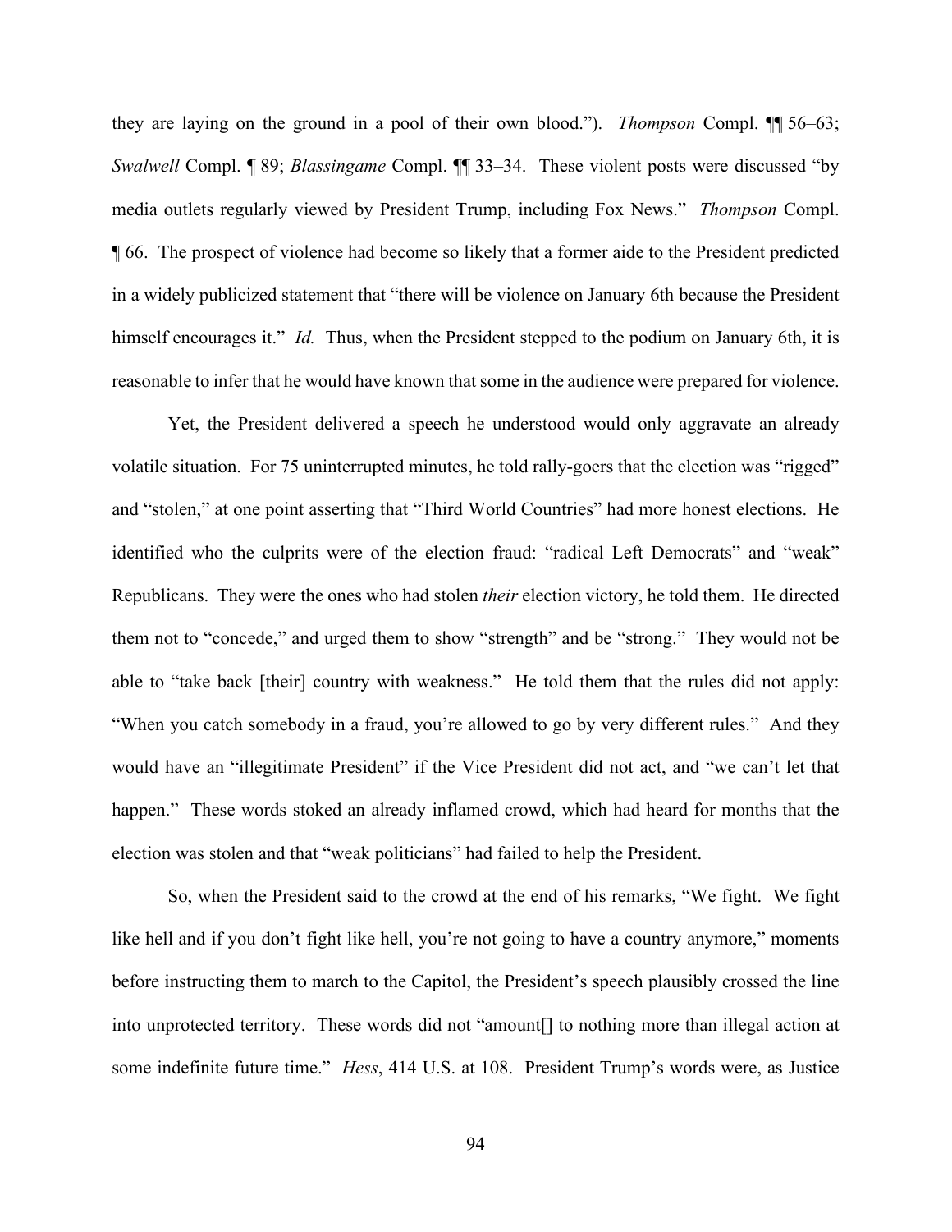they are laying on the ground in a pool of their own blood."). *Thompson* Compl. ¶¶ 56–63; *Swalwell* Compl. ¶ 89; *Blassingame* Compl. ¶¶ 33–34. These violent posts were discussed "by media outlets regularly viewed by President Trump, including Fox News." *Thompson* Compl. ¶ 66. The prospect of violence had become so likely that a former aide to the President predicted in a widely publicized statement that "there will be violence on January 6th because the President himself encourages it." *Id.* Thus, when the President stepped to the podium on January 6th, it is reasonable to infer that he would have known that some in the audience were prepared for violence.

Yet, the President delivered a speech he understood would only aggravate an already volatile situation. For 75 uninterrupted minutes, he told rally-goers that the election was "rigged" and "stolen," at one point asserting that "Third World Countries" had more honest elections. He identified who the culprits were of the election fraud: "radical Left Democrats" and "weak" Republicans. They were the ones who had stolen *their* election victory, he told them. He directed them not to "concede," and urged them to show "strength" and be "strong." They would not be able to "take back [their] country with weakness." He told them that the rules did not apply: "When you catch somebody in a fraud, you're allowed to go by very different rules." And they would have an "illegitimate President" if the Vice President did not act, and "we can't let that happen." These words stoked an already inflamed crowd, which had heard for months that the election was stolen and that "weak politicians" had failed to help the President.

So, when the President said to the crowd at the end of his remarks, "We fight. We fight like hell and if you don't fight like hell, you're not going to have a country anymore," moments before instructing them to march to the Capitol, the President's speech plausibly crossed the line into unprotected territory. These words did not "amount[] to nothing more than illegal action at some indefinite future time." *Hess*, 414 U.S. at 108. President Trump's words were, as Justice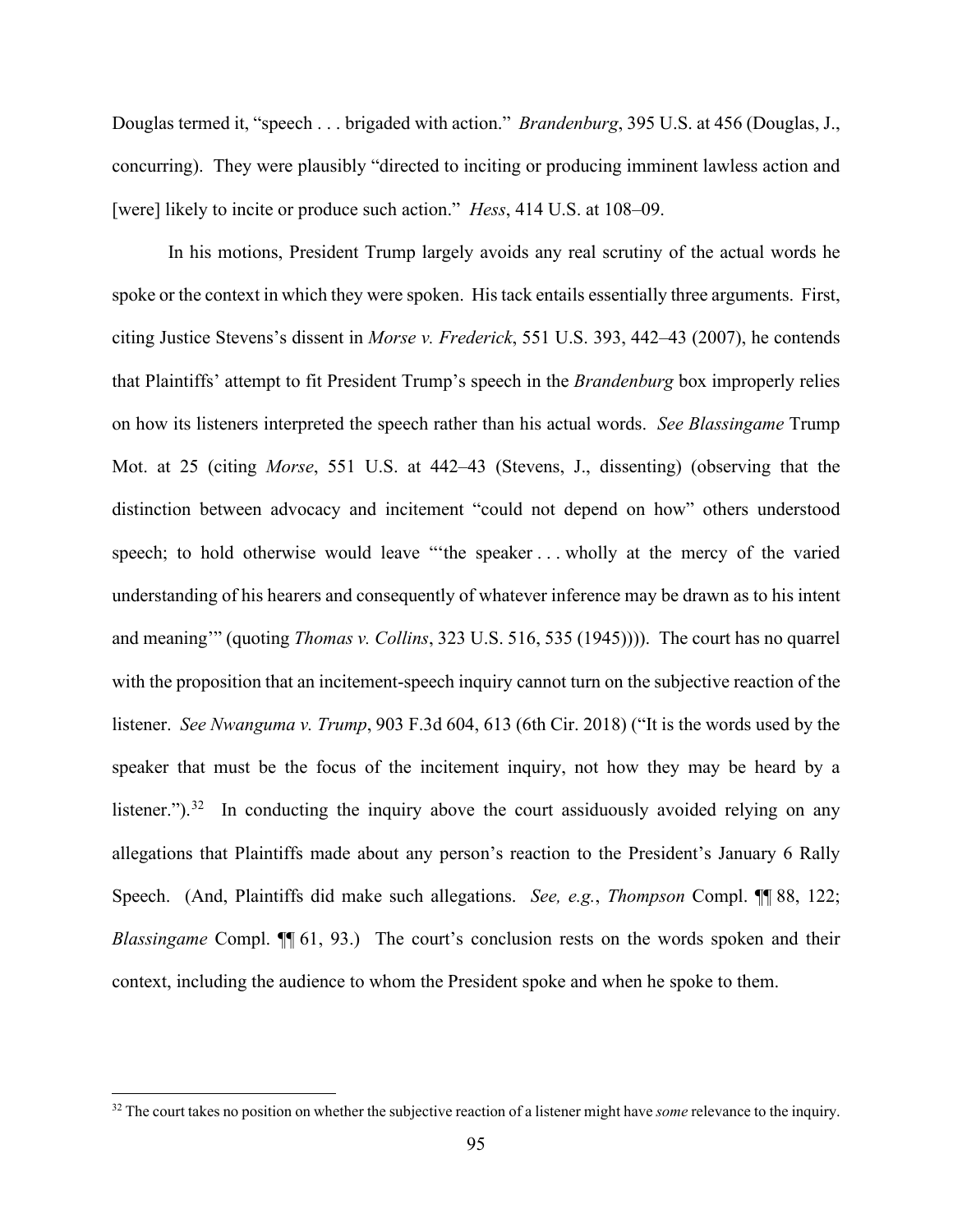Douglas termed it, "speech . . . brigaded with action." *Brandenburg*, 395 U.S. at 456 (Douglas, J., concurring). They were plausibly "directed to inciting or producing imminent lawless action and [were] likely to incite or produce such action." *Hess*, 414 U.S. at 108–09.

In his motions, President Trump largely avoids any real scrutiny of the actual words he spoke or the context in which they were spoken. His tack entails essentially three arguments. First, citing Justice Stevens's dissent in *Morse v. Frederick*, 551 U.S. 393, 442–43 (2007), he contends that Plaintiffs' attempt to fit President Trump's speech in the *Brandenburg* box improperly relies on how its listeners interpreted the speech rather than his actual words. *See Blassingame* Trump Mot. at 25 (citing *Morse*, 551 U.S. at 442–43 (Stevens, J., dissenting) (observing that the distinction between advocacy and incitement "could not depend on how" others understood speech; to hold otherwise would leave "'the speaker . . . wholly at the mercy of the varied understanding of his hearers and consequently of whatever inference may be drawn as to his intent and meaning'" (quoting *Thomas v. Collins*, 323 U.S. 516, 535 (1945)))). The court has no quarrel with the proposition that an incitement-speech inquiry cannot turn on the subjective reaction of the listener. *See Nwanguma v. Trump*, 903 F.3d 604, 613 (6th Cir. 2018) ("It is the words used by the speaker that must be the focus of the incitement inquiry, not how they may be heard by a listener.").[32] In conducting the inquiry above the court assiduously avoided relying on any allegations that Plaintiffs made about any person's reaction to the President's January 6 Rally Speech. (And, Plaintiffs did make such allegations. *See, e.g.*, *Thompson* Compl. ¶¶ 88, 122; *Blassingame* Compl. ¶¶ 61, 93.) The court's conclusion rests on the words spoken and their context, including the audience to whom the President spoke and when he spoke to them.

---

[32] The court takes no position on whether the subjective reaction of a listener might have *some* relevance to the inquiry.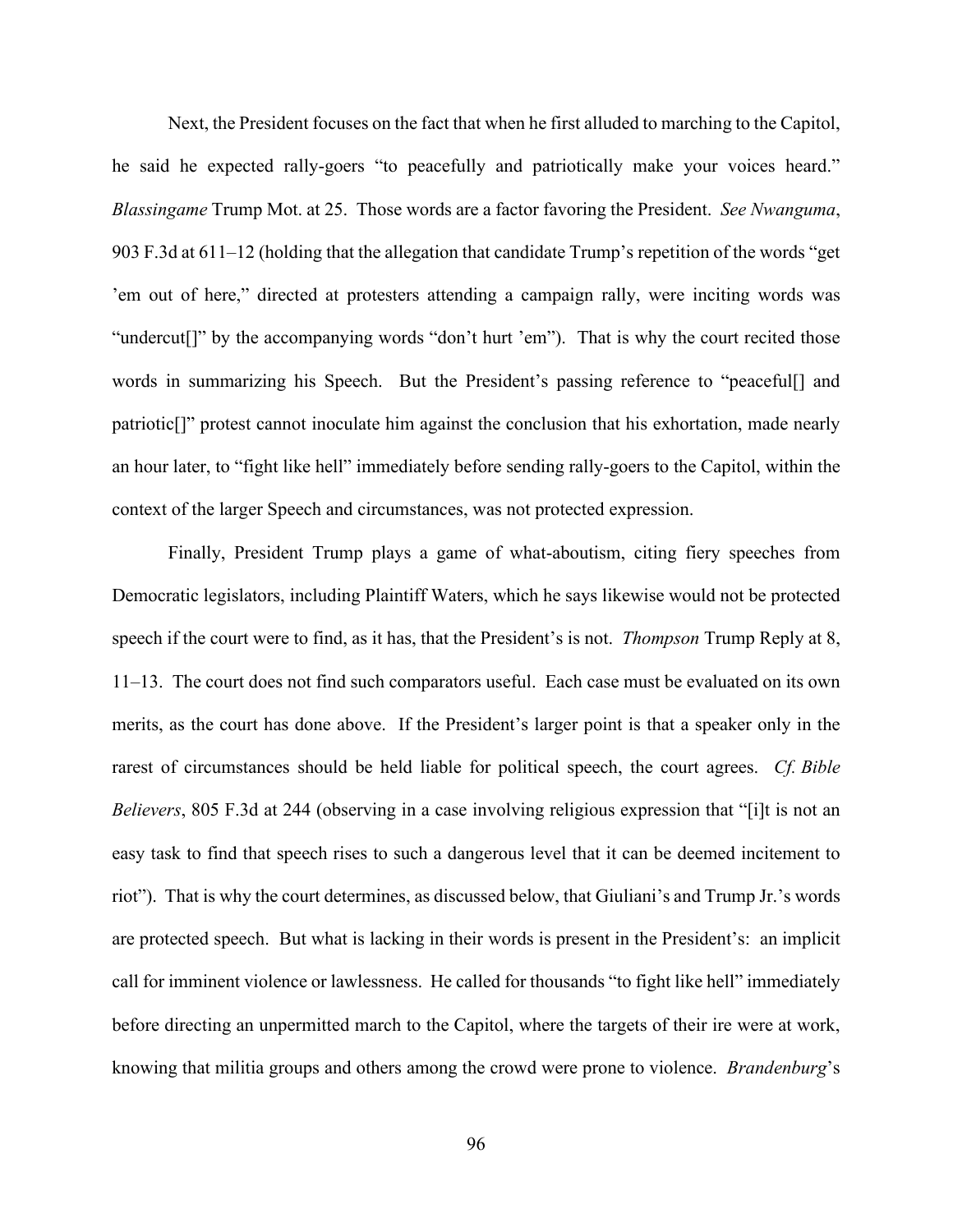Next, the President focuses on the fact that when he first alluded to marching to the Capitol, he said he expected rally-goers "to peacefully and patriotically make your voices heard." *Blassingame* Trump Mot. at 25. Those words are a factor favoring the President. *See Nwanguma*, 903 F.3d at 611–12 (holding that the allegation that candidate Trump's repetition of the words "get 'em out of here," directed at protesters attending a campaign rally, were inciting words was "undercut[]" by the accompanying words "don't hurt 'em"). That is why the court recited those words in summarizing his Speech. But the President's passing reference to "peaceful[] and patriotic[]" protest cannot inoculate him against the conclusion that his exhortation, made nearly an hour later, to "fight like hell" immediately before sending rally-goers to the Capitol, within the context of the larger Speech and circumstances, was not protected expression.

Finally, President Trump plays a game of what-aboutism, citing fiery speeches from Democratic legislators, including Plaintiff Waters, which he says likewise would not be protected speech if the court were to find, as it has, that the President's is not. *Thompson* Trump Reply at 8, 11–13. The court does not find such comparators useful. Each case must be evaluated on its own merits, as the court has done above. If the President's larger point is that a speaker only in the rarest of circumstances should be held liable for political speech, the court agrees. *Cf. Bible Believers*, 805 F.3d at 244 (observing in a case involving religious expression that "[i]t is not an easy task to find that speech rises to such a dangerous level that it can be deemed incitement to riot"). That is why the court determines, as discussed below, that Giuliani's and Trump Jr.'s words are protected speech. But what is lacking in their words is present in the President's: an implicit call for imminent violence or lawlessness. He called for thousands "to fight like hell" immediately before directing an unpermitted march to the Capitol, where the targets of their ire were at work, knowing that militia groups and others among the crowd were prone to violence. *Brandenburg*'s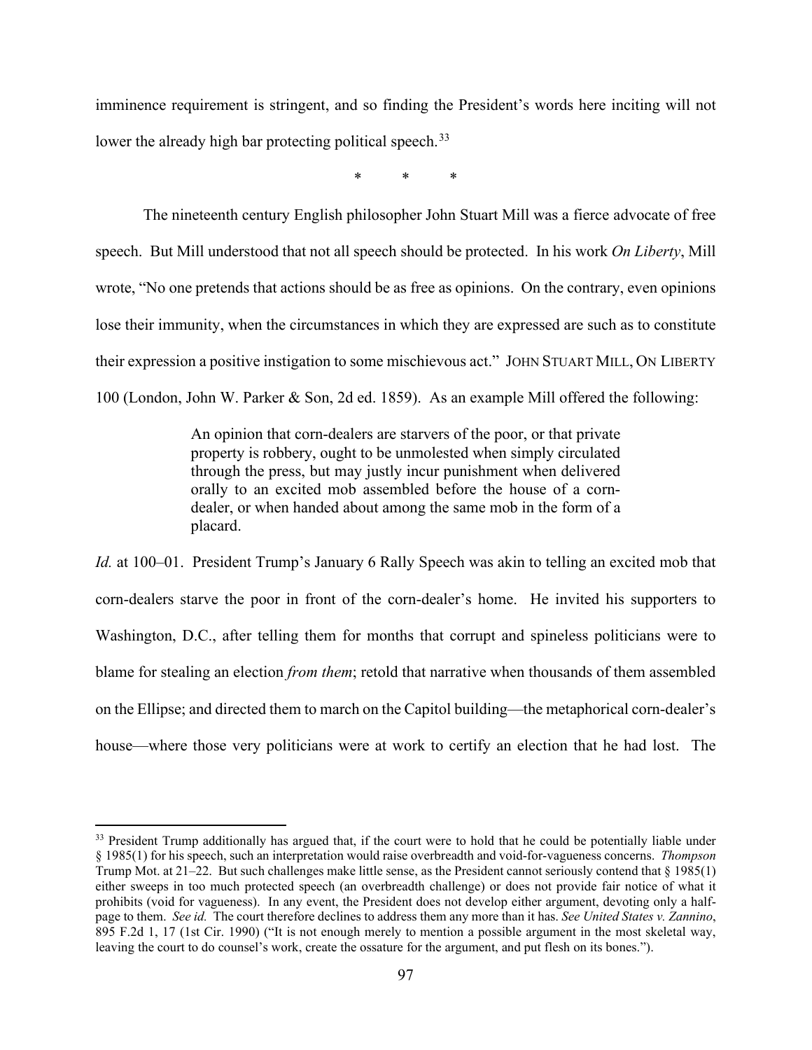imminence requirement is stringent, and so finding the President's words here inciting will not lower the already high bar protecting political speech.[33]

\* \* \*

The nineteenth century English philosopher John Stuart Mill was a fierce advocate of free speech. But Mill understood that not all speech should be protected. In his work *On Liberty*, Mill wrote, "No one pretends that actions should be as free as opinions. On the contrary, even opinions lose their immunity, when the circumstances in which they are expressed are such as to constitute their expression a positive instigation to some mischievous act." JOHN STUART MILL, ON LIBERTY 100 (London, John W. Parker & Son, 2d ed. 1859). As an example Mill offered the following:

> An opinion that corn-dealers are starvers of the poor, or that private property is robbery, ought to be unmolested when simply circulated through the press, but may justly incur punishment when delivered orally to an excited mob assembled before the house of a corn-dealer, or when handed about among the same mob in the form of a placard.

*Id.* at 100–01. President Trump's January 6 Rally Speech was akin to telling an excited mob that corn-dealers starve the poor in front of the corn-dealer's home. He invited his supporters to Washington, D.C., after telling them for months that corrupt and spineless politicians were to blame for stealing an election *from them*; retold that narrative when thousands of them assembled on the Ellipse; and directed them to march on the Capitol building—the metaphorical corn-dealer's house—where those very politicians were at work to certify an election that he had lost. The

---

[33] President Trump additionally has argued that, if the court were to hold that he could be potentially liable under § 1985(1) for his speech, such an interpretation would raise overbreadth and void-for-vagueness concerns. *Thompson* Trump Mot. at 21–22. But such challenges make little sense, as the President cannot seriously contend that § 1985(1) either sweeps in too much protected speech (an overbreadth challenge) or does not provide fair notice of what it prohibits (void for vagueness). In any event, the President does not develop either argument, devoting only a half-page to them. *See id.* The court therefore declines to address them any more than it has. *See United States v. Zannino*, 895 F.2d 1, 17 (1st Cir. 1990) ("It is not enough merely to mention a possible argument in the most skeletal way, leaving the court to do counsel's work, create the ossature for the argument, and put flesh on its bones.").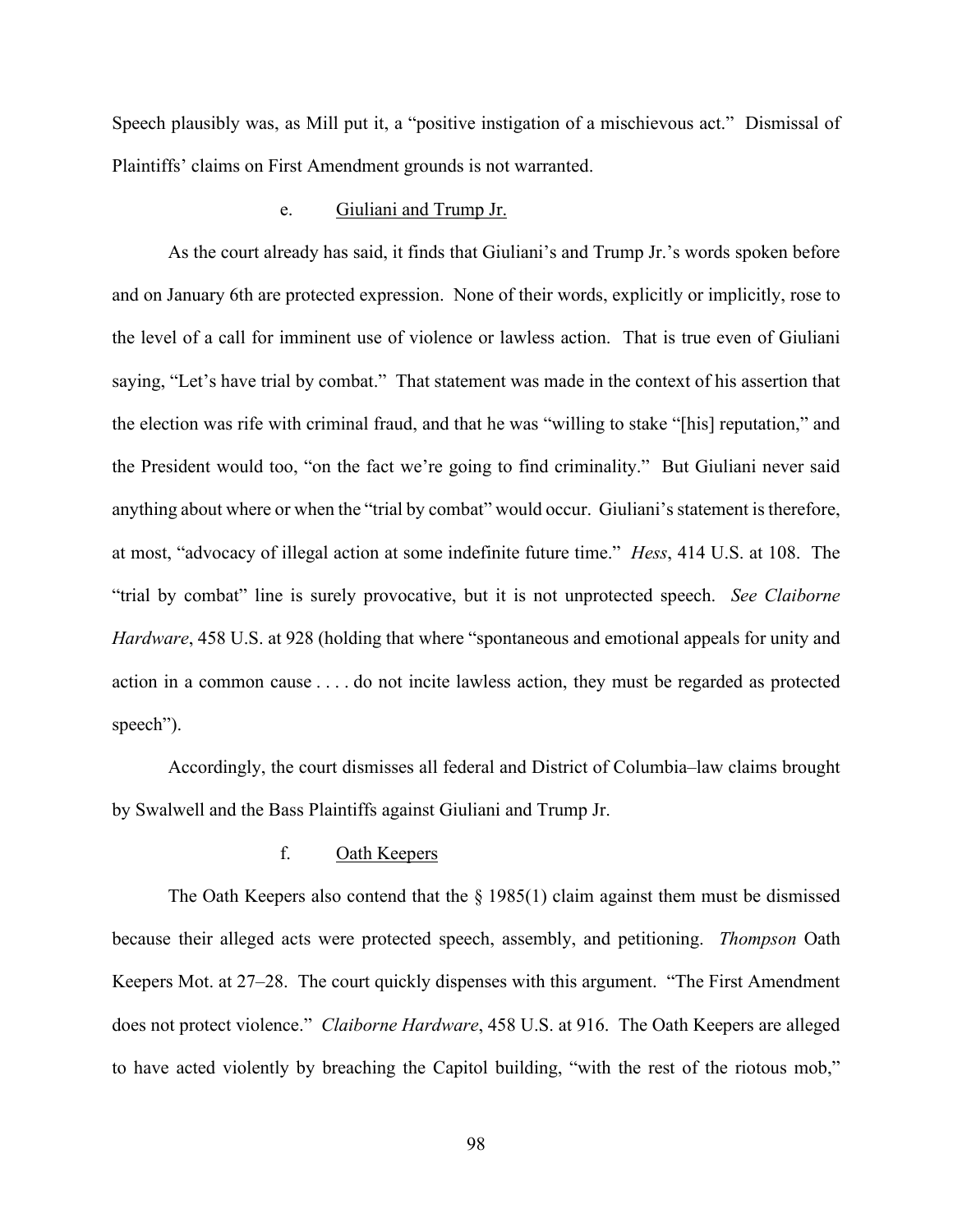Speech plausibly was, as Mill put it, a "positive instigation of a mischievous act." Dismissal of Plaintiffs' claims on First Amendment grounds is not warranted.

#### e. Giuliani and Trump Jr.

As the court already has said, it finds that Giuliani's and Trump Jr.'s words spoken before and on January 6th are protected expression. None of their words, explicitly or implicitly, rose to the level of a call for imminent use of violence or lawless action. That is true even of Giuliani saying, "Let's have trial by combat." That statement was made in the context of his assertion that the election was rife with criminal fraud, and that he was "willing to stake "[his] reputation," and the President would too, "on the fact we're going to find criminality." But Giuliani never said anything about where or when the "trial by combat" would occur. Giuliani's statement is therefore, at most, "advocacy of illegal action at some indefinite future time." *Hess*, 414 U.S. at 108. The "trial by combat" line is surely provocative, but it is not unprotected speech. *See Claiborne Hardware*, 458 U.S. at 928 (holding that where "spontaneous and emotional appeals for unity and action in a common cause . . . . do not incite lawless action, they must be regarded as protected speech").

Accordingly, the court dismisses all federal and District of Columbia–law claims brought by Swalwell and the Bass Plaintiffs against Giuliani and Trump Jr.

#### f. Oath Keepers

The Oath Keepers also contend that the § 1985(1) claim against them must be dismissed because their alleged acts were protected speech, assembly, and petitioning. *Thompson* Oath Keepers Mot. at 27–28. The court quickly dispenses with this argument. "The First Amendment does not protect violence." *Claiborne Hardware*, 458 U.S. at 916. The Oath Keepers are alleged to have acted violently by breaching the Capitol building, "with the rest of the riotous mob,"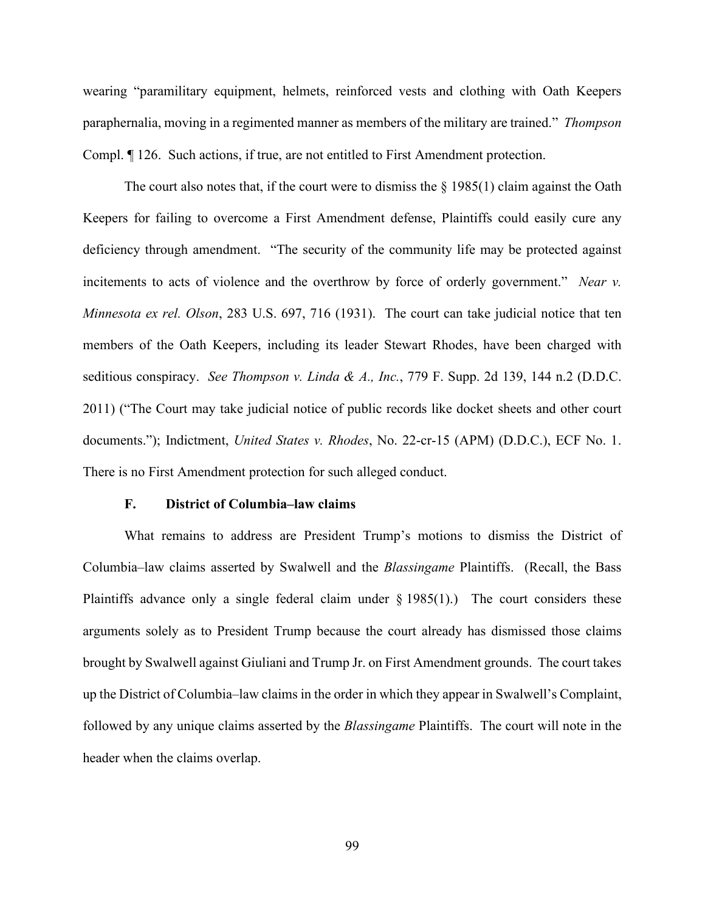wearing "paramilitary equipment, helmets, reinforced vests and clothing with Oath Keepers paraphernalia, moving in a regimented manner as members of the military are trained." *Thompson* Compl. ¶ 126. Such actions, if true, are not entitled to First Amendment protection.

The court also notes that, if the court were to dismiss the § 1985(1) claim against the Oath Keepers for failing to overcome a First Amendment defense, Plaintiffs could easily cure any deficiency through amendment. "The security of the community life may be protected against incitements to acts of violence and the overthrow by force of orderly government." *Near v. Minnesota ex rel. Olson*, 283 U.S. 697, 716 (1931). The court can take judicial notice that ten members of the Oath Keepers, including its leader Stewart Rhodes, have been charged with seditious conspiracy. *See Thompson v. Linda & A., Inc.*, 779 F. Supp. 2d 139, 144 n.2 (D.D.C. 2011) ("The Court may take judicial notice of public records like docket sheets and other court documents."); Indictment, *United States v. Rhodes*, No. 22-cr-15 (APM) (D.D.C.), ECF No. 1. There is no First Amendment protection for such alleged conduct.

### F. District of Columbia–law claims

What remains to address are President Trump's motions to dismiss the District of Columbia–law claims asserted by Swalwell and the *Blassingame* Plaintiffs. (Recall, the Bass Plaintiffs advance only a single federal claim under § 1985(1).) The court considers these arguments solely as to President Trump because the court already has dismissed those claims brought by Swalwell against Giuliani and Trump Jr. on First Amendment grounds. The court takes up the District of Columbia–law claims in the order in which they appear in Swalwell's Complaint, followed by any unique claims asserted by the *Blassingame* Plaintiffs. The court will note in the header when the claims overlap.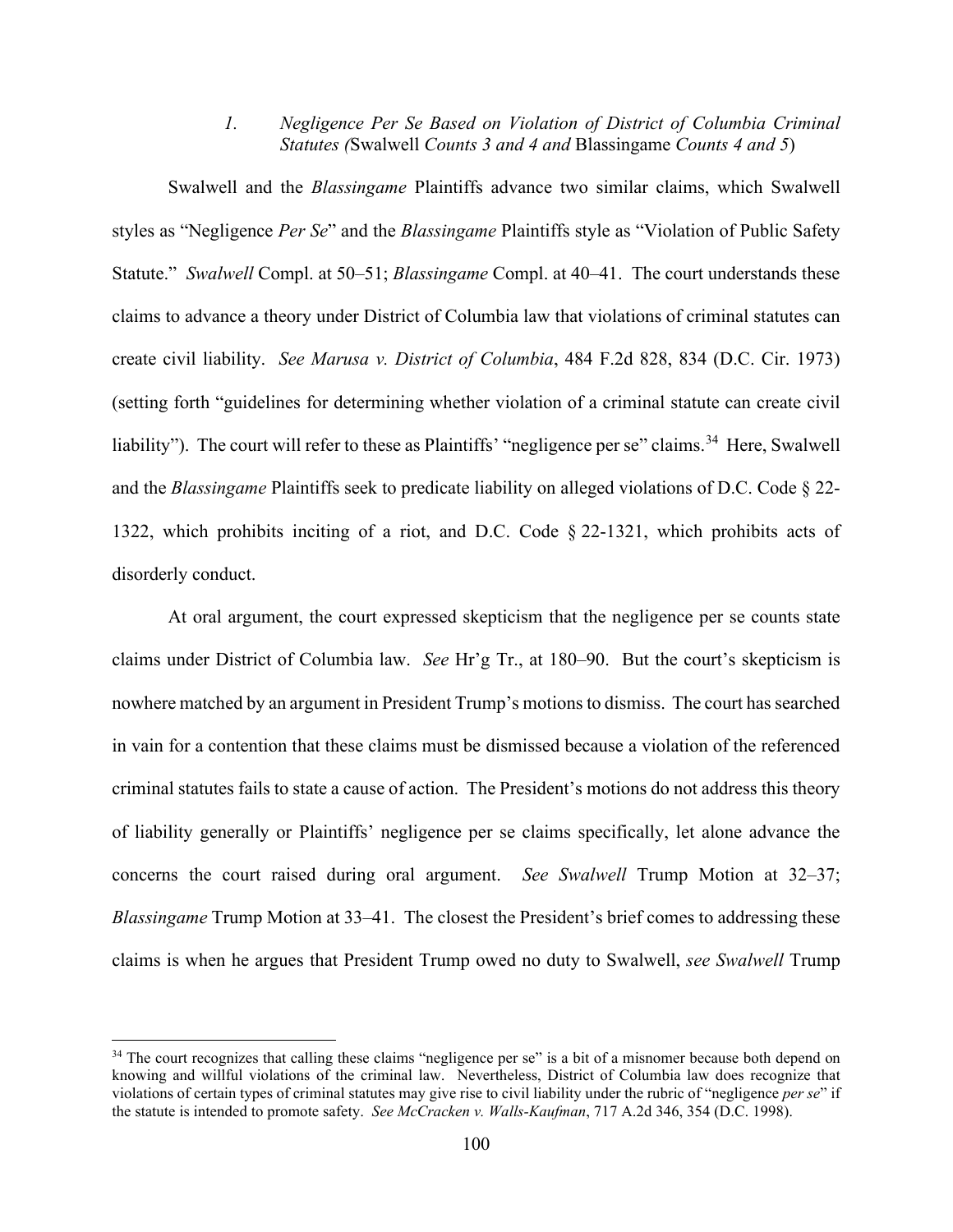### 1. *Negligence Per Se Based on Violation of District of Columbia Criminal Statutes (*Swalwell *Counts 3 and 4 and* Blassingame *Counts 4 and 5*)

Swalwell and the *Blassingame* Plaintiffs advance two similar claims, which Swalwell styles as "Negligence *Per Se*" and the *Blassingame* Plaintiffs style as "Violation of Public Safety Statute." *Swalwell* Compl. at 50–51; *Blassingame* Compl. at 40–41. The court understands these claims to advance a theory under District of Columbia law that violations of criminal statutes can create civil liability. *See Marusa v. District of Columbia*, 484 F.2d 828, 834 (D.C. Cir. 1973) (setting forth "guidelines for determining whether violation of a criminal statute can create civil liability"). The court will refer to these as Plaintiffs' "negligence per se" claims.[34] Here, Swalwell and the *Blassingame* Plaintiffs seek to predicate liability on alleged violations of D.C. Code § 22-1322, which prohibits inciting of a riot, and D.C. Code § 22-1321, which prohibits acts of disorderly conduct.

At oral argument, the court expressed skepticism that the negligence per se counts state claims under District of Columbia law. *See* Hr'g Tr., at 180–90. But the court's skepticism is nowhere matched by an argument in President Trump's motions to dismiss. The court has searched in vain for a contention that these claims must be dismissed because a violation of the referenced criminal statutes fails to state a cause of action. The President's motions do not address this theory of liability generally or Plaintiffs' negligence per se claims specifically, let alone advance the concerns the court raised during oral argument. *See Swalwell* Trump Motion at 32–37; *Blassingame* Trump Motion at 33–41. The closest the President's brief comes to addressing these claims is when he argues that President Trump owed no duty to Swalwell, *see Swalwell* Trump

[34] The court recognizes that calling these claims "negligence per se" is a bit of a misnomer because both depend on knowing and willful violations of the criminal law. Nevertheless, District of Columbia law does recognize that violations of certain types of criminal statutes may give rise to civil liability under the rubric of "negligence *per se*" if the statute is intended to promote safety. *See McCracken v. Walls-Kaufman*, 717 A.2d 346, 354 (D.C. 1998).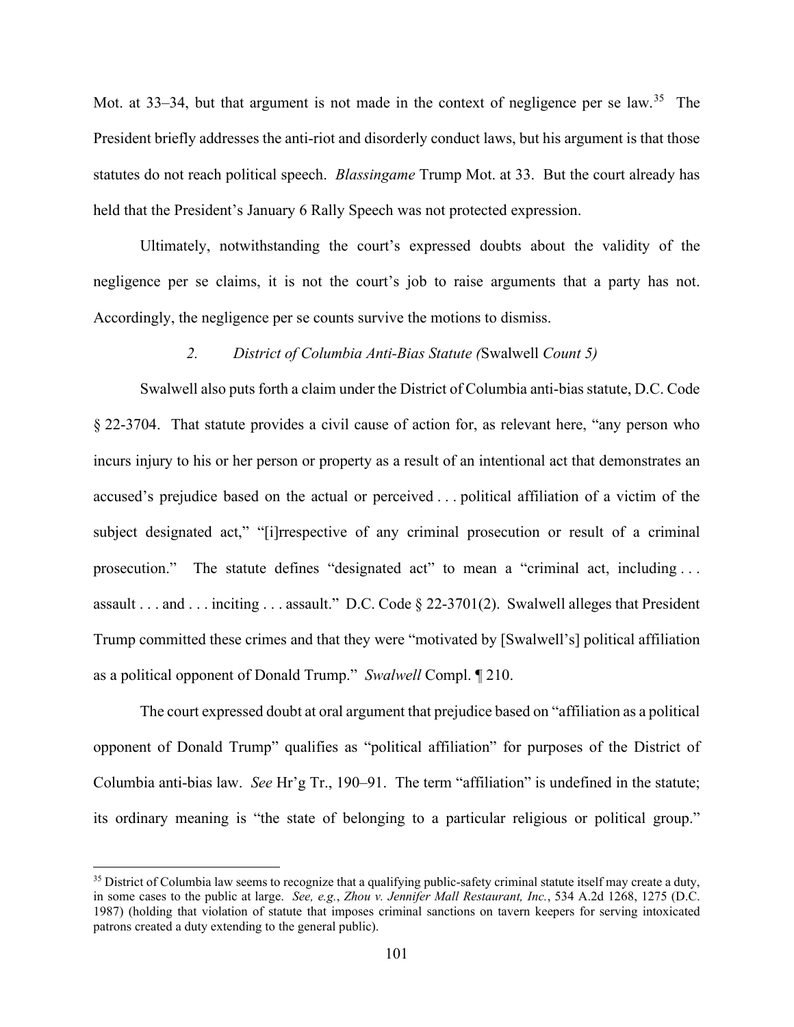Mot. at 33–34, but that argument is not made in the context of negligence per se law.[35] The President briefly addresses the anti-riot and disorderly conduct laws, but his argument is that those statutes do not reach political speech. *Blassingame* Trump Mot. at 33. But the court already has held that the President's January 6 Rally Speech was not protected expression.

Ultimately, notwithstanding the court's expressed doubts about the validity of the negligence per se claims, it is not the court's job to raise arguments that a party has not. Accordingly, the negligence per se counts survive the motions to dismiss.

*2. District of Columbia Anti-Bias Statute (*Swalwell *Count 5)*

Swalwell also puts forth a claim under the District of Columbia anti-bias statute, D.C. Code § 22-3704. That statute provides a civil cause of action for, as relevant here, "any person who incurs injury to his or her person or property as a result of an intentional act that demonstrates an accused's prejudice based on the actual or perceived . . . political affiliation of a victim of the subject designated act," "[i]rrespective of any criminal prosecution or result of a criminal prosecution." The statute defines "designated act" to mean a "criminal act, including . . . assault . . . and . . . inciting . . . assault." D.C. Code § 22-3701(2). Swalwell alleges that President Trump committed these crimes and that they were "motivated by [Swalwell's] political affiliation as a political opponent of Donald Trump." *Swalwell* Compl. ¶ 210.

The court expressed doubt at oral argument that prejudice based on "affiliation as a political opponent of Donald Trump" qualifies as "political affiliation" for purposes of the District of Columbia anti-bias law. *See* Hr'g Tr., 190–91. The term "affiliation" is undefined in the statute; its ordinary meaning is "the state of belonging to a particular religious or political group."

[35] District of Columbia law seems to recognize that a qualifying public-safety criminal statute itself may create a duty, in some cases to the public at large. *See, e.g.*, *Zhou v. Jennifer Mall Restaurant, Inc.*, 534 A.2d 1268, 1275 (D.C. 1987) (holding that violation of statute that imposes criminal sanctions on tavern keepers for serving intoxicated patrons created a duty extending to the general public).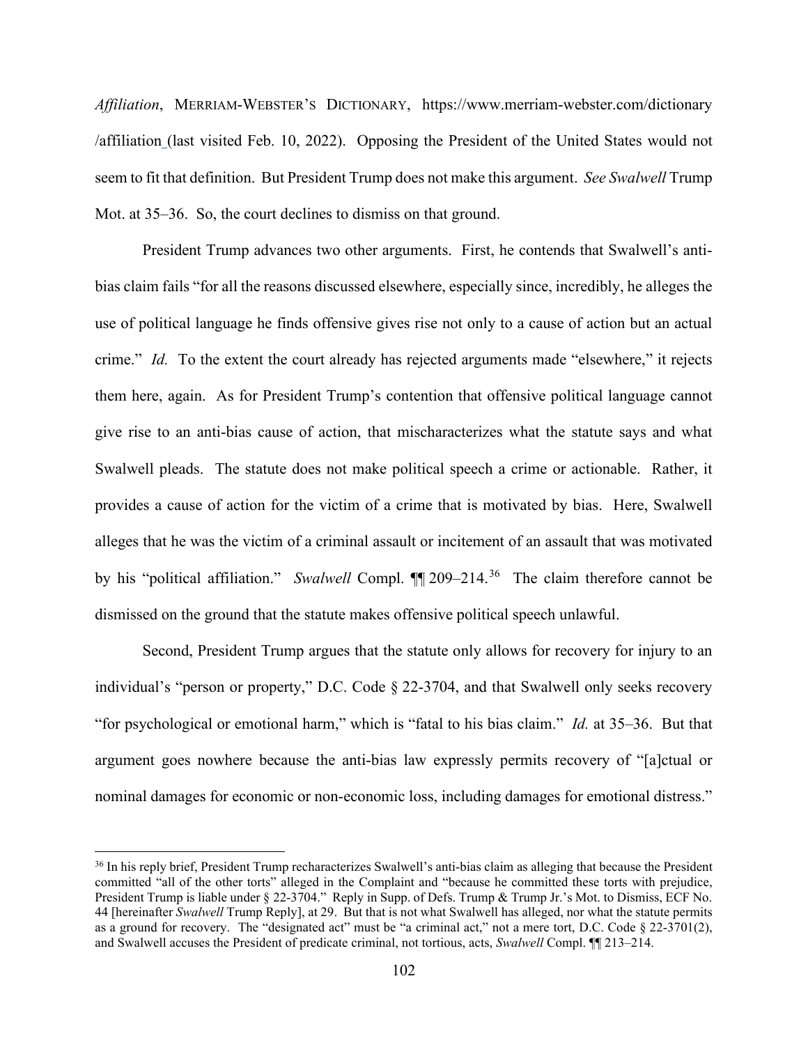*Affiliation*, MERRIAM-WEBSTER'S DICTIONARY, https://www.merriam-webster.com/dictionary/affiliation (last visited Feb. 10, 2022). Opposing the President of the United States would not seem to fit that definition. But President Trump does not make this argument. *See Swalwell* Trump Mot. at 35–36. So, the court declines to dismiss on that ground.

President Trump advances two other arguments. First, he contends that Swalwell's anti-bias claim fails "for all the reasons discussed elsewhere, especially since, incredibly, he alleges the use of political language he finds offensive gives rise not only to a cause of action but an actual crime." *Id.* To the extent the court already has rejected arguments made "elsewhere," it rejects them here, again. As for President Trump's contention that offensive political language cannot give rise to an anti-bias cause of action, that mischaracterizes what the statute says and what Swalwell pleads. The statute does not make political speech a crime or actionable. Rather, it provides a cause of action for the victim of a crime that is motivated by bias. Here, Swalwell alleges that he was the victim of a criminal assault or incitement of an assault that was motivated by his "political affiliation." *Swalwell* Compl. ¶¶ 209–214.[36] The claim therefore cannot be dismissed on the ground that the statute makes offensive political speech unlawful.

Second, President Trump argues that the statute only allows for recovery for injury to an individual's "person or property," D.C. Code § 22-3704, and that Swalwell only seeks recovery "for psychological or emotional harm," which is "fatal to his bias claim." *Id.* at 35–36. But that argument goes nowhere because the anti-bias law expressly permits recovery of "[a]ctual or nominal damages for economic or non-economic loss, including damages for emotional distress."

[36] In his reply brief, President Trump recharacterizes Swalwell's anti-bias claim as alleging that because the President committed "all of the other torts" alleged in the Complaint and "because he committed these torts with prejudice, President Trump is liable under § 22-3704." Reply in Supp. of Defs. Trump & Trump Jr.'s Mot. to Dismiss, ECF No. 44 [hereinafter *Swalwell* Trump Reply], at 29. But that is not what Swalwell has alleged, nor what the statute permits as a ground for recovery. The "designated act" must be "a criminal act," not a mere tort, D.C. Code § 22-3701(2), and Swalwell accuses the President of predicate criminal, not tortious, acts, *Swalwell* Compl. ¶¶ 213–214.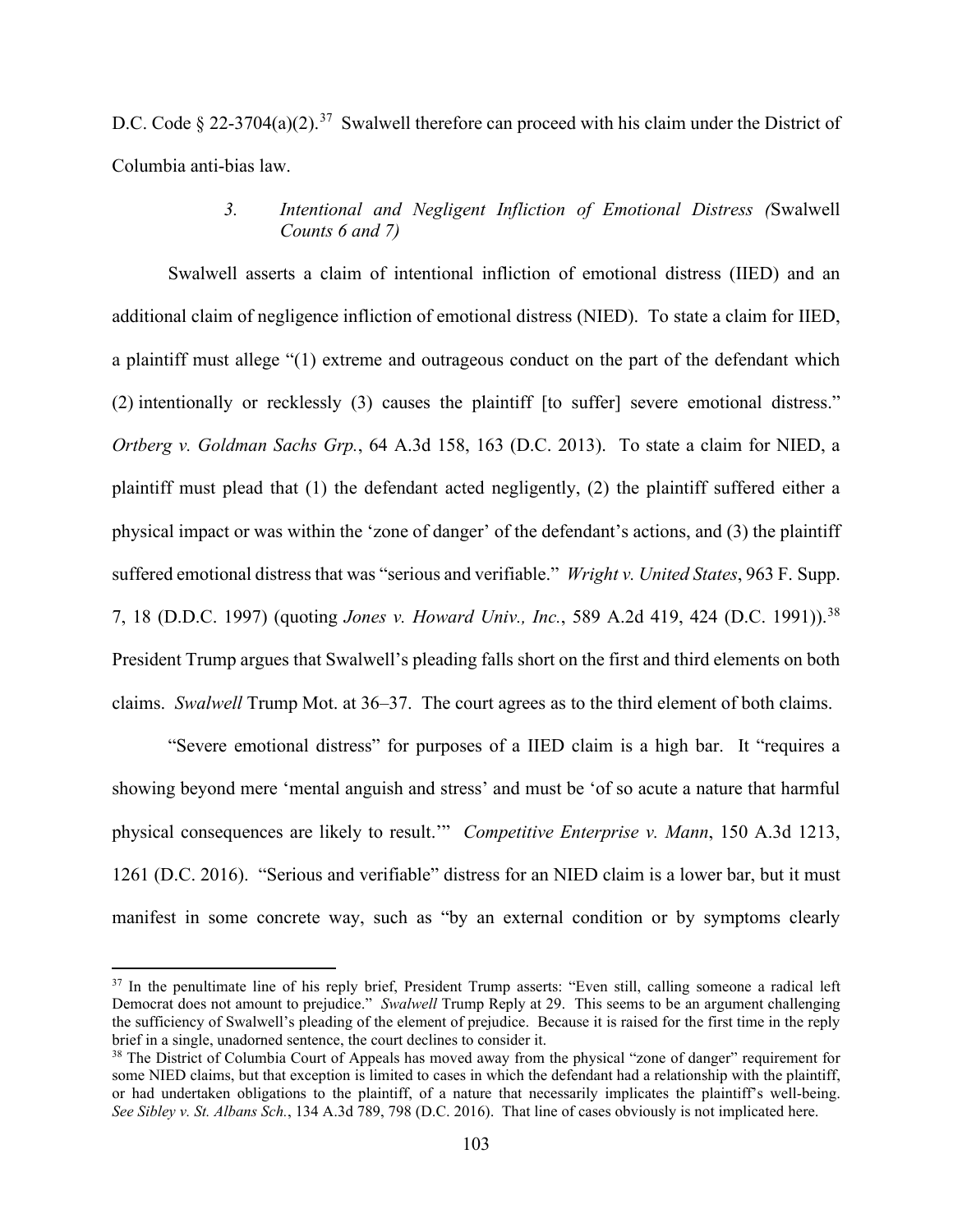D.C. Code § 22-3704(a)(2).[37] Swalwell therefore can proceed with his claim under the District of Columbia anti-bias law.

### 3. *Intentional and Negligent Infliction of Emotional Distress (*Swalwell *Counts 6 and 7)*

Swalwell asserts a claim of intentional infliction of emotional distress (IIED) and an additional claim of negligence infliction of emotional distress (NIED). To state a claim for IIED, a plaintiff must allege "(1) extreme and outrageous conduct on the part of the defendant which (2) intentionally or recklessly (3) causes the plaintiff [to suffer] severe emotional distress." *Ortberg v. Goldman Sachs Grp.*, 64 A.3d 158, 163 (D.C. 2013). To state a claim for NIED, a plaintiff must plead that (1) the defendant acted negligently, (2) the plaintiff suffered either a physical impact or was within the 'zone of danger' of the defendant's actions, and (3) the plaintiff suffered emotional distress that was "serious and verifiable." *Wright v. United States*, 963 F. Supp. 7, 18 (D.D.C. 1997) (quoting *Jones v. Howard Univ., Inc.*, 589 A.2d 419, 424 (D.C. 1991)).[38] President Trump argues that Swalwell's pleading falls short on the first and third elements on both claims. *Swalwell* Trump Mot. at 36–37. The court agrees as to the third element of both claims.

"Severe emotional distress" for purposes of a IIED claim is a high bar. It "requires a showing beyond mere 'mental anguish and stress' and must be 'of so acute a nature that harmful physical consequences are likely to result.'" *Competitive Enterprise v. Mann*, 150 A.3d 1213, 1261 (D.C. 2016). "Serious and verifiable" distress for an NIED claim is a lower bar, but it must manifest in some concrete way, such as "by an external condition or by symptoms clearly

---

[37] In the penultimate line of his reply brief, President Trump asserts: "Even still, calling someone a radical left Democrat does not amount to prejudice." *Swalwell* Trump Reply at 29. This seems to be an argument challenging the sufficiency of Swalwell's pleading of the element of prejudice. Because it is raised for the first time in the reply brief in a single, unadorned sentence, the court declines to consider it.

[38] The District of Columbia Court of Appeals has moved away from the physical "zone of danger" requirement for some NIED claims, but that exception is limited to cases in which the defendant had a relationship with the plaintiff, or had undertaken obligations to the plaintiff, of a nature that necessarily implicates the plaintiff's well-being. *See Sibley v. St. Albans Sch.*, 134 A.3d 789, 798 (D.C. 2016). That line of cases obviously is not implicated here.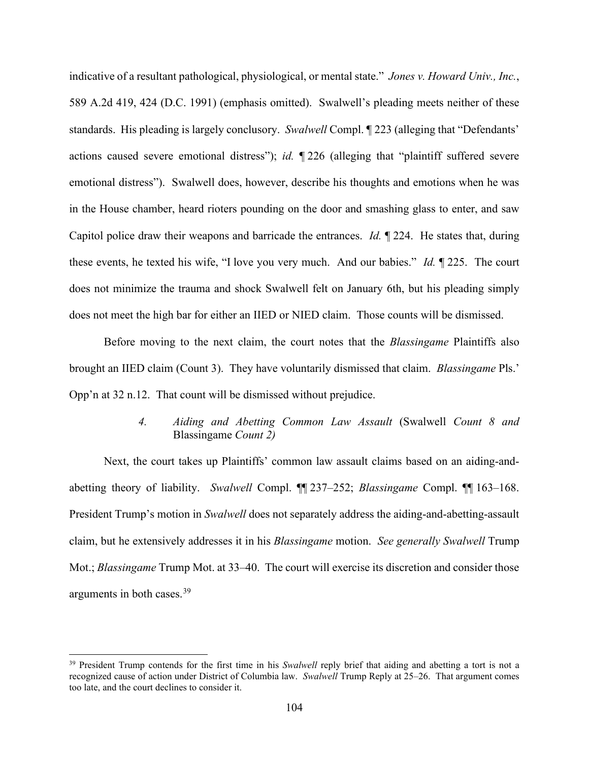indicative of a resultant pathological, physiological, or mental state." *Jones v. Howard Univ., Inc.*, 589 A.2d 419, 424 (D.C. 1991) (emphasis omitted). Swalwell's pleading meets neither of these standards. His pleading is largely conclusory. *Swalwell* Compl. ¶ 223 (alleging that "Defendants' actions caused severe emotional distress"); *id.* ¶ 226 (alleging that "plaintiff suffered severe emotional distress"). Swalwell does, however, describe his thoughts and emotions when he was in the House chamber, heard rioters pounding on the door and smashing glass to enter, and saw Capitol police draw their weapons and barricade the entrances. *Id.* ¶ 224. He states that, during these events, he texted his wife, "I love you very much. And our babies." *Id.* ¶ 225. The court does not minimize the trauma and shock Swalwell felt on January 6th, but his pleading simply does not meet the high bar for either an IIED or NIED claim. Those counts will be dismissed.

Before moving to the next claim, the court notes that the *Blassingame* Plaintiffs also brought an IIED claim (Count 3). They have voluntarily dismissed that claim. *Blassingame* Pls.' Opp'n at 32 n.12. That count will be dismissed without prejudice.

#### 4. *Aiding and Abetting Common Law Assault* (Swalwell *Count 8 and* Blassingame *Count 2)*

Next, the court takes up Plaintiffs' common law assault claims based on an aiding-and-abetting theory of liability. *Swalwell* Compl. ¶¶ 237–252; *Blassingame* Compl. ¶¶ 163–168. President Trump's motion in *Swalwell* does not separately address the aiding-and-abetting-assault claim, but he extensively addresses it in his *Blassingame* motion. *See generally Swalwell* Trump Mot.; *Blassingame* Trump Mot. at 33–40. The court will exercise its discretion and consider those arguments in both cases.[39]

[39] President Trump contends for the first time in his *Swalwell* reply brief that aiding and abetting a tort is not a recognized cause of action under District of Columbia law. *Swalwell* Trump Reply at 25–26. That argument comes too late, and the court declines to consider it.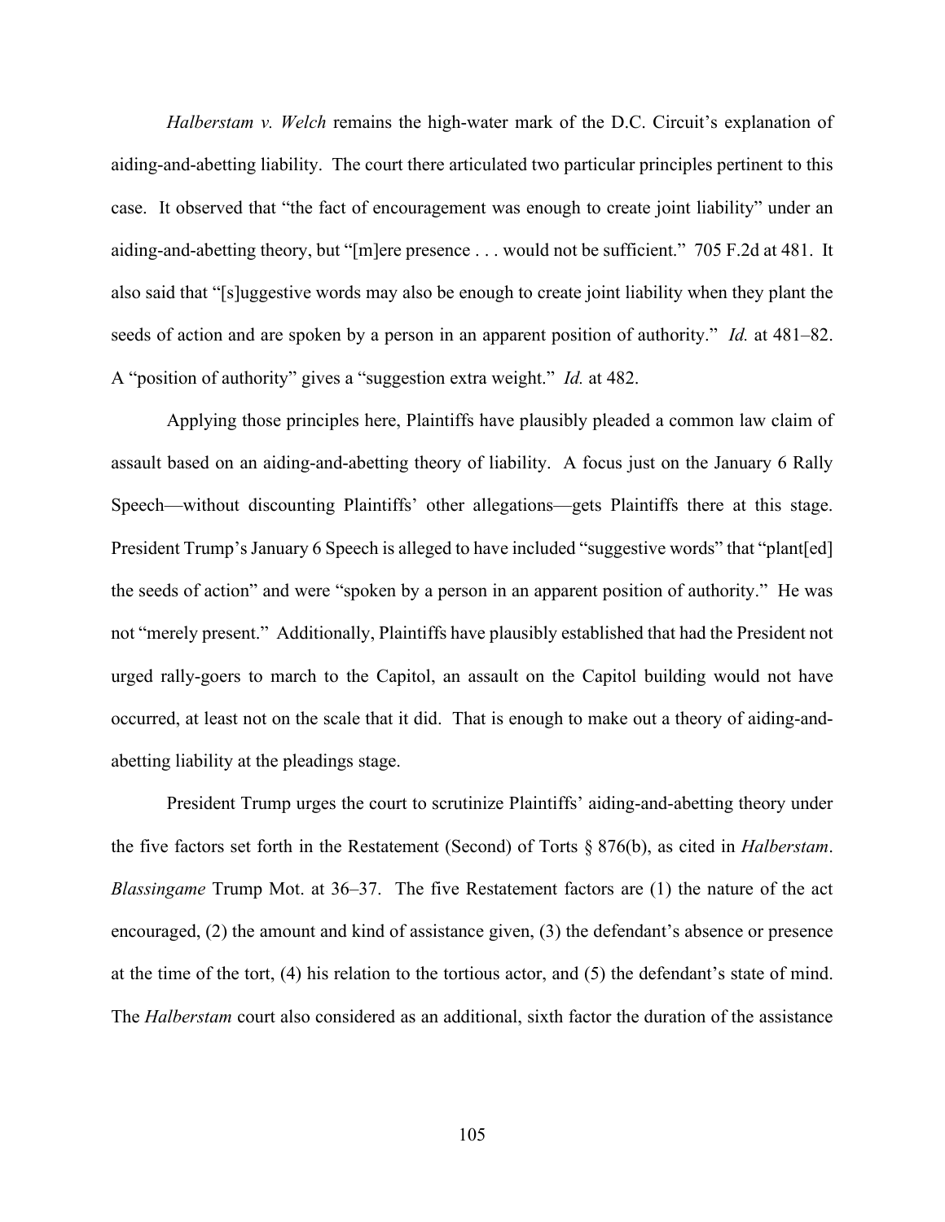*Halberstam v. Welch* remains the high-water mark of the D.C. Circuit's explanation of aiding-and-abetting liability. The court there articulated two particular principles pertinent to this case. It observed that "the fact of encouragement was enough to create joint liability" under an aiding-and-abetting theory, but "[m]ere presence . . . would not be sufficient." 705 F.2d at 481. It also said that "[s]uggestive words may also be enough to create joint liability when they plant the seeds of action and are spoken by a person in an apparent position of authority." *Id.* at 481–82. A "position of authority" gives a "suggestion extra weight." *Id.* at 482.

Applying those principles here, Plaintiffs have plausibly pleaded a common law claim of assault based on an aiding-and-abetting theory of liability. A focus just on the January 6 Rally Speech—without discounting Plaintiffs' other allegations—gets Plaintiffs there at this stage. President Trump's January 6 Speech is alleged to have included "suggestive words" that "plant[ed] the seeds of action" and were "spoken by a person in an apparent position of authority." He was not "merely present." Additionally, Plaintiffs have plausibly established that had the President not urged rally-goers to march to the Capitol, an assault on the Capitol building would not have occurred, at least not on the scale that it did. That is enough to make out a theory of aiding-and-abetting liability at the pleadings stage.

President Trump urges the court to scrutinize Plaintiffs' aiding-and-abetting theory under the five factors set forth in the Restatement (Second) of Torts § 876(b), as cited in *Halberstam*. *Blassingame* Trump Mot. at 36–37. The five Restatement factors are (1) the nature of the act encouraged, (2) the amount and kind of assistance given, (3) the defendant's absence or presence at the time of the tort, (4) his relation to the tortious actor, and (5) the defendant's state of mind. The *Halberstam* court also considered as an additional, sixth factor the duration of the assistance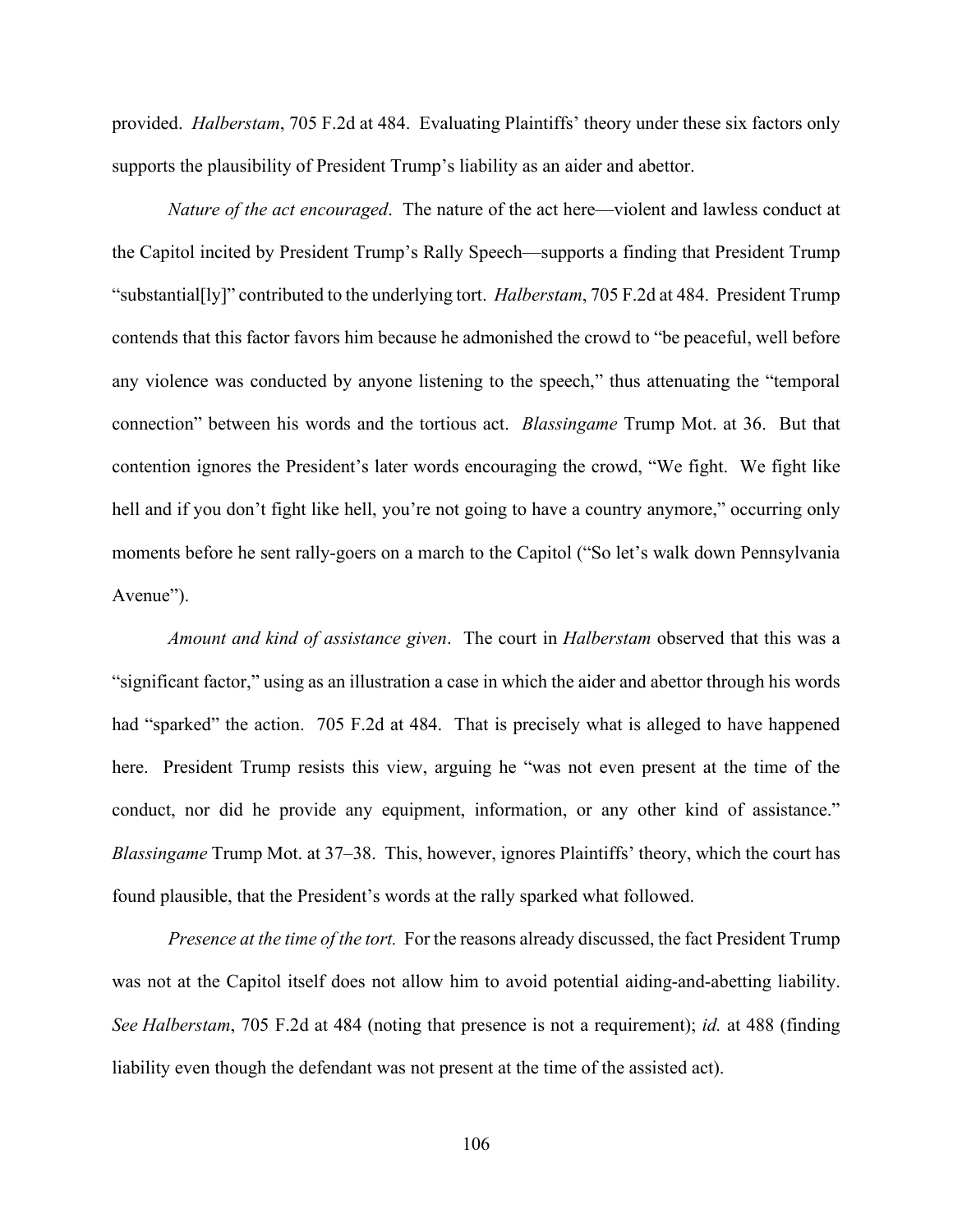provided. *Halberstam*, 705 F.2d at 484. Evaluating Plaintiffs' theory under these six factors only supports the plausibility of President Trump's liability as an aider and abettor.

*Nature of the act encouraged*. The nature of the act here—violent and lawless conduct at the Capitol incited by President Trump's Rally Speech—supports a finding that President Trump "substantial[ly]" contributed to the underlying tort. *Halberstam*, 705 F.2d at 484. President Trump contends that this factor favors him because he admonished the crowd to "be peaceful, well before any violence was conducted by anyone listening to the speech," thus attenuating the "temporal connection" between his words and the tortious act. *Blassingame* Trump Mot. at 36. But that contention ignores the President's later words encouraging the crowd, "We fight. We fight like hell and if you don't fight like hell, you're not going to have a country anymore," occurring only moments before he sent rally-goers on a march to the Capitol ("So let's walk down Pennsylvania Avenue").

*Amount and kind of assistance given*. The court in *Halberstam* observed that this was a "significant factor," using as an illustration a case in which the aider and abettor through his words had "sparked" the action. 705 F.2d at 484. That is precisely what is alleged to have happened here. President Trump resists this view, arguing he "was not even present at the time of the conduct, nor did he provide any equipment, information, or any other kind of assistance." *Blassingame* Trump Mot. at 37–38. This, however, ignores Plaintiffs' theory, which the court has found plausible, that the President's words at the rally sparked what followed.

*Presence at the time of the tort.* For the reasons already discussed, the fact President Trump was not at the Capitol itself does not allow him to avoid potential aiding-and-abetting liability. *See Halberstam*, 705 F.2d at 484 (noting that presence is not a requirement); *id.* at 488 (finding liability even though the defendant was not present at the time of the assisted act).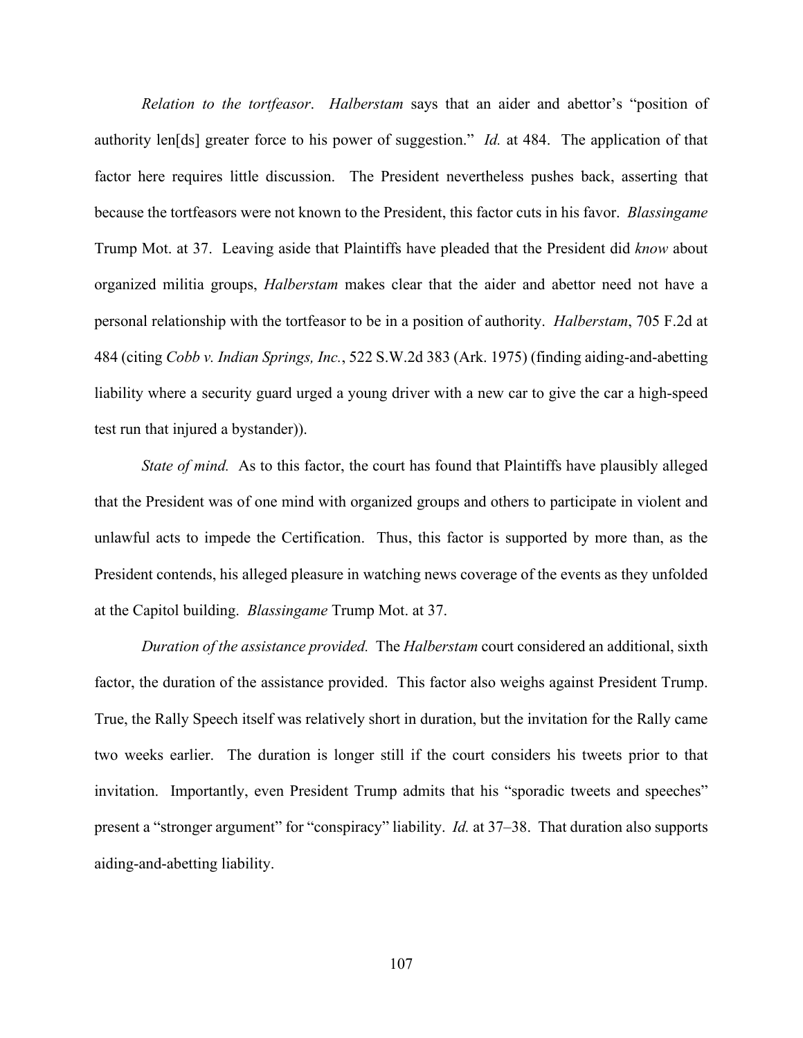*Relation to the tortfeasor*. *Halberstam* says that an aider and abettor's "position of authority len[ds] greater force to his power of suggestion." *Id.* at 484. The application of that factor here requires little discussion. The President nevertheless pushes back, asserting that because the tortfeasors were not known to the President, this factor cuts in his favor. *Blassingame* Trump Mot. at 37. Leaving aside that Plaintiffs have pleaded that the President did *know* about organized militia groups, *Halberstam* makes clear that the aider and abettor need not have a personal relationship with the tortfeasor to be in a position of authority. *Halberstam*, 705 F.2d at 484 (citing *Cobb v. Indian Springs, Inc.*, 522 S.W.2d 383 (Ark. 1975) (finding aiding-and-abetting liability where a security guard urged a young driver with a new car to give the car a high-speed test run that injured a bystander)).

*State of mind.* As to this factor, the court has found that Plaintiffs have plausibly alleged that the President was of one mind with organized groups and others to participate in violent and unlawful acts to impede the Certification. Thus, this factor is supported by more than, as the President contends, his alleged pleasure in watching news coverage of the events as they unfolded at the Capitol building. *Blassingame* Trump Mot. at 37.

*Duration of the assistance provided.* The *Halberstam* court considered an additional, sixth factor, the duration of the assistance provided. This factor also weighs against President Trump. True, the Rally Speech itself was relatively short in duration, but the invitation for the Rally came two weeks earlier. The duration is longer still if the court considers his tweets prior to that invitation. Importantly, even President Trump admits that his "sporadic tweets and speeches" present a "stronger argument" for "conspiracy" liability. *Id.* at 37–38. That duration also supports aiding-and-abetting liability.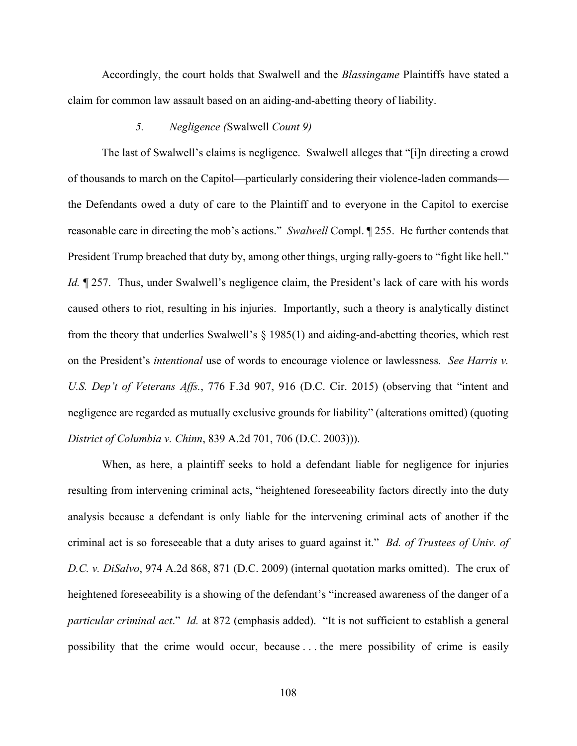Accordingly, the court holds that Swalwell and the *Blassingame* Plaintiffs have stated a claim for common law assault based on an aiding-and-abetting theory of liability.

### *5. Negligence (*Swalwell *Count 9)*

The last of Swalwell's claims is negligence. Swalwell alleges that "[i]n directing a crowd of thousands to march on the Capitol—particularly considering their violence-laden commands—the Defendants owed a duty of care to the Plaintiff and to everyone in the Capitol to exercise reasonable care in directing the mob's actions." *Swalwell* Compl. ¶ 255. He further contends that President Trump breached that duty by, among other things, urging rally-goers to "fight like hell." *Id.* ¶ 257. Thus, under Swalwell's negligence claim, the President's lack of care with his words caused others to riot, resulting in his injuries. Importantly, such a theory is analytically distinct from the theory that underlies Swalwell's § 1985(1) and aiding-and-abetting theories, which rest on the President's *intentional* use of words to encourage violence or lawlessness. *See Harris v. U.S. Dep't of Veterans Affs.*, 776 F.3d 907, 916 (D.C. Cir. 2015) (observing that "intent and negligence are regarded as mutually exclusive grounds for liability" (alterations omitted) (quoting *District of Columbia v. Chinn*, 839 A.2d 701, 706 (D.C. 2003))).

When, as here, a plaintiff seeks to hold a defendant liable for negligence for injuries resulting from intervening criminal acts, "heightened foreseeability factors directly into the duty analysis because a defendant is only liable for the intervening criminal acts of another if the criminal act is so foreseeable that a duty arises to guard against it." *Bd. of Trustees of Univ. of D.C. v. DiSalvo*, 974 A.2d 868, 871 (D.C. 2009) (internal quotation marks omitted). The crux of heightened foreseeability is a showing of the defendant's "increased awareness of the danger of a *particular criminal act*." *Id.* at 872 (emphasis added). "It is not sufficient to establish a general possibility that the crime would occur, because . . . the mere possibility of crime is easily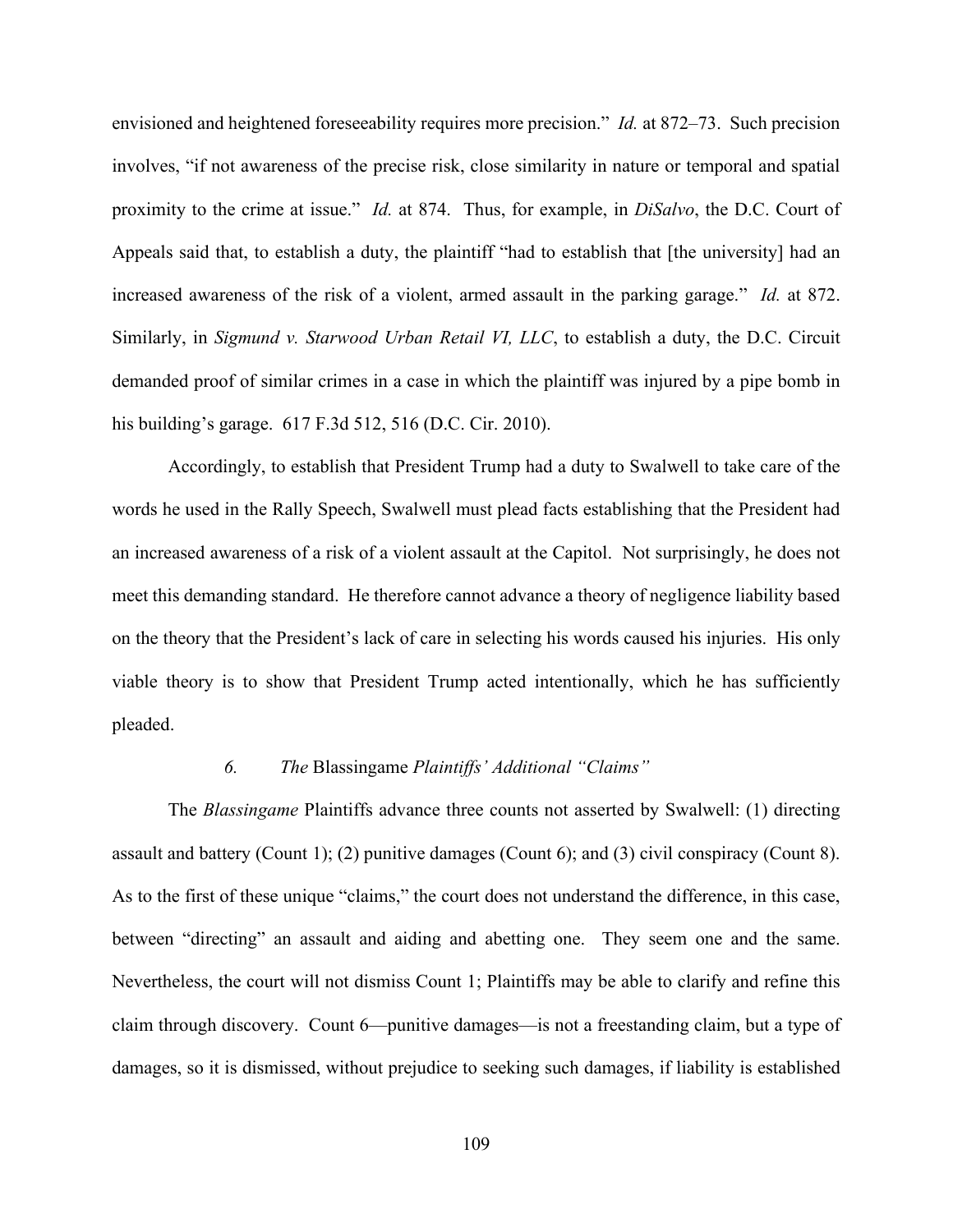envisioned and heightened foreseeability requires more precision." *Id.* at 872–73. Such precision involves, "if not awareness of the precise risk, close similarity in nature or temporal and spatial proximity to the crime at issue." *Id.* at 874. Thus, for example, in *DiSalvo*, the D.C. Court of Appeals said that, to establish a duty, the plaintiff "had to establish that [the university] had an increased awareness of the risk of a violent, armed assault in the parking garage." *Id.* at 872. Similarly, in *Sigmund v. Starwood Urban Retail VI, LLC*, to establish a duty, the D.C. Circuit demanded proof of similar crimes in a case in which the plaintiff was injured by a pipe bomb in his building's garage. 617 F.3d 512, 516 (D.C. Cir. 2010).

Accordingly, to establish that President Trump had a duty to Swalwell to take care of the words he used in the Rally Speech, Swalwell must plead facts establishing that the President had an increased awareness of a risk of a violent assault at the Capitol. Not surprisingly, he does not meet this demanding standard. He therefore cannot advance a theory of negligence liability based on the theory that the President's lack of care in selecting his words caused his injuries. His only viable theory is to show that President Trump acted intentionally, which he has sufficiently pleaded.

#### *6. The* Blassingame *Plaintiffs' Additional "Claims"*

The *Blassingame* Plaintiffs advance three counts not asserted by Swalwell: (1) directing assault and battery (Count 1); (2) punitive damages (Count 6); and (3) civil conspiracy (Count 8). As to the first of these unique "claims," the court does not understand the difference, in this case, between "directing" an assault and aiding and abetting one. They seem one and the same. Nevertheless, the court will not dismiss Count 1; Plaintiffs may be able to clarify and refine this claim through discovery. Count 6—punitive damages—is not a freestanding claim, but a type of damages, so it is dismissed, without prejudice to seeking such damages, if liability is established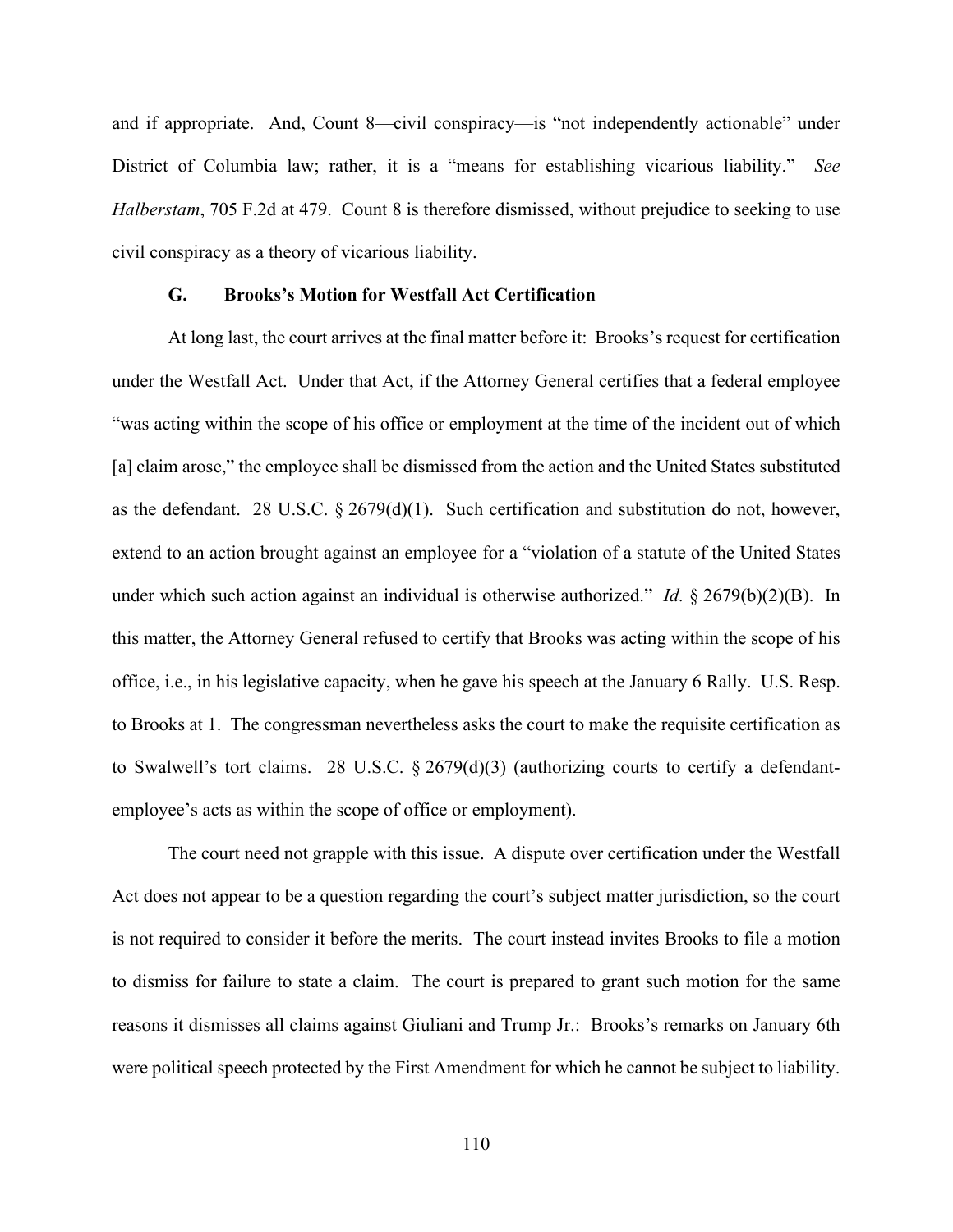and if appropriate. And, Count 8—civil conspiracy—is "not independently actionable" under District of Columbia law; rather, it is a "means for establishing vicarious liability." *See Halberstam*, 705 F.2d at 479. Count 8 is therefore dismissed, without prejudice to seeking to use civil conspiracy as a theory of vicarious liability.

### G. Brooks's Motion for Westfall Act Certification

At long last, the court arrives at the final matter before it: Brooks's request for certification under the Westfall Act. Under that Act, if the Attorney General certifies that a federal employee "was acting within the scope of his office or employment at the time of the incident out of which [a] claim arose," the employee shall be dismissed from the action and the United States substituted as the defendant. 28 U.S.C. § 2679(d)(1). Such certification and substitution do not, however, extend to an action brought against an employee for a "violation of a statute of the United States under which such action against an individual is otherwise authorized." *Id.* § 2679(b)(2)(B). In this matter, the Attorney General refused to certify that Brooks was acting within the scope of his office, i.e., in his legislative capacity, when he gave his speech at the January 6 Rally. U.S. Resp. to Brooks at 1. The congressman nevertheless asks the court to make the requisite certification as to Swalwell's tort claims. 28 U.S.C. § 2679(d)(3) (authorizing courts to certify a defendant-employee's acts as within the scope of office or employment).

The court need not grapple with this issue. A dispute over certification under the Westfall Act does not appear to be a question regarding the court's subject matter jurisdiction, so the court is not required to consider it before the merits. The court instead invites Brooks to file a motion to dismiss for failure to state a claim. The court is prepared to grant such motion for the same reasons it dismisses all claims against Giuliani and Trump Jr.: Brooks's remarks on January 6th were political speech protected by the First Amendment for which he cannot be subject to liability.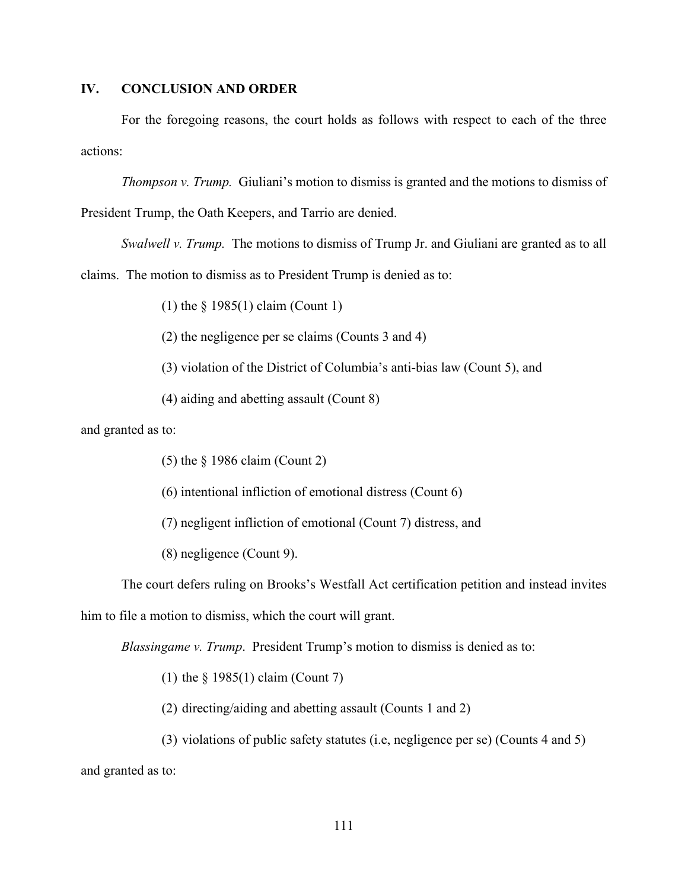## IV. CONCLUSION AND ORDER

For the foregoing reasons, the court holds as follows with respect to each of the three actions:

*Thompson v. Trump.* Giuliani's motion to dismiss is granted and the motions to dismiss of President Trump, the Oath Keepers, and Tarrio are denied.

*Swalwell v. Trump.* The motions to dismiss of Trump Jr. and Giuliani are granted as to all claims. The motion to dismiss as to President Trump is denied as to:

(1) the § 1985(1) claim (Count 1)

(2) the negligence per se claims (Counts 3 and 4)

(3) violation of the District of Columbia's anti-bias law (Count 5), and

(4) aiding and abetting assault (Count 8)

and granted as to:

(5) the § 1986 claim (Count 2)

(6) intentional infliction of emotional distress (Count 6)

(7) negligent infliction of emotional (Count 7) distress, and

(8) negligence (Count 9).

The court defers ruling on Brooks's Westfall Act certification petition and instead invites him to file a motion to dismiss, which the court will grant.

*Blassingame v. Trump*. President Trump's motion to dismiss is denied as to:

(1) the § 1985(1) claim (Count 7)

(2) directing/aiding and abetting assault (Counts 1 and 2)

(3) violations of public safety statutes (i.e, negligence per se) (Counts 4 and 5)

and granted as to: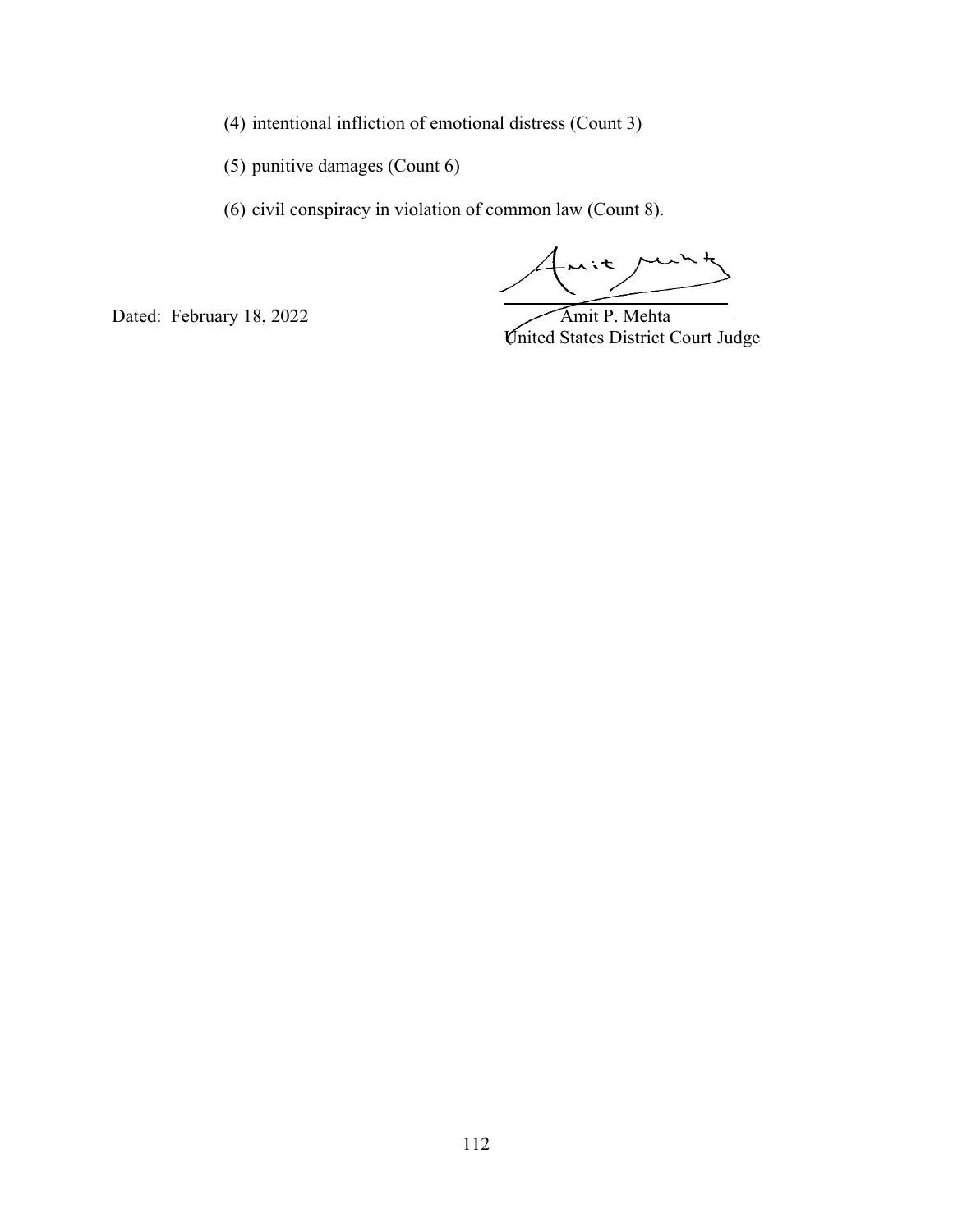(4) intentional infliction of emotional distress (Count 3)

(5) punitive damages (Count 6)

(6) civil conspiracy in violation of common law (Count 8).

Dated: February 18, 2022

Amit P. Mehta
United States District Court Judge